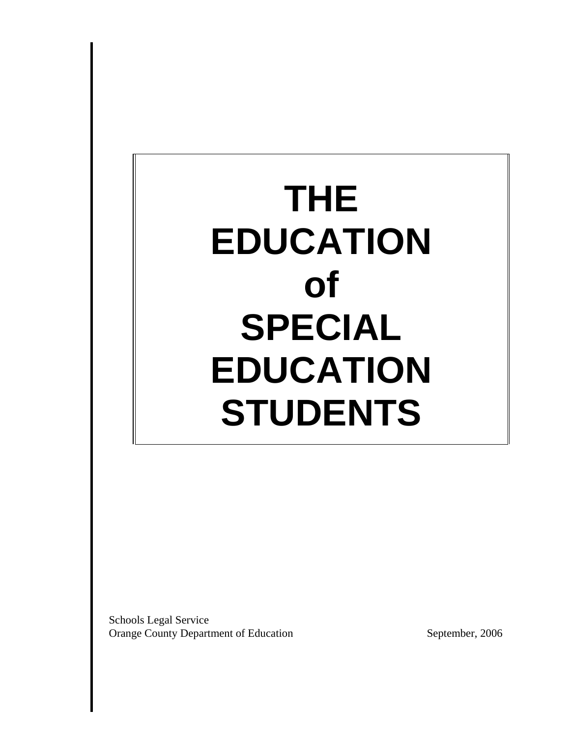# THE EDUCATION of SPECIAL EDUCATION STUDENTS

Schools Legal Service
Orange County Department of Education

September, 2006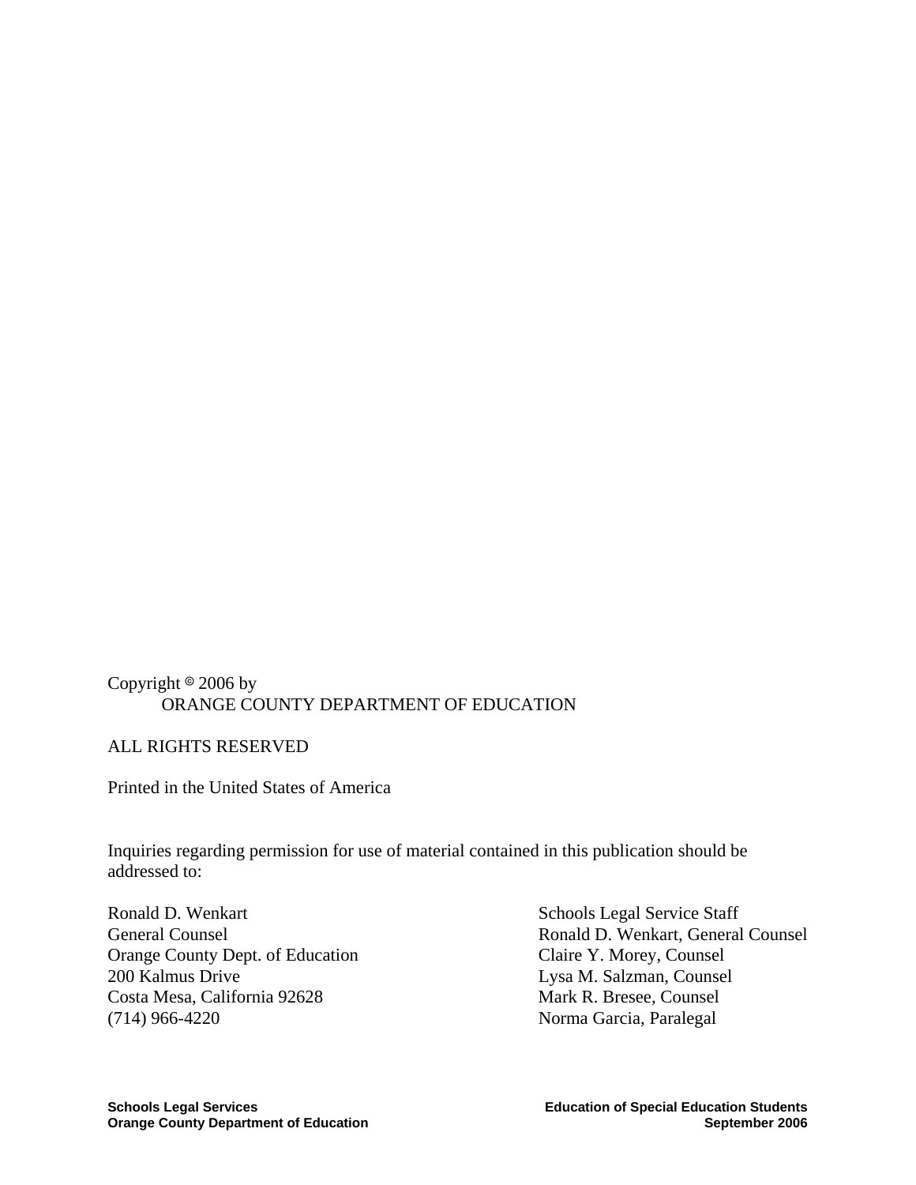Copyright © 2006 by
ORANGE COUNTY DEPARTMENT OF EDUCATION

ALL RIGHTS RESERVED

Printed in the United States of America

Inquiries regarding permission for use of material contained in this publication should be addressed to:

Ronald D. Wenkart
General Counsel
Orange County Dept. of Education
200 Kalmus Drive
Costa Mesa, California 92628
(714) 966-4220

Schools Legal Service Staff
Ronald D. Wenkart, General Counsel
Claire Y. Morey, Counsel
Lysa M. Salzman, Counsel
Mark R. Bresee, Counsel
Norma Garcia, Paralegal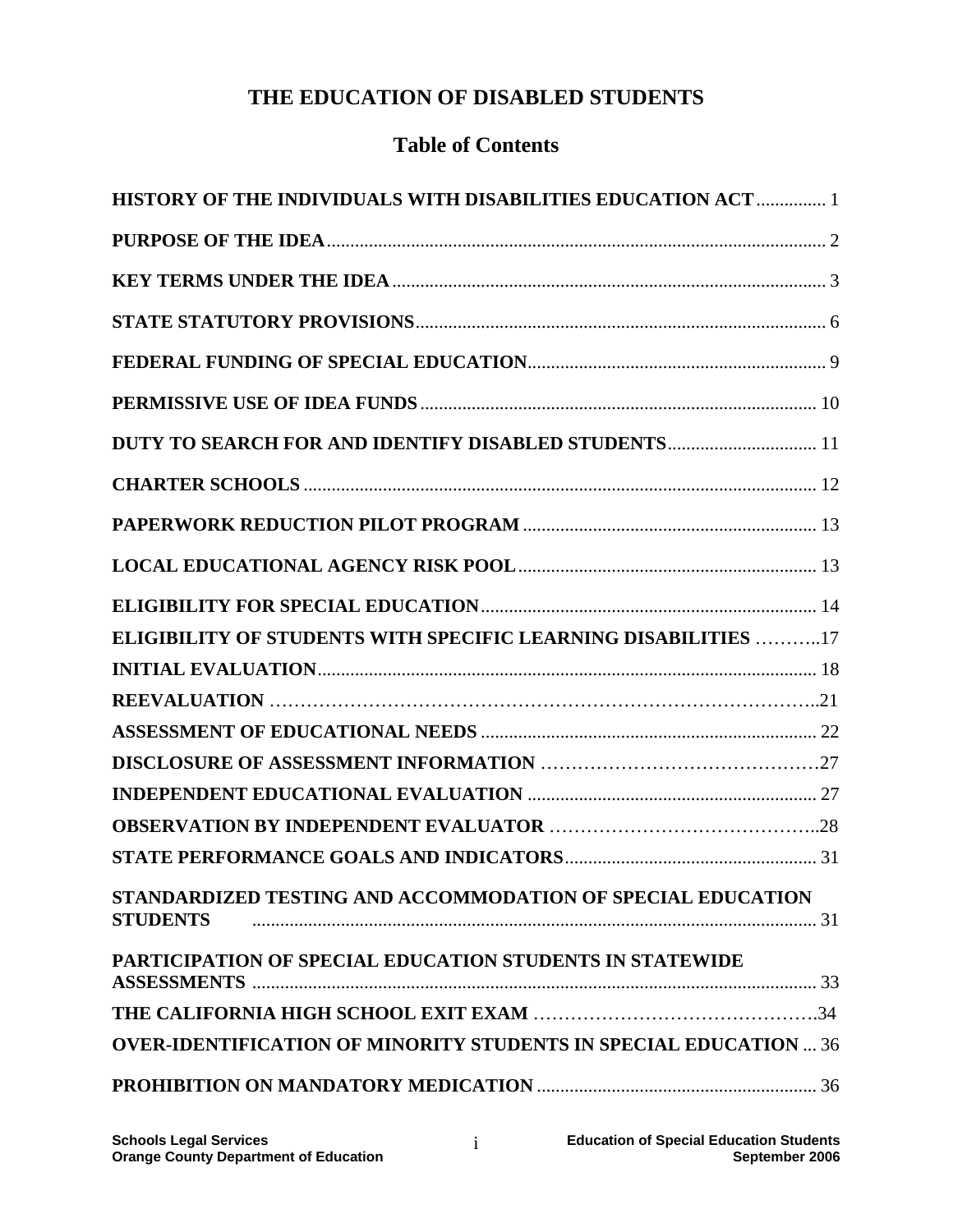# THE EDUCATION OF DISABLED STUDENTS

## Table of Contents

| | |
|---|---|
| **HISTORY OF THE INDIVIDUALS WITH DISABILITIES EDUCATION ACT** | 1 |
| **PURPOSE OF THE IDEA** | 2 |
| **KEY TERMS UNDER THE IDEA** | 3 |
| **STATE STATUTORY PROVISIONS** | 6 |
| **FEDERAL FUNDING OF SPECIAL EDUCATION** | 9 |
| **PERMISSIVE USE OF IDEA FUNDS** | 10 |
| **DUTY TO SEARCH FOR AND IDENTIFY DISABLED STUDENTS** | 11 |
| **CHARTER SCHOOLS** | 12 |
| **PAPERWORK REDUCTION PILOT PROGRAM** | 13 |
| **LOCAL EDUCATIONAL AGENCY RISK POOL** | 13 |
| **ELIGIBILITY FOR SPECIAL EDUCATION** | 14 |
| **ELIGIBILITY OF STUDENTS WITH SPECIFIC LEARNING DISABILITIES** | 17 |
| **INITIAL EVALUATION** | 18 |
| **REEVALUATION** | 21 |
| **ASSESSMENT OF EDUCATIONAL NEEDS** | 22 |
| **DISCLOSURE OF ASSESSMENT INFORMATION** | 27 |
| **INDEPENDENT EDUCATIONAL EVALUATION** | 27 |
| **OBSERVATION BY INDEPENDENT EVALUATOR** | 28 |
| **STATE PERFORMANCE GOALS AND INDICATORS** | 31 |
| **STANDARDIZED TESTING AND ACCOMMODATION OF SPECIAL EDUCATION STUDENTS** | 31 |
| **PARTICIPATION OF SPECIAL EDUCATION STUDENTS IN STATEWIDE ASSESSMENTS** | 33 |
| **THE CALIFORNIA HIGH SCHOOL EXIT EXAM** | 34 |
| **OVER-IDENTIFICATION OF MINORITY STUDENTS IN SPECIAL EDUCATION** | 36 |
| **PROHIBITION ON MANDATORY MEDICATION** | 36 |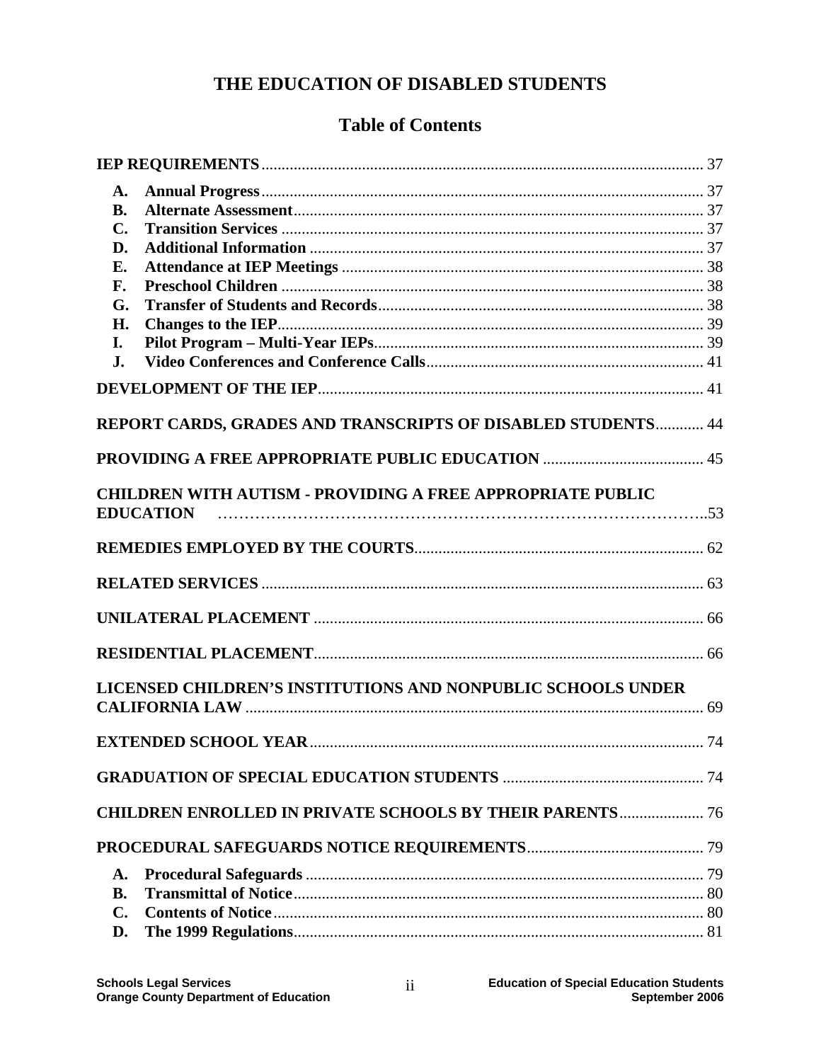# THE EDUCATION OF DISABLED STUDENTS

## Table of Contents

**IEP REQUIREMENTS** .......... 37

- **A. Annual Progress** .......... 37
- **B. Alternate Assessment** .......... 37
- **C. Transition Services** .......... 37
- **D. Additional Information** .......... 37
- **E. Attendance at IEP Meetings** .......... 38
- **F. Preschool Children** .......... 38
- **G. Transfer of Students and Records** .......... 38
- **H. Changes to the IEP** .......... 39
- **I. Pilot Program – Multi-Year IEPs** .......... 39
- **J. Video Conferences and Conference Calls** .......... 41

**DEVELOPMENT OF THE IEP** .......... 41

**REPORT CARDS, GRADES AND TRANSCRIPTS OF DISABLED STUDENTS** .......... 44

**PROVIDING A FREE APPROPRIATE PUBLIC EDUCATION** .......... 45

**CHILDREN WITH AUTISM - PROVIDING A FREE APPROPRIATE PUBLIC EDUCATION** .......... 53

**REMEDIES EMPLOYED BY THE COURTS** .......... 62

**RELATED SERVICES** .......... 63

**UNILATERAL PLACEMENT** .......... 66

**RESIDENTIAL PLACEMENT** .......... 66

**LICENSED CHILDREN'S INSTITUTIONS AND NONPUBLIC SCHOOLS UNDER CALIFORNIA LAW** .......... 69

**EXTENDED SCHOOL YEAR** .......... 74

**GRADUATION OF SPECIAL EDUCATION STUDENTS** .......... 74

**CHILDREN ENROLLED IN PRIVATE SCHOOLS BY THEIR PARENTS** .......... 76

**PROCEDURAL SAFEGUARDS NOTICE REQUIREMENTS** .......... 79

- **A. Procedural Safeguards** .......... 79
- **B. Transmittal of Notice** .......... 80
- **C. Contents of Notice** .......... 80
- **D. The 1999 Regulations** .......... 81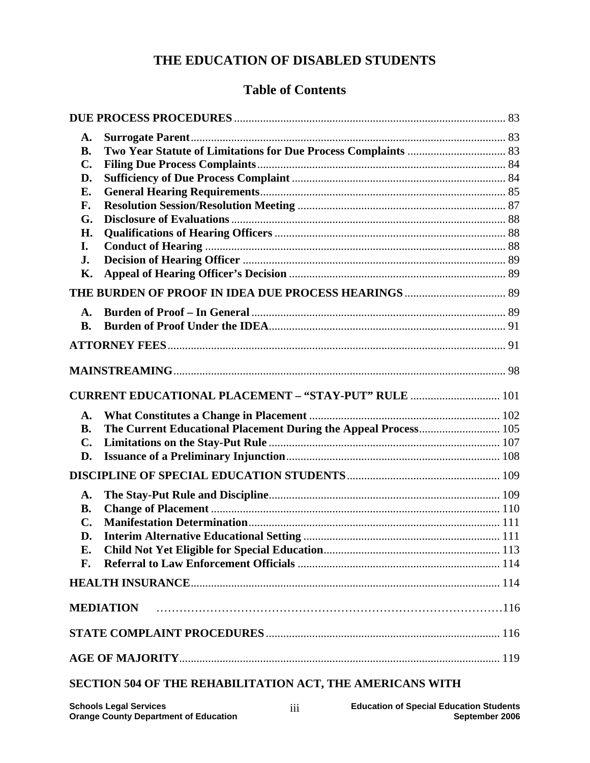# THE EDUCATION OF DISABLED STUDENTS

## Table of Contents

**DUE PROCESS PROCEDURES** .......... 83

- **A. Surrogate Parent** .......... 83
- **B. Two Year Statute of Limitations for Due Process Complaints** .......... 83
- **C. Filing Due Process Complaints** .......... 84
- **D. Sufficiency of Due Process Complaint** .......... 84
- **E. General Hearing Requirements** .......... 85
- **F. Resolution Session/Resolution Meeting** .......... 87
- **G. Disclosure of Evaluations** .......... 88
- **H. Qualifications of Hearing Officers** .......... 88
- **I. Conduct of Hearing** .......... 88
- **J. Decision of Hearing Officer** .......... 89
- **K. Appeal of Hearing Officer's Decision** .......... 89

**THE BURDEN OF PROOF IN IDEA DUE PROCESS HEARINGS** .......... 89

- **A. Burden of Proof – In General** .......... 89
- **B. Burden of Proof Under the IDEA** .......... 91

**ATTORNEY FEES** .......... 91

**MAINSTREAMING** .......... 98

**CURRENT EDUCATIONAL PLACEMENT – "STAY-PUT" RULE** .......... 101

- **A. What Constitutes a Change in Placement** .......... 102
- **B. The Current Educational Placement During the Appeal Process** .......... 105
- **C. Limitations on the Stay-Put Rule** .......... 107
- **D. Issuance of a Preliminary Injunction** .......... 108

**DISCIPLINE OF SPECIAL EDUCATION STUDENTS** .......... 109

- **A. The Stay-Put Rule and Discipline** .......... 109
- **B. Change of Placement** .......... 110
- **C. Manifestation Determination** .......... 111
- **D. Interim Alternative Educational Setting** .......... 111
- **E. Child Not Yet Eligible for Special Education** .......... 113
- **F. Referral to Law Enforcement Officials** .......... 114

**HEALTH INSURANCE** .......... 114

**MEDIATION** .......... 116

**STATE COMPLAINT PROCEDURES** .......... 116

**AGE OF MAJORITY** .......... 119

**SECTION 504 OF THE REHABILITATION ACT, THE AMERICANS WITH**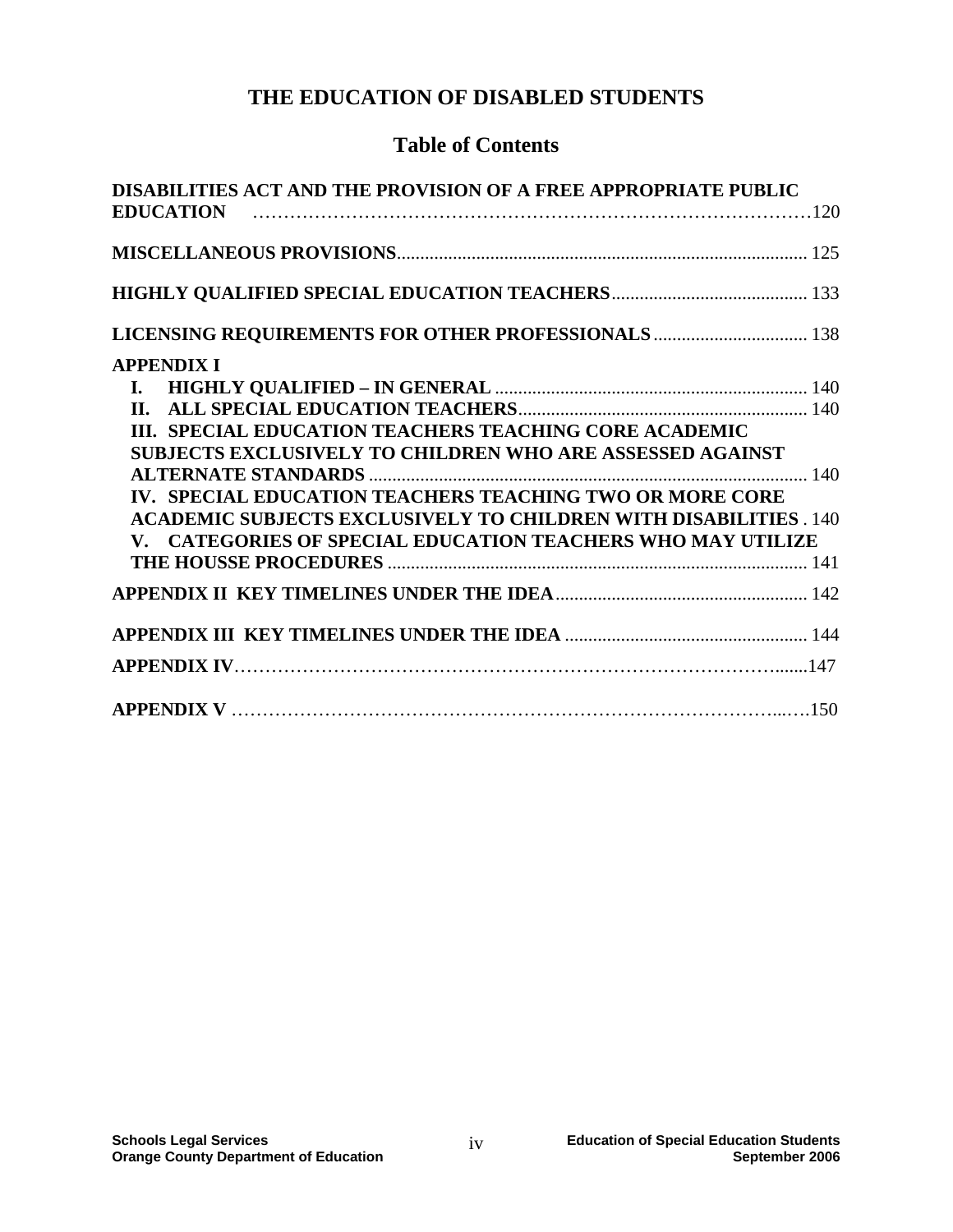# THE EDUCATION OF DISABLED STUDENTS

## Table of Contents

**DISABILITIES ACT AND THE PROVISION OF A FREE APPROPRIATE PUBLIC EDUCATION** ............ 120

**MISCELLANEOUS PROVISIONS** ............ 125

**HIGHLY QUALIFIED SPECIAL EDUCATION TEACHERS** ............ 133

**LICENSING REQUIREMENTS FOR OTHER PROFESSIONALS** ............ 138

**APPENDIX I**

- **I. HIGHLY QUALIFIED – IN GENERAL** ............ 140
- **II. ALL SPECIAL EDUCATION TEACHERS** ............ 140
- **III. SPECIAL EDUCATION TEACHERS TEACHING CORE ACADEMIC SUBJECTS EXCLUSIVELY TO CHILDREN WHO ARE ASSESSED AGAINST ALTERNATE STANDARDS** ............ 140
- **IV. SPECIAL EDUCATION TEACHERS TEACHING TWO OR MORE CORE ACADEMIC SUBJECTS EXCLUSIVELY TO CHILDREN WITH DISABILITIES** ............ 140
- **V. CATEGORIES OF SPECIAL EDUCATION TEACHERS WHO MAY UTILIZE THE HOUSSE PROCEDURES** ............ 141

**APPENDIX II KEY TIMELINES UNDER THE IDEA** ............ 142

**APPENDIX III KEY TIMELINES UNDER THE IDEA** ............ 144

**APPENDIX IV** ............ 147

**APPENDIX V** ............ 150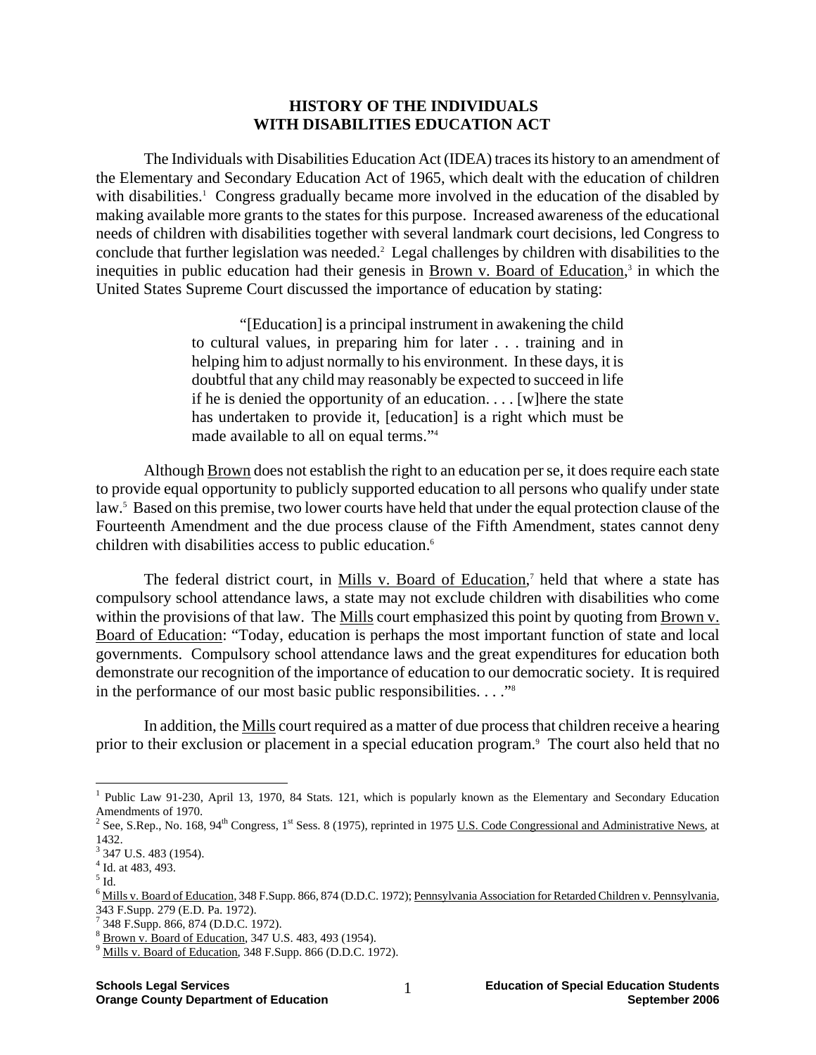# HISTORY OF THE INDIVIDUALS WITH DISABILITIES EDUCATION ACT

The Individuals with Disabilities Education Act (IDEA) traces its history to an amendment of the Elementary and Secondary Education Act of 1965, which dealt with the education of children with disabilities.[1] Congress gradually became more involved in the education of the disabled by making available more grants to the states for this purpose. Increased awareness of the educational needs of children with disabilities together with several landmark court decisions, led Congress to conclude that further legislation was needed.[2] Legal challenges by children with disabilities to the inequities in public education had their genesis in Brown v. Board of Education,[3] in which the United States Supreme Court discussed the importance of education by stating:

> "[Education] is a principal instrument in awakening the child to cultural values, in preparing him for later . . . training and in helping him to adjust normally to his environment. In these days, it is doubtful that any child may reasonably be expected to succeed in life if he is denied the opportunity of an education. . . . [w]here the state has undertaken to provide it, [education] is a right which must be made available to all on equal terms."[4]

Although Brown does not establish the right to an education per se, it does require each state to provide equal opportunity to publicly supported education to all persons who qualify under state law.[5] Based on this premise, two lower courts have held that under the equal protection clause of the Fourteenth Amendment and the due process clause of the Fifth Amendment, states cannot deny children with disabilities access to public education.[6]

The federal district court, in Mills v. Board of Education,[7] held that where a state has compulsory school attendance laws, a state may not exclude children with disabilities who come within the provisions of that law. The Mills court emphasized this point by quoting from Brown v. Board of Education: "Today, education is perhaps the most important function of state and local governments. Compulsory school attendance laws and the great expenditures for education both demonstrate our recognition of the importance of education to our democratic society. It is required in the performance of our most basic public responsibilities. . . ."[8]

In addition, the Mills court required as a matter of due process that children receive a hearing prior to their exclusion or placement in a special education program.[9] The court also held that no

---

[1] Public Law 91-230, April 13, 1970, 84 Stats. 121, which is popularly known as the Elementary and Secondary Education Amendments of 1970.

[2] See, S.Rep., No. 168, 94th Congress, 1st Sess. 8 (1975), reprinted in 1975 U.S. Code Congressional and Administrative News, at 1432.

[3] 347 U.S. 483 (1954).

[4] Id. at 483, 493.

[5] Id.

[6] Mills v. Board of Education, 348 F.Supp. 866, 874 (D.D.C. 1972); Pennsylvania Association for Retarded Children v. Pennsylvania, 343 F.Supp. 279 (E.D. Pa. 1972).

[7] 348 F.Supp. 866, 874 (D.D.C. 1972).

[8] Brown v. Board of Education, 347 U.S. 483, 493 (1954).

[9] Mills v. Board of Education, 348 F.Supp. 866 (D.D.C. 1972).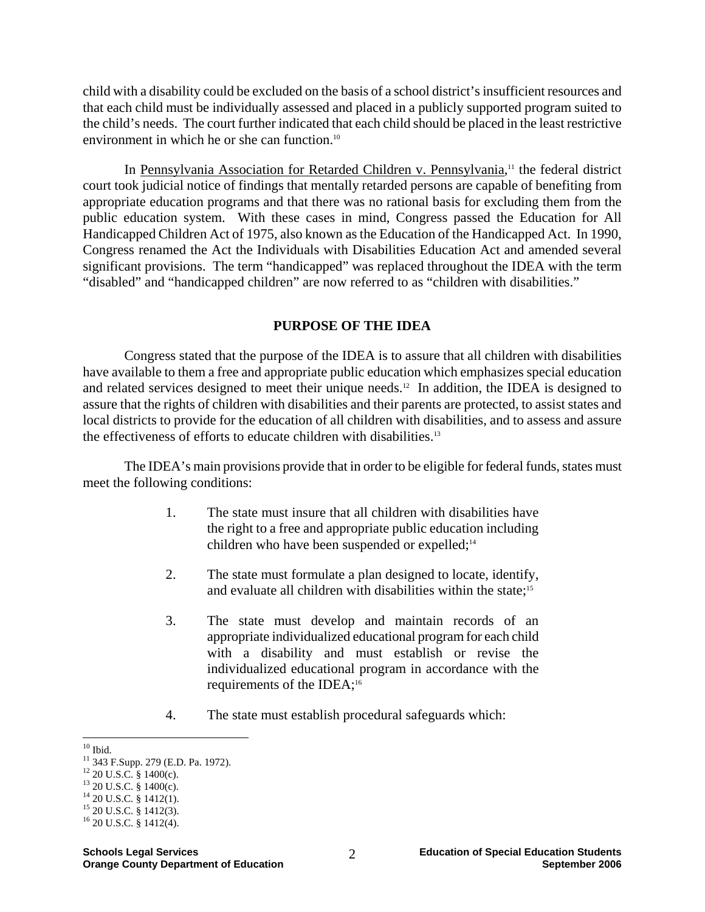child with a disability could be excluded on the basis of a school district's insufficient resources and that each child must be individually assessed and placed in a publicly supported program suited to the child's needs. The court further indicated that each child should be placed in the least restrictive environment in which he or she can function.[10]

In Pennsylvania Association for Retarded Children v. Pennsylvania,[11] the federal district court took judicial notice of findings that mentally retarded persons are capable of benefiting from appropriate education programs and that there was no rational basis for excluding them from the public education system. With these cases in mind, Congress passed the Education for All Handicapped Children Act of 1975, also known as the Education of the Handicapped Act. In 1990, Congress renamed the Act the Individuals with Disabilities Education Act and amended several significant provisions. The term "handicapped" was replaced throughout the IDEA with the term "disabled" and "handicapped children" are now referred to as "children with disabilities."

## PURPOSE OF THE IDEA

Congress stated that the purpose of the IDEA is to assure that all children with disabilities have available to them a free and appropriate public education which emphasizes special education and related services designed to meet their unique needs.[12] In addition, the IDEA is designed to assure that the rights of children with disabilities and their parents are protected, to assist states and local districts to provide for the education of all children with disabilities, and to assess and assure the effectiveness of efforts to educate children with disabilities.[13]

The IDEA's main provisions provide that in order to be eligible for federal funds, states must meet the following conditions:

1. The state must insure that all children with disabilities have the right to a free and appropriate public education including children who have been suspended or expelled;[14]

2. The state must formulate a plan designed to locate, identify, and evaluate all children with disabilities within the state;[15]

3. The state must develop and maintain records of an appropriate individualized educational program for each child with a disability and must establish or revise the individualized educational program in accordance with the requirements of the IDEA;[16]

4. The state must establish procedural safeguards which:

---

[10] Ibid.
[11] 343 F.Supp. 279 (E.D. Pa. 1972).
[12] 20 U.S.C. § 1400(c).
[13] 20 U.S.C. § 1400(c).
[14] 20 U.S.C. § 1412(1).
[15] 20 U.S.C. § 1412(3).
[16] 20 U.S.C. § 1412(4).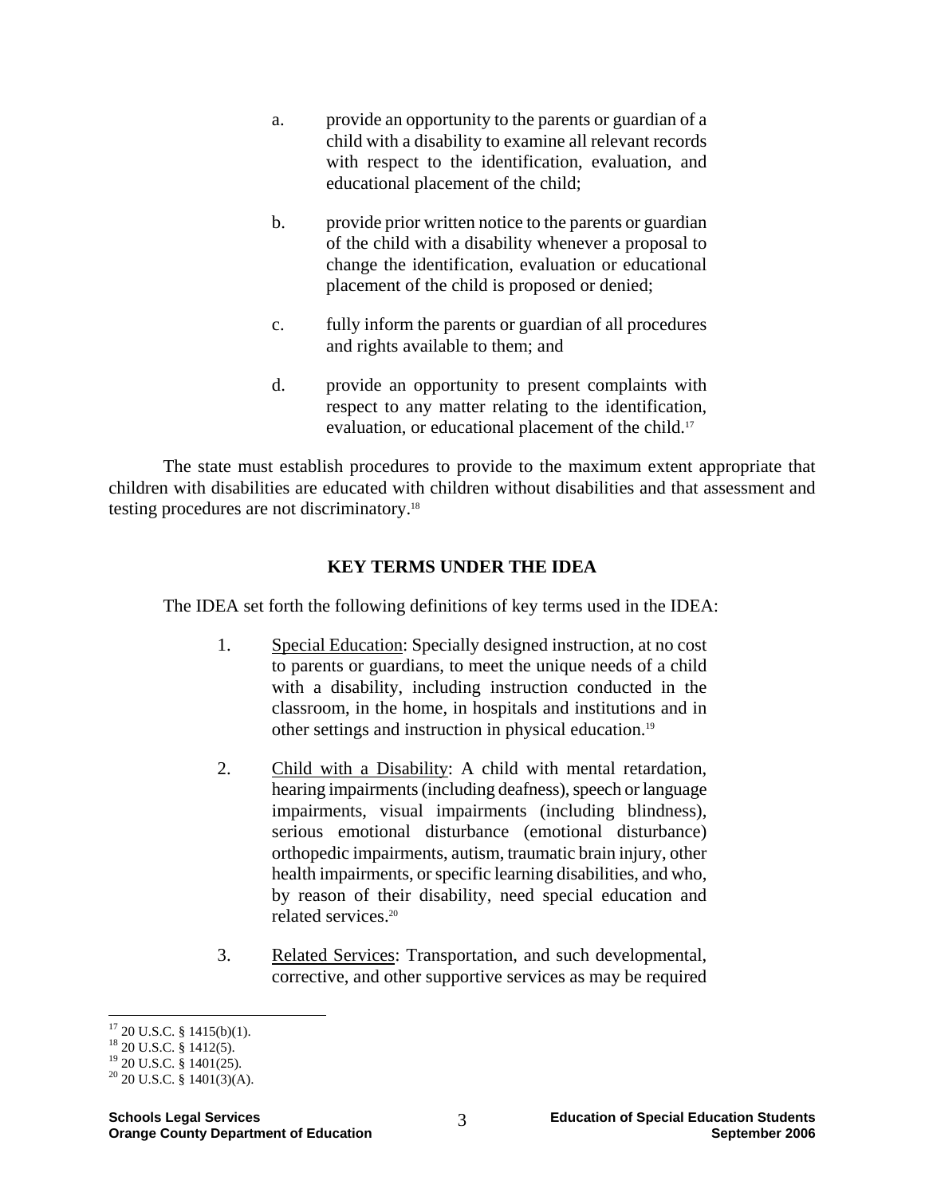a. provide an opportunity to the parents or guardian of a child with a disability to examine all relevant records with respect to the identification, evaluation, and educational placement of the child;

b. provide prior written notice to the parents or guardian of the child with a disability whenever a proposal to change the identification, evaluation or educational placement of the child is proposed or denied;

c. fully inform the parents or guardian of all procedures and rights available to them; and

d. provide an opportunity to present complaints with respect to any matter relating to the identification, evaluation, or educational placement of the child.[17]

The state must establish procedures to provide to the maximum extent appropriate that children with disabilities are educated with children without disabilities and that assessment and testing procedures are not discriminatory.[18]

## KEY TERMS UNDER THE IDEA

The IDEA set forth the following definitions of key terms used in the IDEA:

1. Special Education: Specially designed instruction, at no cost to parents or guardians, to meet the unique needs of a child with a disability, including instruction conducted in the classroom, in the home, in hospitals and institutions and in other settings and instruction in physical education.[19]

2. Child with a Disability: A child with mental retardation, hearing impairments (including deafness), speech or language impairments, visual impairments (including blindness), serious emotional disturbance (emotional disturbance) orthopedic impairments, autism, traumatic brain injury, other health impairments, or specific learning disabilities, and who, by reason of their disability, need special education and related services.[20]

3. Related Services: Transportation, and such developmental, corrective, and other supportive services as may be required

---

[17] 20 U.S.C. § 1415(b)(1).
[18] 20 U.S.C. § 1412(5).
[19] 20 U.S.C. § 1401(25).
[20] 20 U.S.C. § 1401(3)(A).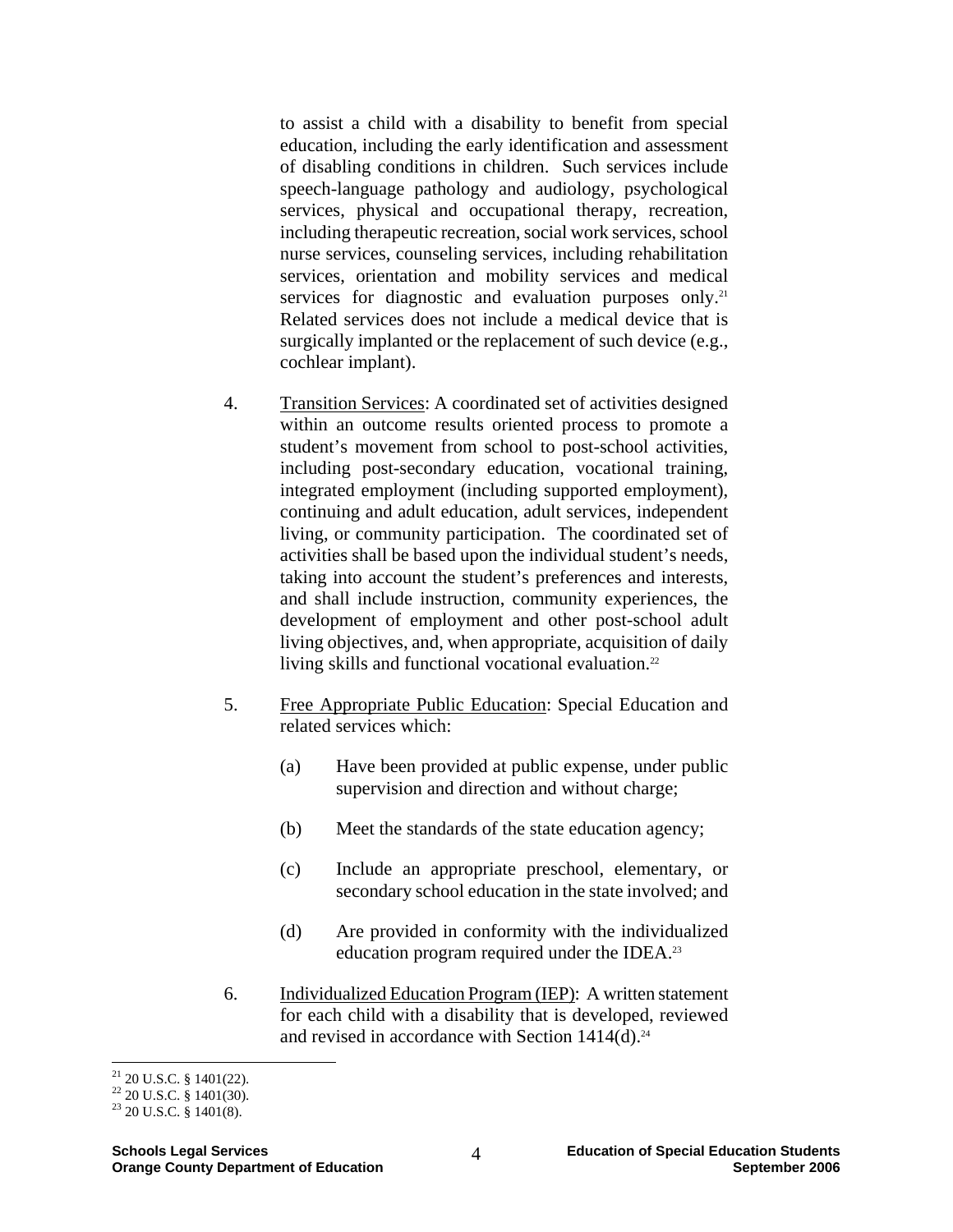to assist a child with a disability to benefit from special education, including the early identification and assessment of disabling conditions in children. Such services include speech-language pathology and audiology, psychological services, physical and occupational therapy, recreation, including therapeutic recreation, social work services, school nurse services, counseling services, including rehabilitation services, orientation and mobility services and medical services for diagnostic and evaluation purposes only.[21] Related services does not include a medical device that is surgically implanted or the replacement of such device (e.g., cochlear implant).

4. Transition Services: A coordinated set of activities designed within an outcome results oriented process to promote a student's movement from school to post-school activities, including post-secondary education, vocational training, integrated employment (including supported employment), continuing and adult education, adult services, independent living, or community participation. The coordinated set of activities shall be based upon the individual student's needs, taking into account the student's preferences and interests, and shall include instruction, community experiences, the development of employment and other post-school adult living objectives, and, when appropriate, acquisition of daily living skills and functional vocational evaluation.[22]

5. Free Appropriate Public Education: Special Education and related services which:

   (a) Have been provided at public expense, under public supervision and direction and without charge;

   (b) Meet the standards of the state education agency;

   (c) Include an appropriate preschool, elementary, or secondary school education in the state involved; and

   (d) Are provided in conformity with the individualized education program required under the IDEA.[23]

6. Individualized Education Program (IEP): A written statement for each child with a disability that is developed, reviewed and revised in accordance with Section 1414(d).[24]

---

[21] 20 U.S.C. § 1401(22).
[22] 20 U.S.C. § 1401(30).
[23] 20 U.S.C. § 1401(8).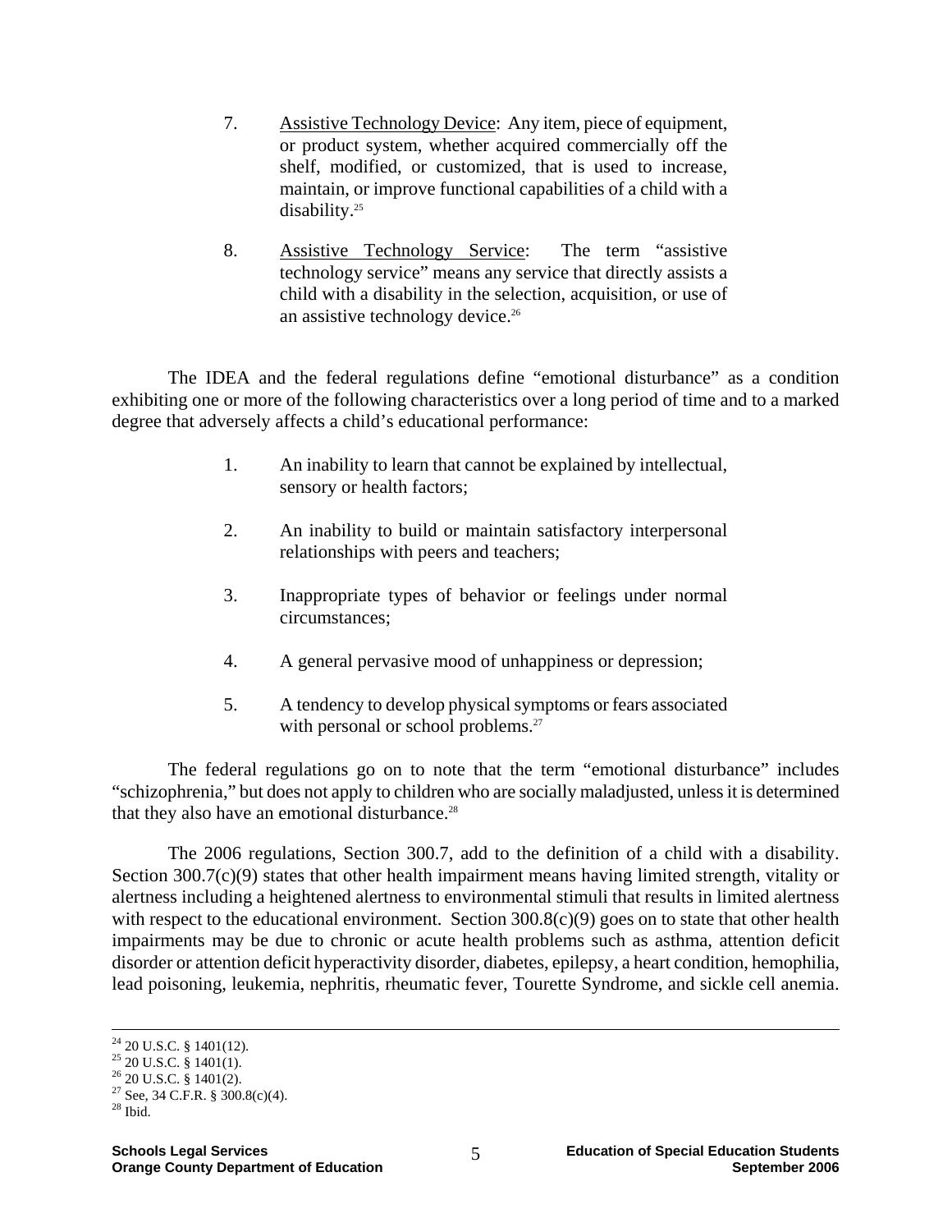7. Assistive Technology Device: Any item, piece of equipment, or product system, whether acquired commercially off the shelf, modified, or customized, that is used to increase, maintain, or improve functional capabilities of a child with a disability.[25]

8. Assistive Technology Service: The term "assistive technology service" means any service that directly assists a child with a disability in the selection, acquisition, or use of an assistive technology device.[26]

The IDEA and the federal regulations define "emotional disturbance" as a condition exhibiting one or more of the following characteristics over a long period of time and to a marked degree that adversely affects a child's educational performance:

1. An inability to learn that cannot be explained by intellectual, sensory or health factors;

2. An inability to build or maintain satisfactory interpersonal relationships with peers and teachers;

3. Inappropriate types of behavior or feelings under normal circumstances;

4. A general pervasive mood of unhappiness or depression;

5. A tendency to develop physical symptoms or fears associated with personal or school problems.[27]

The federal regulations go on to note that the term "emotional disturbance" includes "schizophrenia," but does not apply to children who are socially maladjusted, unless it is determined that they also have an emotional disturbance.[28]

The 2006 regulations, Section 300.7, add to the definition of a child with a disability. Section 300.7(c)(9) states that other health impairment means having limited strength, vitality or alertness including a heightened alertness to environmental stimuli that results in limited alertness with respect to the educational environment. Section 300.8(c)(9) goes on to state that other health impairments may be due to chronic or acute health problems such as asthma, attention deficit disorder or attention deficit hyperactivity disorder, diabetes, epilepsy, a heart condition, hemophilia, lead poisoning, leukemia, nephritis, rheumatic fever, Tourette Syndrome, and sickle cell anemia.

---

[24] 20 U.S.C. § 1401(12).
[25] 20 U.S.C. § 1401(1).
[26] 20 U.S.C. § 1401(2).
[27] See, 34 C.F.R. § 300.8(c)(4).
[28] Ibid.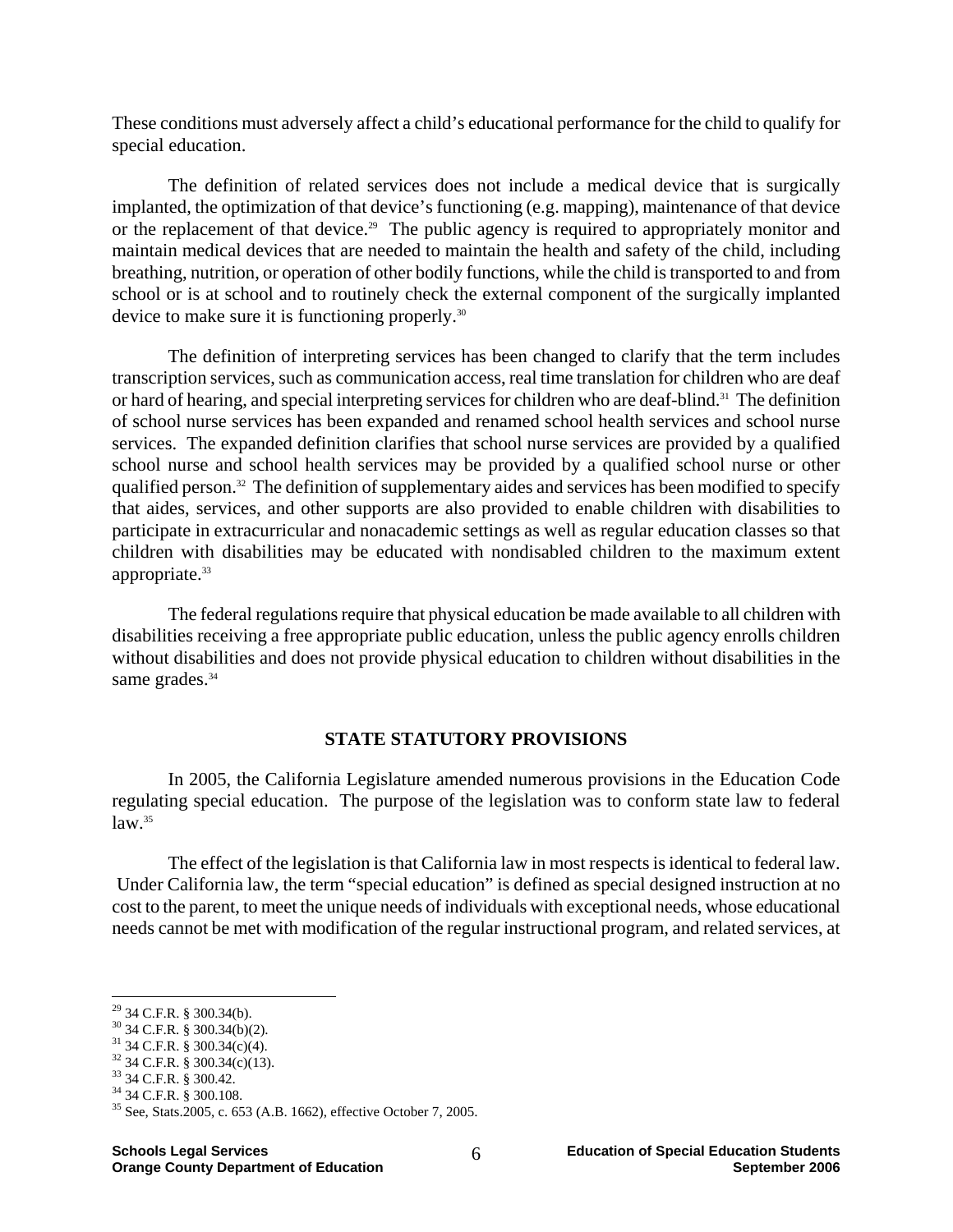These conditions must adversely affect a child's educational performance for the child to qualify for special education.

The definition of related services does not include a medical device that is surgically implanted, the optimization of that device's functioning (e.g. mapping), maintenance of that device or the replacement of that device.[29] The public agency is required to appropriately monitor and maintain medical devices that are needed to maintain the health and safety of the child, including breathing, nutrition, or operation of other bodily functions, while the child is transported to and from school or is at school and to routinely check the external component of the surgically implanted device to make sure it is functioning properly.[30]

The definition of interpreting services has been changed to clarify that the term includes transcription services, such as communication access, real time translation for children who are deaf or hard of hearing, and special interpreting services for children who are deaf-blind.[31] The definition of school nurse services has been expanded and renamed school health services and school nurse services. The expanded definition clarifies that school nurse services are provided by a qualified school nurse and school health services may be provided by a qualified school nurse or other qualified person.[32] The definition of supplementary aides and services has been modified to specify that aides, services, and other supports are also provided to enable children with disabilities to participate in extracurricular and nonacademic settings as well as regular education classes so that children with disabilities may be educated with nondisabled children to the maximum extent appropriate.[33]

The federal regulations require that physical education be made available to all children with disabilities receiving a free appropriate public education, unless the public agency enrolls children without disabilities and does not provide physical education to children without disabilities in the same grades.[34]

## STATE STATUTORY PROVISIONS

In 2005, the California Legislature amended numerous provisions in the Education Code regulating special education. The purpose of the legislation was to conform state law to federal law.[35]

The effect of the legislation is that California law in most respects is identical to federal law. Under California law, the term "special education" is defined as special designed instruction at no cost to the parent, to meet the unique needs of individuals with exceptional needs, whose educational needs cannot be met with modification of the regular instructional program, and related services, at

---

[29] 34 C.F.R. § 300.34(b).
[30] 34 C.F.R. § 300.34(b)(2).
[31] 34 C.F.R. § 300.34(c)(4).
[32] 34 C.F.R. § 300.34(c)(13).
[33] 34 C.F.R. § 300.42.
[34] 34 C.F.R. § 300.108.
[35] See, Stats.2005, c. 653 (A.B. 1662), effective October 7, 2005.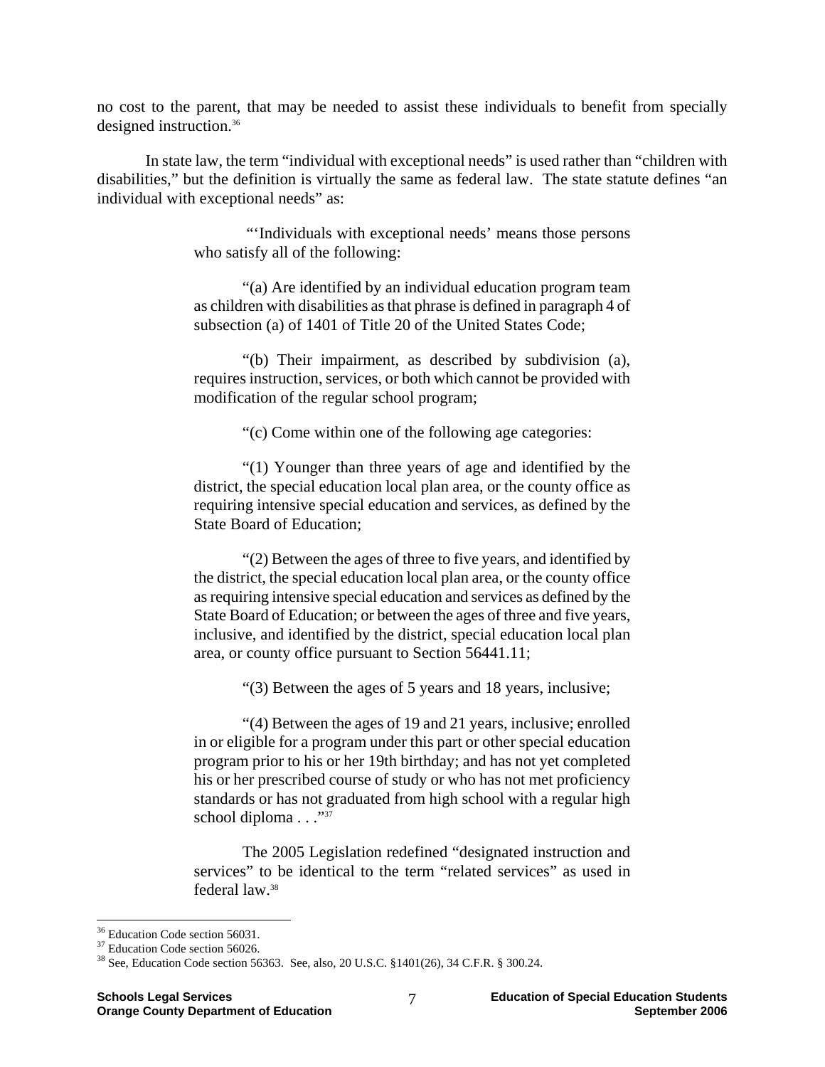no cost to the parent, that may be needed to assist these individuals to benefit from specially designed instruction.[36]

In state law, the term "individual with exceptional needs" is used rather than "children with disabilities," but the definition is virtually the same as federal law. The state statute defines "an individual with exceptional needs" as:

> "'Individuals with exceptional needs' means those persons who satisfy all of the following:
>
> "(a) Are identified by an individual education program team as children with disabilities as that phrase is defined in paragraph 4 of subsection (a) of 1401 of Title 20 of the United States Code;
>
> "(b) Their impairment, as described by subdivision (a), requires instruction, services, or both which cannot be provided with modification of the regular school program;
>
> "(c) Come within one of the following age categories:
>
> "(1) Younger than three years of age and identified by the district, the special education local plan area, or the county office as requiring intensive special education and services, as defined by the State Board of Education;
>
> "(2) Between the ages of three to five years, and identified by the district, the special education local plan area, or the county office as requiring intensive special education and services as defined by the State Board of Education; or between the ages of three and five years, inclusive, and identified by the district, special education local plan area, or county office pursuant to Section 56441.11;
>
> "(3) Between the ages of 5 years and 18 years, inclusive;
>
> "(4) Between the ages of 19 and 21 years, inclusive; enrolled in or eligible for a program under this part or other special education program prior to his or her 19th birthday; and has not yet completed his or her prescribed course of study or who has not met proficiency standards or has not graduated from high school with a regular high school diploma . . ."[37]
>
> The 2005 Legislation redefined "designated instruction and services" to be identical to the term "related services" as used in federal law.[38]

---

[36] Education Code section 56031.
[37] Education Code section 56026.
[38] See, Education Code section 56363. See, also, 20 U.S.C. §1401(26), 34 C.F.R. § 300.24.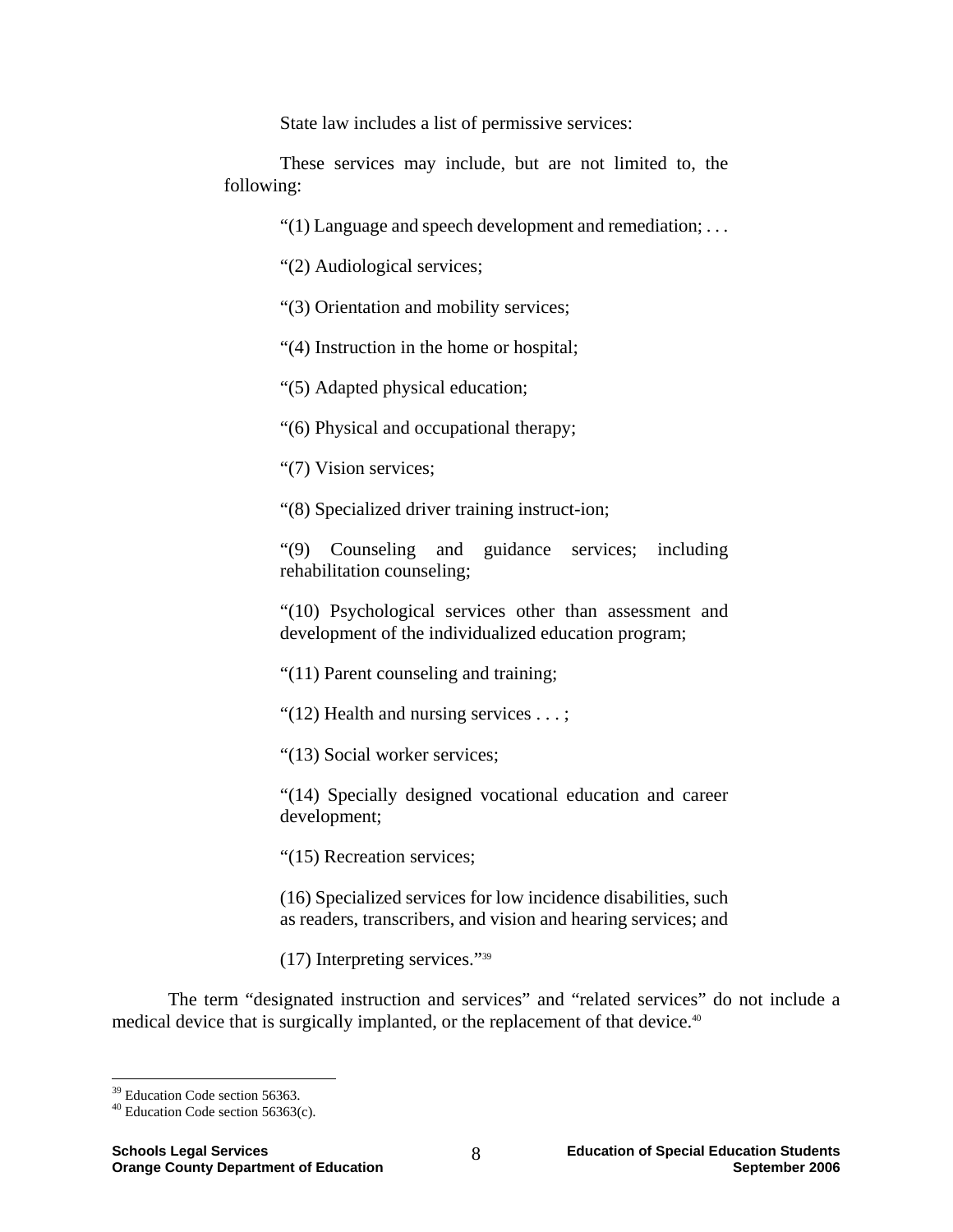State law includes a list of permissive services:

> These services may include, but are not limited to, the following:
>
> "(1) Language and speech development and remediation; . . .
>
> "(2) Audiological services;
>
> "(3) Orientation and mobility services;
>
> "(4) Instruction in the home or hospital;
>
> "(5) Adapted physical education;
>
> "(6) Physical and occupational therapy;
>
> "(7) Vision services;
>
> "(8) Specialized driver training instruct-ion;
>
> "(9) Counseling and guidance services; including rehabilitation counseling;
>
> "(10) Psychological services other than assessment and development of the individualized education program;
>
> "(11) Parent counseling and training;
>
> "(12) Health and nursing services . . . ;
>
> "(13) Social worker services;
>
> "(14) Specially designed vocational education and career development;
>
> "(15) Recreation services;
>
> (16) Specialized services for low incidence disabilities, such as readers, transcribers, and vision and hearing services; and
>
> (17) Interpreting services."[39]

The term "designated instruction and services" and "related services" do not include a medical device that is surgically implanted, or the replacement of that device.[40]

---

[39] Education Code section 56363.

[40] Education Code section 56363(c).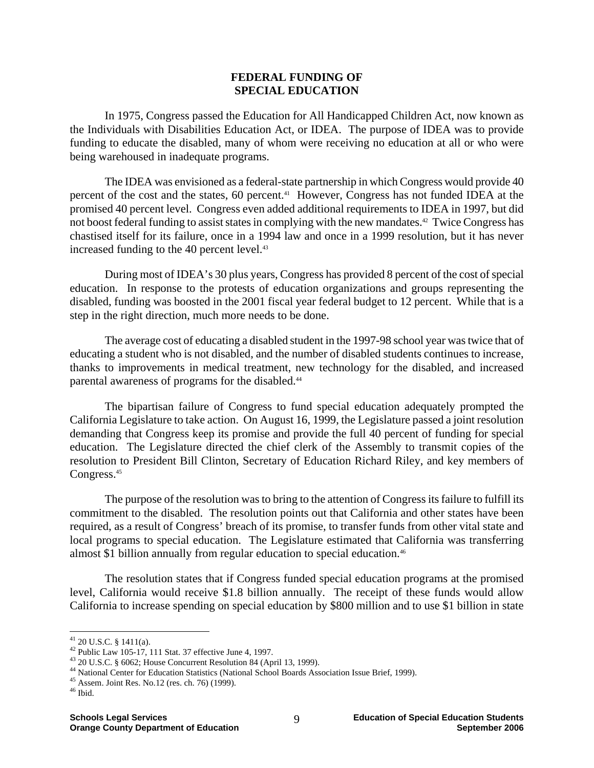## FEDERAL FUNDING OF SPECIAL EDUCATION

In 1975, Congress passed the Education for All Handicapped Children Act, now known as the Individuals with Disabilities Education Act, or IDEA. The purpose of IDEA was to provide funding to educate the disabled, many of whom were receiving no education at all or who were being warehoused in inadequate programs.

The IDEA was envisioned as a federal-state partnership in which Congress would provide 40 percent of the cost and the states, 60 percent.[41] However, Congress has not funded IDEA at the promised 40 percent level. Congress even added additional requirements to IDEA in 1997, but did not boost federal funding to assist states in complying with the new mandates.[42] Twice Congress has chastised itself for its failure, once in a 1994 law and once in a 1999 resolution, but it has never increased funding to the 40 percent level.[43]

During most of IDEA's 30 plus years, Congress has provided 8 percent of the cost of special education. In response to the protests of education organizations and groups representing the disabled, funding was boosted in the 2001 fiscal year federal budget to 12 percent. While that is a step in the right direction, much more needs to be done.

The average cost of educating a disabled student in the 1997-98 school year was twice that of educating a student who is not disabled, and the number of disabled students continues to increase, thanks to improvements in medical treatment, new technology for the disabled, and increased parental awareness of programs for the disabled.[44]

The bipartisan failure of Congress to fund special education adequately prompted the California Legislature to take action. On August 16, 1999, the Legislature passed a joint resolution demanding that Congress keep its promise and provide the full 40 percent of funding for special education. The Legislature directed the chief clerk of the Assembly to transmit copies of the resolution to President Bill Clinton, Secretary of Education Richard Riley, and key members of Congress.[45]

The purpose of the resolution was to bring to the attention of Congress its failure to fulfill its commitment to the disabled. The resolution points out that California and other states have been required, as a result of Congress' breach of its promise, to transfer funds from other vital state and local programs to special education. The Legislature estimated that California was transferring almost $1 billion annually from regular education to special education.[46]

The resolution states that if Congress funded special education programs at the promised level, California would receive $1.8 billion annually. The receipt of these funds would allow California to increase spending on special education by $800 million and to use $1 billion in state

---

[41] 20 U.S.C. § 1411(a).

[42] Public Law 105-17, 111 Stat. 37 effective June 4, 1997.

[43] 20 U.S.C. § 6062; House Concurrent Resolution 84 (April 13, 1999).

[44] National Center for Education Statistics (National School Boards Association Issue Brief, 1999).

[45] Assem. Joint Res. No.12 (res. ch. 76) (1999).

[46] Ibid.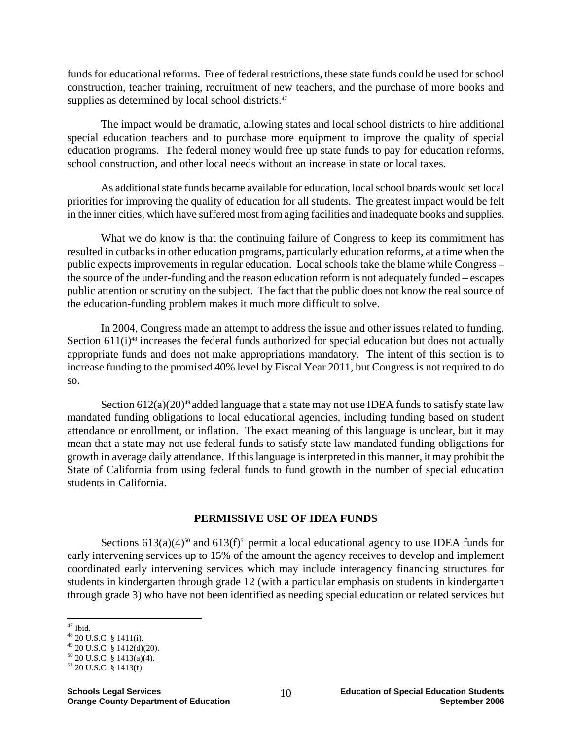funds for educational reforms. Free of federal restrictions, these state funds could be used for school construction, teacher training, recruitment of new teachers, and the purchase of more books and supplies as determined by local school districts.[47]

The impact would be dramatic, allowing states and local school districts to hire additional special education teachers and to purchase more equipment to improve the quality of special education programs. The federal money would free up state funds to pay for education reforms, school construction, and other local needs without an increase in state or local taxes.

As additional state funds became available for education, local school boards would set local priorities for improving the quality of education for all students. The greatest impact would be felt in the inner cities, which have suffered most from aging facilities and inadequate books and supplies.

What we do know is that the continuing failure of Congress to keep its commitment has resulted in cutbacks in other education programs, particularly education reforms, at a time when the public expects improvements in regular education. Local schools take the blame while Congress – the source of the under-funding and the reason education reform is not adequately funded – escapes public attention or scrutiny on the subject. The fact that the public does not know the real source of the education-funding problem makes it much more difficult to solve.

In 2004, Congress made an attempt to address the issue and other issues related to funding. Section 611(i)[48] increases the federal funds authorized for special education but does not actually appropriate funds and does not make appropriations mandatory. The intent of this section is to increase funding to the promised 40% level by Fiscal Year 2011, but Congress is not required to do so.

Section 612(a)(20)[49] added language that a state may not use IDEA funds to satisfy state law mandated funding obligations to local educational agencies, including funding based on student attendance or enrollment, or inflation. The exact meaning of this language is unclear, but it may mean that a state may not use federal funds to satisfy state law mandated funding obligations for growth in average daily attendance. If this language is interpreted in this manner, it may prohibit the State of California from using federal funds to fund growth in the number of special education students in California.

## PERMISSIVE USE OF IDEA FUNDS

Sections 613(a)(4)[50] and 613(f)[51] permit a local educational agency to use IDEA funds for early intervening services up to 15% of the amount the agency receives to develop and implement coordinated early intervening services which may include interagency financing structures for students in kindergarten through grade 12 (with a particular emphasis on students in kindergarten through grade 3) who have not been identified as needing special education or related services but

---

[47] Ibid.
[48] 20 U.S.C. § 1411(i).
[49] 20 U.S.C. § 1412(d)(20).
[50] 20 U.S.C. § 1413(a)(4).
[51] 20 U.S.C. § 1413(f).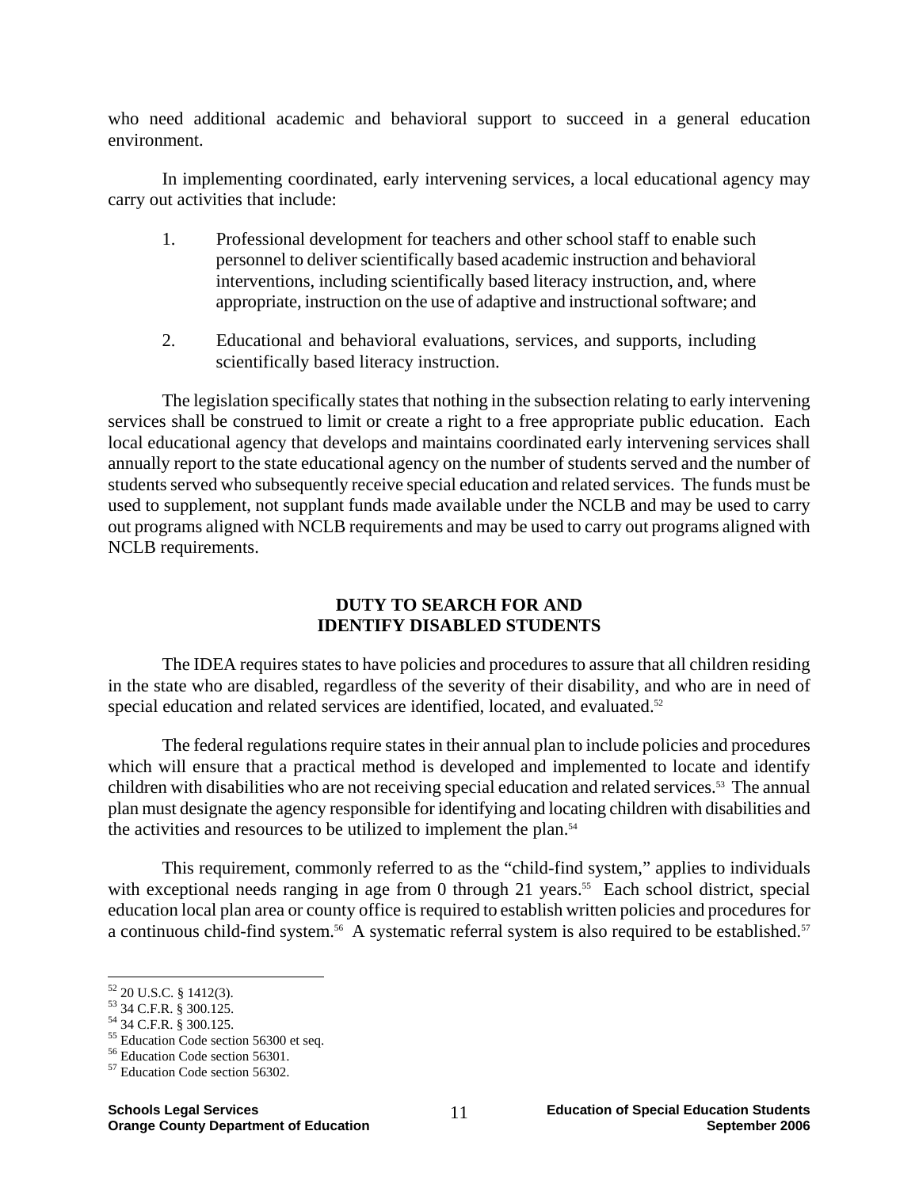who need additional academic and behavioral support to succeed in a general education environment.

In implementing coordinated, early intervening services, a local educational agency may carry out activities that include:

1. Professional development for teachers and other school staff to enable such personnel to deliver scientifically based academic instruction and behavioral interventions, including scientifically based literacy instruction, and, where appropriate, instruction on the use of adaptive and instructional software; and

2. Educational and behavioral evaluations, services, and supports, including scientifically based literacy instruction.

The legislation specifically states that nothing in the subsection relating to early intervening services shall be construed to limit or create a right to a free appropriate public education. Each local educational agency that develops and maintains coordinated early intervening services shall annually report to the state educational agency on the number of students served and the number of students served who subsequently receive special education and related services. The funds must be used to supplement, not supplant funds made available under the NCLB and may be used to carry out programs aligned with NCLB requirements and may be used to carry out programs aligned with NCLB requirements.

## DUTY TO SEARCH FOR AND IDENTIFY DISABLED STUDENTS

The IDEA requires states to have policies and procedures to assure that all children residing in the state who are disabled, regardless of the severity of their disability, and who are in need of special education and related services are identified, located, and evaluated.[52]

The federal regulations require states in their annual plan to include policies and procedures which will ensure that a practical method is developed and implemented to locate and identify children with disabilities who are not receiving special education and related services.[53] The annual plan must designate the agency responsible for identifying and locating children with disabilities and the activities and resources to be utilized to implement the plan.[54]

This requirement, commonly referred to as the "child-find system," applies to individuals with exceptional needs ranging in age from 0 through 21 years.[55] Each school district, special education local plan area or county office is required to establish written policies and procedures for a continuous child-find system.[56] A systematic referral system is also required to be established.[57]

---

[52] 20 U.S.C. § 1412(3).
[53] 34 C.F.R. § 300.125.
[54] 34 C.F.R. § 300.125.
[55] Education Code section 56300 et seq.
[56] Education Code section 56301.
[57] Education Code section 56302.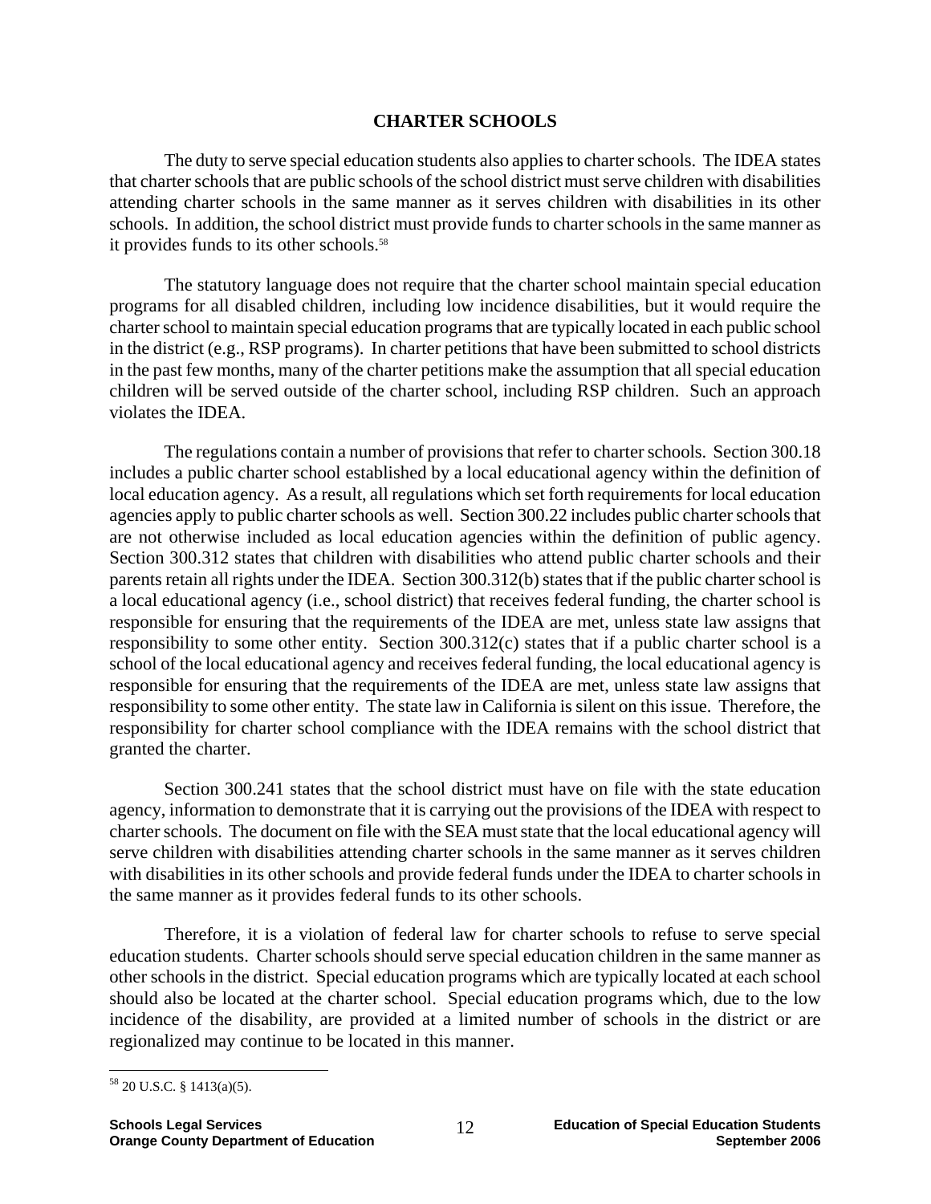## CHARTER SCHOOLS

The duty to serve special education students also applies to charter schools. The IDEA states that charter schools that are public schools of the school district must serve children with disabilities attending charter schools in the same manner as it serves children with disabilities in its other schools. In addition, the school district must provide funds to charter schools in the same manner as it provides funds to its other schools.[58]

The statutory language does not require that the charter school maintain special education programs for all disabled children, including low incidence disabilities, but it would require the charter school to maintain special education programs that are typically located in each public school in the district (e.g., RSP programs). In charter petitions that have been submitted to school districts in the past few months, many of the charter petitions make the assumption that all special education children will be served outside of the charter school, including RSP children. Such an approach violates the IDEA.

The regulations contain a number of provisions that refer to charter schools. Section 300.18 includes a public charter school established by a local educational agency within the definition of local education agency. As a result, all regulations which set forth requirements for local education agencies apply to public charter schools as well. Section 300.22 includes public charter schools that are not otherwise included as local education agencies within the definition of public agency. Section 300.312 states that children with disabilities who attend public charter schools and their parents retain all rights under the IDEA. Section 300.312(b) states that if the public charter school is a local educational agency (i.e., school district) that receives federal funding, the charter school is responsible for ensuring that the requirements of the IDEA are met, unless state law assigns that responsibility to some other entity. Section 300.312(c) states that if a public charter school is a school of the local educational agency and receives federal funding, the local educational agency is responsible for ensuring that the requirements of the IDEA are met, unless state law assigns that responsibility to some other entity. The state law in California is silent on this issue. Therefore, the responsibility for charter school compliance with the IDEA remains with the school district that granted the charter.

Section 300.241 states that the school district must have on file with the state education agency, information to demonstrate that it is carrying out the provisions of the IDEA with respect to charter schools. The document on file with the SEA must state that the local educational agency will serve children with disabilities attending charter schools in the same manner as it serves children with disabilities in its other schools and provide federal funds under the IDEA to charter schools in the same manner as it provides federal funds to its other schools.

Therefore, it is a violation of federal law for charter schools to refuse to serve special education students. Charter schools should serve special education children in the same manner as other schools in the district. Special education programs which are typically located at each school should also be located at the charter school. Special education programs which, due to the low incidence of the disability, are provided at a limited number of schools in the district or are regionalized may continue to be located in this manner.

---

[58] 20 U.S.C. § 1413(a)(5).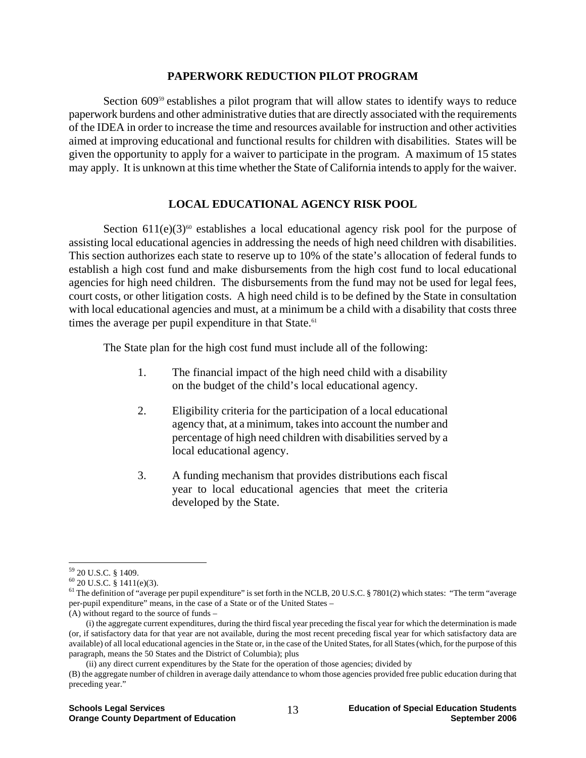## PAPERWORK REDUCTION PILOT PROGRAM

Section 609[59] establishes a pilot program that will allow states to identify ways to reduce paperwork burdens and other administrative duties that are directly associated with the requirements of the IDEA in order to increase the time and resources available for instruction and other activities aimed at improving educational and functional results for children with disabilities. States will be given the opportunity to apply for a waiver to participate in the program. A maximum of 15 states may apply. It is unknown at this time whether the State of California intends to apply for the waiver.

## LOCAL EDUCATIONAL AGENCY RISK POOL

Section 611(e)(3)[60] establishes a local educational agency risk pool for the purpose of assisting local educational agencies in addressing the needs of high need children with disabilities. This section authorizes each state to reserve up to 10% of the state's allocation of federal funds to establish a high cost fund and make disbursements from the high cost fund to local educational agencies for high need children. The disbursements from the fund may not be used for legal fees, court costs, or other litigation costs. A high need child is to be defined by the State in consultation with local educational agencies and must, at a minimum be a child with a disability that costs three times the average per pupil expenditure in that State.[61]

The State plan for the high cost fund must include all of the following:

1. The financial impact of the high need child with a disability on the budget of the child's local educational agency.

2. Eligibility criteria for the participation of a local educational agency that, at a minimum, takes into account the number and percentage of high need children with disabilities served by a local educational agency.

3. A funding mechanism that provides distributions each fiscal year to local educational agencies that meet the criteria developed by the State.

---

[59] 20 U.S.C. § 1409.

[60] 20 U.S.C. § 1411(e)(3).

[61] The definition of "average per pupil expenditure" is set forth in the NCLB, 20 U.S.C. § 7801(2) which states: "The term "average per-pupil expenditure" means, in the case of a State or of the United States –

(A) without regard to the source of funds –

(i) the aggregate current expenditures, during the third fiscal year preceding the fiscal year for which the determination is made (or, if satisfactory data for that year are not available, during the most recent preceding fiscal year for which satisfactory data are available) of all local educational agencies in the State or, in the case of the United States, for all States (which, for the purpose of this paragraph, means the 50 States and the District of Columbia); plus

(ii) any direct current expenditures by the State for the operation of those agencies; divided by

(B) the aggregate number of children in average daily attendance to whom those agencies provided free public education during that preceding year."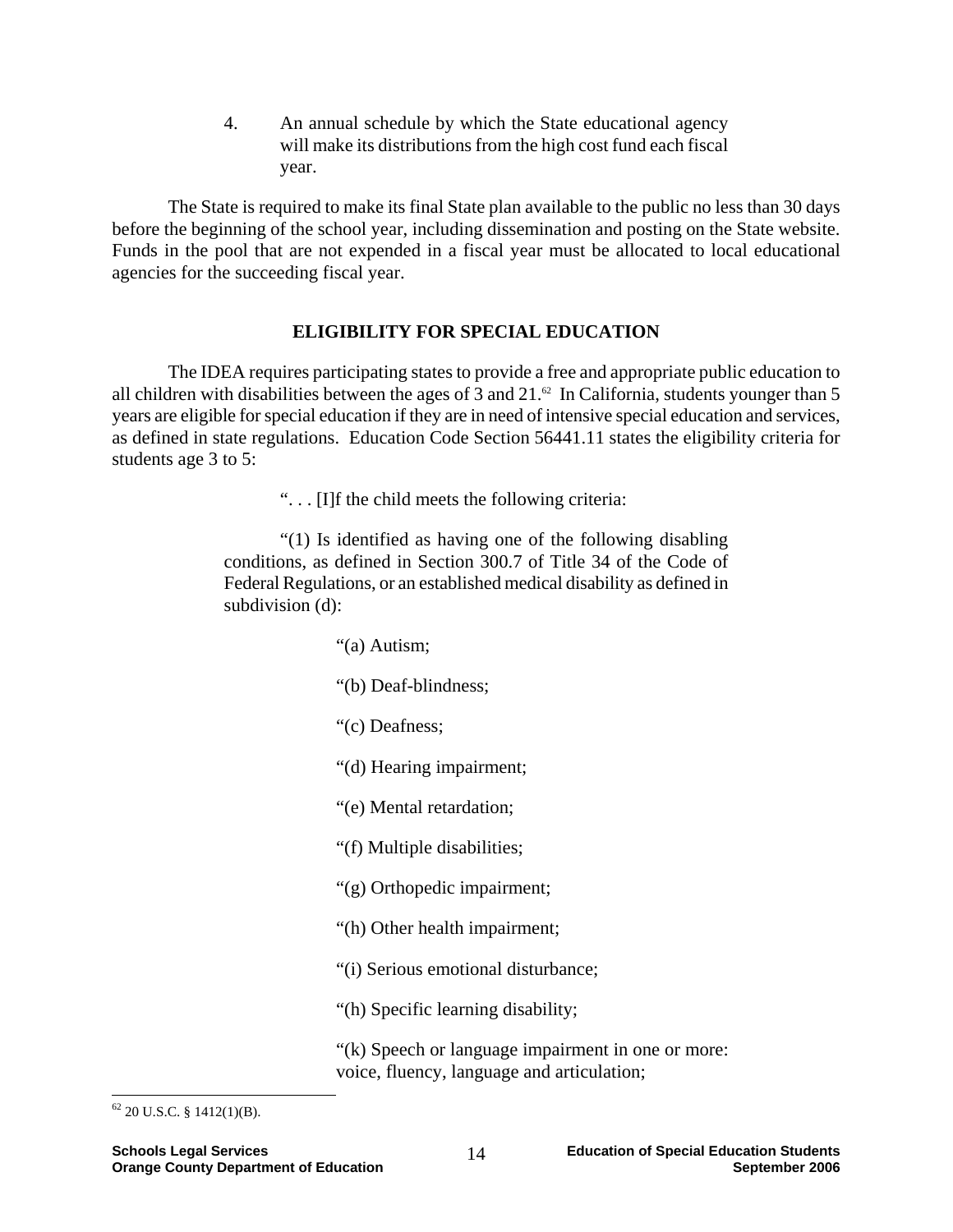4. An annual schedule by which the State educational agency will make its distributions from the high cost fund each fiscal year.

The State is required to make its final State plan available to the public no less than 30 days before the beginning of the school year, including dissemination and posting on the State website. Funds in the pool that are not expended in a fiscal year must be allocated to local educational agencies for the succeeding fiscal year.

## ELIGIBILITY FOR SPECIAL EDUCATION

The IDEA requires participating states to provide a free and appropriate public education to all children with disabilities between the ages of 3 and 21.[62] In California, students younger than 5 years are eligible for special education if they are in need of intensive special education and services, as defined in state regulations. Education Code Section 56441.11 states the eligibility criteria for students age 3 to 5:

> ". . . [I]f the child meets the following criteria:
>
> "(1) Is identified as having one of the following disabling conditions, as defined in Section 300.7 of Title 34 of the Code of Federal Regulations, or an established medical disability as defined in subdivision (d):
>
> "(a) Autism;
>
> "(b) Deaf-blindness;
>
> "(c) Deafness;
>
> "(d) Hearing impairment;
>
> "(e) Mental retardation;
>
> "(f) Multiple disabilities;
>
> "(g) Orthopedic impairment;
>
> "(h) Other health impairment;
>
> "(i) Serious emotional disturbance;
>
> "(h) Specific learning disability;
>
> "(k) Speech or language impairment in one or more: voice, fluency, language and articulation;

[62] 20 U.S.C. § 1412(1)(B).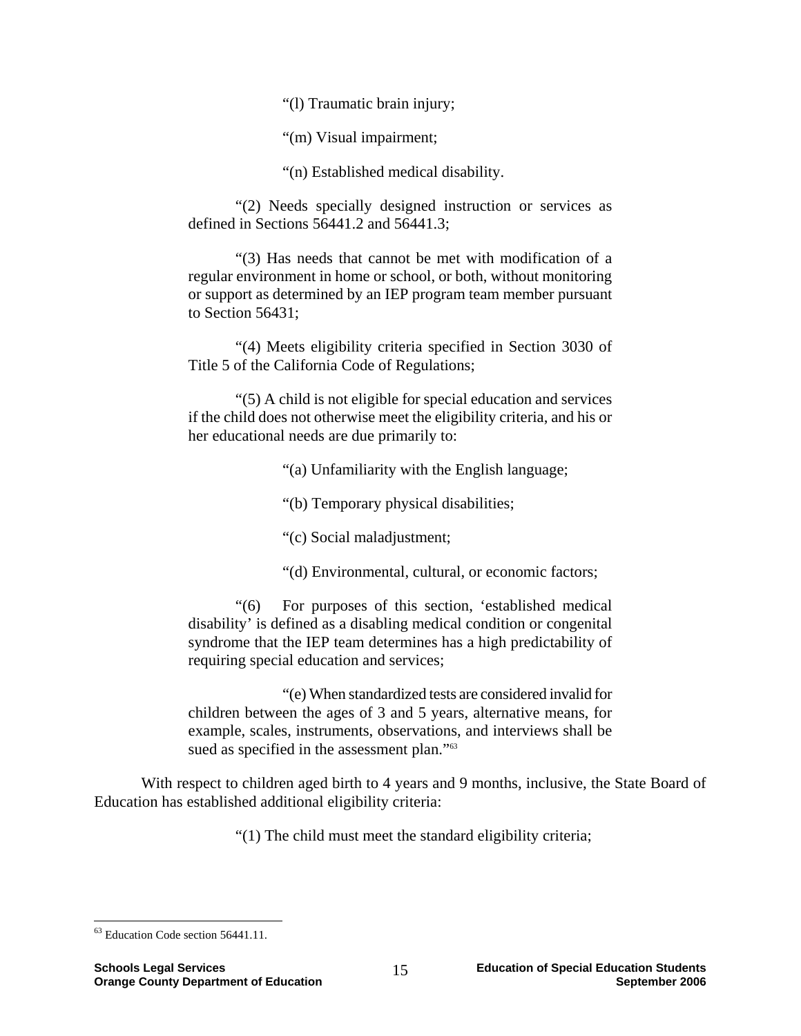"(l) Traumatic brain injury;

"(m) Visual impairment;

"(n) Established medical disability.

"(2) Needs specially designed instruction or services as defined in Sections 56441.2 and 56441.3;

"(3) Has needs that cannot be met with modification of a regular environment in home or school, or both, without monitoring or support as determined by an IEP program team member pursuant to Section 56431;

"(4) Meets eligibility criteria specified in Section 3030 of Title 5 of the California Code of Regulations;

"(5) A child is not eligible for special education and services if the child does not otherwise meet the eligibility criteria, and his or her educational needs are due primarily to:

"(a) Unfamiliarity with the English language;

"(b) Temporary physical disabilities;

"(c) Social maladjustment;

"(d) Environmental, cultural, or economic factors;

"(6) For purposes of this section, 'established medical disability' is defined as a disabling medical condition or congenital syndrome that the IEP team determines has a high predictability of requiring special education and services;

"(e) When standardized tests are considered invalid for children between the ages of 3 and 5 years, alternative means, for example, scales, instruments, observations, and interviews shall be sued as specified in the assessment plan."[63]

With respect to children aged birth to 4 years and 9 months, inclusive, the State Board of Education has established additional eligibility criteria:

"(1) The child must meet the standard eligibility criteria;

---

[63] Education Code section 56441.11.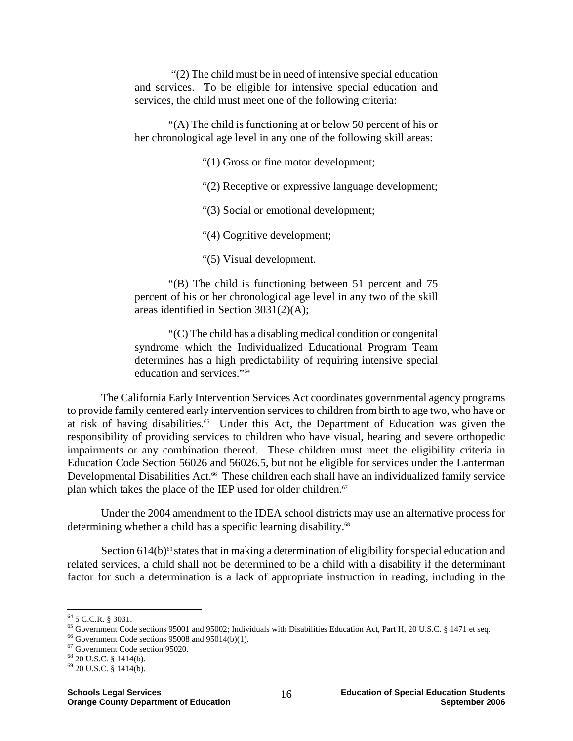> "(2) The child must be in need of intensive special education and services. To be eligible for intensive special education and services, the child must meet one of the following criteria:
>
> "(A) The child is functioning at or below 50 percent of his or her chronological age level in any one of the following skill areas:
>
> "(1) Gross or fine motor development;
>
> "(2) Receptive or expressive language development;
>
> "(3) Social or emotional development;
>
> "(4) Cognitive development;
>
> "(5) Visual development.
>
> "(B) The child is functioning between 51 percent and 75 percent of his or her chronological age level in any two of the skill areas identified in Section 3031(2)(A);
>
> "(C) The child has a disabling medical condition or congenital syndrome which the Individualized Educational Program Team determines has a high predictability of requiring intensive special education and services."[64]

The California Early Intervention Services Act coordinates governmental agency programs to provide family centered early intervention services to children from birth to age two, who have or at risk of having disabilities.[65] Under this Act, the Department of Education was given the responsibility of providing services to children who have visual, hearing and severe orthopedic impairments or any combination thereof. These children must meet the eligibility criteria in Education Code Section 56026 and 56026.5, but not be eligible for services under the Lanterman Developmental Disabilities Act.[66] These children each shall have an individualized family service plan which takes the place of the IEP used for older children.[67]

Under the 2004 amendment to the IDEA school districts may use an alternative process for determining whether a child has a specific learning disability.[68]

Section 614(b)[69] states that in making a determination of eligibility for special education and related services, a child shall not be determined to be a child with a disability if the determinant factor for such a determination is a lack of appropriate instruction in reading, including in the

---

[64] 5 C.C.R. § 3031.

[65] Government Code sections 95001 and 95002; Individuals with Disabilities Education Act, Part H, 20 U.S.C. § 1471 et seq.

[66] Government Code sections 95008 and 95014(b)(1).

[67] Government Code section 95020.

[68] 20 U.S.C. § 1414(b).

[69] 20 U.S.C. § 1414(b).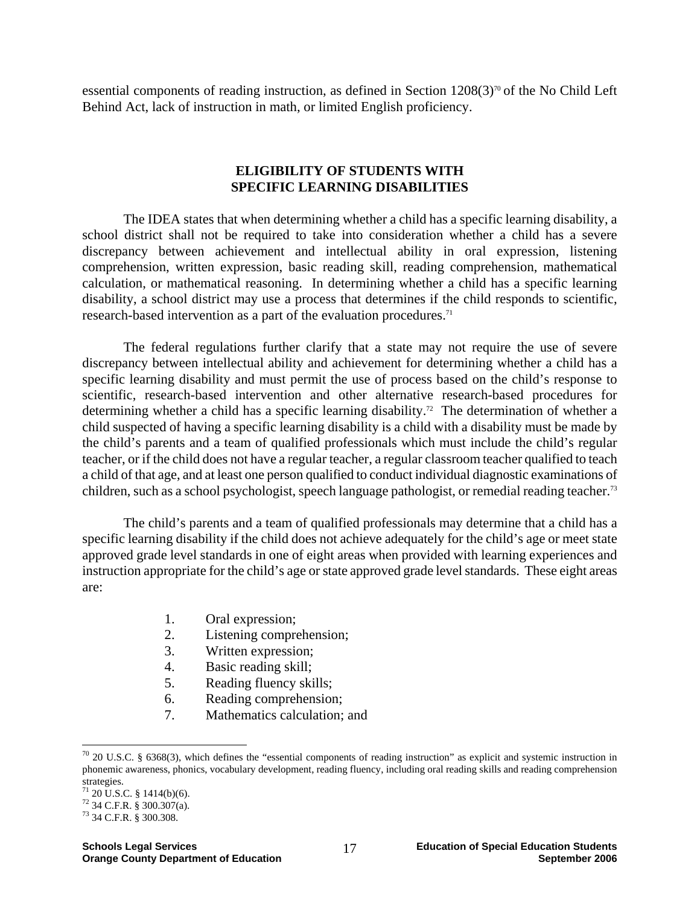essential components of reading instruction, as defined in Section 1208(3)[70] of the No Child Left Behind Act, lack of instruction in math, or limited English proficiency.

## ELIGIBILITY OF STUDENTS WITH SPECIFIC LEARNING DISABILITIES

The IDEA states that when determining whether a child has a specific learning disability, a school district shall not be required to take into consideration whether a child has a severe discrepancy between achievement and intellectual ability in oral expression, listening comprehension, written expression, basic reading skill, reading comprehension, mathematical calculation, or mathematical reasoning. In determining whether a child has a specific learning disability, a school district may use a process that determines if the child responds to scientific, research-based intervention as a part of the evaluation procedures.[71]

The federal regulations further clarify that a state may not require the use of severe discrepancy between intellectual ability and achievement for determining whether a child has a specific learning disability and must permit the use of process based on the child's response to scientific, research-based intervention and other alternative research-based procedures for determining whether a child has a specific learning disability.[72] The determination of whether a child suspected of having a specific learning disability is a child with a disability must be made by the child's parents and a team of qualified professionals which must include the child's regular teacher, or if the child does not have a regular teacher, a regular classroom teacher qualified to teach a child of that age, and at least one person qualified to conduct individual diagnostic examinations of children, such as a school psychologist, speech language pathologist, or remedial reading teacher.[73]

The child's parents and a team of qualified professionals may determine that a child has a specific learning disability if the child does not achieve adequately for the child's age or meet state approved grade level standards in one of eight areas when provided with learning experiences and instruction appropriate for the child's age or state approved grade level standards. These eight areas are:

1. Oral expression;
2. Listening comprehension;
3. Written expression;
4. Basic reading skill;
5. Reading fluency skills;
6. Reading comprehension;
7. Mathematics calculation; and

---

[70] 20 U.S.C. § 6368(3), which defines the "essential components of reading instruction" as explicit and systemic instruction in phonemic awareness, phonics, vocabulary development, reading fluency, including oral reading skills and reading comprehension strategies.

[71] 20 U.S.C. § 1414(b)(6).

[72] 34 C.F.R. § 300.307(a).

[73] 34 C.F.R. § 300.308.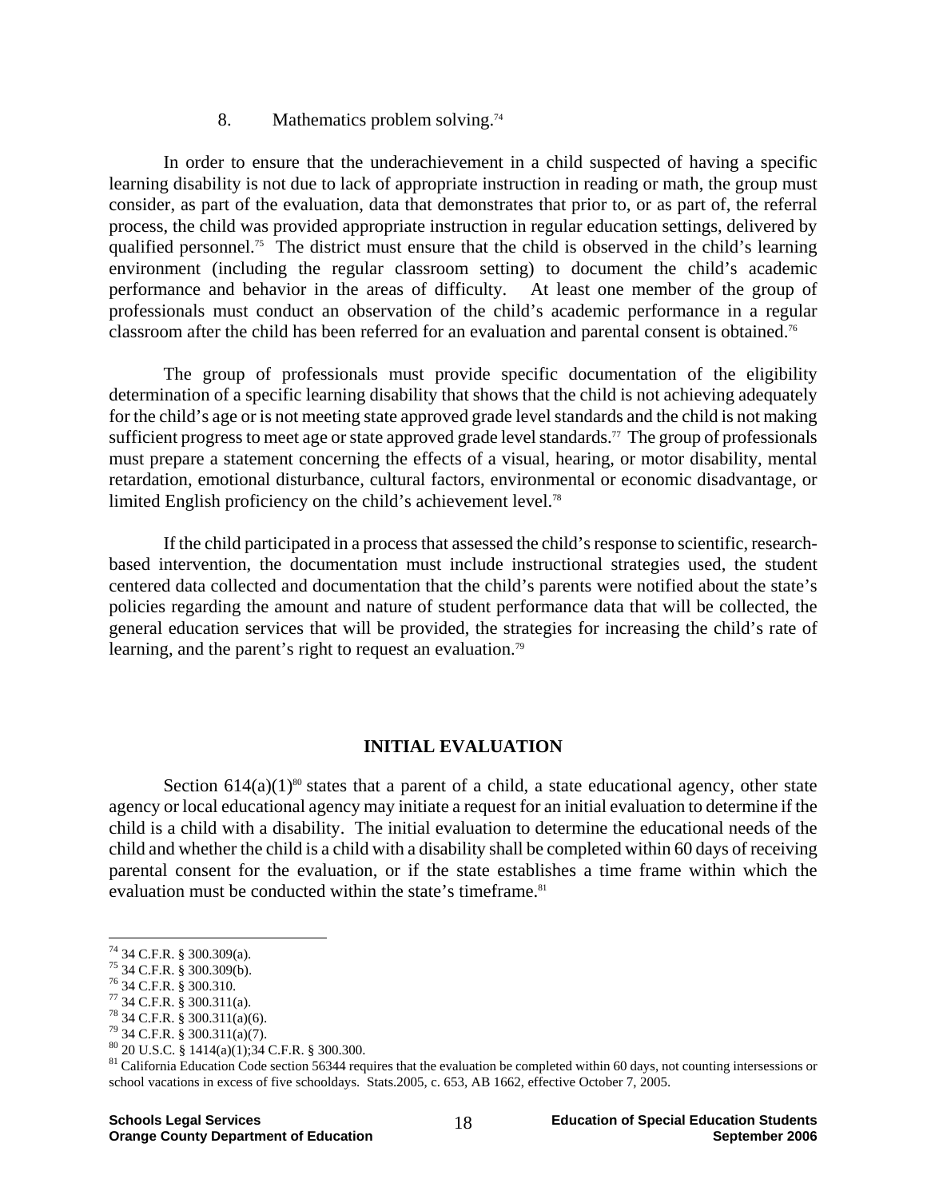8. Mathematics problem solving.[74]

In order to ensure that the underachievement in a child suspected of having a specific learning disability is not due to lack of appropriate instruction in reading or math, the group must consider, as part of the evaluation, data that demonstrates that prior to, or as part of, the referral process, the child was provided appropriate instruction in regular education settings, delivered by qualified personnel.[75] The district must ensure that the child is observed in the child's learning environment (including the regular classroom setting) to document the child's academic performance and behavior in the areas of difficulty. At least one member of the group of professionals must conduct an observation of the child's academic performance in a regular classroom after the child has been referred for an evaluation and parental consent is obtained.[76]

The group of professionals must provide specific documentation of the eligibility determination of a specific learning disability that shows that the child is not achieving adequately for the child's age or is not meeting state approved grade level standards and the child is not making sufficient progress to meet age or state approved grade level standards.[77] The group of professionals must prepare a statement concerning the effects of a visual, hearing, or motor disability, mental retardation, emotional disturbance, cultural factors, environmental or economic disadvantage, or limited English proficiency on the child's achievement level.[78]

If the child participated in a process that assessed the child's response to scientific, research-based intervention, the documentation must include instructional strategies used, the student centered data collected and documentation that the child's parents were notified about the state's policies regarding the amount and nature of student performance data that will be collected, the general education services that will be provided, the strategies for increasing the child's rate of learning, and the parent's right to request an evaluation.[79]

## INITIAL EVALUATION

Section 614(a)(1)[80] states that a parent of a child, a state educational agency, other state agency or local educational agency may initiate a request for an initial evaluation to determine if the child is a child with a disability. The initial evaluation to determine the educational needs of the child and whether the child is a child with a disability shall be completed within 60 days of receiving parental consent for the evaluation, or if the state establishes a time frame within which the evaluation must be conducted within the state's timeframe.[81]

---

[74] 34 C.F.R. § 300.309(a).

[75] 34 C.F.R. § 300.309(b).

[76] 34 C.F.R. § 300.310.

[77] 34 C.F.R. § 300.311(a).

[78] 34 C.F.R. § 300.311(a)(6).

[79] 34 C.F.R. § 300.311(a)(7).

[80] 20 U.S.C. § 1414(a)(1);34 C.F.R. § 300.300.

[81] California Education Code section 56344 requires that the evaluation be completed within 60 days, not counting intersessions or school vacations in excess of five schooldays. Stats.2005, c. 653, AB 1662, effective October 7, 2005.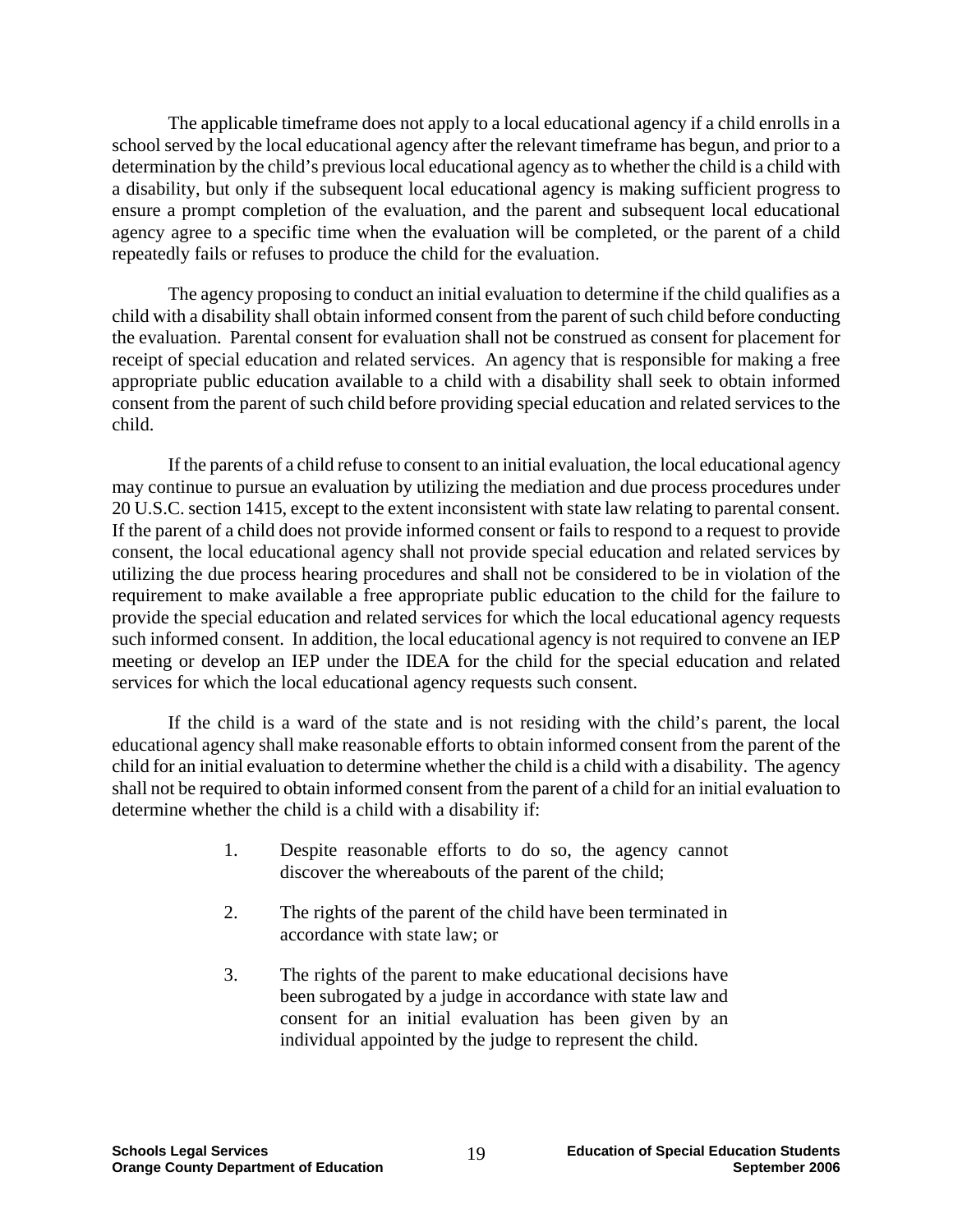The applicable timeframe does not apply to a local educational agency if a child enrolls in a school served by the local educational agency after the relevant timeframe has begun, and prior to a determination by the child's previous local educational agency as to whether the child is a child with a disability, but only if the subsequent local educational agency is making sufficient progress to ensure a prompt completion of the evaluation, and the parent and subsequent local educational agency agree to a specific time when the evaluation will be completed, or the parent of a child repeatedly fails or refuses to produce the child for the evaluation.

The agency proposing to conduct an initial evaluation to determine if the child qualifies as a child with a disability shall obtain informed consent from the parent of such child before conducting the evaluation. Parental consent for evaluation shall not be construed as consent for placement for receipt of special education and related services. An agency that is responsible for making a free appropriate public education available to a child with a disability shall seek to obtain informed consent from the parent of such child before providing special education and related services to the child.

If the parents of a child refuse to consent to an initial evaluation, the local educational agency may continue to pursue an evaluation by utilizing the mediation and due process procedures under 20 U.S.C. section 1415, except to the extent inconsistent with state law relating to parental consent. If the parent of a child does not provide informed consent or fails to respond to a request to provide consent, the local educational agency shall not provide special education and related services by utilizing the due process hearing procedures and shall not be considered to be in violation of the requirement to make available a free appropriate public education to the child for the failure to provide the special education and related services for which the local educational agency requests such informed consent. In addition, the local educational agency is not required to convene an IEP meeting or develop an IEP under the IDEA for the child for the special education and related services for which the local educational agency requests such consent.

If the child is a ward of the state and is not residing with the child's parent, the local educational agency shall make reasonable efforts to obtain informed consent from the parent of the child for an initial evaluation to determine whether the child is a child with a disability. The agency shall not be required to obtain informed consent from the parent of a child for an initial evaluation to determine whether the child is a child with a disability if:

1. Despite reasonable efforts to do so, the agency cannot discover the whereabouts of the parent of the child;

2. The rights of the parent of the child have been terminated in accordance with state law; or

3. The rights of the parent to make educational decisions have been subrogated by a judge in accordance with state law and consent for an initial evaluation has been given by an individual appointed by the judge to represent the child.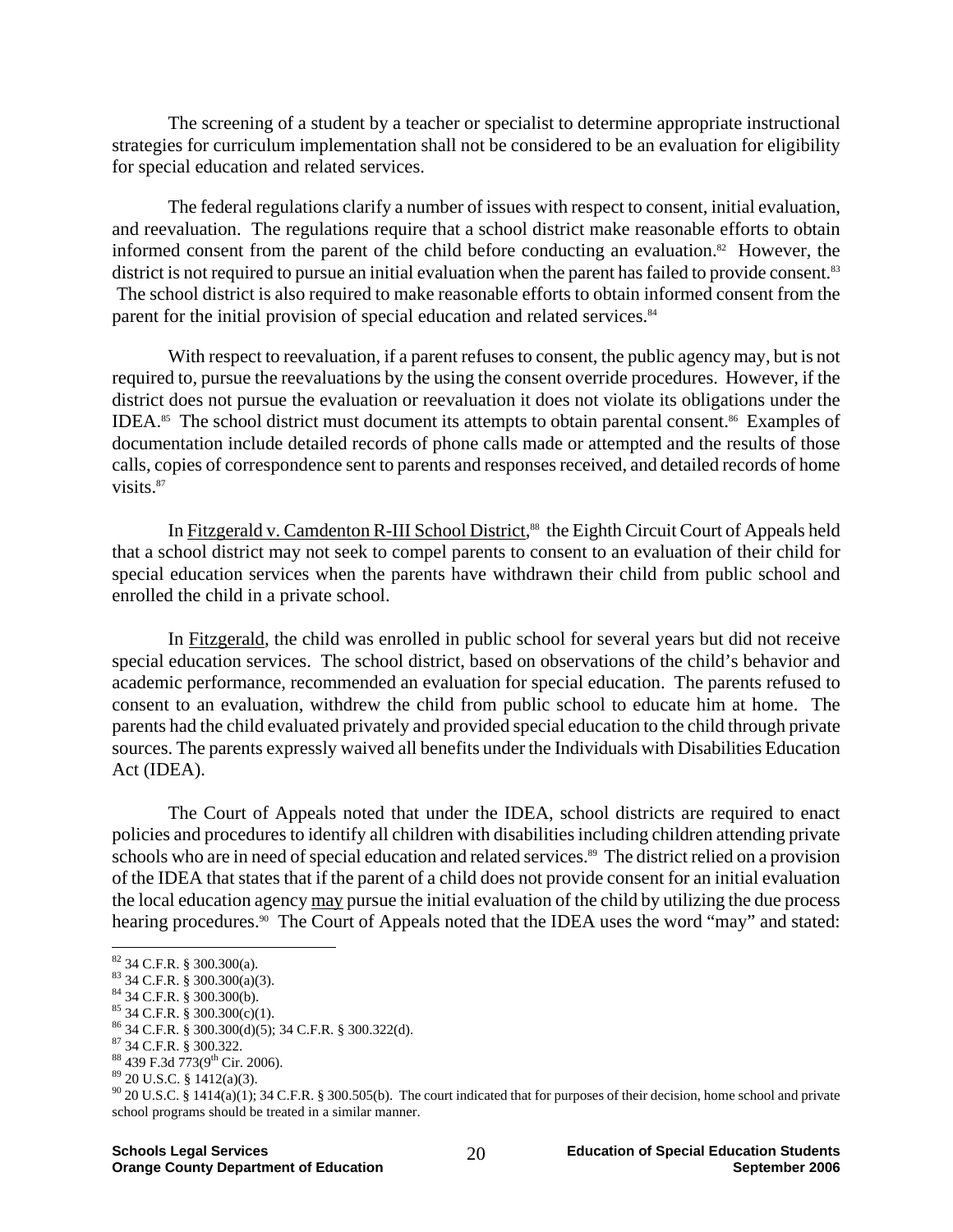The screening of a student by a teacher or specialist to determine appropriate instructional strategies for curriculum implementation shall not be considered to be an evaluation for eligibility for special education and related services.

The federal regulations clarify a number of issues with respect to consent, initial evaluation, and reevaluation. The regulations require that a school district make reasonable efforts to obtain informed consent from the parent of the child before conducting an evaluation.[82] However, the district is not required to pursue an initial evaluation when the parent has failed to provide consent.[83] The school district is also required to make reasonable efforts to obtain informed consent from the parent for the initial provision of special education and related services.[84]

With respect to reevaluation, if a parent refuses to consent, the public agency may, but is not required to, pursue the reevaluations by the using the consent override procedures. However, if the district does not pursue the evaluation or reevaluation it does not violate its obligations under the IDEA.[85] The school district must document its attempts to obtain parental consent.[86] Examples of documentation include detailed records of phone calls made or attempted and the results of those calls, copies of correspondence sent to parents and responses received, and detailed records of home visits.[87]

In Fitzgerald v. Camdenton R-III School District,[88] the Eighth Circuit Court of Appeals held that a school district may not seek to compel parents to consent to an evaluation of their child for special education services when the parents have withdrawn their child from public school and enrolled the child in a private school.

In Fitzgerald, the child was enrolled in public school for several years but did not receive special education services. The school district, based on observations of the child's behavior and academic performance, recommended an evaluation for special education. The parents refused to consent to an evaluation, withdrew the child from public school to educate him at home. The parents had the child evaluated privately and provided special education to the child through private sources. The parents expressly waived all benefits under the Individuals with Disabilities Education Act (IDEA).

The Court of Appeals noted that under the IDEA, school districts are required to enact policies and procedures to identify all children with disabilities including children attending private schools who are in need of special education and related services.[89] The district relied on a provision of the IDEA that states that if the parent of a child does not provide consent for an initial evaluation the local education agency may pursue the initial evaluation of the child by utilizing the due process hearing procedures.[90] The Court of Appeals noted that the IDEA uses the word "may" and stated:

---

[82] 34 C.F.R. § 300.300(a).
[83] 34 C.F.R. § 300.300(a)(3).
[84] 34 C.F.R. § 300.300(b).
[85] 34 C.F.R. § 300.300(c)(1).
[86] 34 C.F.R. § 300.300(d)(5); 34 C.F.R. § 300.322(d).
[87] 34 C.F.R. § 300.322.
[88] 439 F.3d 773(9th Cir. 2006).
[89] 20 U.S.C. § 1412(a)(3).
[90] 20 U.S.C. § 1414(a)(1); 34 C.F.R. § 300.505(b). The court indicated that for purposes of their decision, home school and private school programs should be treated in a similar manner.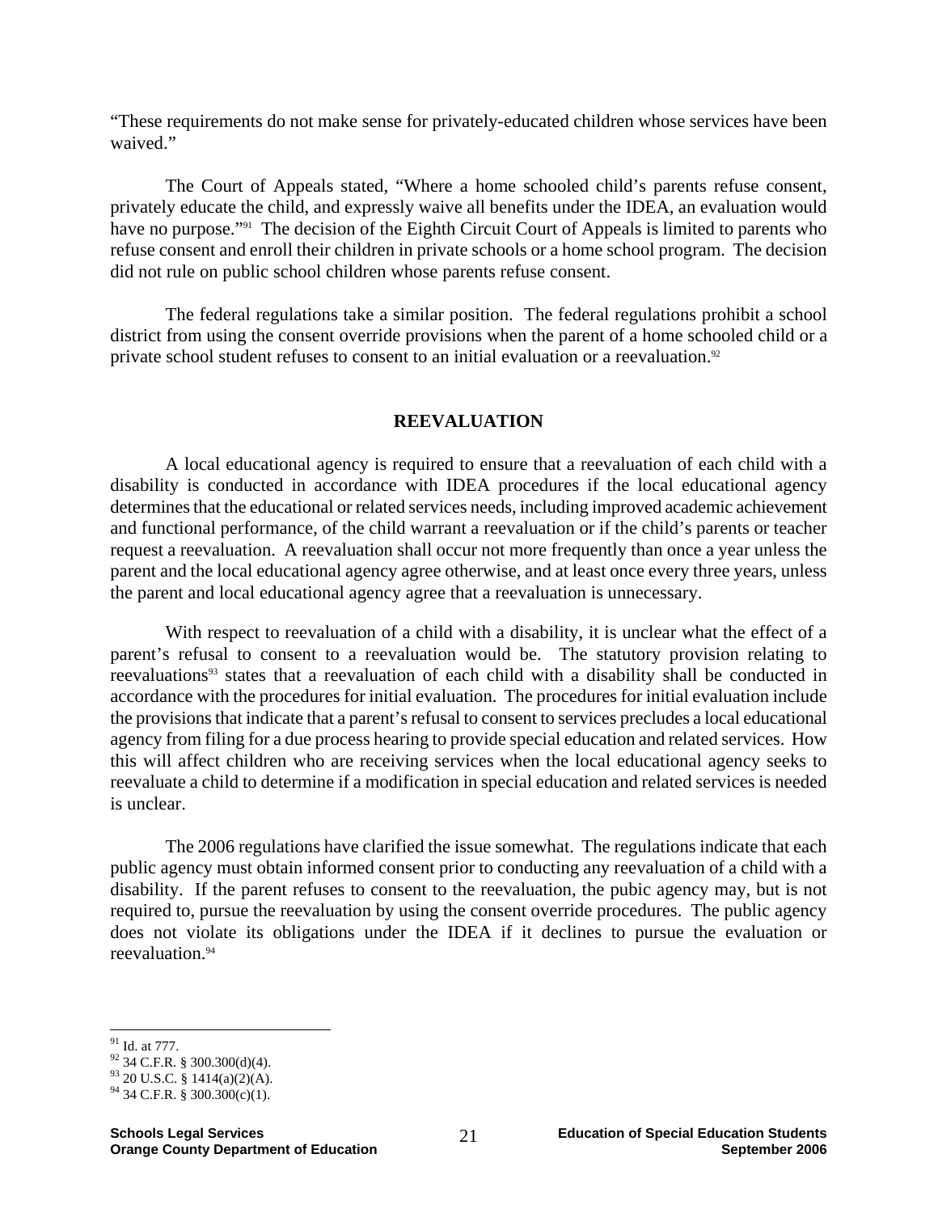"These requirements do not make sense for privately-educated children whose services have been waived."

The Court of Appeals stated, "Where a home schooled child's parents refuse consent, privately educate the child, and expressly waive all benefits under the IDEA, an evaluation would have no purpose."[91] The decision of the Eighth Circuit Court of Appeals is limited to parents who refuse consent and enroll their children in private schools or a home school program. The decision did not rule on public school children whose parents refuse consent.

The federal regulations take a similar position. The federal regulations prohibit a school district from using the consent override provisions when the parent of a home schooled child or a private school student refuses to consent to an initial evaluation or a reevaluation.[92]

## REEVALUATION

A local educational agency is required to ensure that a reevaluation of each child with a disability is conducted in accordance with IDEA procedures if the local educational agency determines that the educational or related services needs, including improved academic achievement and functional performance, of the child warrant a reevaluation or if the child's parents or teacher request a reevaluation. A reevaluation shall occur not more frequently than once a year unless the parent and the local educational agency agree otherwise, and at least once every three years, unless the parent and local educational agency agree that a reevaluation is unnecessary.

With respect to reevaluation of a child with a disability, it is unclear what the effect of a parent's refusal to consent to a reevaluation would be. The statutory provision relating to reevaluations[93] states that a reevaluation of each child with a disability shall be conducted in accordance with the procedures for initial evaluation. The procedures for initial evaluation include the provisions that indicate that a parent's refusal to consent to services precludes a local educational agency from filing for a due process hearing to provide special education and related services. How this will affect children who are receiving services when the local educational agency seeks to reevaluate a child to determine if a modification in special education and related services is needed is unclear.

The 2006 regulations have clarified the issue somewhat. The regulations indicate that each public agency must obtain informed consent prior to conducting any reevaluation of a child with a disability. If the parent refuses to consent to the reevaluation, the pubic agency may, but is not required to, pursue the reevaluation by using the consent override procedures. The public agency does not violate its obligations under the IDEA if it declines to pursue the evaluation or reevaluation.[94]

---

[91] Id. at 777.
[92] 34 C.F.R. § 300.300(d)(4).
[93] 20 U.S.C. § 1414(a)(2)(A).
[94] 34 C.F.R. § 300.300(c)(1).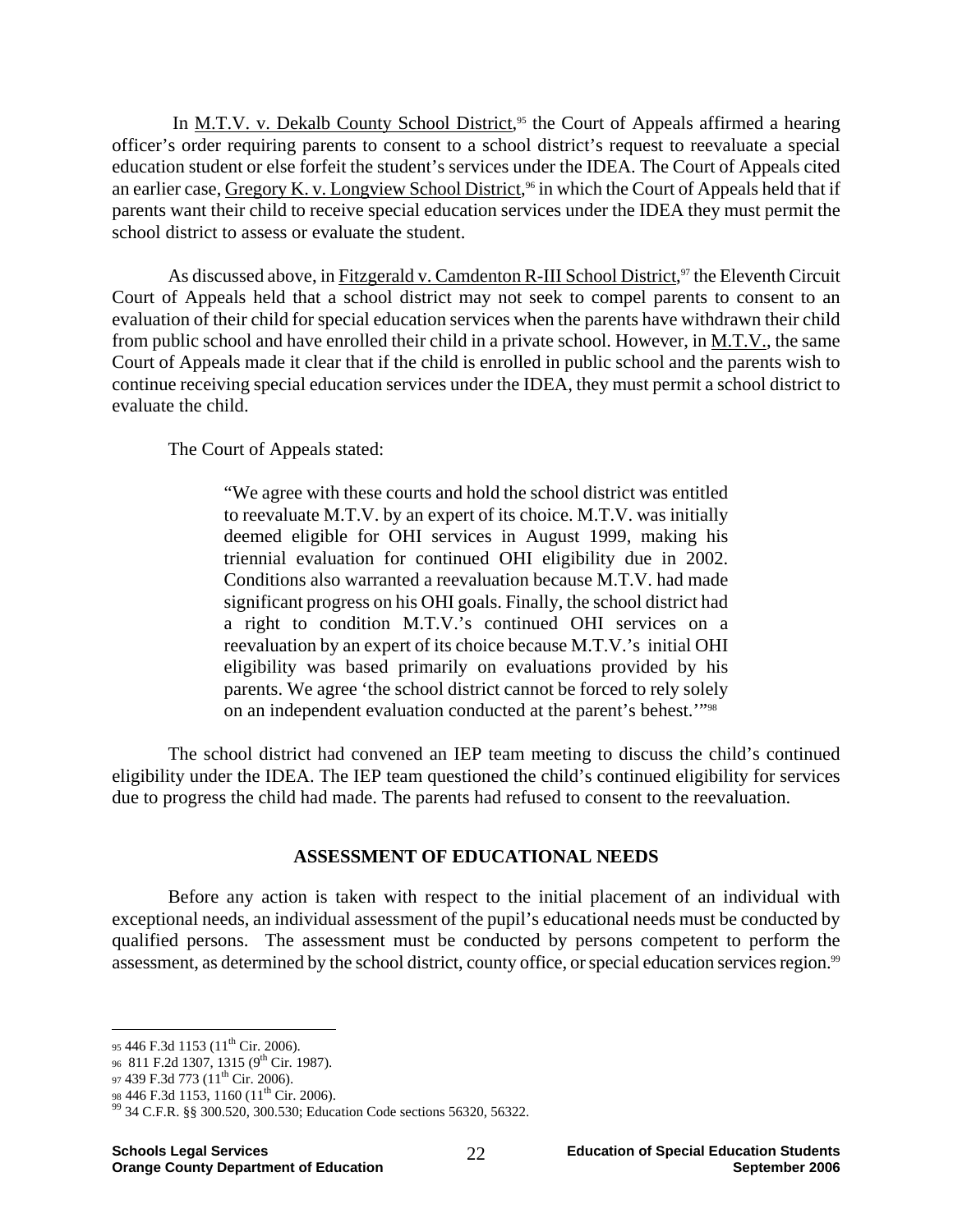In M.T.V. v. Dekalb County School District,[95] the Court of Appeals affirmed a hearing officer's order requiring parents to consent to a school district's request to reevaluate a special education student or else forfeit the student's services under the IDEA. The Court of Appeals cited an earlier case, Gregory K. v. Longview School District,[96] in which the Court of Appeals held that if parents want their child to receive special education services under the IDEA they must permit the school district to assess or evaluate the student.

As discussed above, in Fitzgerald v. Camdenton R-III School District,[97] the Eleventh Circuit Court of Appeals held that a school district may not seek to compel parents to consent to an evaluation of their child for special education services when the parents have withdrawn their child from public school and have enrolled their child in a private school. However, in M.T.V., the same Court of Appeals made it clear that if the child is enrolled in public school and the parents wish to continue receiving special education services under the IDEA, they must permit a school district to evaluate the child.

The Court of Appeals stated:

> "We agree with these courts and hold the school district was entitled to reevaluate M.T.V. by an expert of its choice. M.T.V. was initially deemed eligible for OHI services in August 1999, making his triennial evaluation for continued OHI eligibility due in 2002. Conditions also warranted a reevaluation because M.T.V. had made significant progress on his OHI goals. Finally, the school district had a right to condition M.T.V.'s continued OHI services on a reevaluation by an expert of its choice because M.T.V.'s initial OHI eligibility was based primarily on evaluations provided by his parents. We agree 'the school district cannot be forced to rely solely on an independent evaluation conducted at the parent's behest.'"[98]

The school district had convened an IEP team meeting to discuss the child's continued eligibility under the IDEA. The IEP team questioned the child's continued eligibility for services due to progress the child had made. The parents had refused to consent to the reevaluation.

## ASSESSMENT OF EDUCATIONAL NEEDS

Before any action is taken with respect to the initial placement of an individual with exceptional needs, an individual assessment of the pupil's educational needs must be conducted by qualified persons. The assessment must be conducted by persons competent to perform the assessment, as determined by the school district, county office, or special education services region.[99]

---

[95] 446 F.3d 1153 (11th Cir. 2006).

[96] 811 F.2d 1307, 1315 (9th Cir. 1987).

[97] 439 F.3d 773 (11th Cir. 2006).

[98] 446 F.3d 1153, 1160 (11th Cir. 2006).

[99] 34 C.F.R. §§ 300.520, 300.530; Education Code sections 56320, 56322.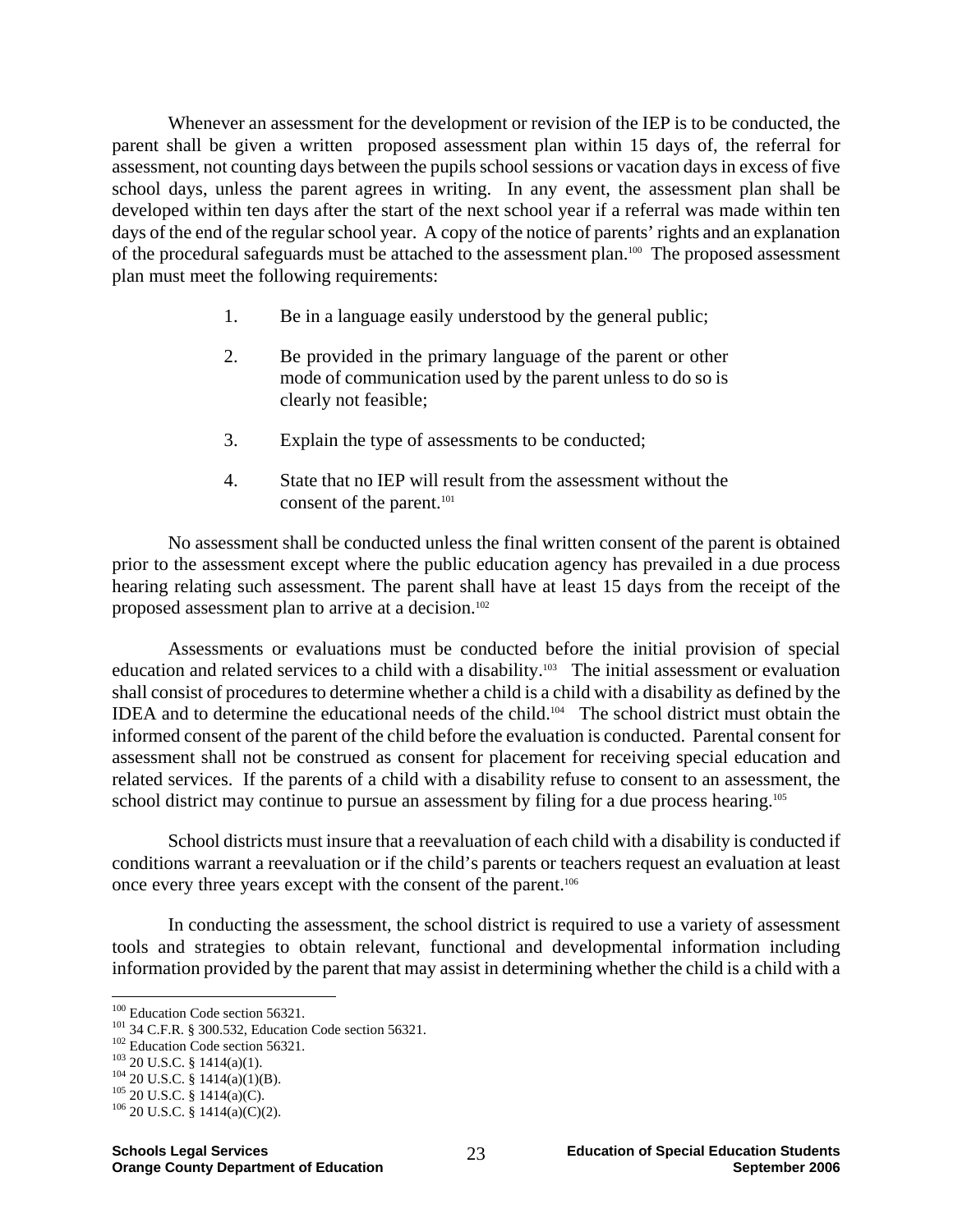Whenever an assessment for the development or revision of the IEP is to be conducted, the parent shall be given a written proposed assessment plan within 15 days of, the referral for assessment, not counting days between the pupils school sessions or vacation days in excess of five school days, unless the parent agrees in writing. In any event, the assessment plan shall be developed within ten days after the start of the next school year if a referral was made within ten days of the end of the regular school year. A copy of the notice of parents' rights and an explanation of the procedural safeguards must be attached to the assessment plan.[100] The proposed assessment plan must meet the following requirements:

1. Be in a language easily understood by the general public;

2. Be provided in the primary language of the parent or other mode of communication used by the parent unless to do so is clearly not feasible;

3. Explain the type of assessments to be conducted;

4. State that no IEP will result from the assessment without the consent of the parent.[101]

No assessment shall be conducted unless the final written consent of the parent is obtained prior to the assessment except where the public education agency has prevailed in a due process hearing relating such assessment. The parent shall have at least 15 days from the receipt of the proposed assessment plan to arrive at a decision.[102]

Assessments or evaluations must be conducted before the initial provision of special education and related services to a child with a disability.[103] The initial assessment or evaluation shall consist of procedures to determine whether a child is a child with a disability as defined by the IDEA and to determine the educational needs of the child.[104] The school district must obtain the informed consent of the parent of the child before the evaluation is conducted. Parental consent for assessment shall not be construed as consent for placement for receiving special education and related services. If the parents of a child with a disability refuse to consent to an assessment, the school district may continue to pursue an assessment by filing for a due process hearing.[105]

School districts must insure that a reevaluation of each child with a disability is conducted if conditions warrant a reevaluation or if the child's parents or teachers request an evaluation at least once every three years except with the consent of the parent.[106]

In conducting the assessment, the school district is required to use a variety of assessment tools and strategies to obtain relevant, functional and developmental information including information provided by the parent that may assist in determining whether the child is a child with a

---

[100] Education Code section 56321.
[101] 34 C.F.R. § 300.532, Education Code section 56321.
[102] Education Code section 56321.
[103] 20 U.S.C. § 1414(a)(1).
[104] 20 U.S.C. § 1414(a)(1)(B).
[105] 20 U.S.C. § 1414(a)(C).
[106] 20 U.S.C. § 1414(a)(C)(2).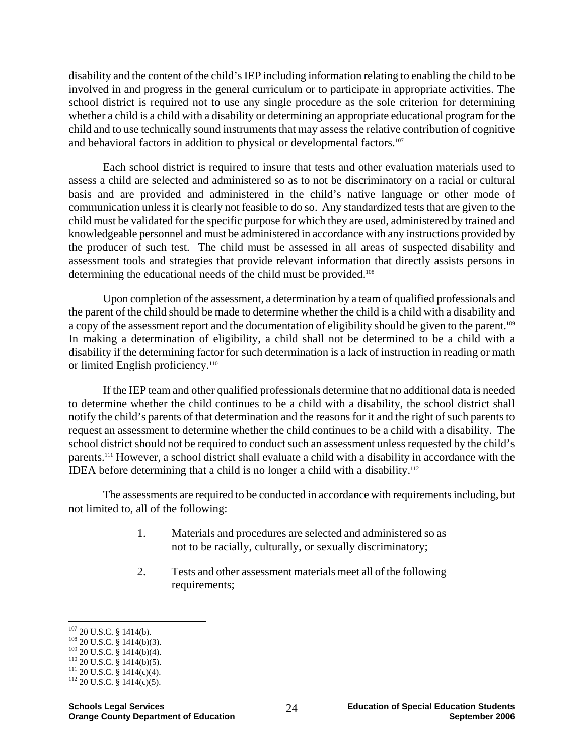disability and the content of the child's IEP including information relating to enabling the child to be involved in and progress in the general curriculum or to participate in appropriate activities. The school district is required not to use any single procedure as the sole criterion for determining whether a child is a child with a disability or determining an appropriate educational program for the child and to use technically sound instruments that may assess the relative contribution of cognitive and behavioral factors in addition to physical or developmental factors.[107]

Each school district is required to insure that tests and other evaluation materials used to assess a child are selected and administered so as to not be discriminatory on a racial or cultural basis and are provided and administered in the child's native language or other mode of communication unless it is clearly not feasible to do so. Any standardized tests that are given to the child must be validated for the specific purpose for which they are used, administered by trained and knowledgeable personnel and must be administered in accordance with any instructions provided by the producer of such test. The child must be assessed in all areas of suspected disability and assessment tools and strategies that provide relevant information that directly assists persons in determining the educational needs of the child must be provided.[108]

Upon completion of the assessment, a determination by a team of qualified professionals and the parent of the child should be made to determine whether the child is a child with a disability and a copy of the assessment report and the documentation of eligibility should be given to the parent.[109] In making a determination of eligibility, a child shall not be determined to be a child with a disability if the determining factor for such determination is a lack of instruction in reading or math or limited English proficiency.[110]

If the IEP team and other qualified professionals determine that no additional data is needed to determine whether the child continues to be a child with a disability, the school district shall notify the child's parents of that determination and the reasons for it and the right of such parents to request an assessment to determine whether the child continues to be a child with a disability. The school district should not be required to conduct such an assessment unless requested by the child's parents.[111] However, a school district shall evaluate a child with a disability in accordance with the IDEA before determining that a child is no longer a child with a disability.[112]

The assessments are required to be conducted in accordance with requirements including, but not limited to, all of the following:

1. Materials and procedures are selected and administered so as not to be racially, culturally, or sexually discriminatory;

2. Tests and other assessment materials meet all of the following requirements;

---

[107] 20 U.S.C. § 1414(b).
[108] 20 U.S.C. § 1414(b)(3).
[109] 20 U.S.C. § 1414(b)(4).
[110] 20 U.S.C. § 1414(b)(5).
[111] 20 U.S.C. § 1414(c)(4).
[112] 20 U.S.C. § 1414(c)(5).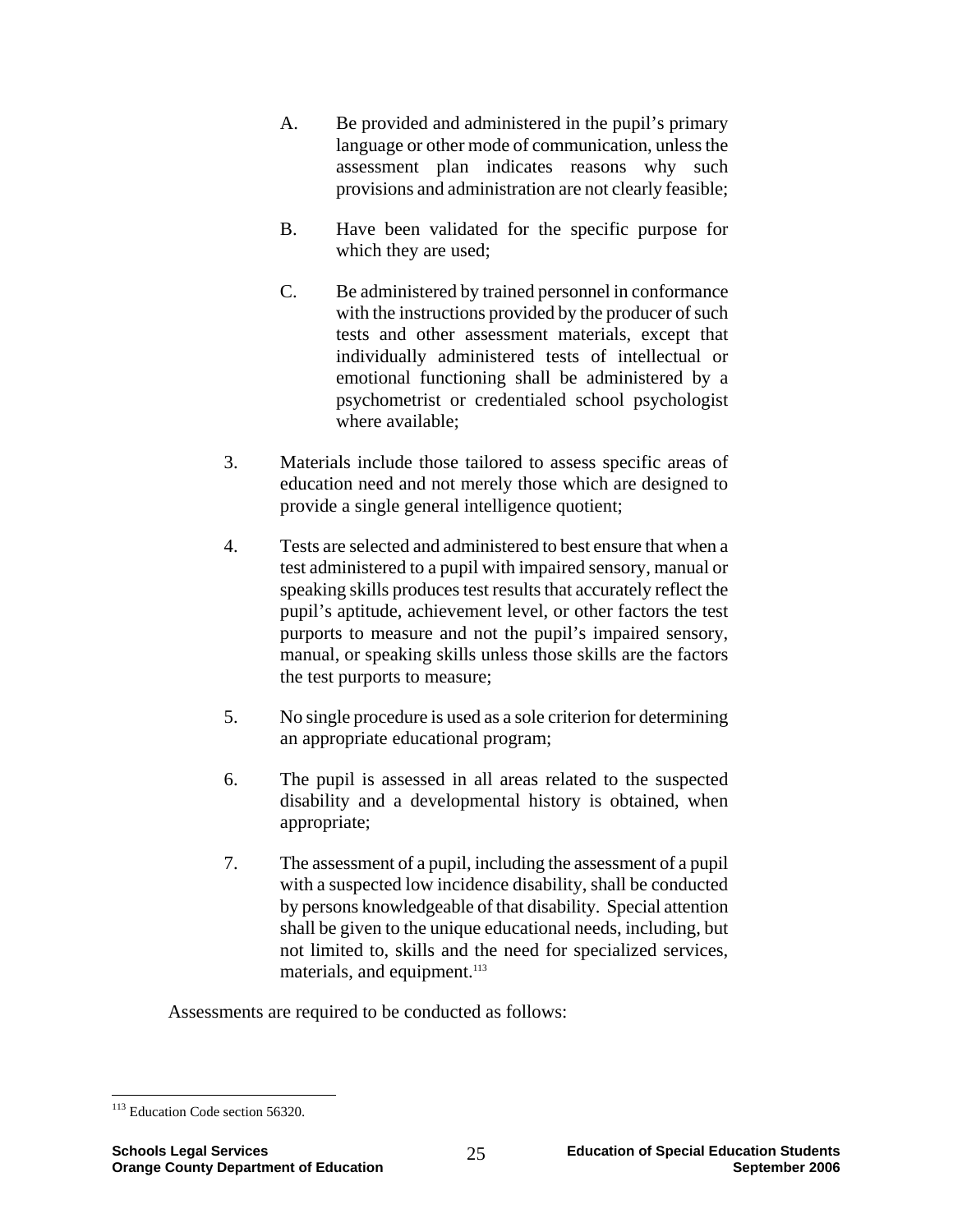A. Be provided and administered in the pupil's primary language or other mode of communication, unless the assessment plan indicates reasons why such provisions and administration are not clearly feasible;

B. Have been validated for the specific purpose for which they are used;

C. Be administered by trained personnel in conformance with the instructions provided by the producer of such tests and other assessment materials, except that individually administered tests of intellectual or emotional functioning shall be administered by a psychometrist or credentialed school psychologist where available;

3. Materials include those tailored to assess specific areas of education need and not merely those which are designed to provide a single general intelligence quotient;

4. Tests are selected and administered to best ensure that when a test administered to a pupil with impaired sensory, manual or speaking skills produces test results that accurately reflect the pupil's aptitude, achievement level, or other factors the test purports to measure and not the pupil's impaired sensory, manual, or speaking skills unless those skills are the factors the test purports to measure;

5. No single procedure is used as a sole criterion for determining an appropriate educational program;

6. The pupil is assessed in all areas related to the suspected disability and a developmental history is obtained, when appropriate;

7. The assessment of a pupil, including the assessment of a pupil with a suspected low incidence disability, shall be conducted by persons knowledgeable of that disability. Special attention shall be given to the unique educational needs, including, but not limited to, skills and the need for specialized services, materials, and equipment.[113]

Assessments are required to be conducted as follows:

---

[113] Education Code section 56320.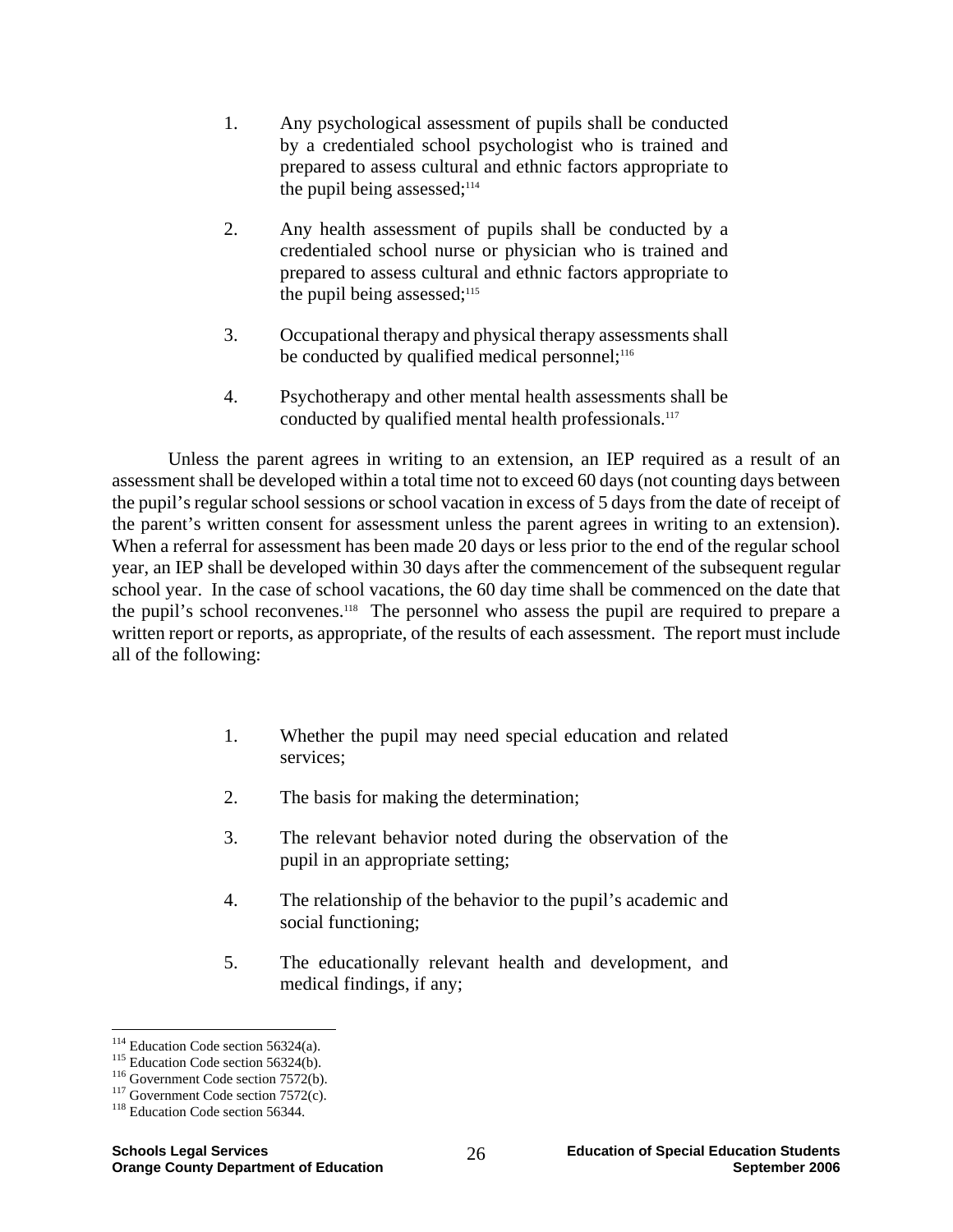1. Any psychological assessment of pupils shall be conducted by a credentialed school psychologist who is trained and prepared to assess cultural and ethnic factors appropriate to the pupil being assessed;[114]

2. Any health assessment of pupils shall be conducted by a credentialed school nurse or physician who is trained and prepared to assess cultural and ethnic factors appropriate to the pupil being assessed;[115]

3. Occupational therapy and physical therapy assessments shall be conducted by qualified medical personnel;[116]

4. Psychotherapy and other mental health assessments shall be conducted by qualified mental health professionals.[117]

Unless the parent agrees in writing to an extension, an IEP required as a result of an assessment shall be developed within a total time not to exceed 60 days (not counting days between the pupil's regular school sessions or school vacation in excess of 5 days from the date of receipt of the parent's written consent for assessment unless the parent agrees in writing to an extension). When a referral for assessment has been made 20 days or less prior to the end of the regular school year, an IEP shall be developed within 30 days after the commencement of the subsequent regular school year. In the case of school vacations, the 60 day time shall be commenced on the date that the pupil's school reconvenes.[118] The personnel who assess the pupil are required to prepare a written report or reports, as appropriate, of the results of each assessment. The report must include all of the following:

1. Whether the pupil may need special education and related services;

2. The basis for making the determination;

3. The relevant behavior noted during the observation of the pupil in an appropriate setting;

4. The relationship of the behavior to the pupil's academic and social functioning;

5. The educationally relevant health and development, and medical findings, if any;

---

[114] Education Code section 56324(a).
[115] Education Code section 56324(b).
[116] Government Code section 7572(b).
[117] Government Code section 7572(c).
[118] Education Code section 56344.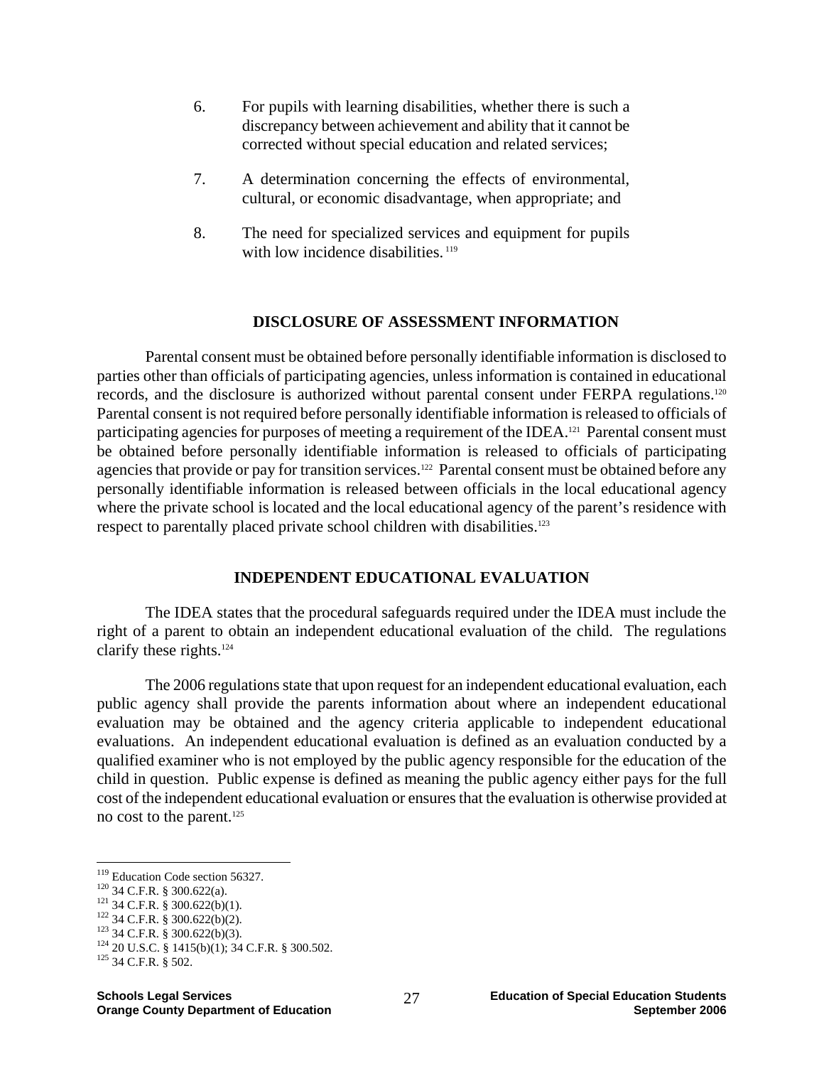6. For pupils with learning disabilities, whether there is such a discrepancy between achievement and ability that it cannot be corrected without special education and related services;

7. A determination concerning the effects of environmental, cultural, or economic disadvantage, when appropriate; and

8. The need for specialized services and equipment for pupils with low incidence disabilities. [119]

## DISCLOSURE OF ASSESSMENT INFORMATION

Parental consent must be obtained before personally identifiable information is disclosed to parties other than officials of participating agencies, unless information is contained in educational records, and the disclosure is authorized without parental consent under FERPA regulations.[120] Parental consent is not required before personally identifiable information is released to officials of participating agencies for purposes of meeting a requirement of the IDEA.[121] Parental consent must be obtained before personally identifiable information is released to officials of participating agencies that provide or pay for transition services.[122] Parental consent must be obtained before any personally identifiable information is released between officials in the local educational agency where the private school is located and the local educational agency of the parent's residence with respect to parentally placed private school children with disabilities.[123]

## INDEPENDENT EDUCATIONAL EVALUATION

The IDEA states that the procedural safeguards required under the IDEA must include the right of a parent to obtain an independent educational evaluation of the child. The regulations clarify these rights.[124]

The 2006 regulations state that upon request for an independent educational evaluation, each public agency shall provide the parents information about where an independent educational evaluation may be obtained and the agency criteria applicable to independent educational evaluations. An independent educational evaluation is defined as an evaluation conducted by a qualified examiner who is not employed by the public agency responsible for the education of the child in question. Public expense is defined as meaning the public agency either pays for the full cost of the independent educational evaluation or ensures that the evaluation is otherwise provided at no cost to the parent.[125]

---

[119] Education Code section 56327.
[120] 34 C.F.R. § 300.622(a).
[121] 34 C.F.R. § 300.622(b)(1).
[122] 34 C.F.R. § 300.622(b)(2).
[123] 34 C.F.R. § 300.622(b)(3).
[124] 20 U.S.C. § 1415(b)(1); 34 C.F.R. § 300.502.
[125] 34 C.F.R. § 502.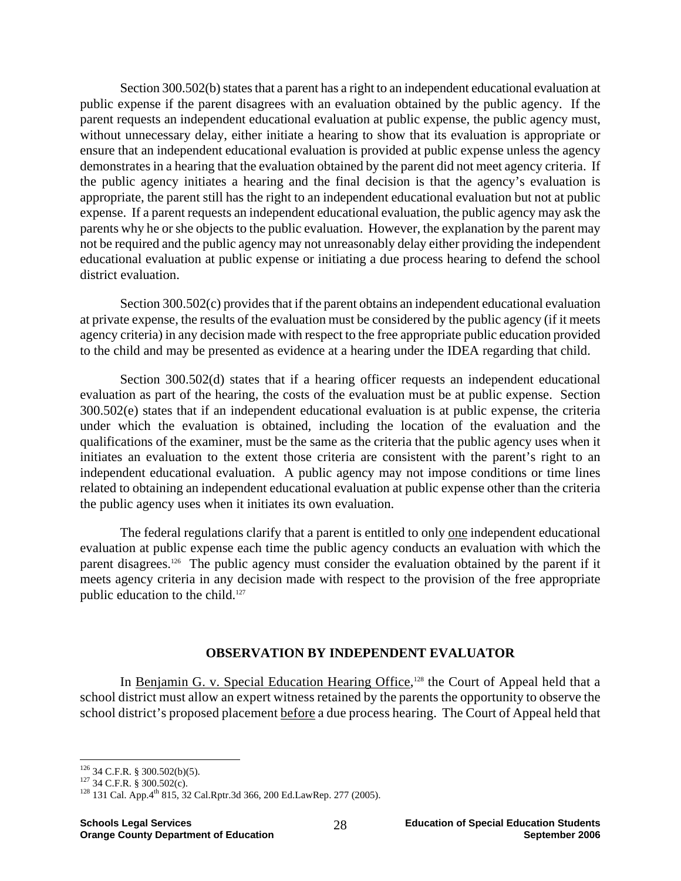Section 300.502(b) states that a parent has a right to an independent educational evaluation at public expense if the parent disagrees with an evaluation obtained by the public agency. If the parent requests an independent educational evaluation at public expense, the public agency must, without unnecessary delay, either initiate a hearing to show that its evaluation is appropriate or ensure that an independent educational evaluation is provided at public expense unless the agency demonstrates in a hearing that the evaluation obtained by the parent did not meet agency criteria. If the public agency initiates a hearing and the final decision is that the agency's evaluation is appropriate, the parent still has the right to an independent educational evaluation but not at public expense. If a parent requests an independent educational evaluation, the public agency may ask the parents why he or she objects to the public evaluation. However, the explanation by the parent may not be required and the public agency may not unreasonably delay either providing the independent educational evaluation at public expense or initiating a due process hearing to defend the school district evaluation.

Section 300.502(c) provides that if the parent obtains an independent educational evaluation at private expense, the results of the evaluation must be considered by the public agency (if it meets agency criteria) in any decision made with respect to the free appropriate public education provided to the child and may be presented as evidence at a hearing under the IDEA regarding that child.

Section 300.502(d) states that if a hearing officer requests an independent educational evaluation as part of the hearing, the costs of the evaluation must be at public expense. Section 300.502(e) states that if an independent educational evaluation is at public expense, the criteria under which the evaluation is obtained, including the location of the evaluation and the qualifications of the examiner, must be the same as the criteria that the public agency uses when it initiates an evaluation to the extent those criteria are consistent with the parent's right to an independent educational evaluation. A public agency may not impose conditions or time lines related to obtaining an independent educational evaluation at public expense other than the criteria the public agency uses when it initiates its own evaluation.

The federal regulations clarify that a parent is entitled to only <u>one</u> independent educational evaluation at public expense each time the public agency conducts an evaluation with which the parent disagrees.[126] The public agency must consider the evaluation obtained by the parent if it meets agency criteria in any decision made with respect to the provision of the free appropriate public education to the child.[127]

## OBSERVATION BY INDEPENDENT EVALUATOR

In <u>Benjamin G. v. Special Education Hearing Office</u>,[128] the Court of Appeal held that a school district must allow an expert witness retained by the parents the opportunity to observe the school district's proposed placement <u>before</u> a due process hearing. The Court of Appeal held that

---

[126] 34 C.F.R. § 300.502(b)(5).

[127] 34 C.F.R. § 300.502(c).

[128] 131 Cal. App.4th 815, 32 Cal.Rptr.3d 366, 200 Ed.LawRep. 277 (2005).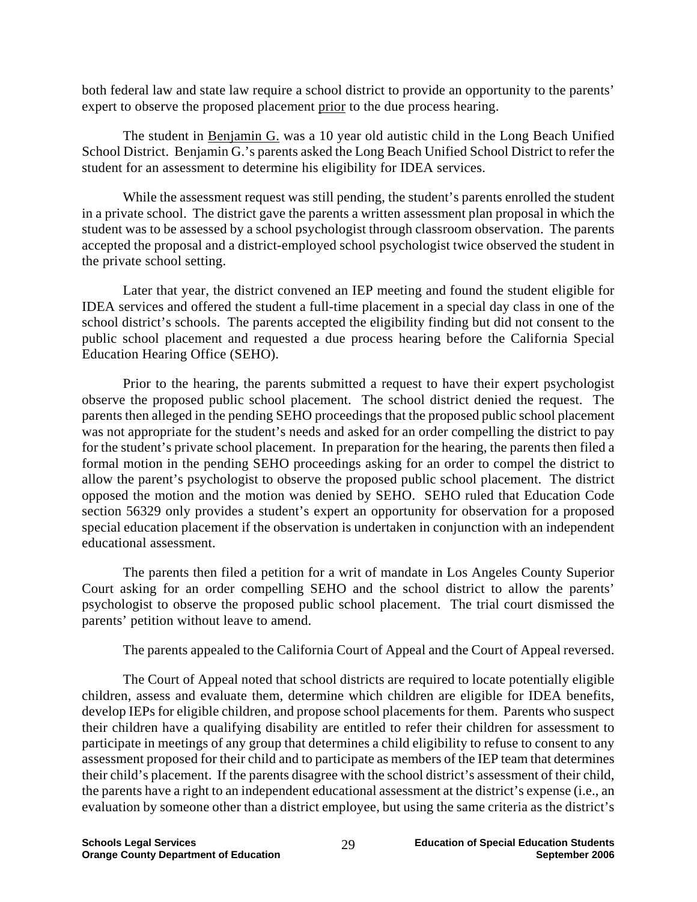both federal law and state law require a school district to provide an opportunity to the parents' expert to observe the proposed placement prior to the due process hearing.

The student in Benjamin G. was a 10 year old autistic child in the Long Beach Unified School District. Benjamin G.'s parents asked the Long Beach Unified School District to refer the student for an assessment to determine his eligibility for IDEA services.

While the assessment request was still pending, the student's parents enrolled the student in a private school. The district gave the parents a written assessment plan proposal in which the student was to be assessed by a school psychologist through classroom observation. The parents accepted the proposal and a district-employed school psychologist twice observed the student in the private school setting.

Later that year, the district convened an IEP meeting and found the student eligible for IDEA services and offered the student a full-time placement in a special day class in one of the school district's schools. The parents accepted the eligibility finding but did not consent to the public school placement and requested a due process hearing before the California Special Education Hearing Office (SEHO).

Prior to the hearing, the parents submitted a request to have their expert psychologist observe the proposed public school placement. The school district denied the request. The parents then alleged in the pending SEHO proceedings that the proposed public school placement was not appropriate for the student's needs and asked for an order compelling the district to pay for the student's private school placement. In preparation for the hearing, the parents then filed a formal motion in the pending SEHO proceedings asking for an order to compel the district to allow the parent's psychologist to observe the proposed public school placement. The district opposed the motion and the motion was denied by SEHO. SEHO ruled that Education Code section 56329 only provides a student's expert an opportunity for observation for a proposed special education placement if the observation is undertaken in conjunction with an independent educational assessment.

The parents then filed a petition for a writ of mandate in Los Angeles County Superior Court asking for an order compelling SEHO and the school district to allow the parents' psychologist to observe the proposed public school placement. The trial court dismissed the parents' petition without leave to amend.

The parents appealed to the California Court of Appeal and the Court of Appeal reversed.

The Court of Appeal noted that school districts are required to locate potentially eligible children, assess and evaluate them, determine which children are eligible for IDEA benefits, develop IEPs for eligible children, and propose school placements for them. Parents who suspect their children have a qualifying disability are entitled to refer their children for assessment to participate in meetings of any group that determines a child eligibility to refuse to consent to any assessment proposed for their child and to participate as members of the IEP team that determines their child's placement. If the parents disagree with the school district's assessment of their child, the parents have a right to an independent educational assessment at the district's expense (i.e., an evaluation by someone other than a district employee, but using the same criteria as the district's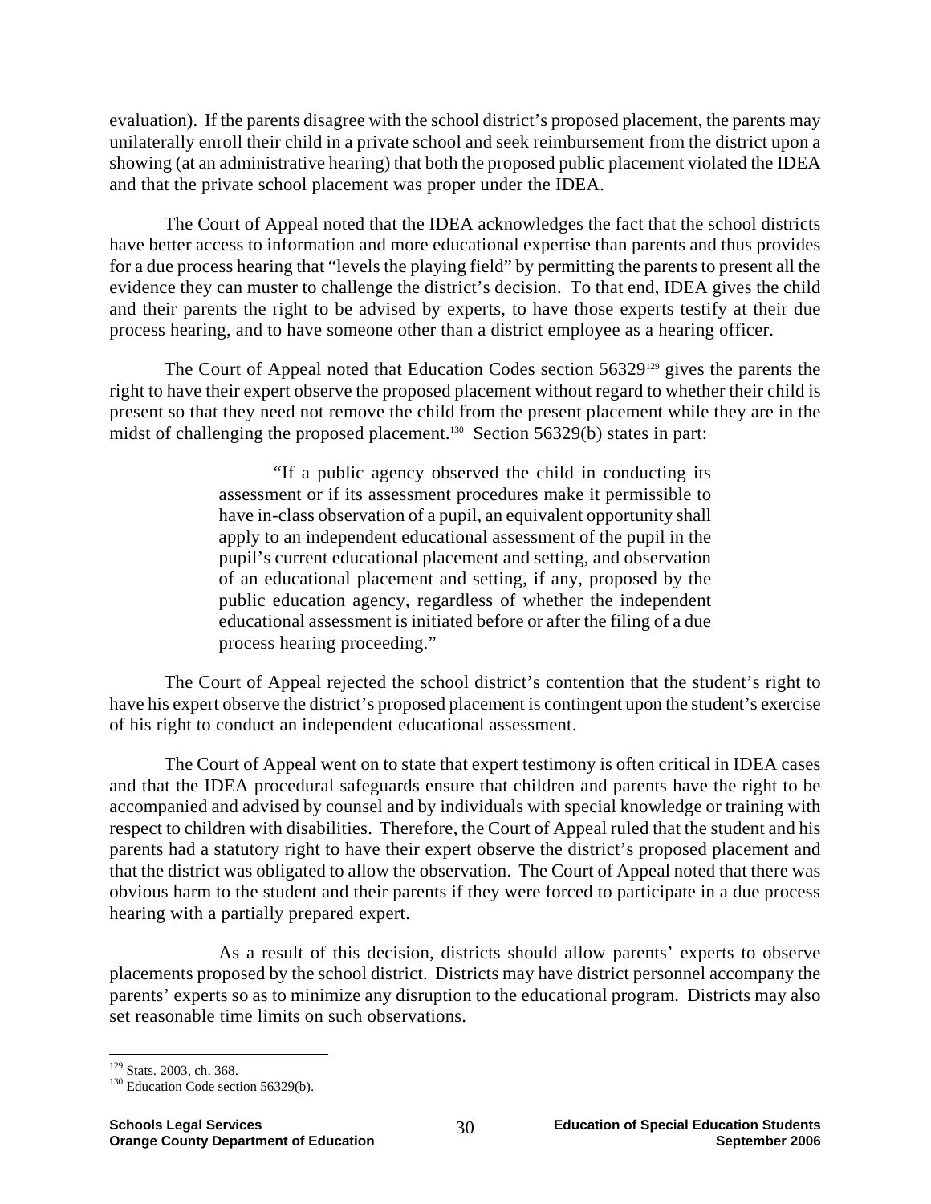evaluation). If the parents disagree with the school district's proposed placement, the parents may unilaterally enroll their child in a private school and seek reimbursement from the district upon a showing (at an administrative hearing) that both the proposed public placement violated the IDEA and that the private school placement was proper under the IDEA.

The Court of Appeal noted that the IDEA acknowledges the fact that the school districts have better access to information and more educational expertise than parents and thus provides for a due process hearing that "levels the playing field" by permitting the parents to present all the evidence they can muster to challenge the district's decision. To that end, IDEA gives the child and their parents the right to be advised by experts, to have those experts testify at their due process hearing, and to have someone other than a district employee as a hearing officer.

The Court of Appeal noted that Education Codes section 56329[129] gives the parents the right to have their expert observe the proposed placement without regard to whether their child is present so that they need not remove the child from the present placement while they are in the midst of challenging the proposed placement.[130] Section 56329(b) states in part:

> "If a public agency observed the child in conducting its assessment or if its assessment procedures make it permissible to have in-class observation of a pupil, an equivalent opportunity shall apply to an independent educational assessment of the pupil in the pupil's current educational placement and setting, and observation of an educational placement and setting, if any, proposed by the public education agency, regardless of whether the independent educational assessment is initiated before or after the filing of a due process hearing proceeding."

The Court of Appeal rejected the school district's contention that the student's right to have his expert observe the district's proposed placement is contingent upon the student's exercise of his right to conduct an independent educational assessment.

The Court of Appeal went on to state that expert testimony is often critical in IDEA cases and that the IDEA procedural safeguards ensure that children and parents have the right to be accompanied and advised by counsel and by individuals with special knowledge or training with respect to children with disabilities. Therefore, the Court of Appeal ruled that the student and his parents had a statutory right to have their expert observe the district's proposed placement and that the district was obligated to allow the observation. The Court of Appeal noted that there was obvious harm to the student and their parents if they were forced to participate in a due process hearing with a partially prepared expert.

As a result of this decision, districts should allow parents' experts to observe placements proposed by the school district. Districts may have district personnel accompany the parents' experts so as to minimize any disruption to the educational program. Districts may also set reasonable time limits on such observations.

---

[129] Stats. 2003, ch. 368.

[130] Education Code section 56329(b).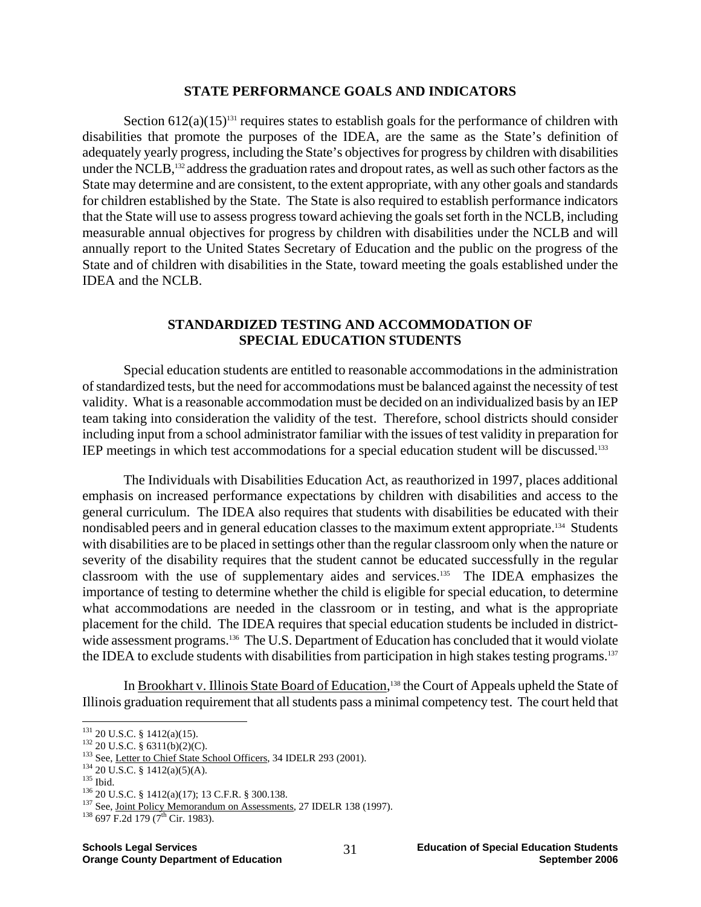## STATE PERFORMANCE GOALS AND INDICATORS

Section 612(a)(15)[131] requires states to establish goals for the performance of children with disabilities that promote the purposes of the IDEA, are the same as the State's definition of adequately yearly progress, including the State's objectives for progress by children with disabilities under the NCLB,[132] address the graduation rates and dropout rates, as well as such other factors as the State may determine and are consistent, to the extent appropriate, with any other goals and standards for children established by the State. The State is also required to establish performance indicators that the State will use to assess progress toward achieving the goals set forth in the NCLB, including measurable annual objectives for progress by children with disabilities under the NCLB and will annually report to the United States Secretary of Education and the public on the progress of the State and of children with disabilities in the State, toward meeting the goals established under the IDEA and the NCLB.

## STANDARDIZED TESTING AND ACCOMMODATION OF SPECIAL EDUCATION STUDENTS

Special education students are entitled to reasonable accommodations in the administration of standardized tests, but the need for accommodations must be balanced against the necessity of test validity. What is a reasonable accommodation must be decided on an individualized basis by an IEP team taking into consideration the validity of the test. Therefore, school districts should consider including input from a school administrator familiar with the issues of test validity in preparation for IEP meetings in which test accommodations for a special education student will be discussed.[133]

The Individuals with Disabilities Education Act, as reauthorized in 1997, places additional emphasis on increased performance expectations by children with disabilities and access to the general curriculum. The IDEA also requires that students with disabilities be educated with their nondisabled peers and in general education classes to the maximum extent appropriate.[134] Students with disabilities are to be placed in settings other than the regular classroom only when the nature or severity of the disability requires that the student cannot be educated successfully in the regular classroom with the use of supplementary aides and services.[135] The IDEA emphasizes the importance of testing to determine whether the child is eligible for special education, to determine what accommodations are needed in the classroom or in testing, and what is the appropriate placement for the child. The IDEA requires that special education students be included in district-wide assessment programs.[136] The U.S. Department of Education has concluded that it would violate the IDEA to exclude students with disabilities from participation in high stakes testing programs.[137]

In Brookhart v. Illinois State Board of Education,[138] the Court of Appeals upheld the State of Illinois graduation requirement that all students pass a minimal competency test. The court held that

---

[131] 20 U.S.C. § 1412(a)(15).

[132] 20 U.S.C. § 6311(b)(2)(C).

[133] See, Letter to Chief State School Officers, 34 IDELR 293 (2001).

[134] 20 U.S.C. § 1412(a)(5)(A).

[135] Ibid.

[136] 20 U.S.C. § 1412(a)(17); 13 C.F.R. § 300.138.

[137] See, Joint Policy Memorandum on Assessments, 27 IDELR 138 (1997).

[138] 697 F.2d 179 (7th Cir. 1983).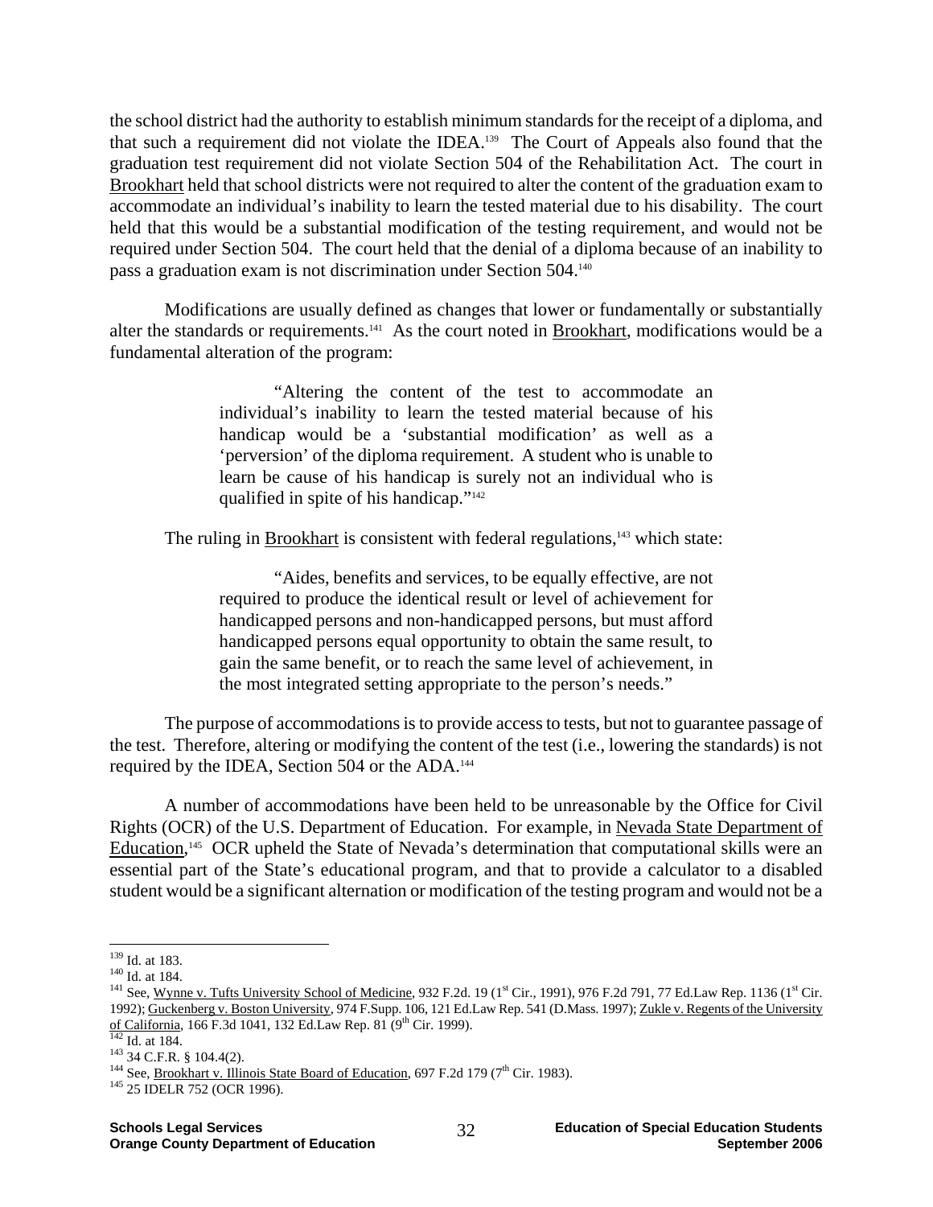the school district had the authority to establish minimum standards for the receipt of a diploma, and that such a requirement did not violate the IDEA.[139] The Court of Appeals also found that the graduation test requirement did not violate Section 504 of the Rehabilitation Act. The court in Brookhart held that school districts were not required to alter the content of the graduation exam to accommodate an individual's inability to learn the tested material due to his disability. The court held that this would be a substantial modification of the testing requirement, and would not be required under Section 504. The court held that the denial of a diploma because of an inability to pass a graduation exam is not discrimination under Section 504.[140]

Modifications are usually defined as changes that lower or fundamentally or substantially alter the standards or requirements.[141] As the court noted in Brookhart, modifications would be a fundamental alteration of the program:

> "Altering the content of the test to accommodate an individual's inability to learn the tested material because of his handicap would be a 'substantial modification' as well as a 'perversion' of the diploma requirement. A student who is unable to learn be cause of his handicap is surely not an individual who is qualified in spite of his handicap."[142]

The ruling in Brookhart is consistent with federal regulations,[143] which state:

> "Aides, benefits and services, to be equally effective, are not required to produce the identical result or level of achievement for handicapped persons and non-handicapped persons, but must afford handicapped persons equal opportunity to obtain the same result, to gain the same benefit, or to reach the same level of achievement, in the most integrated setting appropriate to the person's needs."

The purpose of accommodations is to provide access to tests, but not to guarantee passage of the test. Therefore, altering or modifying the content of the test (i.e., lowering the standards) is not required by the IDEA, Section 504 or the ADA.[144]

A number of accommodations have been held to be unreasonable by the Office for Civil Rights (OCR) of the U.S. Department of Education. For example, in Nevada State Department of Education,[145] OCR upheld the State of Nevada's determination that computational skills were an essential part of the State's educational program, and that to provide a calculator to a disabled student would be a significant alternation or modification of the testing program and would not be a

---

[139] Id. at 183.

[140] Id. at 184.

[141] See, Wynne v. Tufts University School of Medicine, 932 F.2d. 19 (1st Cir., 1991), 976 F.2d 791, 77 Ed.Law Rep. 1136 (1st Cir. 1992); Guckenberg v. Boston University, 974 F.Supp. 106, 121 Ed.Law Rep. 541 (D.Mass. 1997); Zukle v. Regents of the University of California, 166 F.3d 1041, 132 Ed.Law Rep. 81 (9th Cir. 1999).

[142] Id. at 184.

[143] 34 C.F.R. § 104.4(2).

[144] See, Brookhart v. Illinois State Board of Education, 697 F.2d 179 (7th Cir. 1983).

[145] 25 IDELR 752 (OCR 1996).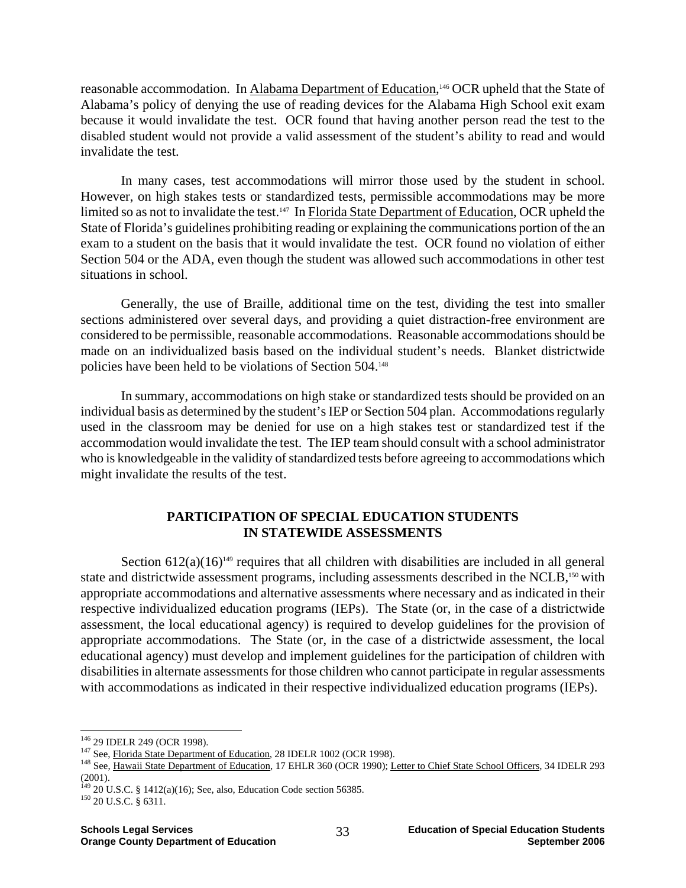reasonable accommodation. In Alabama Department of Education,[146] OCR upheld that the State of Alabama's policy of denying the use of reading devices for the Alabama High School exit exam because it would invalidate the test. OCR found that having another person read the test to the disabled student would not provide a valid assessment of the student's ability to read and would invalidate the test.

In many cases, test accommodations will mirror those used by the student in school. However, on high stakes tests or standardized tests, permissible accommodations may be more limited so as not to invalidate the test.[147] In Florida State Department of Education, OCR upheld the State of Florida's guidelines prohibiting reading or explaining the communications portion of the an exam to a student on the basis that it would invalidate the test. OCR found no violation of either Section 504 or the ADA, even though the student was allowed such accommodations in other test situations in school.

Generally, the use of Braille, additional time on the test, dividing the test into smaller sections administered over several days, and providing a quiet distraction-free environment are considered to be permissible, reasonable accommodations. Reasonable accommodations should be made on an individualized basis based on the individual student's needs. Blanket districtwide policies have been held to be violations of Section 504.[148]

In summary, accommodations on high stake or standardized tests should be provided on an individual basis as determined by the student's IEP or Section 504 plan. Accommodations regularly used in the classroom may be denied for use on a high stakes test or standardized test if the accommodation would invalidate the test. The IEP team should consult with a school administrator who is knowledgeable in the validity of standardized tests before agreeing to accommodations which might invalidate the results of the test.

## PARTICIPATION OF SPECIAL EDUCATION STUDENTS IN STATEWIDE ASSESSMENTS

Section 612(a)(16)[149] requires that all children with disabilities are included in all general state and districtwide assessment programs, including assessments described in the NCLB,[150] with appropriate accommodations and alternative assessments where necessary and as indicated in their respective individualized education programs (IEPs). The State (or, in the case of a districtwide assessment, the local educational agency) is required to develop guidelines for the provision of appropriate accommodations. The State (or, in the case of a districtwide assessment, the local educational agency) must develop and implement guidelines for the participation of children with disabilities in alternate assessments for those children who cannot participate in regular assessments with accommodations as indicated in their respective individualized education programs (IEPs).

---

[146] 29 IDELR 249 (OCR 1998).

[147] See, Florida State Department of Education, 28 IDELR 1002 (OCR 1998).

[148] See, Hawaii State Department of Education, 17 EHLR 360 (OCR 1990); Letter to Chief State School Officers, 34 IDELR 293 (2001).

[149] 20 U.S.C. § 1412(a)(16); See, also, Education Code section 56385.

[150] 20 U.S.C. § 6311.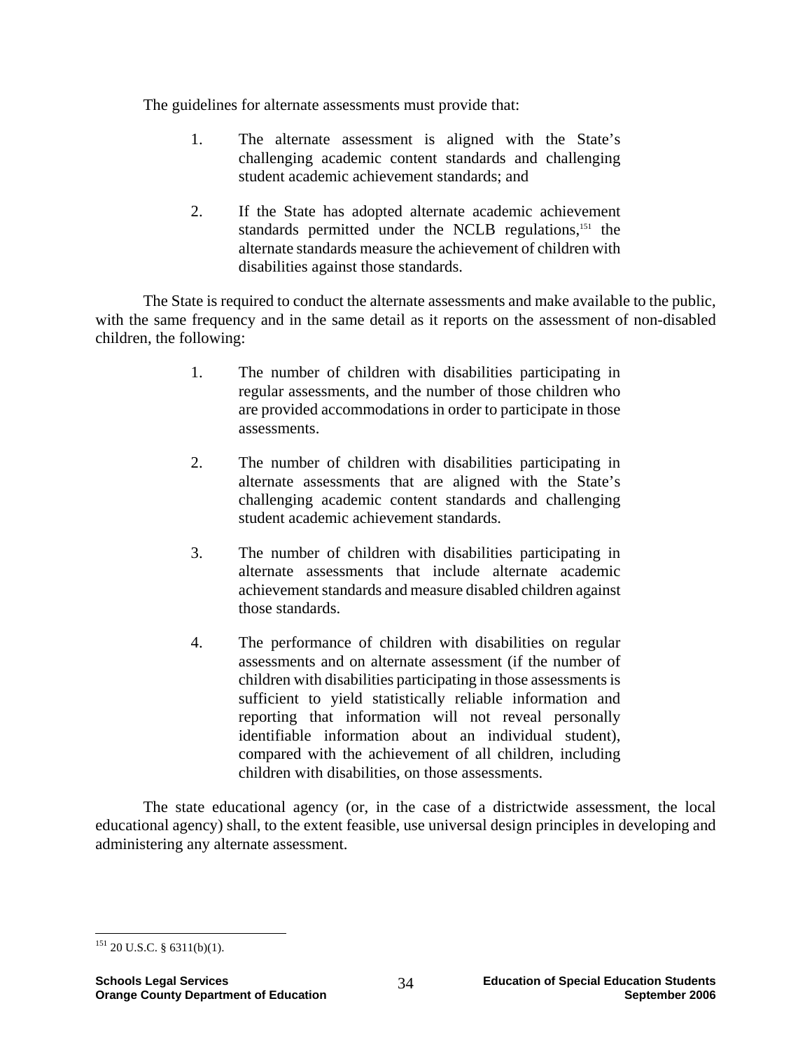The guidelines for alternate assessments must provide that:

1. The alternate assessment is aligned with the State's challenging academic content standards and challenging student academic achievement standards; and

2. If the State has adopted alternate academic achievement standards permitted under the NCLB regulations,[151] the alternate standards measure the achievement of children with disabilities against those standards.

The State is required to conduct the alternate assessments and make available to the public, with the same frequency and in the same detail as it reports on the assessment of non-disabled children, the following:

1. The number of children with disabilities participating in regular assessments, and the number of those children who are provided accommodations in order to participate in those assessments.

2. The number of children with disabilities participating in alternate assessments that are aligned with the State's challenging academic content standards and challenging student academic achievement standards.

3. The number of children with disabilities participating in alternate assessments that include alternate academic achievement standards and measure disabled children against those standards.

4. The performance of children with disabilities on regular assessments and on alternate assessment (if the number of children with disabilities participating in those assessments is sufficient to yield statistically reliable information and reporting that information will not reveal personally identifiable information about an individual student), compared with the achievement of all children, including children with disabilities, on those assessments.

The state educational agency (or, in the case of a districtwide assessment, the local educational agency) shall, to the extent feasible, use universal design principles in developing and administering any alternate assessment.

---

[151] 20 U.S.C. § 6311(b)(1).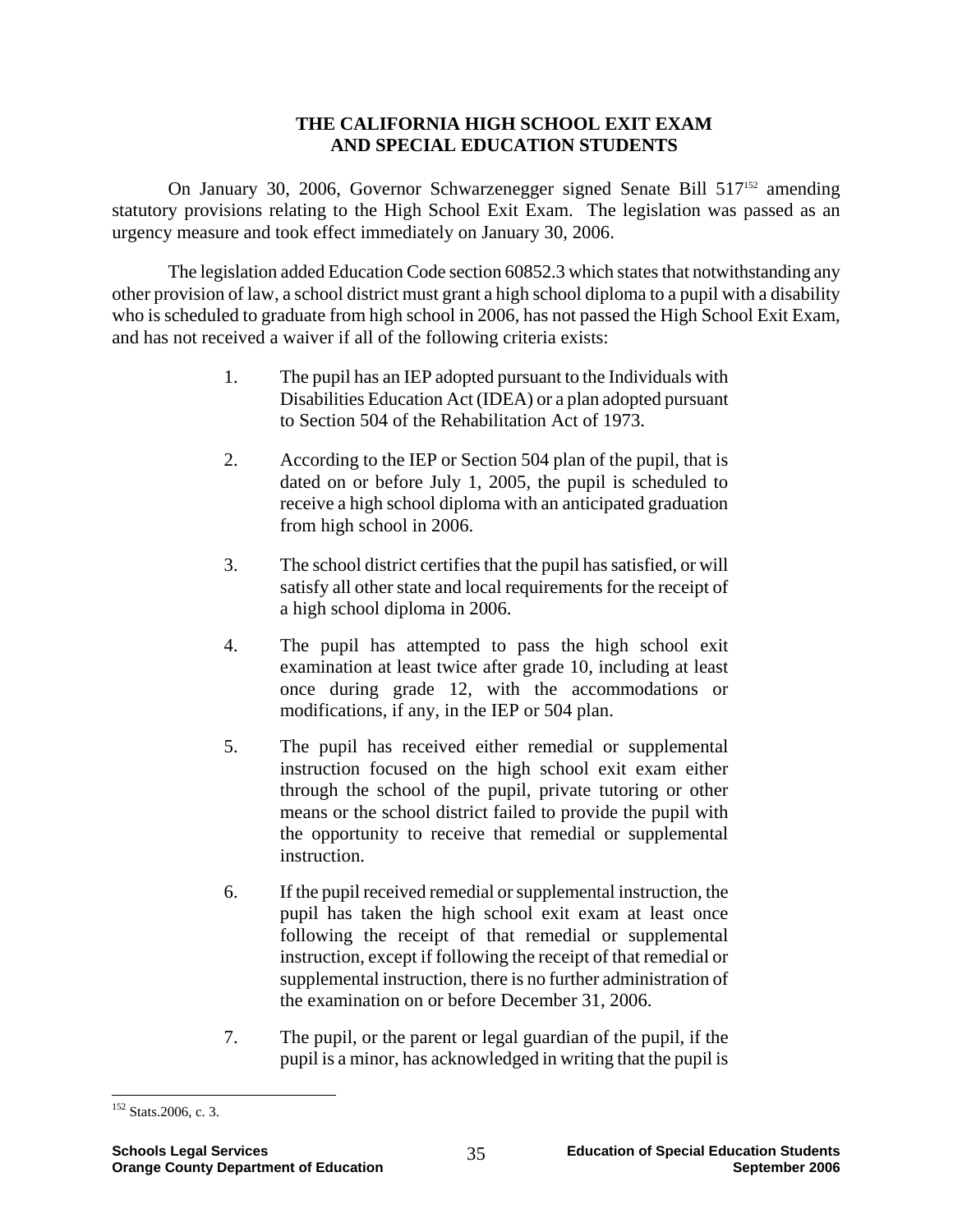## THE CALIFORNIA HIGH SCHOOL EXIT EXAM AND SPECIAL EDUCATION STUDENTS

On January 30, 2006, Governor Schwarzenegger signed Senate Bill 517[152] amending statutory provisions relating to the High School Exit Exam. The legislation was passed as an urgency measure and took effect immediately on January 30, 2006.

The legislation added Education Code section 60852.3 which states that notwithstanding any other provision of law, a school district must grant a high school diploma to a pupil with a disability who is scheduled to graduate from high school in 2006, has not passed the High School Exit Exam, and has not received a waiver if all of the following criteria exists:

1. The pupil has an IEP adopted pursuant to the Individuals with Disabilities Education Act (IDEA) or a plan adopted pursuant to Section 504 of the Rehabilitation Act of 1973.

2. According to the IEP or Section 504 plan of the pupil, that is dated on or before July 1, 2005, the pupil is scheduled to receive a high school diploma with an anticipated graduation from high school in 2006.

3. The school district certifies that the pupil has satisfied, or will satisfy all other state and local requirements for the receipt of a high school diploma in 2006.

4. The pupil has attempted to pass the high school exit examination at least twice after grade 10, including at least once during grade 12, with the accommodations or modifications, if any, in the IEP or 504 plan.

5. The pupil has received either remedial or supplemental instruction focused on the high school exit exam either through the school of the pupil, private tutoring or other means or the school district failed to provide the pupil with the opportunity to receive that remedial or supplemental instruction.

6. If the pupil received remedial or supplemental instruction, the pupil has taken the high school exit exam at least once following the receipt of that remedial or supplemental instruction, except if following the receipt of that remedial or supplemental instruction, there is no further administration of the examination on or before December 31, 2006.

7. The pupil, or the parent or legal guardian of the pupil, if the pupil is a minor, has acknowledged in writing that the pupil is

---

[152] Stats.2006, c. 3.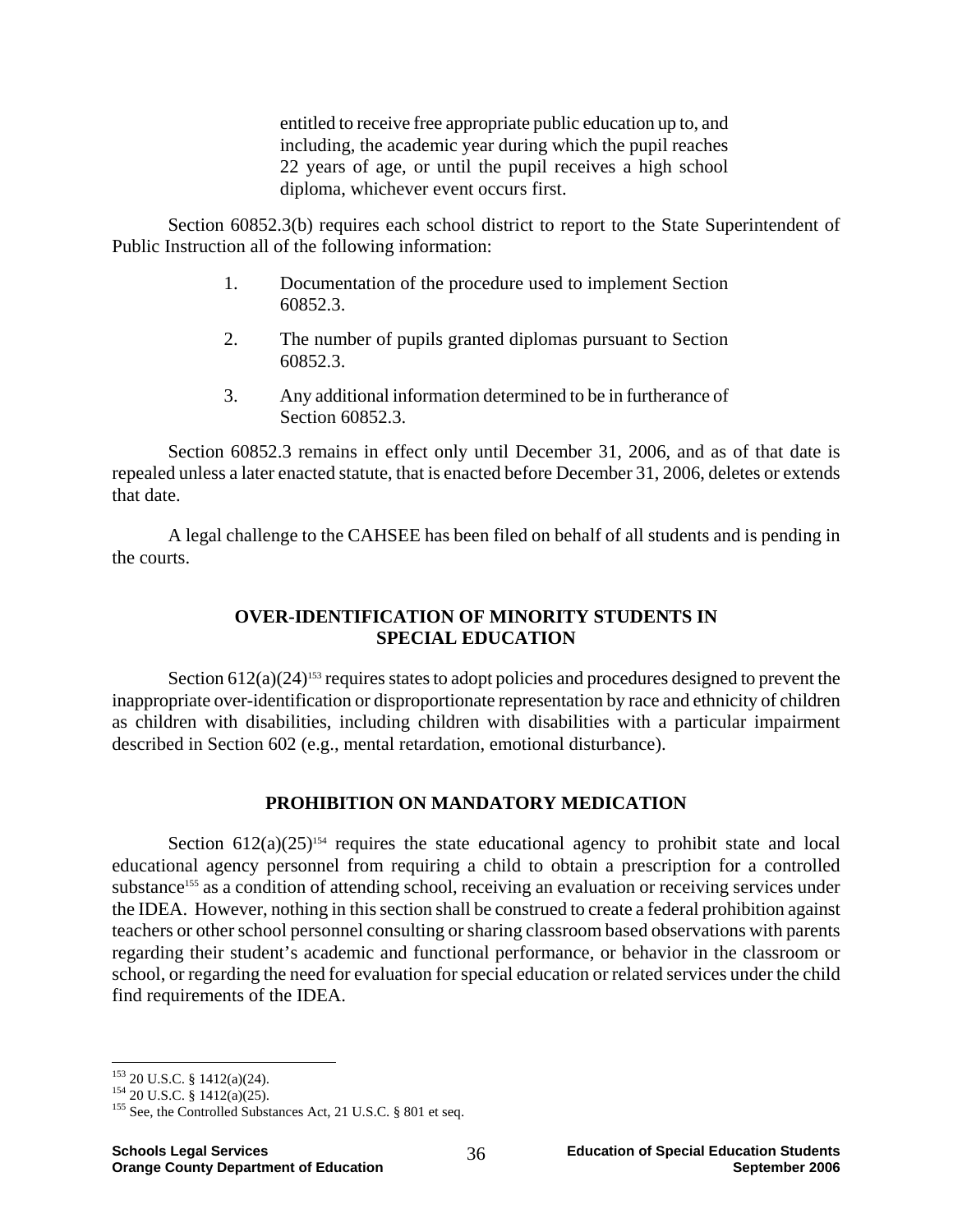> entitled to receive free appropriate public education up to, and including, the academic year during which the pupil reaches 22 years of age, or until the pupil receives a high school diploma, whichever event occurs first.

Section 60852.3(b) requires each school district to report to the State Superintendent of Public Instruction all of the following information:

1. Documentation of the procedure used to implement Section 60852.3.
2. The number of pupils granted diplomas pursuant to Section 60852.3.
3. Any additional information determined to be in furtherance of Section 60852.3.

Section 60852.3 remains in effect only until December 31, 2006, and as of that date is repealed unless a later enacted statute, that is enacted before December 31, 2006, deletes or extends that date.

A legal challenge to the CAHSEE has been filed on behalf of all students and is pending in the courts.

## OVER-IDENTIFICATION OF MINORITY STUDENTS IN SPECIAL EDUCATION

Section 612(a)(24)[153] requires states to adopt policies and procedures designed to prevent the inappropriate over-identification or disproportionate representation by race and ethnicity of children as children with disabilities, including children with disabilities with a particular impairment described in Section 602 (e.g., mental retardation, emotional disturbance).

## PROHIBITION ON MANDATORY MEDICATION

Section 612(a)(25)[154] requires the state educational agency to prohibit state and local educational agency personnel from requiring a child to obtain a prescription for a controlled substance[155] as a condition of attending school, receiving an evaluation or receiving services under the IDEA. However, nothing in this section shall be construed to create a federal prohibition against teachers or other school personnel consulting or sharing classroom based observations with parents regarding their student's academic and functional performance, or behavior in the classroom or school, or regarding the need for evaluation for special education or related services under the child find requirements of the IDEA.

---

[153] 20 U.S.C. § 1412(a)(24).

[154] 20 U.S.C. § 1412(a)(25).

[155] See, the Controlled Substances Act, 21 U.S.C. § 801 et seq.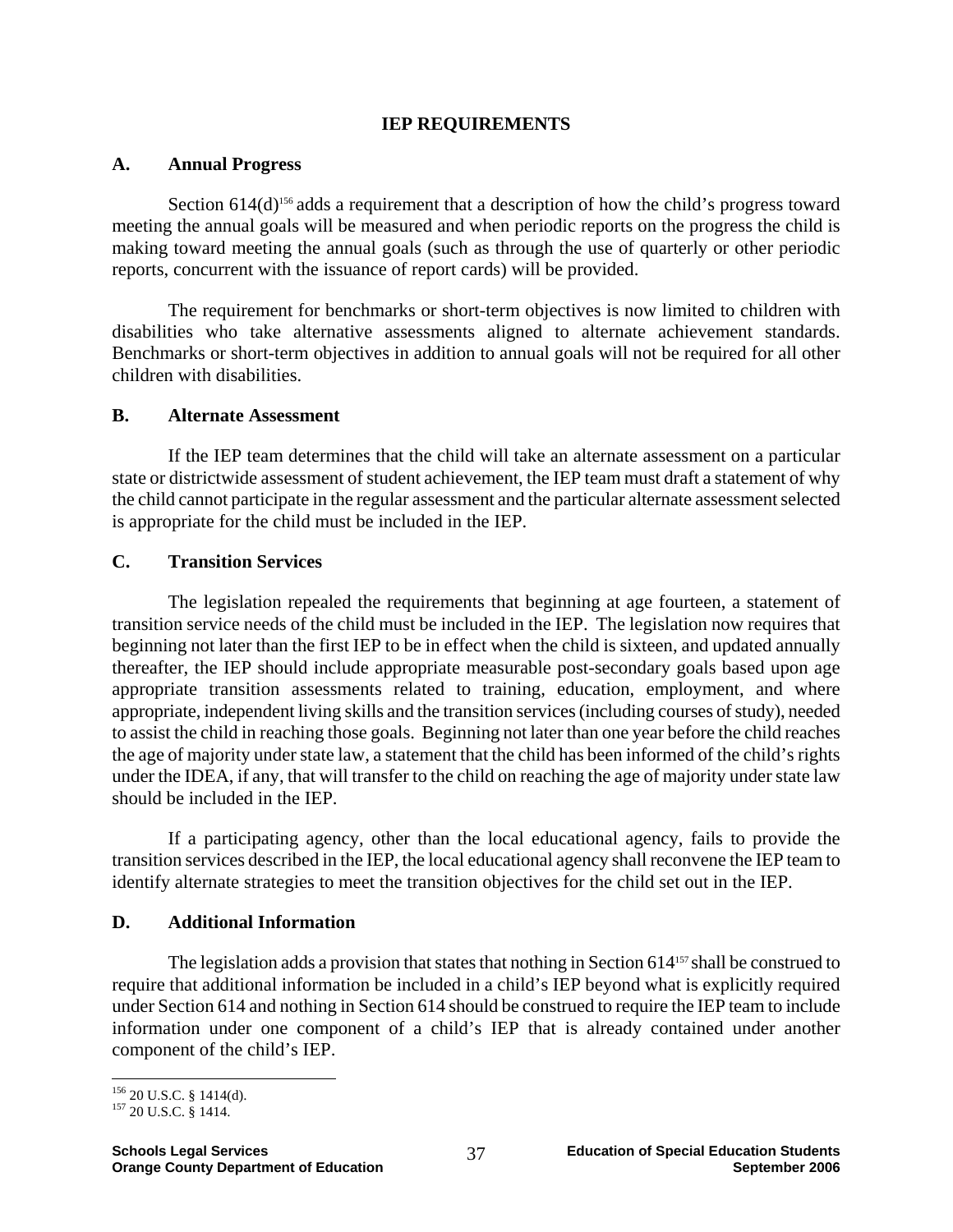## IEP REQUIREMENTS

### A. Annual Progress

Section 614(d)[156] adds a requirement that a description of how the child's progress toward meeting the annual goals will be measured and when periodic reports on the progress the child is making toward meeting the annual goals (such as through the use of quarterly or other periodic reports, concurrent with the issuance of report cards) will be provided.

The requirement for benchmarks or short-term objectives is now limited to children with disabilities who take alternative assessments aligned to alternate achievement standards. Benchmarks or short-term objectives in addition to annual goals will not be required for all other children with disabilities.

### B. Alternate Assessment

If the IEP team determines that the child will take an alternate assessment on a particular state or districtwide assessment of student achievement, the IEP team must draft a statement of why the child cannot participate in the regular assessment and the particular alternate assessment selected is appropriate for the child must be included in the IEP.

### C. Transition Services

The legislation repealed the requirements that beginning at age fourteen, a statement of transition service needs of the child must be included in the IEP. The legislation now requires that beginning not later than the first IEP to be in effect when the child is sixteen, and updated annually thereafter, the IEP should include appropriate measurable post-secondary goals based upon age appropriate transition assessments related to training, education, employment, and where appropriate, independent living skills and the transition services (including courses of study), needed to assist the child in reaching those goals. Beginning not later than one year before the child reaches the age of majority under state law, a statement that the child has been informed of the child's rights under the IDEA, if any, that will transfer to the child on reaching the age of majority under state law should be included in the IEP.

If a participating agency, other than the local educational agency, fails to provide the transition services described in the IEP, the local educational agency shall reconvene the IEP team to identify alternate strategies to meet the transition objectives for the child set out in the IEP.

### D. Additional Information

The legislation adds a provision that states that nothing in Section 614[157] shall be construed to require that additional information be included in a child's IEP beyond what is explicitly required under Section 614 and nothing in Section 614 should be construed to require the IEP team to include information under one component of a child's IEP that is already contained under another component of the child's IEP.

---

[156] 20 U.S.C. § 1414(d).

[157] 20 U.S.C. § 1414.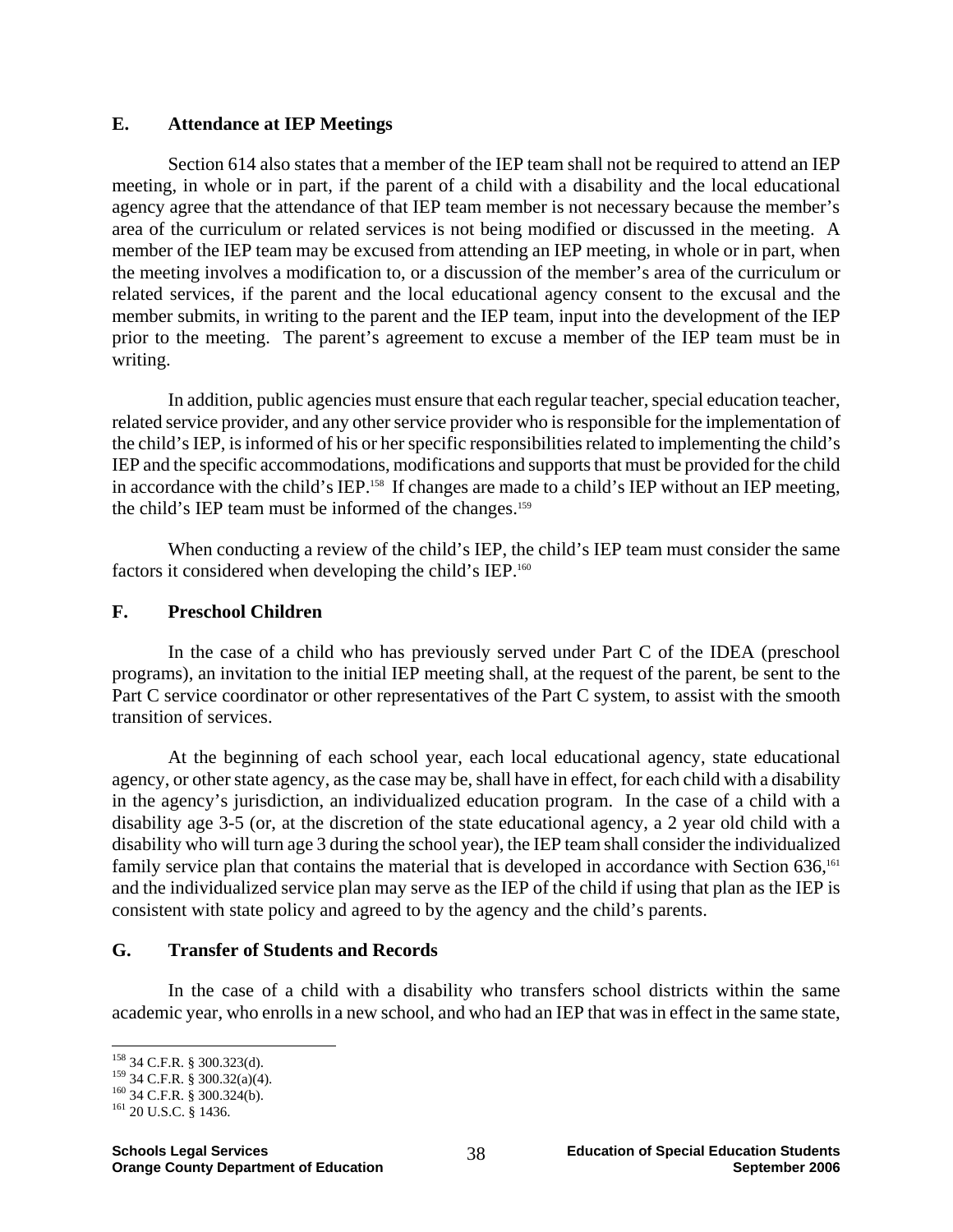## E. Attendance at IEP Meetings

Section 614 also states that a member of the IEP team shall not be required to attend an IEP meeting, in whole or in part, if the parent of a child with a disability and the local educational agency agree that the attendance of that IEP team member is not necessary because the member's area of the curriculum or related services is not being modified or discussed in the meeting. A member of the IEP team may be excused from attending an IEP meeting, in whole or in part, when the meeting involves a modification to, or a discussion of the member's area of the curriculum or related services, if the parent and the local educational agency consent to the excusal and the member submits, in writing to the parent and the IEP team, input into the development of the IEP prior to the meeting. The parent's agreement to excuse a member of the IEP team must be in writing.

In addition, public agencies must ensure that each regular teacher, special education teacher, related service provider, and any other service provider who is responsible for the implementation of the child's IEP, is informed of his or her specific responsibilities related to implementing the child's IEP and the specific accommodations, modifications and supports that must be provided for the child in accordance with the child's IEP.[158] If changes are made to a child's IEP without an IEP meeting, the child's IEP team must be informed of the changes.[159]

When conducting a review of the child's IEP, the child's IEP team must consider the same factors it considered when developing the child's IEP.[160]

## F. Preschool Children

In the case of a child who has previously served under Part C of the IDEA (preschool programs), an invitation to the initial IEP meeting shall, at the request of the parent, be sent to the Part C service coordinator or other representatives of the Part C system, to assist with the smooth transition of services.

At the beginning of each school year, each local educational agency, state educational agency, or other state agency, as the case may be, shall have in effect, for each child with a disability in the agency's jurisdiction, an individualized education program. In the case of a child with a disability age 3-5 (or, at the discretion of the state educational agency, a 2 year old child with a disability who will turn age 3 during the school year), the IEP team shall consider the individualized family service plan that contains the material that is developed in accordance with Section 636,[161] and the individualized service plan may serve as the IEP of the child if using that plan as the IEP is consistent with state policy and agreed to by the agency and the child's parents.

## G. Transfer of Students and Records

In the case of a child with a disability who transfers school districts within the same academic year, who enrolls in a new school, and who had an IEP that was in effect in the same state,

---

[158] 34 C.F.R. § 300.323(d).

[159] 34 C.F.R. § 300.32(a)(4).

[160] 34 C.F.R. § 300.324(b).

[161] 20 U.S.C. § 1436.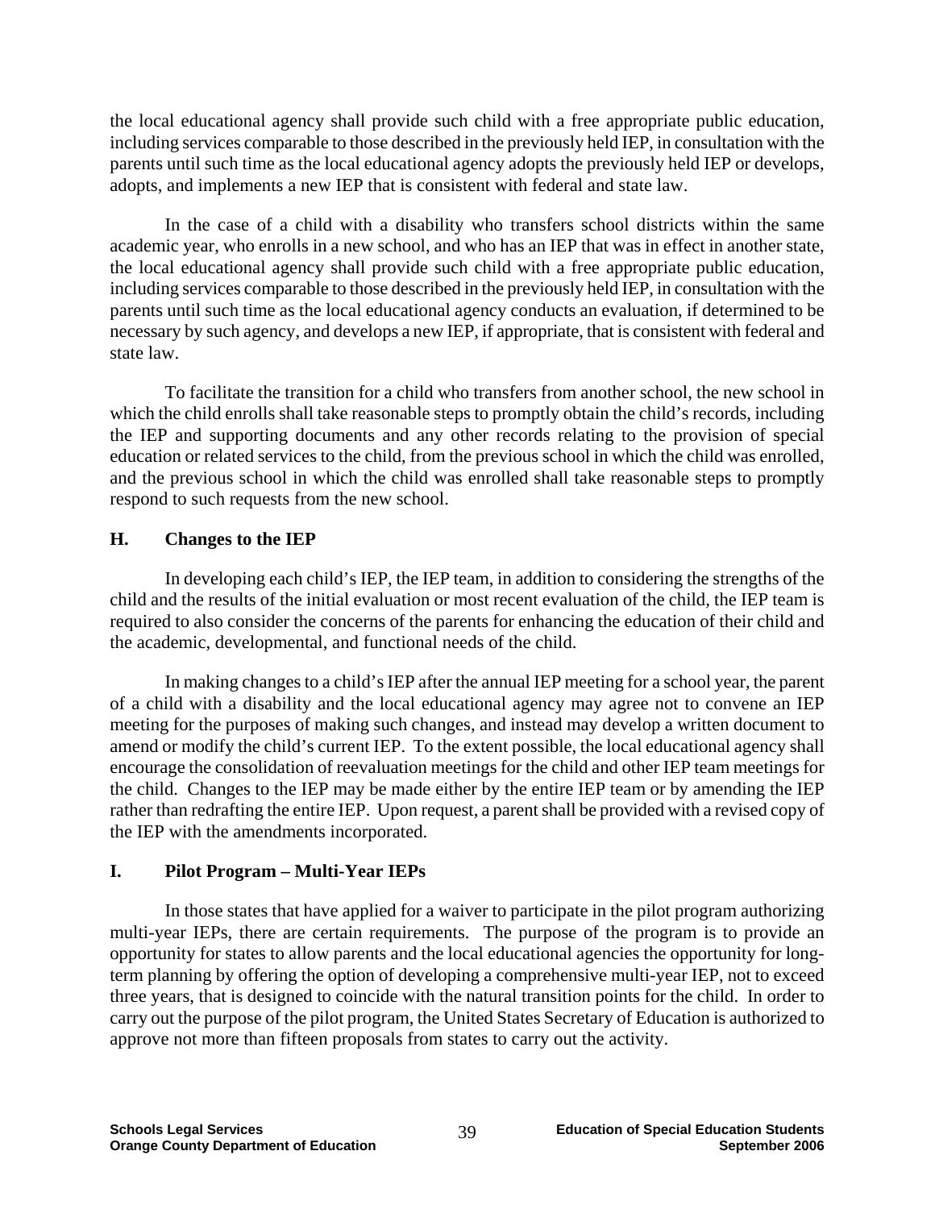the local educational agency shall provide such child with a free appropriate public education, including services comparable to those described in the previously held IEP, in consultation with the parents until such time as the local educational agency adopts the previously held IEP or develops, adopts, and implements a new IEP that is consistent with federal and state law.

In the case of a child with a disability who transfers school districts within the same academic year, who enrolls in a new school, and who has an IEP that was in effect in another state, the local educational agency shall provide such child with a free appropriate public education, including services comparable to those described in the previously held IEP, in consultation with the parents until such time as the local educational agency conducts an evaluation, if determined to be necessary by such agency, and develops a new IEP, if appropriate, that is consistent with federal and state law.

To facilitate the transition for a child who transfers from another school, the new school in which the child enrolls shall take reasonable steps to promptly obtain the child's records, including the IEP and supporting documents and any other records relating to the provision of special education or related services to the child, from the previous school in which the child was enrolled, and the previous school in which the child was enrolled shall take reasonable steps to promptly respond to such requests from the new school.

**H. Changes to the IEP**

In developing each child's IEP, the IEP team, in addition to considering the strengths of the child and the results of the initial evaluation or most recent evaluation of the child, the IEP team is required to also consider the concerns of the parents for enhancing the education of their child and the academic, developmental, and functional needs of the child.

In making changes to a child's IEP after the annual IEP meeting for a school year, the parent of a child with a disability and the local educational agency may agree not to convene an IEP meeting for the purposes of making such changes, and instead may develop a written document to amend or modify the child's current IEP. To the extent possible, the local educational agency shall encourage the consolidation of reevaluation meetings for the child and other IEP team meetings for the child. Changes to the IEP may be made either by the entire IEP team or by amending the IEP rather than redrafting the entire IEP. Upon request, a parent shall be provided with a revised copy of the IEP with the amendments incorporated.

**I. Pilot Program – Multi-Year IEPs**

In those states that have applied for a waiver to participate in the pilot program authorizing multi-year IEPs, there are certain requirements. The purpose of the program is to provide an opportunity for states to allow parents and the local educational agencies the opportunity for long-term planning by offering the option of developing a comprehensive multi-year IEP, not to exceed three years, that is designed to coincide with the natural transition points for the child. In order to carry out the purpose of the pilot program, the United States Secretary of Education is authorized to approve not more than fifteen proposals from states to carry out the activity.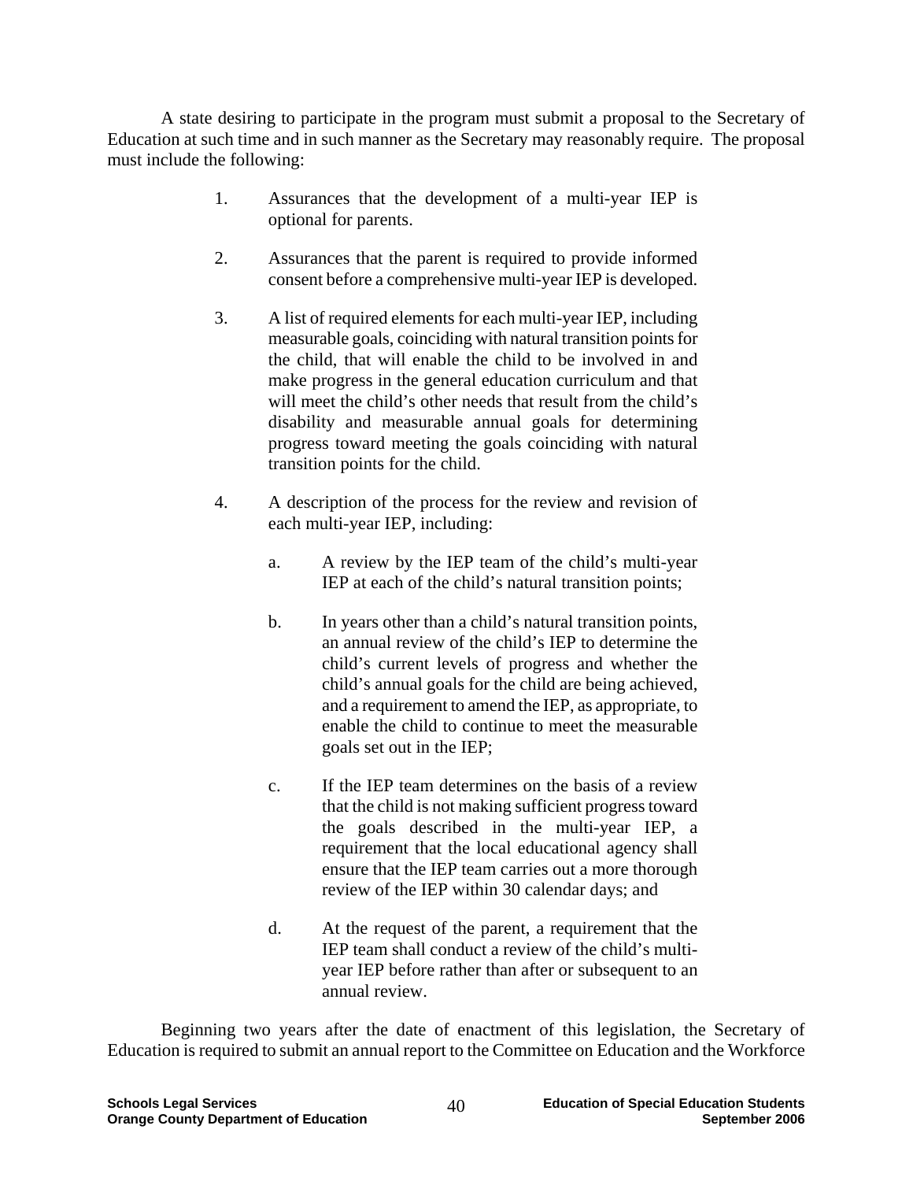A state desiring to participate in the program must submit a proposal to the Secretary of Education at such time and in such manner as the Secretary may reasonably require. The proposal must include the following:

1. Assurances that the development of a multi-year IEP is optional for parents.

2. Assurances that the parent is required to provide informed consent before a comprehensive multi-year IEP is developed.

3. A list of required elements for each multi-year IEP, including measurable goals, coinciding with natural transition points for the child, that will enable the child to be involved in and make progress in the general education curriculum and that will meet the child's other needs that result from the child's disability and measurable annual goals for determining progress toward meeting the goals coinciding with natural transition points for the child.

4. A description of the process for the review and revision of each multi-year IEP, including:

   a. A review by the IEP team of the child's multi-year IEP at each of the child's natural transition points;

   b. In years other than a child's natural transition points, an annual review of the child's IEP to determine the child's current levels of progress and whether the child's annual goals for the child are being achieved, and a requirement to amend the IEP, as appropriate, to enable the child to continue to meet the measurable goals set out in the IEP;

   c. If the IEP team determines on the basis of a review that the child is not making sufficient progress toward the goals described in the multi-year IEP, a requirement that the local educational agency shall ensure that the IEP team carries out a more thorough review of the IEP within 30 calendar days; and

   d. At the request of the parent, a requirement that the IEP team shall conduct a review of the child's multi-year IEP before rather than after or subsequent to an annual review.

Beginning two years after the date of enactment of this legislation, the Secretary of Education is required to submit an annual report to the Committee on Education and the Workforce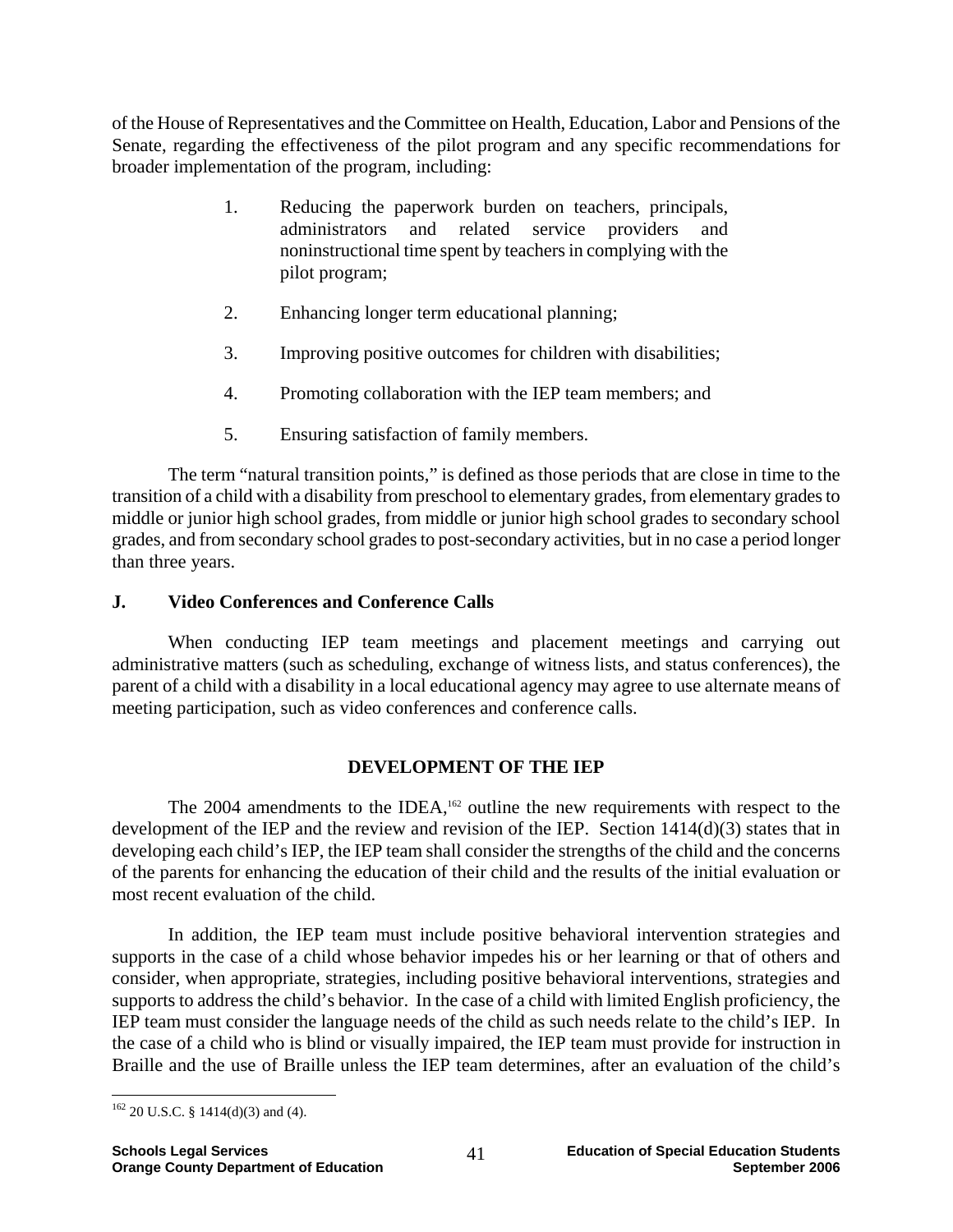of the House of Representatives and the Committee on Health, Education, Labor and Pensions of the Senate, regarding the effectiveness of the pilot program and any specific recommendations for broader implementation of the program, including:

1. Reducing the paperwork burden on teachers, principals, administrators and related service providers and noninstructional time spent by teachers in complying with the pilot program;

2. Enhancing longer term educational planning;

3. Improving positive outcomes for children with disabilities;

4. Promoting collaboration with the IEP team members; and

5. Ensuring satisfaction of family members.

The term "natural transition points," is defined as those periods that are close in time to the transition of a child with a disability from preschool to elementary grades, from elementary grades to middle or junior high school grades, from middle or junior high school grades to secondary school grades, and from secondary school grades to post-secondary activities, but in no case a period longer than three years.

### J. Video Conferences and Conference Calls

When conducting IEP team meetings and placement meetings and carrying out administrative matters (such as scheduling, exchange of witness lists, and status conferences), the parent of a child with a disability in a local educational agency may agree to use alternate means of meeting participation, such as video conferences and conference calls.

## DEVELOPMENT OF THE IEP

The 2004 amendments to the IDEA,[162] outline the new requirements with respect to the development of the IEP and the review and revision of the IEP. Section 1414(d)(3) states that in developing each child's IEP, the IEP team shall consider the strengths of the child and the concerns of the parents for enhancing the education of their child and the results of the initial evaluation or most recent evaluation of the child.

In addition, the IEP team must include positive behavioral intervention strategies and supports in the case of a child whose behavior impedes his or her learning or that of others and consider, when appropriate, strategies, including positive behavioral interventions, strategies and supports to address the child's behavior. In the case of a child with limited English proficiency, the IEP team must consider the language needs of the child as such needs relate to the child's IEP. In the case of a child who is blind or visually impaired, the IEP team must provide for instruction in Braille and the use of Braille unless the IEP team determines, after an evaluation of the child's

[162] 20 U.S.C. § 1414(d)(3) and (4).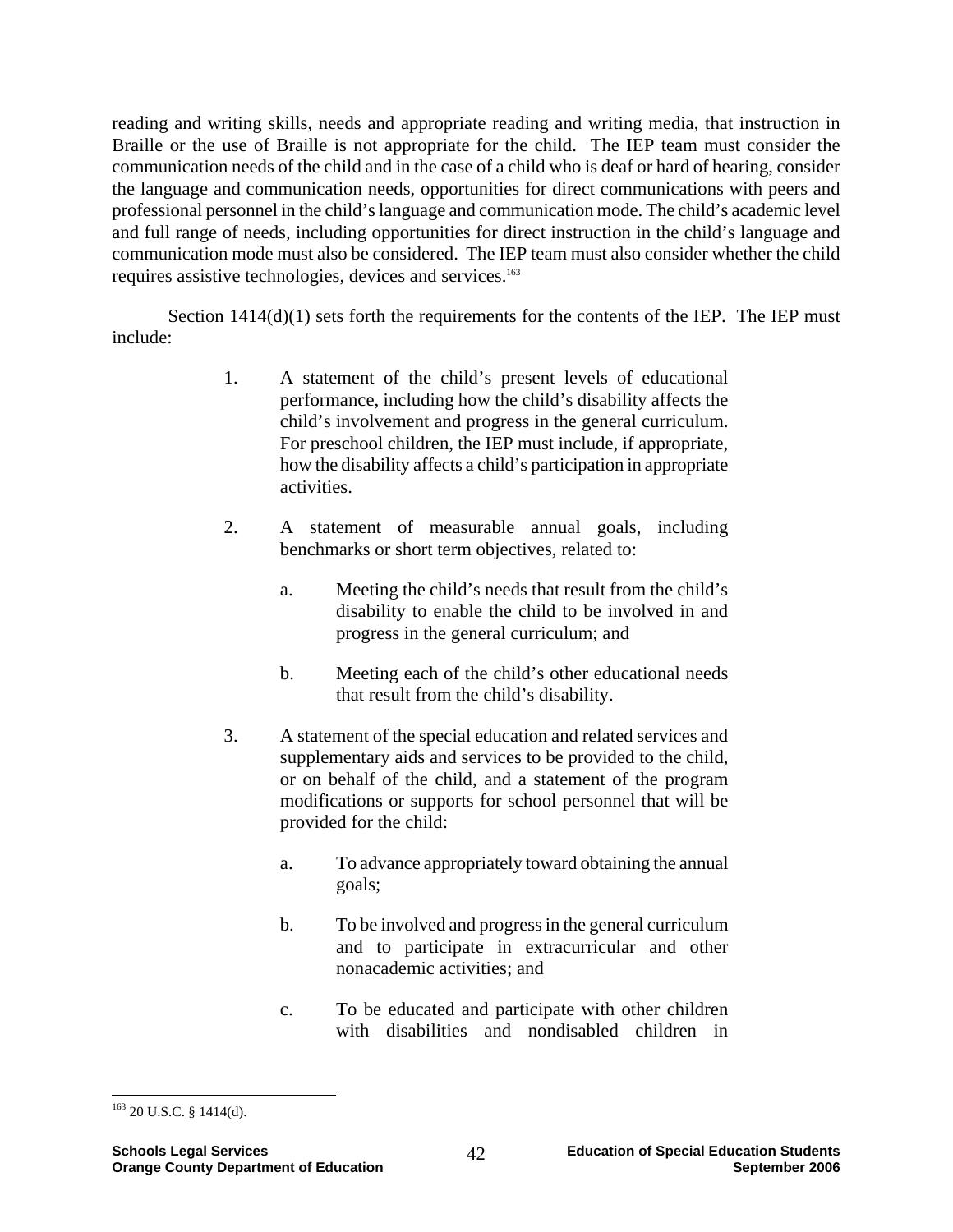reading and writing skills, needs and appropriate reading and writing media, that instruction in Braille or the use of Braille is not appropriate for the child. The IEP team must consider the communication needs of the child and in the case of a child who is deaf or hard of hearing, consider the language and communication needs, opportunities for direct communications with peers and professional personnel in the child's language and communication mode. The child's academic level and full range of needs, including opportunities for direct instruction in the child's language and communication mode must also be considered. The IEP team must also consider whether the child requires assistive technologies, devices and services.[163]

Section 1414(d)(1) sets forth the requirements for the contents of the IEP. The IEP must include:

1. A statement of the child's present levels of educational performance, including how the child's disability affects the child's involvement and progress in the general curriculum. For preschool children, the IEP must include, if appropriate, how the disability affects a child's participation in appropriate activities.

2. A statement of measurable annual goals, including benchmarks or short term objectives, related to:

    a. Meeting the child's needs that result from the child's disability to enable the child to be involved in and progress in the general curriculum; and

    b. Meeting each of the child's other educational needs that result from the child's disability.

3. A statement of the special education and related services and supplementary aids and services to be provided to the child, or on behalf of the child, and a statement of the program modifications or supports for school personnel that will be provided for the child:

    a. To advance appropriately toward obtaining the annual goals;

    b. To be involved and progress in the general curriculum and to participate in extracurricular and other nonacademic activities; and

    c. To be educated and participate with other children with disabilities and nondisabled children in

---

[163] 20 U.S.C. § 1414(d).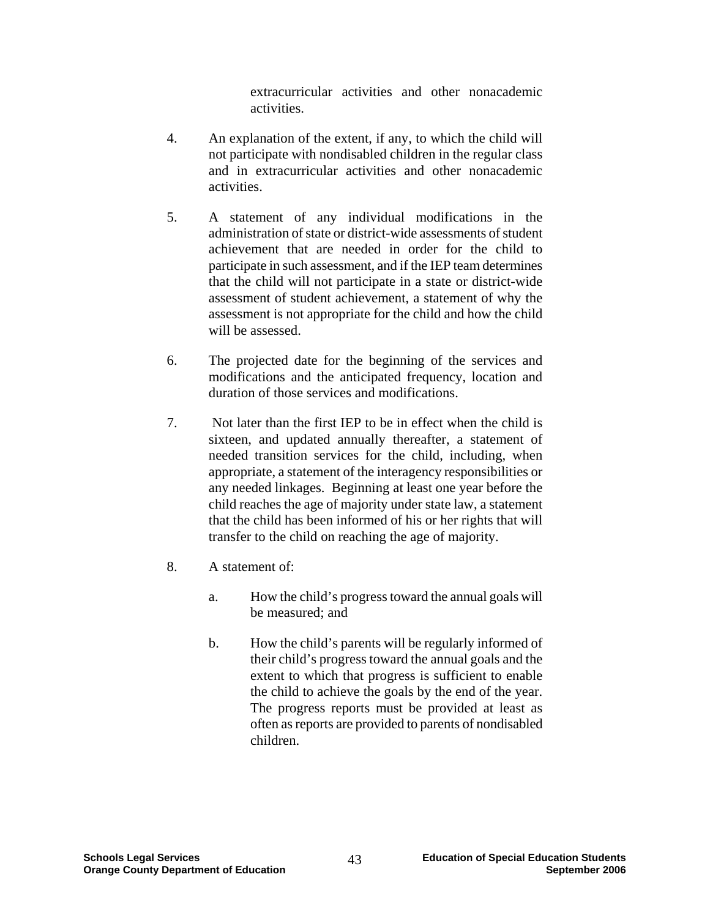extracurricular activities and other nonacademic activities.

4. An explanation of the extent, if any, to which the child will not participate with nondisabled children in the regular class and in extracurricular activities and other nonacademic activities.

5. A statement of any individual modifications in the administration of state or district-wide assessments of student achievement that are needed in order for the child to participate in such assessment, and if the IEP team determines that the child will not participate in a state or district-wide assessment of student achievement, a statement of why the assessment is not appropriate for the child and how the child will be assessed.

6. The projected date for the beginning of the services and modifications and the anticipated frequency, location and duration of those services and modifications.

7. Not later than the first IEP to be in effect when the child is sixteen, and updated annually thereafter, a statement of needed transition services for the child, including, when appropriate, a statement of the interagency responsibilities or any needed linkages. Beginning at least one year before the child reaches the age of majority under state law, a statement that the child has been informed of his or her rights that will transfer to the child on reaching the age of majority.

8. A statement of:

   a. How the child's progress toward the annual goals will be measured; and

   b. How the child's parents will be regularly informed of their child's progress toward the annual goals and the extent to which that progress is sufficient to enable the child to achieve the goals by the end of the year. The progress reports must be provided at least as often as reports are provided to parents of nondisabled children.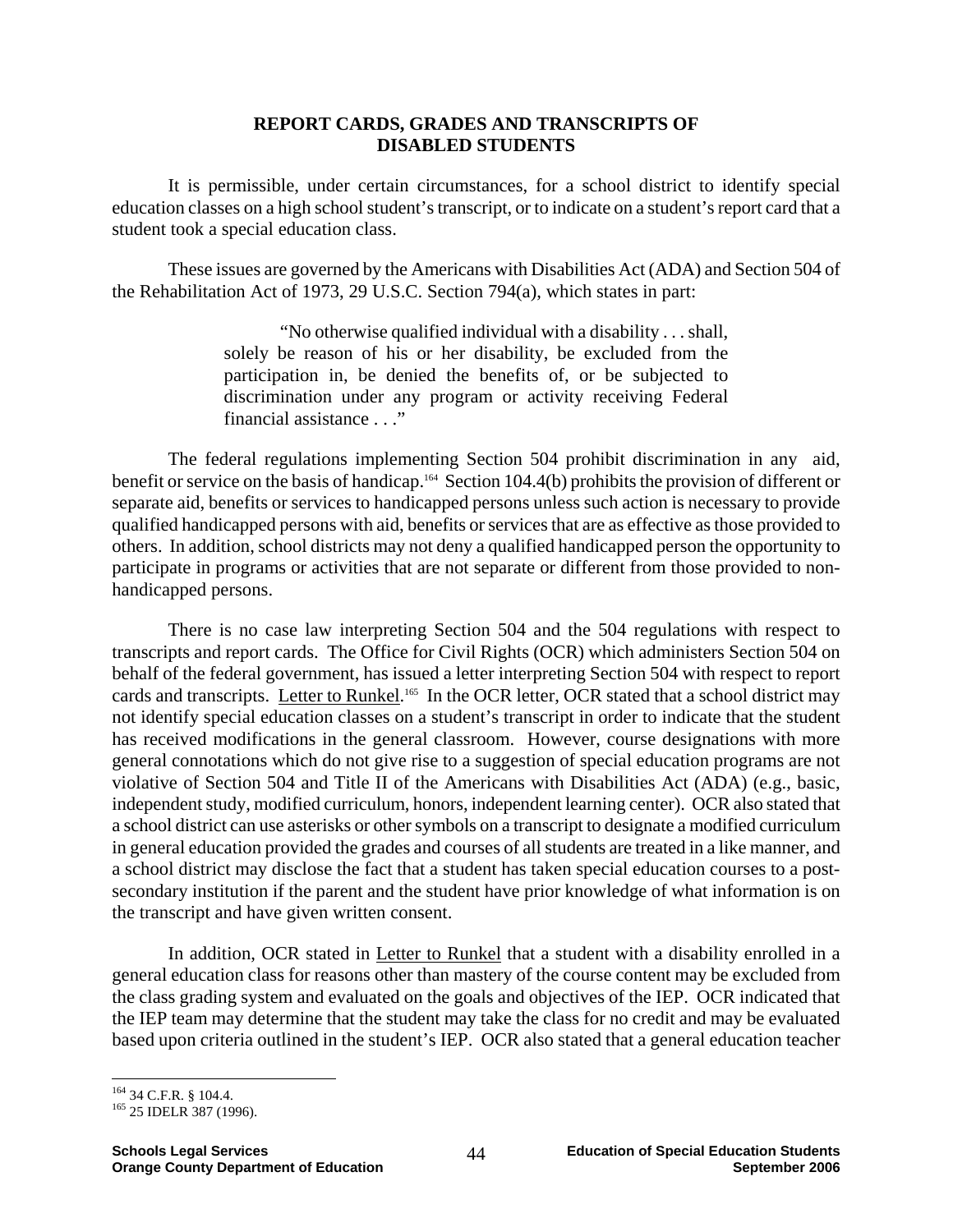## REPORT CARDS, GRADES AND TRANSCRIPTS OF DISABLED STUDENTS

It is permissible, under certain circumstances, for a school district to identify special education classes on a high school student's transcript, or to indicate on a student's report card that a student took a special education class.

These issues are governed by the Americans with Disabilities Act (ADA) and Section 504 of the Rehabilitation Act of 1973, 29 U.S.C. Section 794(a), which states in part:

> "No otherwise qualified individual with a disability . . . shall, solely be reason of his or her disability, be excluded from the participation in, be denied the benefits of, or be subjected to discrimination under any program or activity receiving Federal financial assistance . . ."

The federal regulations implementing Section 504 prohibit discrimination in any aid, benefit or service on the basis of handicap.[164] Section 104.4(b) prohibits the provision of different or separate aid, benefits or services to handicapped persons unless such action is necessary to provide qualified handicapped persons with aid, benefits or services that are as effective as those provided to others. In addition, school districts may not deny a qualified handicapped person the opportunity to participate in programs or activities that are not separate or different from those provided to non-handicapped persons.

There is no case law interpreting Section 504 and the 504 regulations with respect to transcripts and report cards. The Office for Civil Rights (OCR) which administers Section 504 on behalf of the federal government, has issued a letter interpreting Section 504 with respect to report cards and transcripts. Letter to Runkel.[165] In the OCR letter, OCR stated that a school district may not identify special education classes on a student's transcript in order to indicate that the student has received modifications in the general classroom. However, course designations with more general connotations which do not give rise to a suggestion of special education programs are not violative of Section 504 and Title II of the Americans with Disabilities Act (ADA) (e.g., basic, independent study, modified curriculum, honors, independent learning center). OCR also stated that a school district can use asterisks or other symbols on a transcript to designate a modified curriculum in general education provided the grades and courses of all students are treated in a like manner, and a school district may disclose the fact that a student has taken special education courses to a post-secondary institution if the parent and the student have prior knowledge of what information is on the transcript and have given written consent.

In addition, OCR stated in Letter to Runkel that a student with a disability enrolled in a general education class for reasons other than mastery of the course content may be excluded from the class grading system and evaluated on the goals and objectives of the IEP. OCR indicated that the IEP team may determine that the student may take the class for no credit and may be evaluated based upon criteria outlined in the student's IEP. OCR also stated that a general education teacher

---

[164] 34 C.F.R. § 104.4.

[165] 25 IDELR 387 (1996).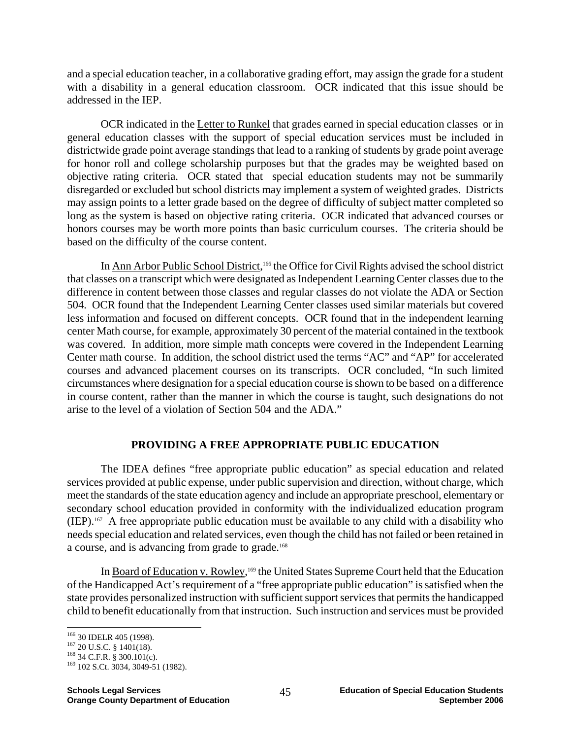and a special education teacher, in a collaborative grading effort, may assign the grade for a student with a disability in a general education classroom. OCR indicated that this issue should be addressed in the IEP.

OCR indicated in the Letter to Runkel that grades earned in special education classes or in general education classes with the support of special education services must be included in districtwide grade point average standings that lead to a ranking of students by grade point average for honor roll and college scholarship purposes but that the grades may be weighted based on objective rating criteria. OCR stated that special education students may not be summarily disregarded or excluded but school districts may implement a system of weighted grades. Districts may assign points to a letter grade based on the degree of difficulty of subject matter completed so long as the system is based on objective rating criteria. OCR indicated that advanced courses or honors courses may be worth more points than basic curriculum courses. The criteria should be based on the difficulty of the course content.

In Ann Arbor Public School District,[166] the Office for Civil Rights advised the school district that classes on a transcript which were designated as Independent Learning Center classes due to the difference in content between those classes and regular classes do not violate the ADA or Section 504. OCR found that the Independent Learning Center classes used similar materials but covered less information and focused on different concepts. OCR found that in the independent learning center Math course, for example, approximately 30 percent of the material contained in the textbook was covered. In addition, more simple math concepts were covered in the Independent Learning Center math course. In addition, the school district used the terms "AC" and "AP" for accelerated courses and advanced placement courses on its transcripts. OCR concluded, "In such limited circumstances where designation for a special education course is shown to be based on a difference in course content, rather than the manner in which the course is taught, such designations do not arise to the level of a violation of Section 504 and the ADA."

## PROVIDING A FREE APPROPRIATE PUBLIC EDUCATION

The IDEA defines "free appropriate public education" as special education and related services provided at public expense, under public supervision and direction, without charge, which meet the standards of the state education agency and include an appropriate preschool, elementary or secondary school education provided in conformity with the individualized education program (IEP).[167] A free appropriate public education must be available to any child with a disability who needs special education and related services, even though the child has not failed or been retained in a course, and is advancing from grade to grade.[168]

In Board of Education v. Rowley,[169] the United States Supreme Court held that the Education of the Handicapped Act's requirement of a "free appropriate public education" is satisfied when the state provides personalized instruction with sufficient support services that permits the handicapped child to benefit educationally from that instruction. Such instruction and services must be provided

---

[166] 30 IDELR 405 (1998).

[167] 20 U.S.C. § 1401(18).

[168] 34 C.F.R. § 300.101(c).

[169] 102 S.Ct. 3034, 3049-51 (1982).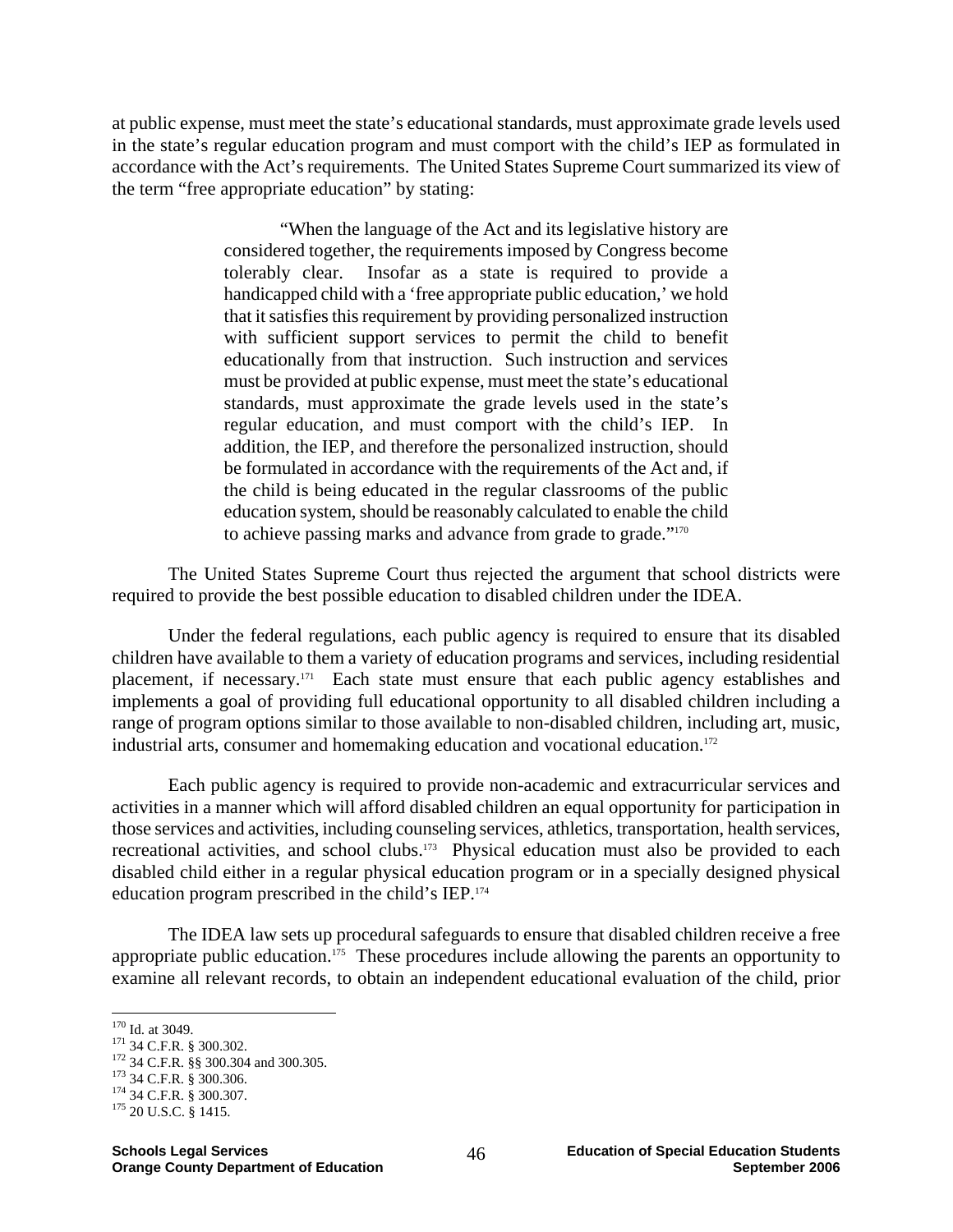at public expense, must meet the state's educational standards, must approximate grade levels used in the state's regular education program and must comport with the child's IEP as formulated in accordance with the Act's requirements. The United States Supreme Court summarized its view of the term "free appropriate education" by stating:

> "When the language of the Act and its legislative history are considered together, the requirements imposed by Congress become tolerably clear. Insofar as a state is required to provide a handicapped child with a 'free appropriate public education,' we hold that it satisfies this requirement by providing personalized instruction with sufficient support services to permit the child to benefit educationally from that instruction. Such instruction and services must be provided at public expense, must meet the state's educational standards, must approximate the grade levels used in the state's regular education, and must comport with the child's IEP. In addition, the IEP, and therefore the personalized instruction, should be formulated in accordance with the requirements of the Act and, if the child is being educated in the regular classrooms of the public education system, should be reasonably calculated to enable the child to achieve passing marks and advance from grade to grade."[170]

The United States Supreme Court thus rejected the argument that school districts were required to provide the best possible education to disabled children under the IDEA.

Under the federal regulations, each public agency is required to ensure that its disabled children have available to them a variety of education programs and services, including residential placement, if necessary.[171] Each state must ensure that each public agency establishes and implements a goal of providing full educational opportunity to all disabled children including a range of program options similar to those available to non-disabled children, including art, music, industrial arts, consumer and homemaking education and vocational education.[172]

Each public agency is required to provide non-academic and extracurricular services and activities in a manner which will afford disabled children an equal opportunity for participation in those services and activities, including counseling services, athletics, transportation, health services, recreational activities, and school clubs.[173] Physical education must also be provided to each disabled child either in a regular physical education program or in a specially designed physical education program prescribed in the child's IEP.[174]

The IDEA law sets up procedural safeguards to ensure that disabled children receive a free appropriate public education.[175] These procedures include allowing the parents an opportunity to examine all relevant records, to obtain an independent educational evaluation of the child, prior

---

[170] Id. at 3049.
[171] 34 C.F.R. § 300.302.
[172] 34 C.F.R. §§ 300.304 and 300.305.
[173] 34 C.F.R. § 300.306.
[174] 34 C.F.R. § 300.307.
[175] 20 U.S.C. § 1415.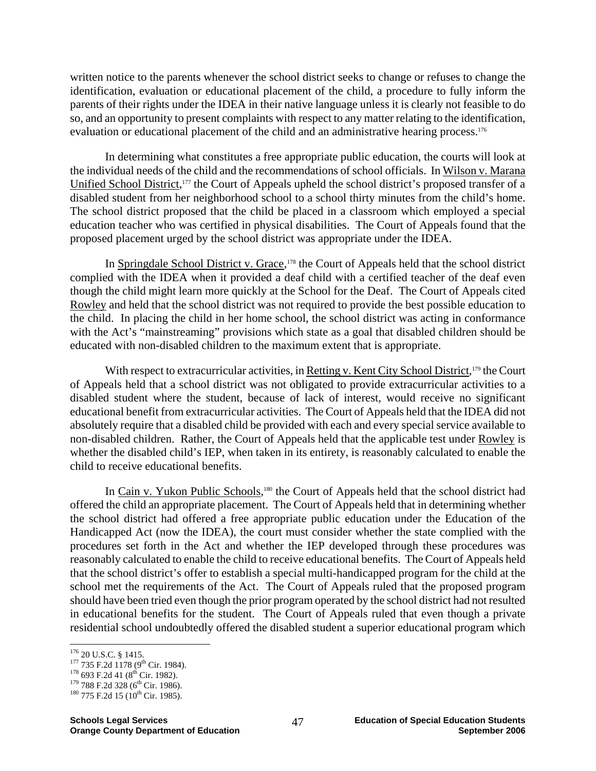written notice to the parents whenever the school district seeks to change or refuses to change the identification, evaluation or educational placement of the child, a procedure to fully inform the parents of their rights under the IDEA in their native language unless it is clearly not feasible to do so, and an opportunity to present complaints with respect to any matter relating to the identification, evaluation or educational placement of the child and an administrative hearing process.[176]

In determining what constitutes a free appropriate public education, the courts will look at the individual needs of the child and the recommendations of school officials. In Wilson v. Marana Unified School District,[177] the Court of Appeals upheld the school district's proposed transfer of a disabled student from her neighborhood school to a school thirty minutes from the child's home. The school district proposed that the child be placed in a classroom which employed a special education teacher who was certified in physical disabilities. The Court of Appeals found that the proposed placement urged by the school district was appropriate under the IDEA.

In Springdale School District v. Grace,[178] the Court of Appeals held that the school district complied with the IDEA when it provided a deaf child with a certified teacher of the deaf even though the child might learn more quickly at the School for the Deaf. The Court of Appeals cited Rowley and held that the school district was not required to provide the best possible education to the child. In placing the child in her home school, the school district was acting in conformance with the Act's "mainstreaming" provisions which state as a goal that disabled children should be educated with non-disabled children to the maximum extent that is appropriate.

With respect to extracurricular activities, in Retting v. Kent City School District,[179] the Court of Appeals held that a school district was not obligated to provide extracurricular activities to a disabled student where the student, because of lack of interest, would receive no significant educational benefit from extracurricular activities. The Court of Appeals held that the IDEA did not absolutely require that a disabled child be provided with each and every special service available to non-disabled children. Rather, the Court of Appeals held that the applicable test under Rowley is whether the disabled child's IEP, when taken in its entirety, is reasonably calculated to enable the child to receive educational benefits.

In Cain v. Yukon Public Schools,[180] the Court of Appeals held that the school district had offered the child an appropriate placement. The Court of Appeals held that in determining whether the school district had offered a free appropriate public education under the Education of the Handicapped Act (now the IDEA), the court must consider whether the state complied with the procedures set forth in the Act and whether the IEP developed through these procedures was reasonably calculated to enable the child to receive educational benefits. The Court of Appeals held that the school district's offer to establish a special multi-handicapped program for the child at the school met the requirements of the Act. The Court of Appeals ruled that the proposed program should have been tried even though the prior program operated by the school district had not resulted in educational benefits for the student. The Court of Appeals ruled that even though a private residential school undoubtedly offered the disabled student a superior educational program which

---

[176] 20 U.S.C. § 1415.

[177] 735 F.2d 1178 (9th Cir. 1984).

[178] 693 F.2d 41 (8th Cir. 1982).

[179] 788 F.2d 328 (6th Cir. 1986).

[180] 775 F.2d 15 (10th Cir. 1985).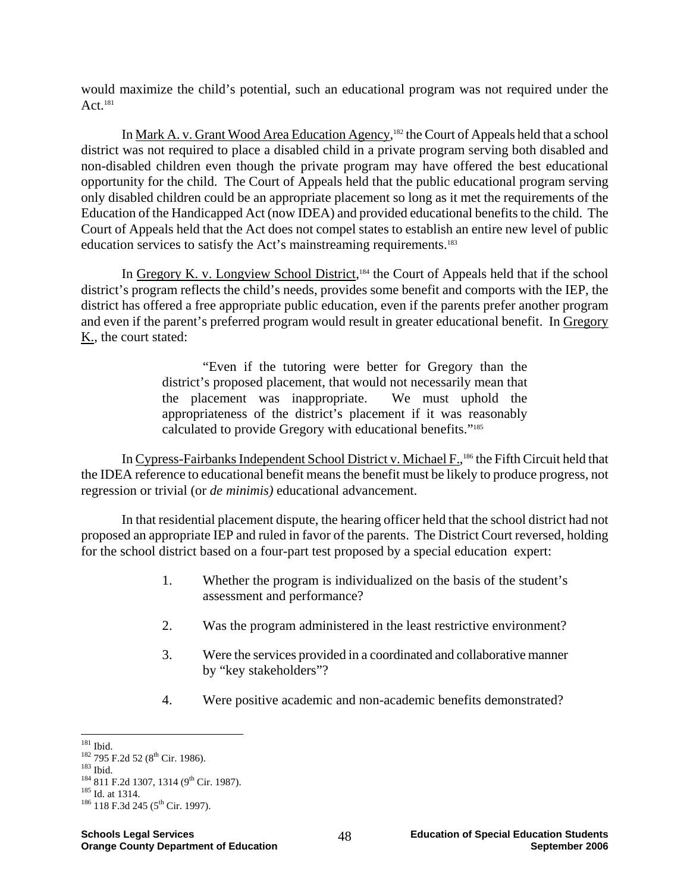would maximize the child's potential, such an educational program was not required under the Act.[181]

In Mark A. v. Grant Wood Area Education Agency,[182] the Court of Appeals held that a school district was not required to place a disabled child in a private program serving both disabled and non-disabled children even though the private program may have offered the best educational opportunity for the child. The Court of Appeals held that the public educational program serving only disabled children could be an appropriate placement so long as it met the requirements of the Education of the Handicapped Act (now IDEA) and provided educational benefits to the child. The Court of Appeals held that the Act does not compel states to establish an entire new level of public education services to satisfy the Act's mainstreaming requirements.[183]

In Gregory K. v. Longview School District,[184] the Court of Appeals held that if the school district's program reflects the child's needs, provides some benefit and comports with the IEP, the district has offered a free appropriate public education, even if the parents prefer another program and even if the parent's preferred program would result in greater educational benefit. In Gregory K., the court stated:

> "Even if the tutoring were better for Gregory than the district's proposed placement, that would not necessarily mean that the placement was inappropriate. We must uphold the appropriateness of the district's placement if it was reasonably calculated to provide Gregory with educational benefits."[185]

In Cypress-Fairbanks Independent School District v. Michael F.,[186] the Fifth Circuit held that the IDEA reference to educational benefit means the benefit must be likely to produce progress, not regression or trivial (or *de minimis)* educational advancement.

In that residential placement dispute, the hearing officer held that the school district had not proposed an appropriate IEP and ruled in favor of the parents. The District Court reversed, holding for the school district based on a four-part test proposed by a special education expert:

1. Whether the program is individualized on the basis of the student's assessment and performance?
2. Was the program administered in the least restrictive environment?
3. Were the services provided in a coordinated and collaborative manner by "key stakeholders"?
4. Were positive academic and non-academic benefits demonstrated?

---

[181] Ibid.
[182] 795 F.2d 52 (8th Cir. 1986).
[183] Ibid.
[184] 811 F.2d 1307, 1314 (9th Cir. 1987).
[185] Id. at 1314.
[186] 118 F.3d 245 (5th Cir. 1997).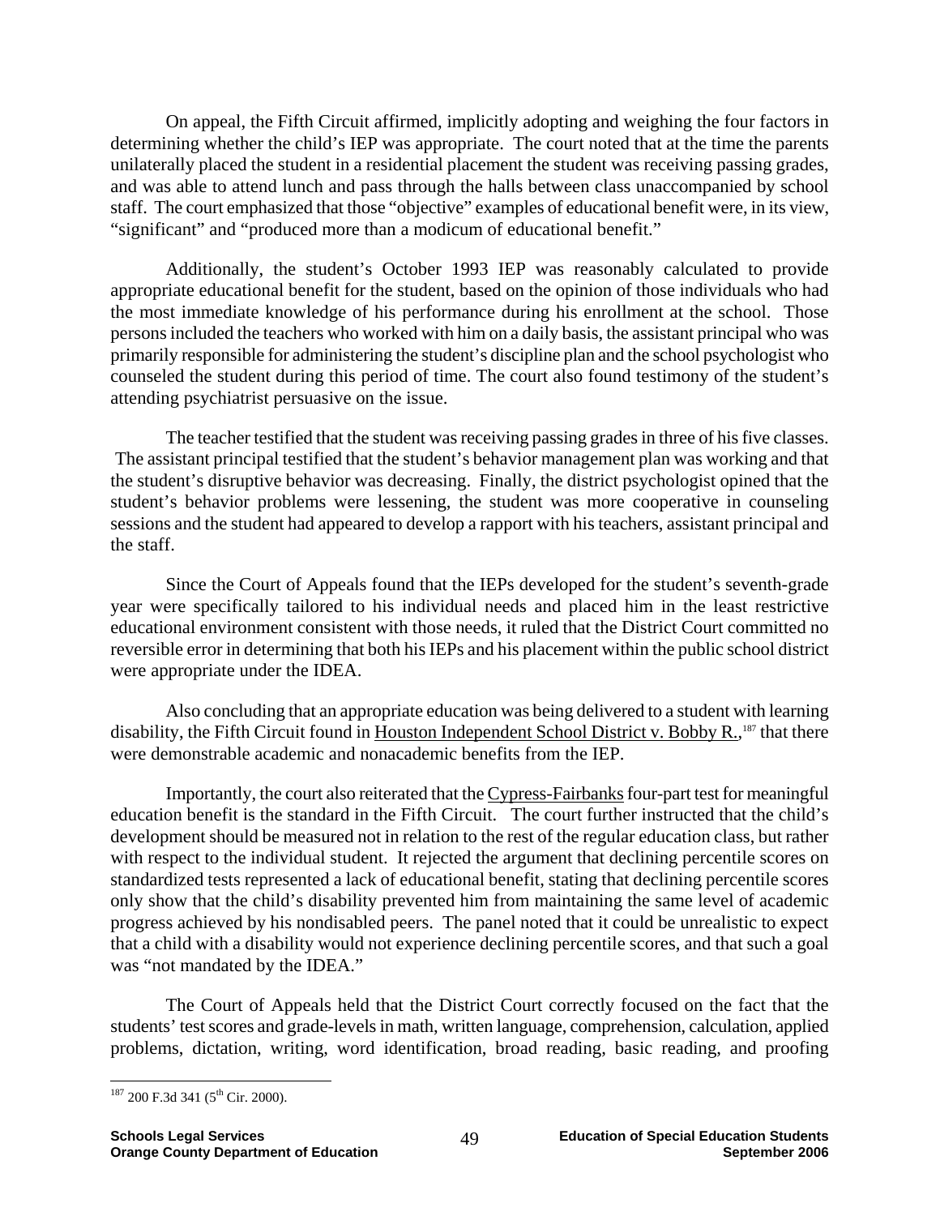On appeal, the Fifth Circuit affirmed, implicitly adopting and weighing the four factors in determining whether the child's IEP was appropriate. The court noted that at the time the parents unilaterally placed the student in a residential placement the student was receiving passing grades, and was able to attend lunch and pass through the halls between class unaccompanied by school staff. The court emphasized that those "objective" examples of educational benefit were, in its view, "significant" and "produced more than a modicum of educational benefit."

Additionally, the student's October 1993 IEP was reasonably calculated to provide appropriate educational benefit for the student, based on the opinion of those individuals who had the most immediate knowledge of his performance during his enrollment at the school. Those persons included the teachers who worked with him on a daily basis, the assistant principal who was primarily responsible for administering the student's discipline plan and the school psychologist who counseled the student during this period of time. The court also found testimony of the student's attending psychiatrist persuasive on the issue.

The teacher testified that the student was receiving passing grades in three of his five classes. The assistant principal testified that the student's behavior management plan was working and that the student's disruptive behavior was decreasing. Finally, the district psychologist opined that the student's behavior problems were lessening, the student was more cooperative in counseling sessions and the student had appeared to develop a rapport with his teachers, assistant principal and the staff.

Since the Court of Appeals found that the IEPs developed for the student's seventh-grade year were specifically tailored to his individual needs and placed him in the least restrictive educational environment consistent with those needs, it ruled that the District Court committed no reversible error in determining that both his IEPs and his placement within the public school district were appropriate under the IDEA.

Also concluding that an appropriate education was being delivered to a student with learning disability, the Fifth Circuit found in Houston Independent School District v. Bobby R.,[187] that there were demonstrable academic and nonacademic benefits from the IEP.

Importantly, the court also reiterated that the Cypress-Fairbanks four-part test for meaningful education benefit is the standard in the Fifth Circuit. The court further instructed that the child's development should be measured not in relation to the rest of the regular education class, but rather with respect to the individual student. It rejected the argument that declining percentile scores on standardized tests represented a lack of educational benefit, stating that declining percentile scores only show that the child's disability prevented him from maintaining the same level of academic progress achieved by his nondisabled peers. The panel noted that it could be unrealistic to expect that a child with a disability would not experience declining percentile scores, and that such a goal was "not mandated by the IDEA."

The Court of Appeals held that the District Court correctly focused on the fact that the students' test scores and grade-levels in math, written language, comprehension, calculation, applied problems, dictation, writing, word identification, broad reading, basic reading, and proofing

---

[187] 200 F.3d 341 (5th Cir. 2000).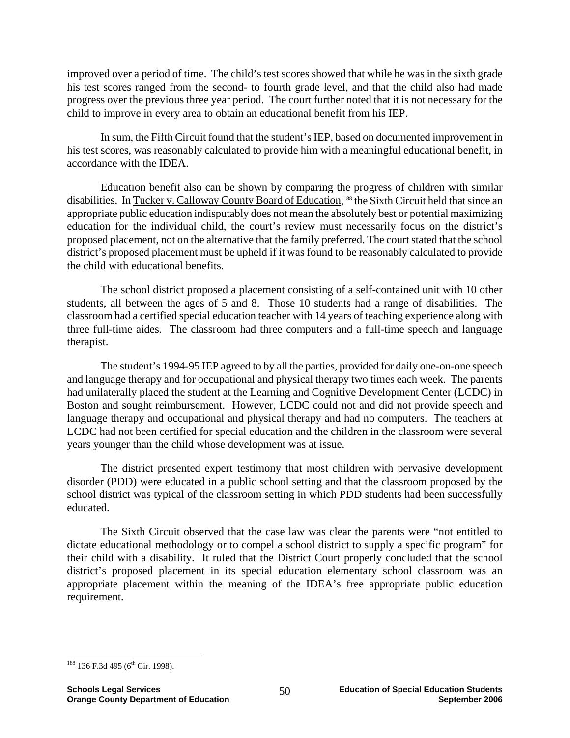improved over a period of time. The child's test scores showed that while he was in the sixth grade his test scores ranged from the second- to fourth grade level, and that the child also had made progress over the previous three year period. The court further noted that it is not necessary for the child to improve in every area to obtain an educational benefit from his IEP.

In sum, the Fifth Circuit found that the student's IEP, based on documented improvement in his test scores, was reasonably calculated to provide him with a meaningful educational benefit, in accordance with the IDEA.

Education benefit also can be shown by comparing the progress of children with similar disabilities. In Tucker v. Calloway County Board of Education,[188] the Sixth Circuit held that since an appropriate public education indisputably does not mean the absolutely best or potential maximizing education for the individual child, the court's review must necessarily focus on the district's proposed placement, not on the alternative that the family preferred. The court stated that the school district's proposed placement must be upheld if it was found to be reasonably calculated to provide the child with educational benefits.

The school district proposed a placement consisting of a self-contained unit with 10 other students, all between the ages of 5 and 8. Those 10 students had a range of disabilities. The classroom had a certified special education teacher with 14 years of teaching experience along with three full-time aides. The classroom had three computers and a full-time speech and language therapist.

The student's 1994-95 IEP agreed to by all the parties, provided for daily one-on-one speech and language therapy and for occupational and physical therapy two times each week. The parents had unilaterally placed the student at the Learning and Cognitive Development Center (LCDC) in Boston and sought reimbursement. However, LCDC could not and did not provide speech and language therapy and occupational and physical therapy and had no computers. The teachers at LCDC had not been certified for special education and the children in the classroom were several years younger than the child whose development was at issue.

The district presented expert testimony that most children with pervasive development disorder (PDD) were educated in a public school setting and that the classroom proposed by the school district was typical of the classroom setting in which PDD students had been successfully educated.

The Sixth Circuit observed that the case law was clear the parents were "not entitled to dictate educational methodology or to compel a school district to supply a specific program" for their child with a disability. It ruled that the District Court properly concluded that the school district's proposed placement in its special education elementary school classroom was an appropriate placement within the meaning of the IDEA's free appropriate public education requirement.

---

[188] 136 F.3d 495 (6th Cir. 1998).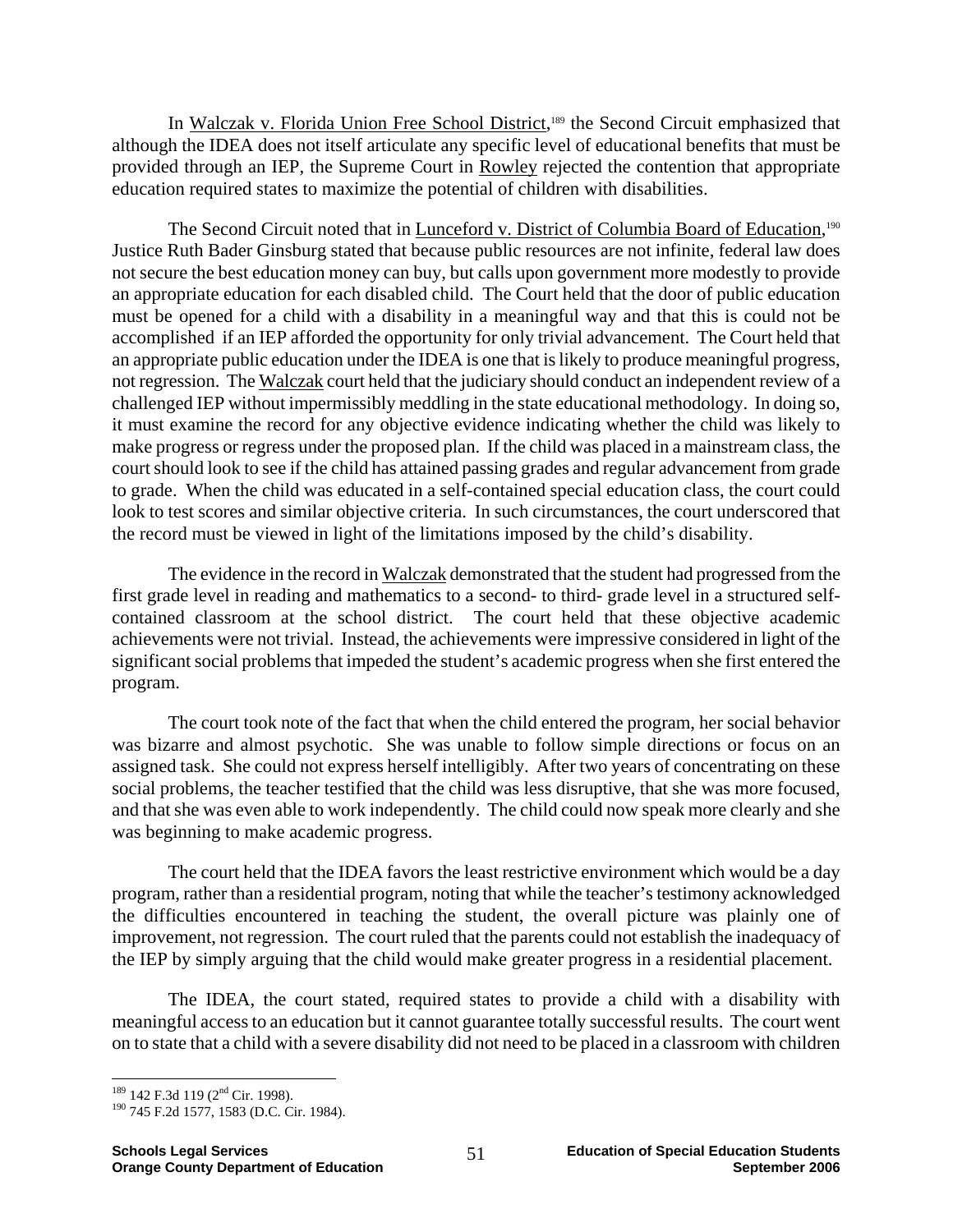In Walczak v. Florida Union Free School District,[189] the Second Circuit emphasized that although the IDEA does not itself articulate any specific level of educational benefits that must be provided through an IEP, the Supreme Court in Rowley rejected the contention that appropriate education required states to maximize the potential of children with disabilities.

The Second Circuit noted that in Lunceford v. District of Columbia Board of Education,[190] Justice Ruth Bader Ginsburg stated that because public resources are not infinite, federal law does not secure the best education money can buy, but calls upon government more modestly to provide an appropriate education for each disabled child. The Court held that the door of public education must be opened for a child with a disability in a meaningful way and that this is could not be accomplished if an IEP afforded the opportunity for only trivial advancement. The Court held that an appropriate public education under the IDEA is one that is likely to produce meaningful progress, not regression. The Walczak court held that the judiciary should conduct an independent review of a challenged IEP without impermissibly meddling in the state educational methodology. In doing so, it must examine the record for any objective evidence indicating whether the child was likely to make progress or regress under the proposed plan. If the child was placed in a mainstream class, the court should look to see if the child has attained passing grades and regular advancement from grade to grade. When the child was educated in a self-contained special education class, the court could look to test scores and similar objective criteria. In such circumstances, the court underscored that the record must be viewed in light of the limitations imposed by the child's disability.

The evidence in the record in Walczak demonstrated that the student had progressed from the first grade level in reading and mathematics to a second- to third- grade level in a structured self-contained classroom at the school district. The court held that these objective academic achievements were not trivial. Instead, the achievements were impressive considered in light of the significant social problems that impeded the student's academic progress when she first entered the program.

The court took note of the fact that when the child entered the program, her social behavior was bizarre and almost psychotic. She was unable to follow simple directions or focus on an assigned task. She could not express herself intelligibly. After two years of concentrating on these social problems, the teacher testified that the child was less disruptive, that she was more focused, and that she was even able to work independently. The child could now speak more clearly and she was beginning to make academic progress.

The court held that the IDEA favors the least restrictive environment which would be a day program, rather than a residential program, noting that while the teacher's testimony acknowledged the difficulties encountered in teaching the student, the overall picture was plainly one of improvement, not regression. The court ruled that the parents could not establish the inadequacy of the IEP by simply arguing that the child would make greater progress in a residential placement.

The IDEA, the court stated, required states to provide a child with a disability with meaningful access to an education but it cannot guarantee totally successful results. The court went on to state that a child with a severe disability did not need to be placed in a classroom with children

---

[189] 142 F.3d 119 (2nd Cir. 1998).

[190] 745 F.2d 1577, 1583 (D.C. Cir. 1984).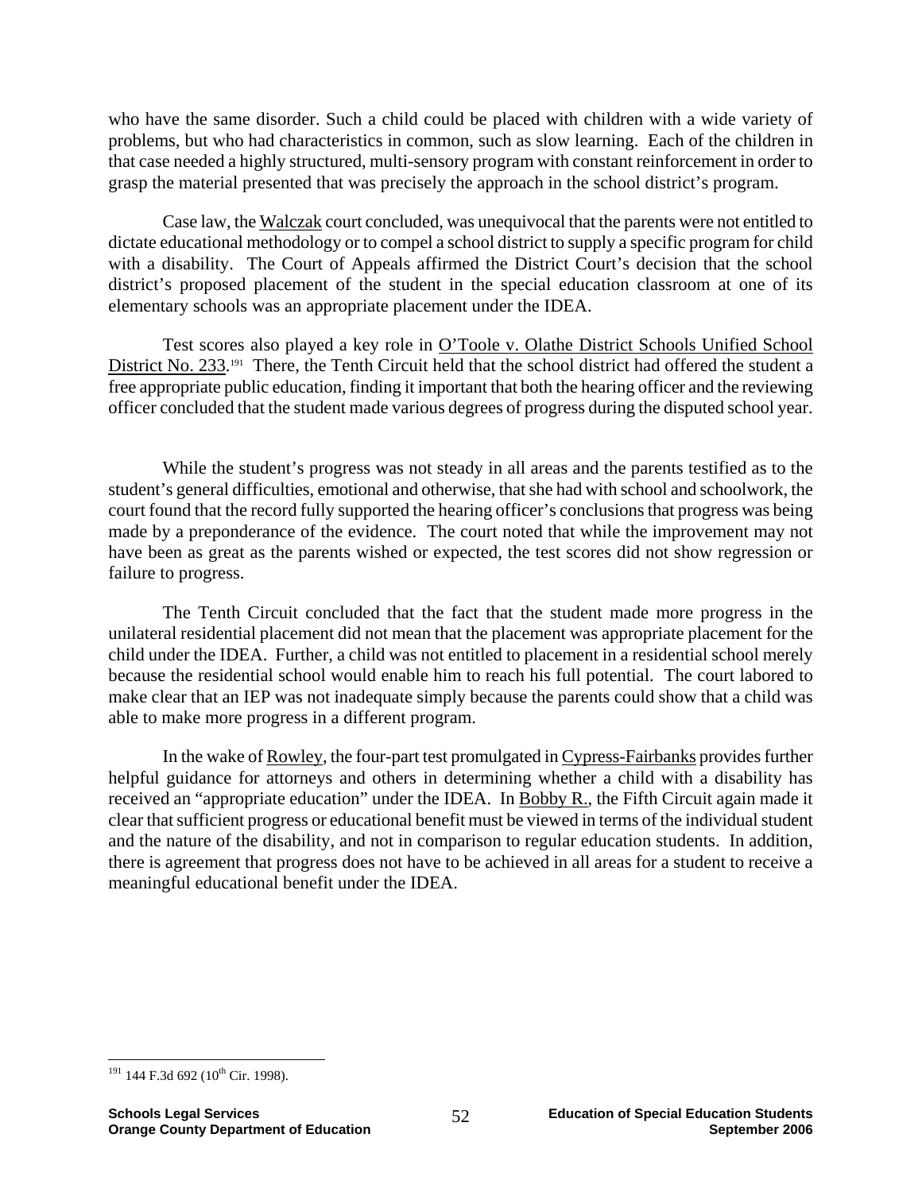who have the same disorder. Such a child could be placed with children with a wide variety of problems, but who had characteristics in common, such as slow learning. Each of the children in that case needed a highly structured, multi-sensory program with constant reinforcement in order to grasp the material presented that was precisely the approach in the school district's program.

Case law, the Walczak court concluded, was unequivocal that the parents were not entitled to dictate educational methodology or to compel a school district to supply a specific program for child with a disability. The Court of Appeals affirmed the District Court's decision that the school district's proposed placement of the student in the special education classroom at one of its elementary schools was an appropriate placement under the IDEA.

Test scores also played a key role in O'Toole v. Olathe District Schools Unified School District No. 233.[191] There, the Tenth Circuit held that the school district had offered the student a free appropriate public education, finding it important that both the hearing officer and the reviewing officer concluded that the student made various degrees of progress during the disputed school year.

While the student's progress was not steady in all areas and the parents testified as to the student's general difficulties, emotional and otherwise, that she had with school and schoolwork, the court found that the record fully supported the hearing officer's conclusions that progress was being made by a preponderance of the evidence. The court noted that while the improvement may not have been as great as the parents wished or expected, the test scores did not show regression or failure to progress.

The Tenth Circuit concluded that the fact that the student made more progress in the unilateral residential placement did not mean that the placement was appropriate placement for the child under the IDEA. Further, a child was not entitled to placement in a residential school merely because the residential school would enable him to reach his full potential. The court labored to make clear that an IEP was not inadequate simply because the parents could show that a child was able to make more progress in a different program.

In the wake of Rowley, the four-part test promulgated in Cypress-Fairbanks provides further helpful guidance for attorneys and others in determining whether a child with a disability has received an "appropriate education" under the IDEA. In Bobby R., the Fifth Circuit again made it clear that sufficient progress or educational benefit must be viewed in terms of the individual student and the nature of the disability, and not in comparison to regular education students. In addition, there is agreement that progress does not have to be achieved in all areas for a student to receive a meaningful educational benefit under the IDEA.

---

[191] 144 F.3d 692 (10th Cir. 1998).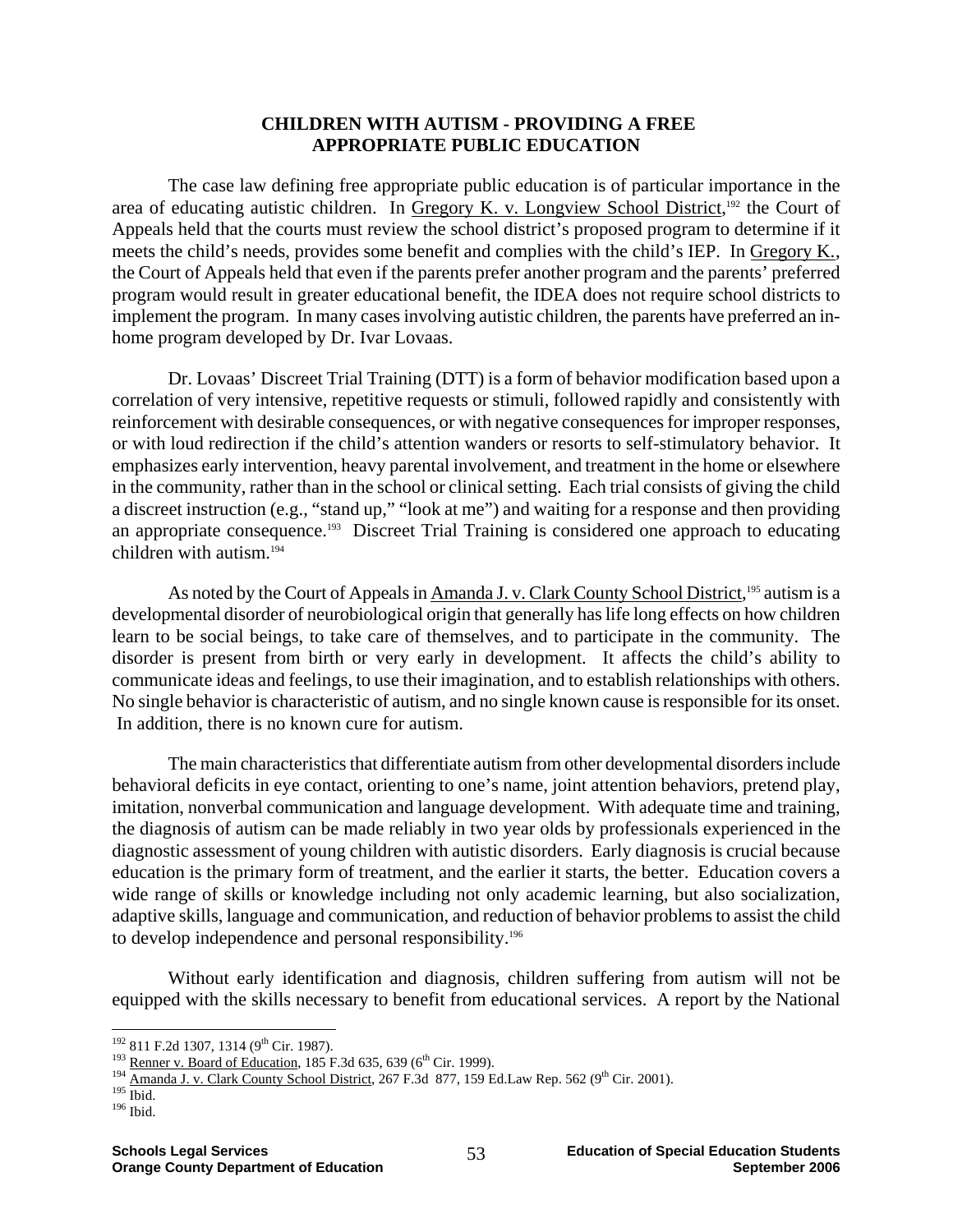## CHILDREN WITH AUTISM - PROVIDING A FREE APPROPRIATE PUBLIC EDUCATION

The case law defining free appropriate public education is of particular importance in the area of educating autistic children. In Gregory K. v. Longview School District,[192] the Court of Appeals held that the courts must review the school district's proposed program to determine if it meets the child's needs, provides some benefit and complies with the child's IEP. In Gregory K., the Court of Appeals held that even if the parents prefer another program and the parents' preferred program would result in greater educational benefit, the IDEA does not require school districts to implement the program. In many cases involving autistic children, the parents have preferred an in-home program developed by Dr. Ivar Lovaas.

Dr. Lovaas' Discreet Trial Training (DTT) is a form of behavior modification based upon a correlation of very intensive, repetitive requests or stimuli, followed rapidly and consistently with reinforcement with desirable consequences, or with negative consequences for improper responses, or with loud redirection if the child's attention wanders or resorts to self-stimulatory behavior. It emphasizes early intervention, heavy parental involvement, and treatment in the home or elsewhere in the community, rather than in the school or clinical setting. Each trial consists of giving the child a discreet instruction (e.g., "stand up," "look at me") and waiting for a response and then providing an appropriate consequence.[193] Discreet Trial Training is considered one approach to educating children with autism.[194]

As noted by the Court of Appeals in Amanda J. v. Clark County School District,[195] autism is a developmental disorder of neurobiological origin that generally has life long effects on how children learn to be social beings, to take care of themselves, and to participate in the community. The disorder is present from birth or very early in development. It affects the child's ability to communicate ideas and feelings, to use their imagination, and to establish relationships with others. No single behavior is characteristic of autism, and no single known cause is responsible for its onset. In addition, there is no known cure for autism.

The main characteristics that differentiate autism from other developmental disorders include behavioral deficits in eye contact, orienting to one's name, joint attention behaviors, pretend play, imitation, nonverbal communication and language development. With adequate time and training, the diagnosis of autism can be made reliably in two year olds by professionals experienced in the diagnostic assessment of young children with autistic disorders. Early diagnosis is crucial because education is the primary form of treatment, and the earlier it starts, the better. Education covers a wide range of skills or knowledge including not only academic learning, but also socialization, adaptive skills, language and communication, and reduction of behavior problems to assist the child to develop independence and personal responsibility.[196]

Without early identification and diagnosis, children suffering from autism will not be equipped with the skills necessary to benefit from educational services. A report by the National

---

[192] 811 F.2d 1307, 1314 (9th Cir. 1987).

[193] Renner v. Board of Education, 185 F.3d 635, 639 (6th Cir. 1999).

[194] Amanda J. v. Clark County School District, 267 F.3d 877, 159 Ed.Law Rep. 562 (9th Cir. 2001).

[195] Ibid.

[196] Ibid.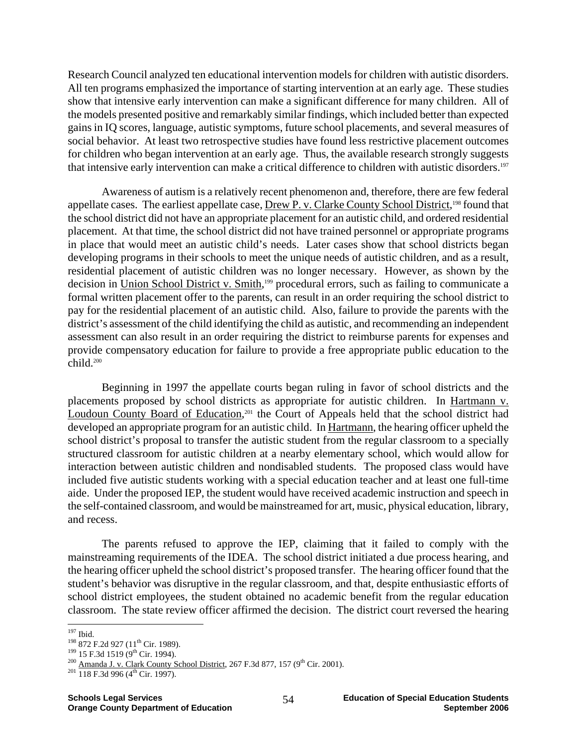Research Council analyzed ten educational intervention models for children with autistic disorders. All ten programs emphasized the importance of starting intervention at an early age. These studies show that intensive early intervention can make a significant difference for many children. All of the models presented positive and remarkably similar findings, which included better than expected gains in IQ scores, language, autistic symptoms, future school placements, and several measures of social behavior. At least two retrospective studies have found less restrictive placement outcomes for children who began intervention at an early age. Thus, the available research strongly suggests that intensive early intervention can make a critical difference to children with autistic disorders.[197]

Awareness of autism is a relatively recent phenomenon and, therefore, there are few federal appellate cases. The earliest appellate case, Drew P. v. Clarke County School District,[198] found that the school district did not have an appropriate placement for an autistic child, and ordered residential placement. At that time, the school district did not have trained personnel or appropriate programs in place that would meet an autistic child's needs. Later cases show that school districts began developing programs in their schools to meet the unique needs of autistic children, and as a result, residential placement of autistic children was no longer necessary. However, as shown by the decision in Union School District v. Smith,[199] procedural errors, such as failing to communicate a formal written placement offer to the parents, can result in an order requiring the school district to pay for the residential placement of an autistic child. Also, failure to provide the parents with the district's assessment of the child identifying the child as autistic, and recommending an independent assessment can also result in an order requiring the district to reimburse parents for expenses and provide compensatory education for failure to provide a free appropriate public education to the child.[200]

Beginning in 1997 the appellate courts began ruling in favor of school districts and the placements proposed by school districts as appropriate for autistic children. In Hartmann v. Loudoun County Board of Education,[201] the Court of Appeals held that the school district had developed an appropriate program for an autistic child. In Hartmann, the hearing officer upheld the school district's proposal to transfer the autistic student from the regular classroom to a specially structured classroom for autistic children at a nearby elementary school, which would allow for interaction between autistic children and nondisabled students. The proposed class would have included five autistic students working with a special education teacher and at least one full-time aide. Under the proposed IEP, the student would have received academic instruction and speech in the self-contained classroom, and would be mainstreamed for art, music, physical education, library, and recess.

The parents refused to approve the IEP, claiming that it failed to comply with the mainstreaming requirements of the IDEA. The school district initiated a due process hearing, and the hearing officer upheld the school district's proposed transfer. The hearing officer found that the student's behavior was disruptive in the regular classroom, and that, despite enthusiastic efforts of school district employees, the student obtained no academic benefit from the regular education classroom. The state review officer affirmed the decision. The district court reversed the hearing

---

[197] Ibid.

[198] 872 F.2d 927 (11th Cir. 1989).

[199] 15 F.3d 1519 (9th Cir. 1994).

[200] Amanda J. v. Clark County School District, 267 F.3d 877, 157 (9th Cir. 2001).

[201] 118 F.3d 996 (4th Cir. 1997).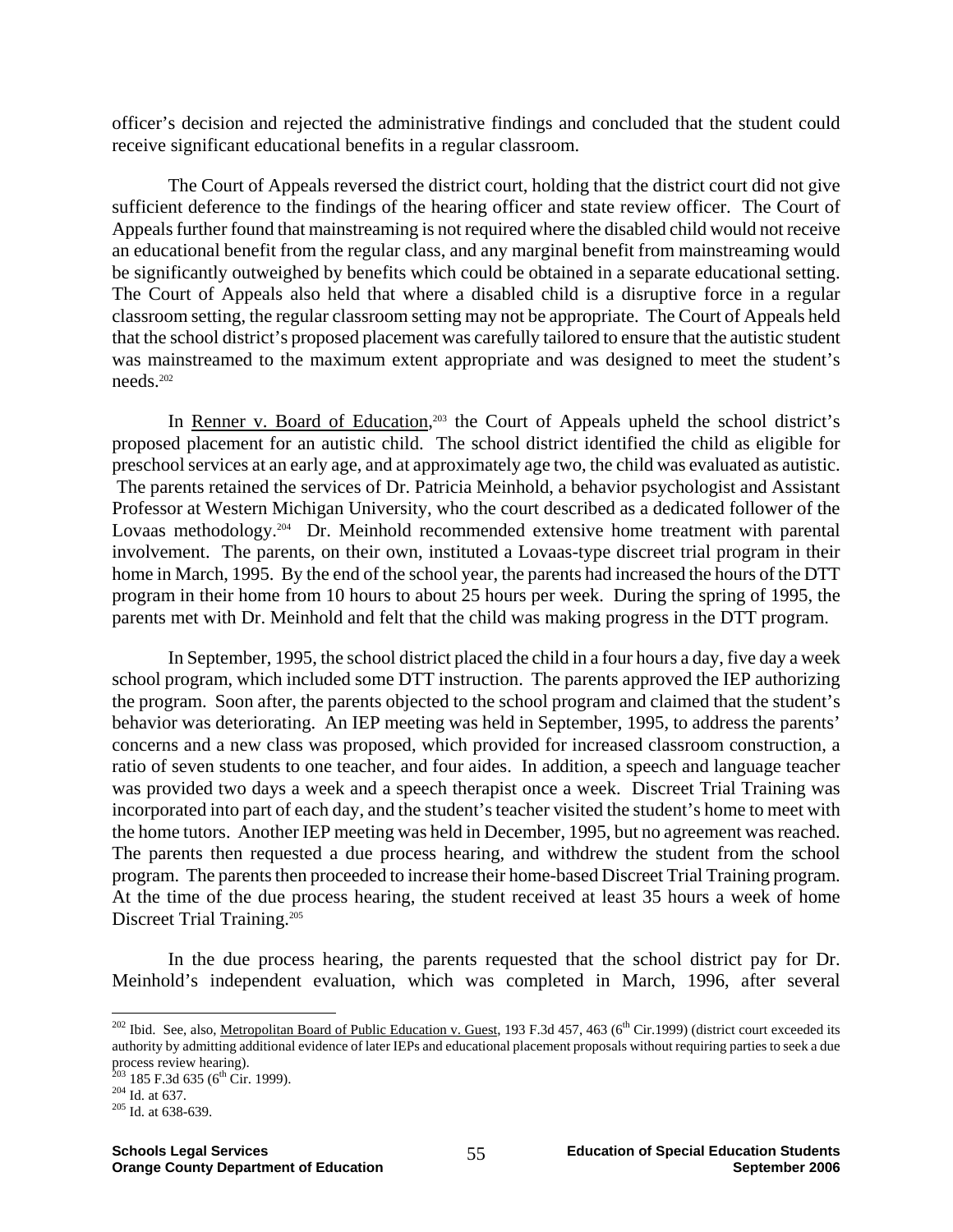officer's decision and rejected the administrative findings and concluded that the student could receive significant educational benefits in a regular classroom.

The Court of Appeals reversed the district court, holding that the district court did not give sufficient deference to the findings of the hearing officer and state review officer. The Court of Appeals further found that mainstreaming is not required where the disabled child would not receive an educational benefit from the regular class, and any marginal benefit from mainstreaming would be significantly outweighed by benefits which could be obtained in a separate educational setting. The Court of Appeals also held that where a disabled child is a disruptive force in a regular classroom setting, the regular classroom setting may not be appropriate. The Court of Appeals held that the school district's proposed placement was carefully tailored to ensure that the autistic student was mainstreamed to the maximum extent appropriate and was designed to meet the student's needs.[202]

In Renner v. Board of Education,[203] the Court of Appeals upheld the school district's proposed placement for an autistic child. The school district identified the child as eligible for preschool services at an early age, and at approximately age two, the child was evaluated as autistic. The parents retained the services of Dr. Patricia Meinhold, a behavior psychologist and Assistant Professor at Western Michigan University, who the court described as a dedicated follower of the Lovaas methodology.[204] Dr. Meinhold recommended extensive home treatment with parental involvement. The parents, on their own, instituted a Lovaas-type discreet trial program in their home in March, 1995. By the end of the school year, the parents had increased the hours of the DTT program in their home from 10 hours to about 25 hours per week. During the spring of 1995, the parents met with Dr. Meinhold and felt that the child was making progress in the DTT program.

In September, 1995, the school district placed the child in a four hours a day, five day a week school program, which included some DTT instruction. The parents approved the IEP authorizing the program. Soon after, the parents objected to the school program and claimed that the student's behavior was deteriorating. An IEP meeting was held in September, 1995, to address the parents' concerns and a new class was proposed, which provided for increased classroom construction, a ratio of seven students to one teacher, and four aides. In addition, a speech and language teacher was provided two days a week and a speech therapist once a week. Discreet Trial Training was incorporated into part of each day, and the student's teacher visited the student's home to meet with the home tutors. Another IEP meeting was held in December, 1995, but no agreement was reached. The parents then requested a due process hearing, and withdrew the student from the school program. The parents then proceeded to increase their home-based Discreet Trial Training program. At the time of the due process hearing, the student received at least 35 hours a week of home Discreet Trial Training.[205]

In the due process hearing, the parents requested that the school district pay for Dr. Meinhold's independent evaluation, which was completed in March, 1996, after several

---

[202] Ibid. See, also, Metropolitan Board of Public Education v. Guest, 193 F.3d 457, 463 (6th Cir.1999) (district court exceeded its authority by admitting additional evidence of later IEPs and educational placement proposals without requiring parties to seek a due process review hearing).

[203] 185 F.3d 635 (6th Cir. 1999).

[204] Id. at 637.

[205] Id. at 638-639.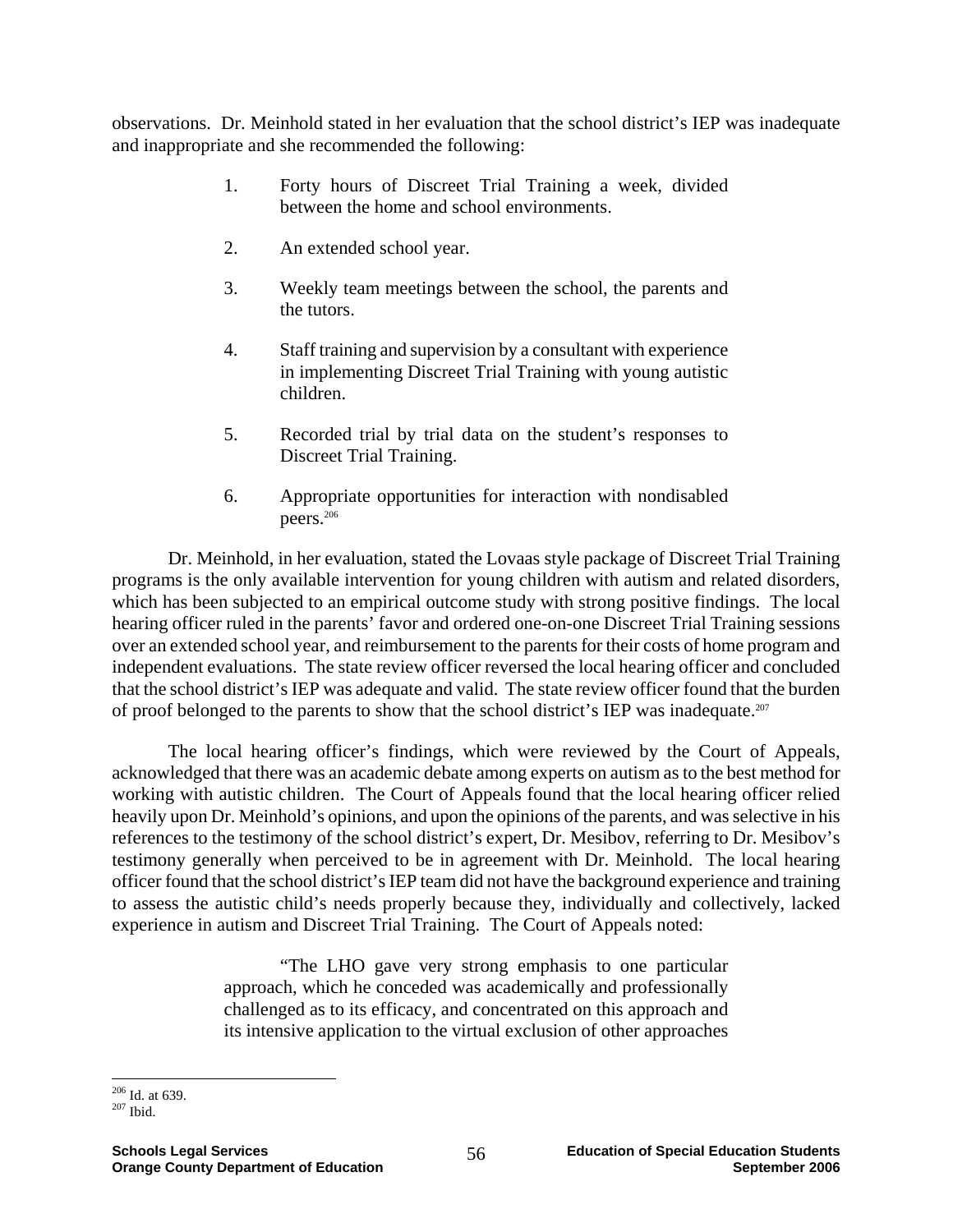observations. Dr. Meinhold stated in her evaluation that the school district's IEP was inadequate and inappropriate and she recommended the following:

> 1. Forty hours of Discreet Trial Training a week, divided between the home and school environments.
>
> 2. An extended school year.
>
> 3. Weekly team meetings between the school, the parents and the tutors.
>
> 4. Staff training and supervision by a consultant with experience in implementing Discreet Trial Training with young autistic children.
>
> 5. Recorded trial by trial data on the student's responses to Discreet Trial Training.
>
> 6. Appropriate opportunities for interaction with nondisabled peers.[206]

Dr. Meinhold, in her evaluation, stated the Lovaas style package of Discreet Trial Training programs is the only available intervention for young children with autism and related disorders, which has been subjected to an empirical outcome study with strong positive findings. The local hearing officer ruled in the parents' favor and ordered one-on-one Discreet Trial Training sessions over an extended school year, and reimbursement to the parents for their costs of home program and independent evaluations. The state review officer reversed the local hearing officer and concluded that the school district's IEP was adequate and valid. The state review officer found that the burden of proof belonged to the parents to show that the school district's IEP was inadequate.[207]

The local hearing officer's findings, which were reviewed by the Court of Appeals, acknowledged that there was an academic debate among experts on autism as to the best method for working with autistic children. The Court of Appeals found that the local hearing officer relied heavily upon Dr. Meinhold's opinions, and upon the opinions of the parents, and was selective in his references to the testimony of the school district's expert, Dr. Mesibov, referring to Dr. Mesibov's testimony generally when perceived to be in agreement with Dr. Meinhold. The local hearing officer found that the school district's IEP team did not have the background experience and training to assess the autistic child's needs properly because they, individually and collectively, lacked experience in autism and Discreet Trial Training. The Court of Appeals noted:

> "The LHO gave very strong emphasis to one particular approach, which he conceded was academically and professionally challenged as to its efficacy, and concentrated on this approach and its intensive application to the virtual exclusion of other approaches

---

[206] Id. at 639.

[207] Ibid.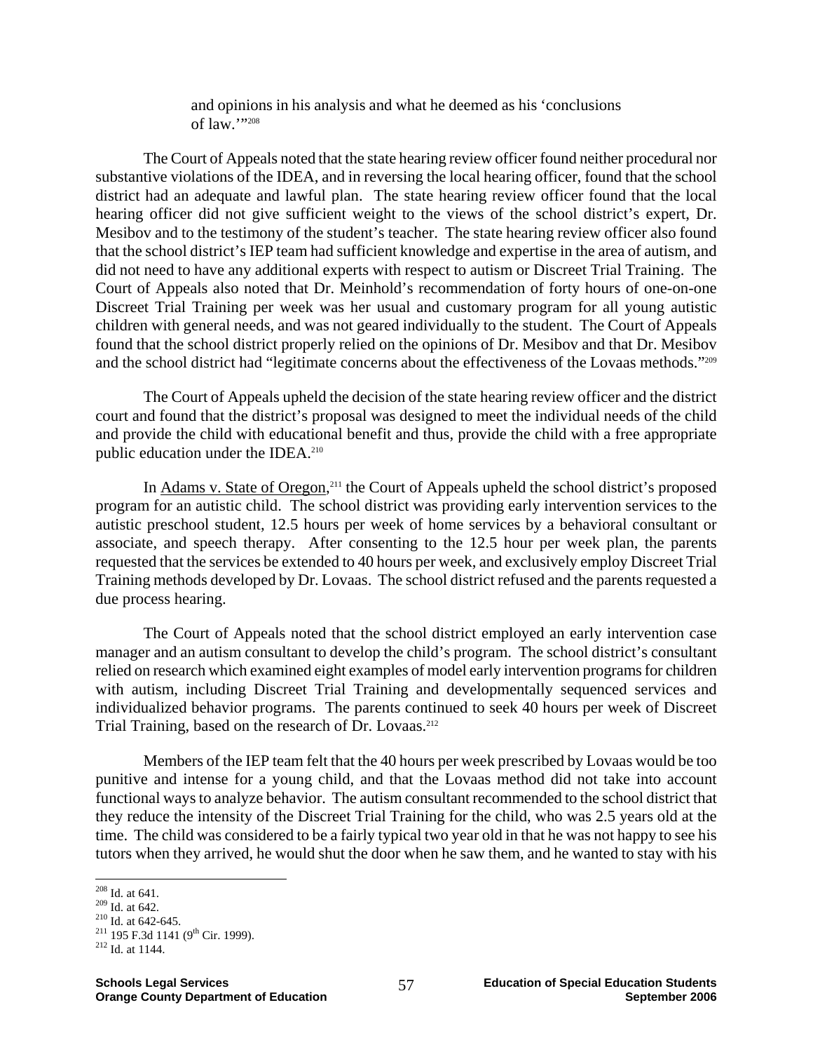and opinions in his analysis and what he deemed as his 'conclusions of law.'"[208]

The Court of Appeals noted that the state hearing review officer found neither procedural nor substantive violations of the IDEA, and in reversing the local hearing officer, found that the school district had an adequate and lawful plan. The state hearing review officer found that the local hearing officer did not give sufficient weight to the views of the school district's expert, Dr. Mesibov and to the testimony of the student's teacher. The state hearing review officer also found that the school district's IEP team had sufficient knowledge and expertise in the area of autism, and did not need to have any additional experts with respect to autism or Discreet Trial Training. The Court of Appeals also noted that Dr. Meinhold's recommendation of forty hours of one-on-one Discreet Trial Training per week was her usual and customary program for all young autistic children with general needs, and was not geared individually to the student. The Court of Appeals found that the school district properly relied on the opinions of Dr. Mesibov and that Dr. Mesibov and the school district had "legitimate concerns about the effectiveness of the Lovaas methods."[209]

The Court of Appeals upheld the decision of the state hearing review officer and the district court and found that the district's proposal was designed to meet the individual needs of the child and provide the child with educational benefit and thus, provide the child with a free appropriate public education under the IDEA.[210]

In Adams v. State of Oregon,[211] the Court of Appeals upheld the school district's proposed program for an autistic child. The school district was providing early intervention services to the autistic preschool student, 12.5 hours per week of home services by a behavioral consultant or associate, and speech therapy. After consenting to the 12.5 hour per week plan, the parents requested that the services be extended to 40 hours per week, and exclusively employ Discreet Trial Training methods developed by Dr. Lovaas. The school district refused and the parents requested a due process hearing.

The Court of Appeals noted that the school district employed an early intervention case manager and an autism consultant to develop the child's program. The school district's consultant relied on research which examined eight examples of model early intervention programs for children with autism, including Discreet Trial Training and developmentally sequenced services and individualized behavior programs. The parents continued to seek 40 hours per week of Discreet Trial Training, based on the research of Dr. Lovaas.[212]

Members of the IEP team felt that the 40 hours per week prescribed by Lovaas would be too punitive and intense for a young child, and that the Lovaas method did not take into account functional ways to analyze behavior. The autism consultant recommended to the school district that they reduce the intensity of the Discreet Trial Training for the child, who was 2.5 years old at the time. The child was considered to be a fairly typical two year old in that he was not happy to see his tutors when they arrived, he would shut the door when he saw them, and he wanted to stay with his

---

[208] Id. at 641.
[209] Id. at 642.
[210] Id. at 642-645.
[211] 195 F.3d 1141 (9th Cir. 1999).
[212] Id. at 1144.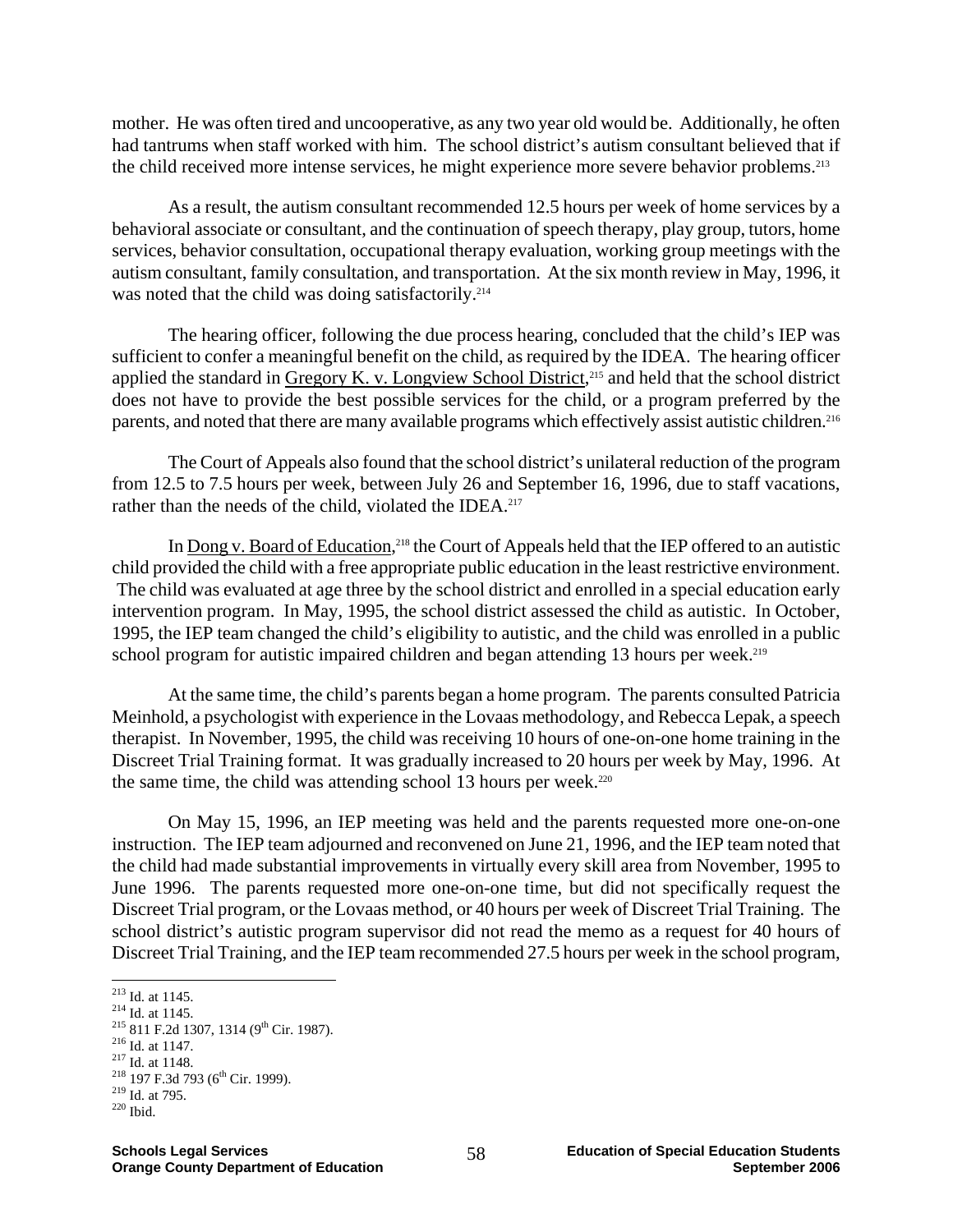mother. He was often tired and uncooperative, as any two year old would be. Additionally, he often had tantrums when staff worked with him. The school district's autism consultant believed that if the child received more intense services, he might experience more severe behavior problems.[213]

As a result, the autism consultant recommended 12.5 hours per week of home services by a behavioral associate or consultant, and the continuation of speech therapy, play group, tutors, home services, behavior consultation, occupational therapy evaluation, working group meetings with the autism consultant, family consultation, and transportation. At the six month review in May, 1996, it was noted that the child was doing satisfactorily.[214]

The hearing officer, following the due process hearing, concluded that the child's IEP was sufficient to confer a meaningful benefit on the child, as required by the IDEA. The hearing officer applied the standard in Gregory K. v. Longview School District,[215] and held that the school district does not have to provide the best possible services for the child, or a program preferred by the parents, and noted that there are many available programs which effectively assist autistic children.[216]

The Court of Appeals also found that the school district's unilateral reduction of the program from 12.5 to 7.5 hours per week, between July 26 and September 16, 1996, due to staff vacations, rather than the needs of the child, violated the IDEA.[217]

In Dong v. Board of Education,[218] the Court of Appeals held that the IEP offered to an autistic child provided the child with a free appropriate public education in the least restrictive environment. The child was evaluated at age three by the school district and enrolled in a special education early intervention program. In May, 1995, the school district assessed the child as autistic. In October, 1995, the IEP team changed the child's eligibility to autistic, and the child was enrolled in a public school program for autistic impaired children and began attending 13 hours per week.[219]

At the same time, the child's parents began a home program. The parents consulted Patricia Meinhold, a psychologist with experience in the Lovaas methodology, and Rebecca Lepak, a speech therapist. In November, 1995, the child was receiving 10 hours of one-on-one home training in the Discreet Trial Training format. It was gradually increased to 20 hours per week by May, 1996. At the same time, the child was attending school 13 hours per week.[220]

On May 15, 1996, an IEP meeting was held and the parents requested more one-on-one instruction. The IEP team adjourned and reconvened on June 21, 1996, and the IEP team noted that the child had made substantial improvements in virtually every skill area from November, 1995 to June 1996. The parents requested more one-on-one time, but did not specifically request the Discreet Trial program, or the Lovaas method, or 40 hours per week of Discreet Trial Training. The school district's autistic program supervisor did not read the memo as a request for 40 hours of Discreet Trial Training, and the IEP team recommended 27.5 hours per week in the school program,

---

[213] Id. at 1145.
[214] Id. at 1145.
[215] 811 F.2d 1307, 1314 (9th Cir. 1987).
[216] Id. at 1147.
[217] Id. at 1148.
[218] 197 F.3d 793 (6th Cir. 1999).
[219] Id. at 795.
[220] Ibid.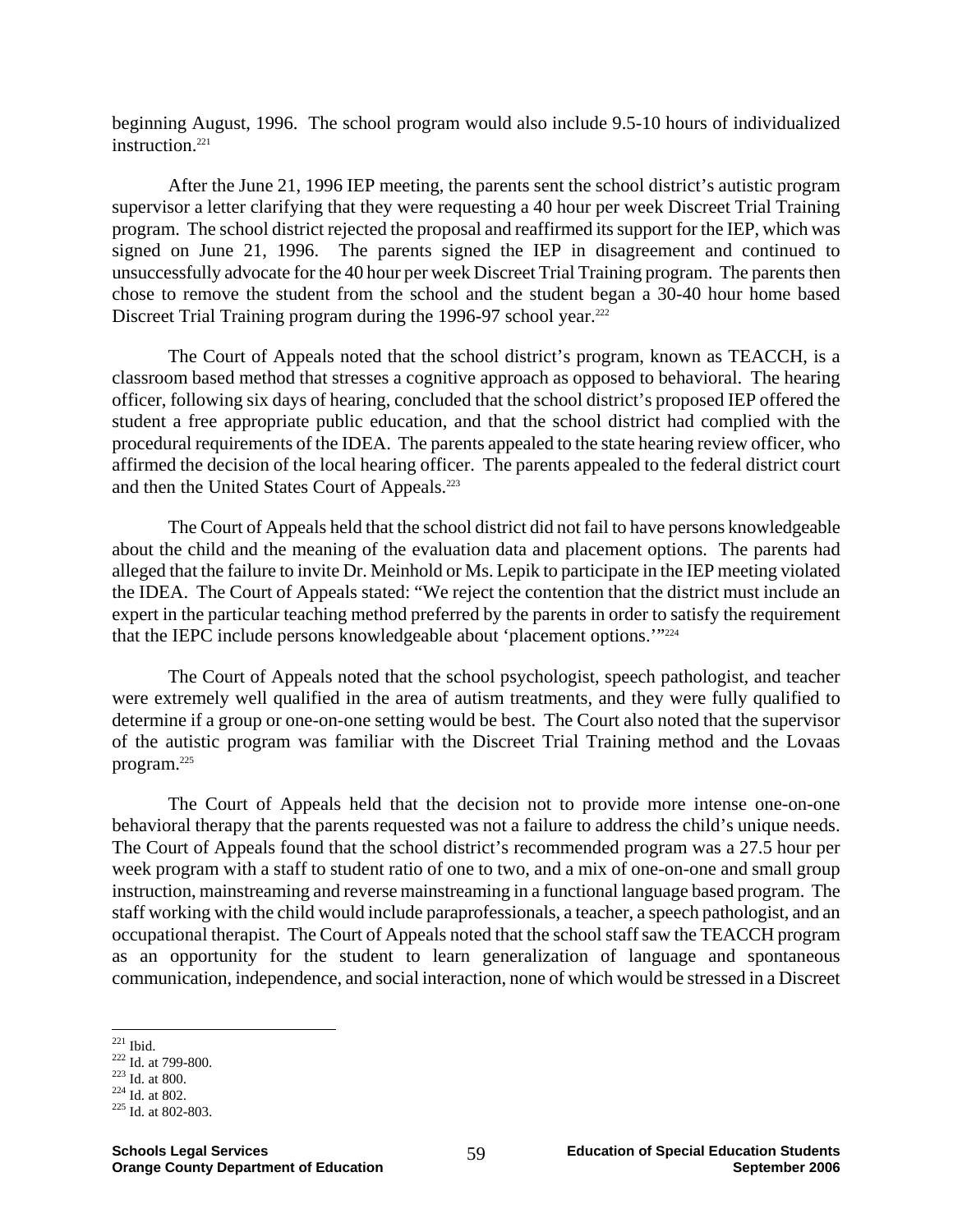beginning August, 1996. The school program would also include 9.5-10 hours of individualized instruction.[221]

After the June 21, 1996 IEP meeting, the parents sent the school district's autistic program supervisor a letter clarifying that they were requesting a 40 hour per week Discreet Trial Training program. The school district rejected the proposal and reaffirmed its support for the IEP, which was signed on June 21, 1996. The parents signed the IEP in disagreement and continued to unsuccessfully advocate for the 40 hour per week Discreet Trial Training program. The parents then chose to remove the student from the school and the student began a 30-40 hour home based Discreet Trial Training program during the 1996-97 school year.[222]

The Court of Appeals noted that the school district's program, known as TEACCH, is a classroom based method that stresses a cognitive approach as opposed to behavioral. The hearing officer, following six days of hearing, concluded that the school district's proposed IEP offered the student a free appropriate public education, and that the school district had complied with the procedural requirements of the IDEA. The parents appealed to the state hearing review officer, who affirmed the decision of the local hearing officer. The parents appealed to the federal district court and then the United States Court of Appeals.[223]

The Court of Appeals held that the school district did not fail to have persons knowledgeable about the child and the meaning of the evaluation data and placement options. The parents had alleged that the failure to invite Dr. Meinhold or Ms. Lepik to participate in the IEP meeting violated the IDEA. The Court of Appeals stated: "We reject the contention that the district must include an expert in the particular teaching method preferred by the parents in order to satisfy the requirement that the IEPC include persons knowledgeable about 'placement options.'"[224]

The Court of Appeals noted that the school psychologist, speech pathologist, and teacher were extremely well qualified in the area of autism treatments, and they were fully qualified to determine if a group or one-on-one setting would be best. The Court also noted that the supervisor of the autistic program was familiar with the Discreet Trial Training method and the Lovaas program.[225]

The Court of Appeals held that the decision not to provide more intense one-on-one behavioral therapy that the parents requested was not a failure to address the child's unique needs. The Court of Appeals found that the school district's recommended program was a 27.5 hour per week program with a staff to student ratio of one to two, and a mix of one-on-one and small group instruction, mainstreaming and reverse mainstreaming in a functional language based program. The staff working with the child would include paraprofessionals, a teacher, a speech pathologist, and an occupational therapist. The Court of Appeals noted that the school staff saw the TEACCH program as an opportunity for the student to learn generalization of language and spontaneous communication, independence, and social interaction, none of which would be stressed in a Discreet

---

[221] Ibid.
[222] Id. at 799-800.
[223] Id. at 800.
[224] Id. at 802.
[225] Id. at 802-803.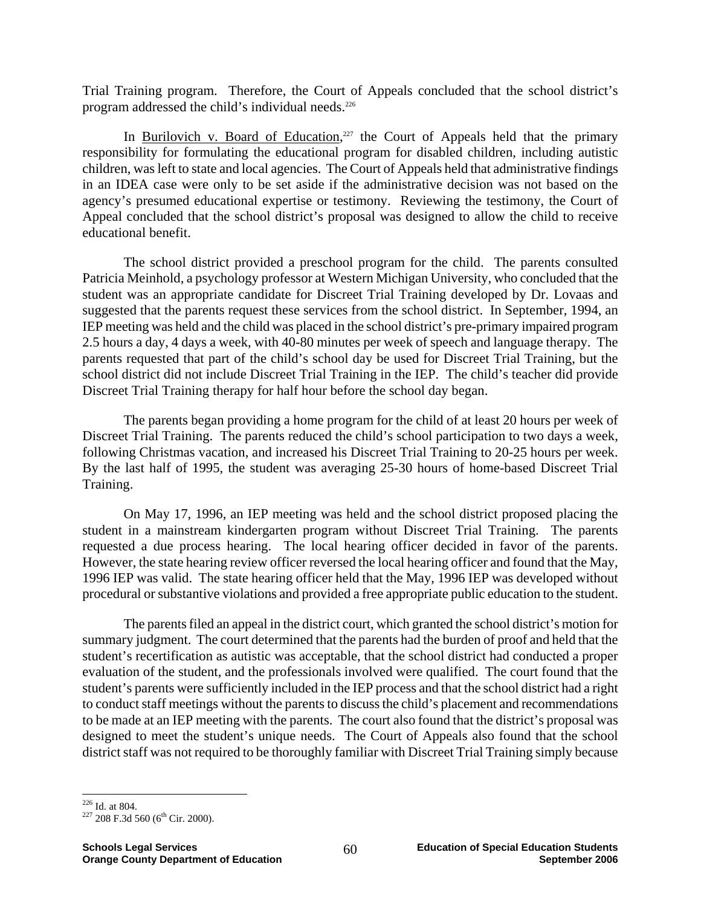Trial Training program. Therefore, the Court of Appeals concluded that the school district's program addressed the child's individual needs.[226]

In Burilovich v. Board of Education,[227] the Court of Appeals held that the primary responsibility for formulating the educational program for disabled children, including autistic children, was left to state and local agencies. The Court of Appeals held that administrative findings in an IDEA case were only to be set aside if the administrative decision was not based on the agency's presumed educational expertise or testimony. Reviewing the testimony, the Court of Appeal concluded that the school district's proposal was designed to allow the child to receive educational benefit.

The school district provided a preschool program for the child. The parents consulted Patricia Meinhold, a psychology professor at Western Michigan University, who concluded that the student was an appropriate candidate for Discreet Trial Training developed by Dr. Lovaas and suggested that the parents request these services from the school district. In September, 1994, an IEP meeting was held and the child was placed in the school district's pre-primary impaired program 2.5 hours a day, 4 days a week, with 40-80 minutes per week of speech and language therapy. The parents requested that part of the child's school day be used for Discreet Trial Training, but the school district did not include Discreet Trial Training in the IEP. The child's teacher did provide Discreet Trial Training therapy for half hour before the school day began.

The parents began providing a home program for the child of at least 20 hours per week of Discreet Trial Training. The parents reduced the child's school participation to two days a week, following Christmas vacation, and increased his Discreet Trial Training to 20-25 hours per week. By the last half of 1995, the student was averaging 25-30 hours of home-based Discreet Trial Training.

On May 17, 1996, an IEP meeting was held and the school district proposed placing the student in a mainstream kindergarten program without Discreet Trial Training. The parents requested a due process hearing. The local hearing officer decided in favor of the parents. However, the state hearing review officer reversed the local hearing officer and found that the May, 1996 IEP was valid. The state hearing officer held that the May, 1996 IEP was developed without procedural or substantive violations and provided a free appropriate public education to the student.

The parents filed an appeal in the district court, which granted the school district's motion for summary judgment. The court determined that the parents had the burden of proof and held that the student's recertification as autistic was acceptable, that the school district had conducted a proper evaluation of the student, and the professionals involved were qualified. The court found that the student's parents were sufficiently included in the IEP process and that the school district had a right to conduct staff meetings without the parents to discuss the child's placement and recommendations to be made at an IEP meeting with the parents. The court also found that the district's proposal was designed to meet the student's unique needs. The Court of Appeals also found that the school district staff was not required to be thoroughly familiar with Discreet Trial Training simply because

---

[226] Id. at 804.

[227] 208 F.3d 560 (6th Cir. 2000).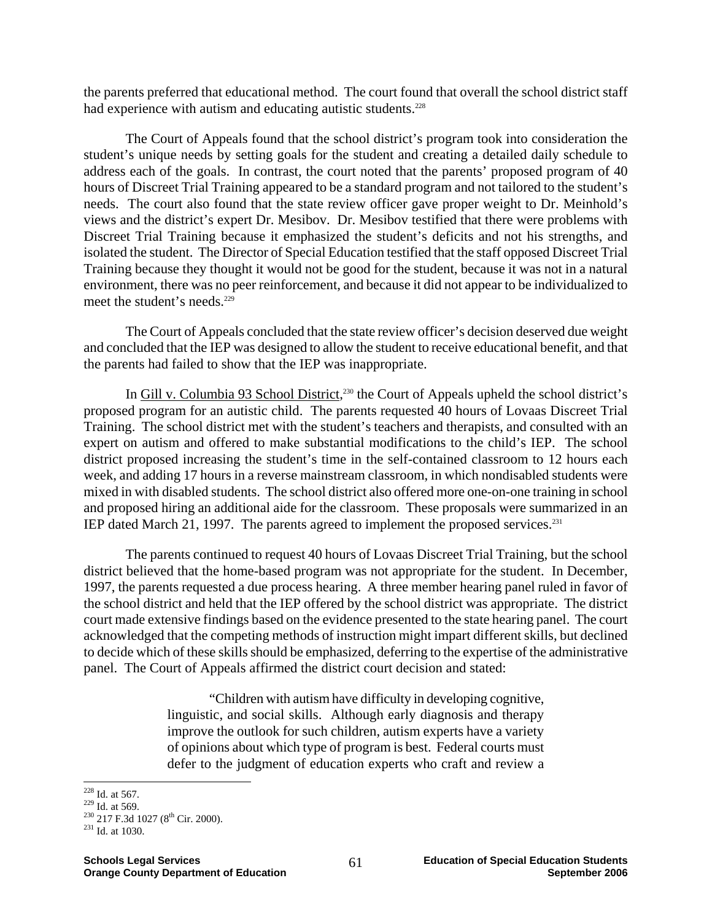the parents preferred that educational method. The court found that overall the school district staff had experience with autism and educating autistic students.[228]

The Court of Appeals found that the school district's program took into consideration the student's unique needs by setting goals for the student and creating a detailed daily schedule to address each of the goals. In contrast, the court noted that the parents' proposed program of 40 hours of Discreet Trial Training appeared to be a standard program and not tailored to the student's needs. The court also found that the state review officer gave proper weight to Dr. Meinhold's views and the district's expert Dr. Mesibov. Dr. Mesibov testified that there were problems with Discreet Trial Training because it emphasized the student's deficits and not his strengths, and isolated the student. The Director of Special Education testified that the staff opposed Discreet Trial Training because they thought it would not be good for the student, because it was not in a natural environment, there was no peer reinforcement, and because it did not appear to be individualized to meet the student's needs.[229]

The Court of Appeals concluded that the state review officer's decision deserved due weight and concluded that the IEP was designed to allow the student to receive educational benefit, and that the parents had failed to show that the IEP was inappropriate.

In Gill v. Columbia 93 School District,[230] the Court of Appeals upheld the school district's proposed program for an autistic child. The parents requested 40 hours of Lovaas Discreet Trial Training. The school district met with the student's teachers and therapists, and consulted with an expert on autism and offered to make substantial modifications to the child's IEP. The school district proposed increasing the student's time in the self-contained classroom to 12 hours each week, and adding 17 hours in a reverse mainstream classroom, in which nondisabled students were mixed in with disabled students. The school district also offered more one-on-one training in school and proposed hiring an additional aide for the classroom. These proposals were summarized in an IEP dated March 21, 1997. The parents agreed to implement the proposed services.[231]

The parents continued to request 40 hours of Lovaas Discreet Trial Training, but the school district believed that the home-based program was not appropriate for the student. In December, 1997, the parents requested a due process hearing. A three member hearing panel ruled in favor of the school district and held that the IEP offered by the school district was appropriate. The district court made extensive findings based on the evidence presented to the state hearing panel. The court acknowledged that the competing methods of instruction might impart different skills, but declined to decide which of these skills should be emphasized, deferring to the expertise of the administrative panel. The Court of Appeals affirmed the district court decision and stated:

> "Children with autism have difficulty in developing cognitive, linguistic, and social skills. Although early diagnosis and therapy improve the outlook for such children, autism experts have a variety of opinions about which type of program is best. Federal courts must defer to the judgment of education experts who craft and review a

---

[228] Id. at 567.
[229] Id. at 569.
[230] 217 F.3d 1027 (8th Cir. 2000).
[231] Id. at 1030.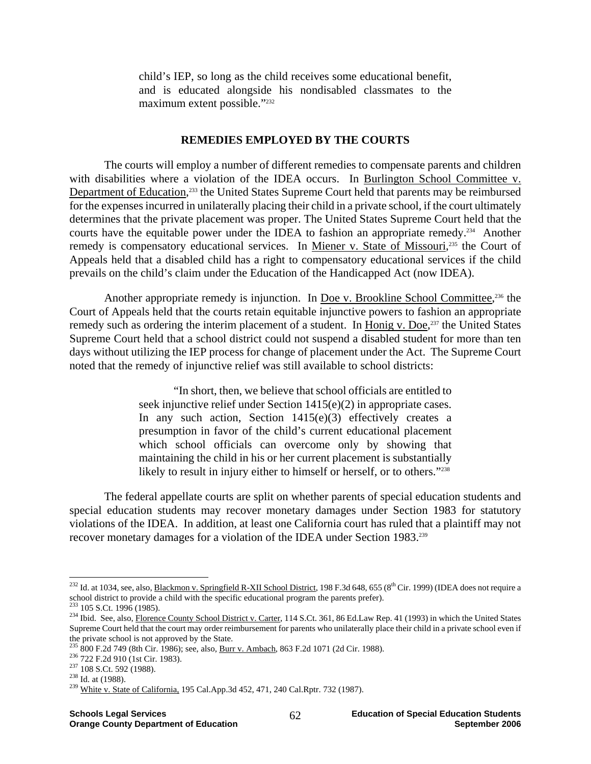> child's IEP, so long as the child receives some educational benefit, and is educated alongside his nondisabled classmates to the maximum extent possible."[232]

**REMEDIES EMPLOYED BY THE COURTS**

The courts will employ a number of different remedies to compensate parents and children with disabilities where a violation of the IDEA occurs. In Burlington School Committee v. Department of Education,[233] the United States Supreme Court held that parents may be reimbursed for the expenses incurred in unilaterally placing their child in a private school, if the court ultimately determines that the private placement was proper. The United States Supreme Court held that the courts have the equitable power under the IDEA to fashion an appropriate remedy.[234] Another remedy is compensatory educational services. In Miener v. State of Missouri,[235] the Court of Appeals held that a disabled child has a right to compensatory educational services if the child prevails on the child's claim under the Education of the Handicapped Act (now IDEA).

Another appropriate remedy is injunction. In Doe v. Brookline School Committee,[236] the Court of Appeals held that the courts retain equitable injunctive powers to fashion an appropriate remedy such as ordering the interim placement of a student. In Honig v. Doe,[237] the United States Supreme Court held that a school district could not suspend a disabled student for more than ten days without utilizing the IEP process for change of placement under the Act. The Supreme Court noted that the remedy of injunctive relief was still available to school districts:

> "In short, then, we believe that school officials are entitled to seek injunctive relief under Section 1415(e)(2) in appropriate cases. In any such action, Section 1415(e)(3) effectively creates a presumption in favor of the child's current educational placement which school officials can overcome only by showing that maintaining the child in his or her current placement is substantially likely to result in injury either to himself or herself, or to others."[238]

The federal appellate courts are split on whether parents of special education students and special education students may recover monetary damages under Section 1983 for statutory violations of the IDEA. In addition, at least one California court has ruled that a plaintiff may not recover monetary damages for a violation of the IDEA under Section 1983.[239]

---

[232] Id. at 1034, see, also, Blackmon v. Springfield R-XII School District, 198 F.3d 648, 655 (8th Cir. 1999) (IDEA does not require a school district to provide a child with the specific educational program the parents prefer).

[233] 105 S.Ct. 1996 (1985).

[234] Ibid. See, also, Florence County School District v. Carter, 114 S.Ct. 361, 86 Ed.Law Rep. 41 (1993) in which the United States Supreme Court held that the court may order reimbursement for parents who unilaterally place their child in a private school even if the private school is not approved by the State.

[235] 800 F.2d 749 (8th Cir. 1986); see, also, Burr v. Ambach, 863 F.2d 1071 (2d Cir. 1988).

[236] 722 F.2d 910 (1st Cir. 1983).

[237] 108 S.Ct. 592 (1988).

[238] Id. at (1988).

[239] White v. State of California, 195 Cal.App.3d 452, 471, 240 Cal.Rptr. 732 (1987).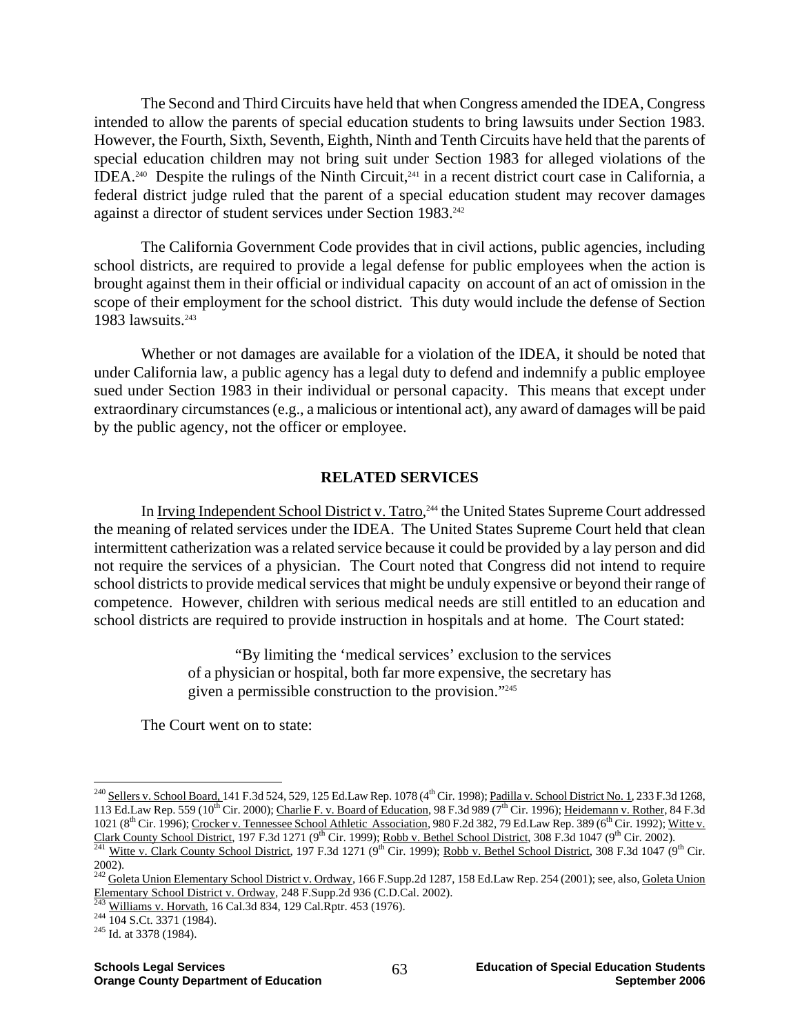The Second and Third Circuits have held that when Congress amended the IDEA, Congress intended to allow the parents of special education students to bring lawsuits under Section 1983. However, the Fourth, Sixth, Seventh, Eighth, Ninth and Tenth Circuits have held that the parents of special education children may not bring suit under Section 1983 for alleged violations of the IDEA.[240] Despite the rulings of the Ninth Circuit,[241] in a recent district court case in California, a federal district judge ruled that the parent of a special education student may recover damages against a director of student services under Section 1983.[242]

The California Government Code provides that in civil actions, public agencies, including school districts, are required to provide a legal defense for public employees when the action is brought against them in their official or individual capacity on account of an act of omission in the scope of their employment for the school district. This duty would include the defense of Section 1983 lawsuits.[243]

Whether or not damages are available for a violation of the IDEA, it should be noted that under California law, a public agency has a legal duty to defend and indemnify a public employee sued under Section 1983 in their individual or personal capacity. This means that except under extraordinary circumstances (e.g., a malicious or intentional act), any award of damages will be paid by the public agency, not the officer or employee.

## RELATED SERVICES

In Irving Independent School District v. Tatro,[244] the United States Supreme Court addressed the meaning of related services under the IDEA. The United States Supreme Court held that clean intermittent catherization was a related service because it could be provided by a lay person and did not require the services of a physician. The Court noted that Congress did not intend to require school districts to provide medical services that might be unduly expensive or beyond their range of competence. However, children with serious medical needs are still entitled to an education and school districts are required to provide instruction in hospitals and at home. The Court stated:

> "By limiting the 'medical services' exclusion to the services of a physician or hospital, both far more expensive, the secretary has given a permissible construction to the provision."[245]

The Court went on to state:

---

[240] Sellers v. School Board, 141 F.3d 524, 529, 125 Ed.Law Rep. 1078 (4th Cir. 1998); Padilla v. School District No. 1, 233 F.3d 1268, 113 Ed.Law Rep. 559 (10th Cir. 2000); Charlie F. v. Board of Education, 98 F.3d 989 (7th Cir. 1996); Heidemann v. Rother, 84 F.3d 1021 (8th Cir. 1996); Crocker v. Tennessee School Athletic Association, 980 F.2d 382, 79 Ed.Law Rep. 389 (6th Cir. 1992); Witte v. Clark County School District, 197 F.3d 1271 (9th Cir. 1999); Robb v. Bethel School District, 308 F.3d 1047 (9th Cir. 2002).

[241] Witte v. Clark County School District, 197 F.3d 1271 (9th Cir. 1999); Robb v. Bethel School District, 308 F.3d 1047 (9th Cir. 2002).

[242] Goleta Union Elementary School District v. Ordway, 166 F.Supp.2d 1287, 158 Ed.Law Rep. 254 (2001); see, also, Goleta Union Elementary School District v. Ordway, 248 F.Supp.2d 936 (C.D.Cal. 2002).

[243] Williams v. Horvath, 16 Cal.3d 834, 129 Cal.Rptr. 453 (1976).

[244] 104 S.Ct. 3371 (1984).

[245] Id. at 3378 (1984).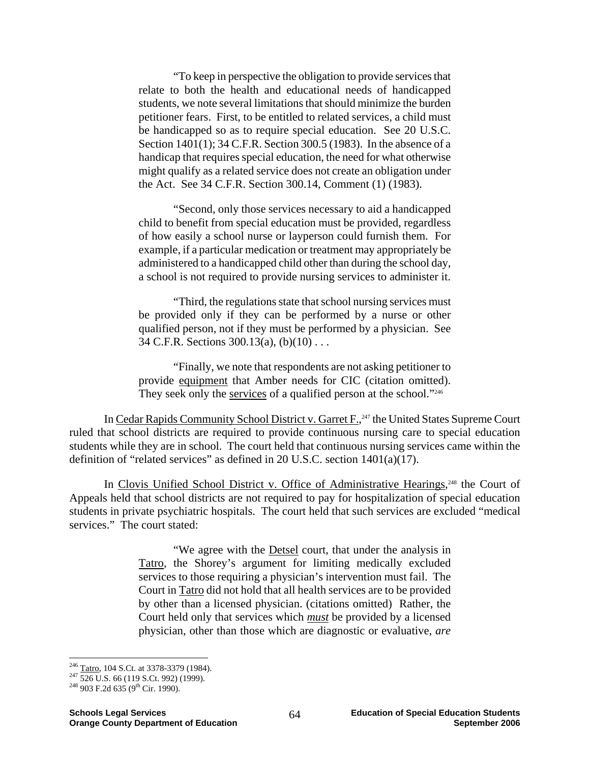> "To keep in perspective the obligation to provide services that relate to both the health and educational needs of handicapped students, we note several limitations that should minimize the burden petitioner fears. First, to be entitled to related services, a child must be handicapped so as to require special education. See 20 U.S.C. Section 1401(1); 34 C.F.R. Section 300.5 (1983). In the absence of a handicap that requires special education, the need for what otherwise might qualify as a related service does not create an obligation under the Act. See 34 C.F.R. Section 300.14, Comment (1) (1983).
>
> "Second, only those services necessary to aid a handicapped child to benefit from special education must be provided, regardless of how easily a school nurse or layperson could furnish them. For example, if a particular medication or treatment may appropriately be administered to a handicapped child other than during the school day, a school is not required to provide nursing services to administer it.
>
> "Third, the regulations state that school nursing services must be provided only if they can be performed by a nurse or other qualified person, not if they must be performed by a physician. See 34 C.F.R. Sections 300.13(a), (b)(10) . . .
>
> "Finally, we note that respondents are not asking petitioner to provide equipment that Amber needs for CIC (citation omitted). They seek only the services of a qualified person at the school."[246]

In Cedar Rapids Community School District v. Garret F.,[247] the United States Supreme Court ruled that school districts are required to provide continuous nursing care to special education students while they are in school. The court held that continuous nursing services came within the definition of "related services" as defined in 20 U.S.C. section 1401(a)(17).

In Clovis Unified School District v. Office of Administrative Hearings,[248] the Court of Appeals held that school districts are not required to pay for hospitalization of special education students in private psychiatric hospitals. The court held that such services are excluded "medical services." The court stated:

> "We agree with the Detsel court, that under the analysis in Tatro, the Shorey's argument for limiting medically excluded services to those requiring a physician's intervention must fail. The Court in Tatro did not hold that all health services are to be provided by other than a licensed physician. (citations omitted) Rather, the Court held only that services which ***must*** be provided by a licensed physician, other than those which are diagnostic or evaluative, *are*

---

[246] Tatro, 104 S.Ct. at 3378-3379 (1984).

[247] 526 U.S. 66 (119 S.Ct. 992) (1999).

[248] 903 F.2d 635 (9th Cir. 1990).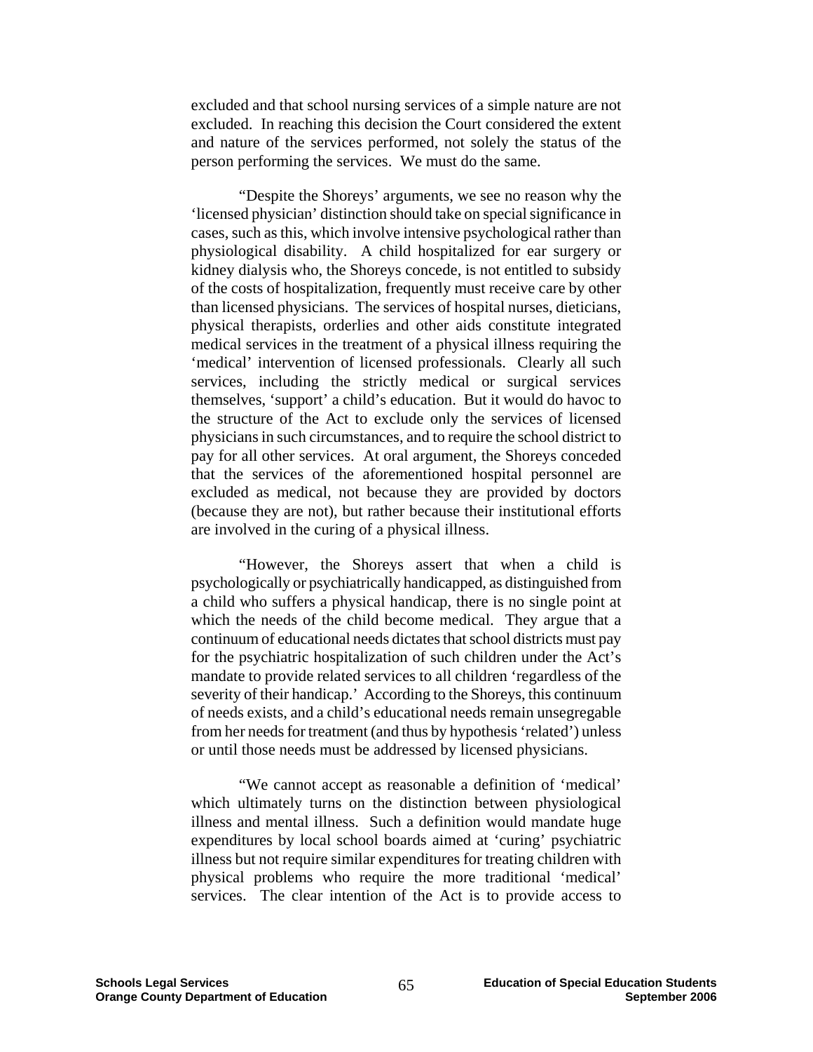excluded and that school nursing services of a simple nature are not excluded. In reaching this decision the Court considered the extent and nature of the services performed, not solely the status of the person performing the services. We must do the same.

"Despite the Shoreys' arguments, we see no reason why the 'licensed physician' distinction should take on special significance in cases, such as this, which involve intensive psychological rather than physiological disability. A child hospitalized for ear surgery or kidney dialysis who, the Shoreys concede, is not entitled to subsidy of the costs of hospitalization, frequently must receive care by other than licensed physicians. The services of hospital nurses, dieticians, physical therapists, orderlies and other aids constitute integrated medical services in the treatment of a physical illness requiring the 'medical' intervention of licensed professionals. Clearly all such services, including the strictly medical or surgical services themselves, 'support' a child's education. But it would do havoc to the structure of the Act to exclude only the services of licensed physicians in such circumstances, and to require the school district to pay for all other services. At oral argument, the Shoreys conceded that the services of the aforementioned hospital personnel are excluded as medical, not because they are provided by doctors (because they are not), but rather because their institutional efforts are involved in the curing of a physical illness.

"However, the Shoreys assert that when a child is psychologically or psychiatrically handicapped, as distinguished from a child who suffers a physical handicap, there is no single point at which the needs of the child become medical. They argue that a continuum of educational needs dictates that school districts must pay for the psychiatric hospitalization of such children under the Act's mandate to provide related services to all children 'regardless of the severity of their handicap.' According to the Shoreys, this continuum of needs exists, and a child's educational needs remain unsegregable from her needs for treatment (and thus by hypothesis 'related') unless or until those needs must be addressed by licensed physicians.

"We cannot accept as reasonable a definition of 'medical' which ultimately turns on the distinction between physiological illness and mental illness. Such a definition would mandate huge expenditures by local school boards aimed at 'curing' psychiatric illness but not require similar expenditures for treating children with physical problems who require the more traditional 'medical' services. The clear intention of the Act is to provide access to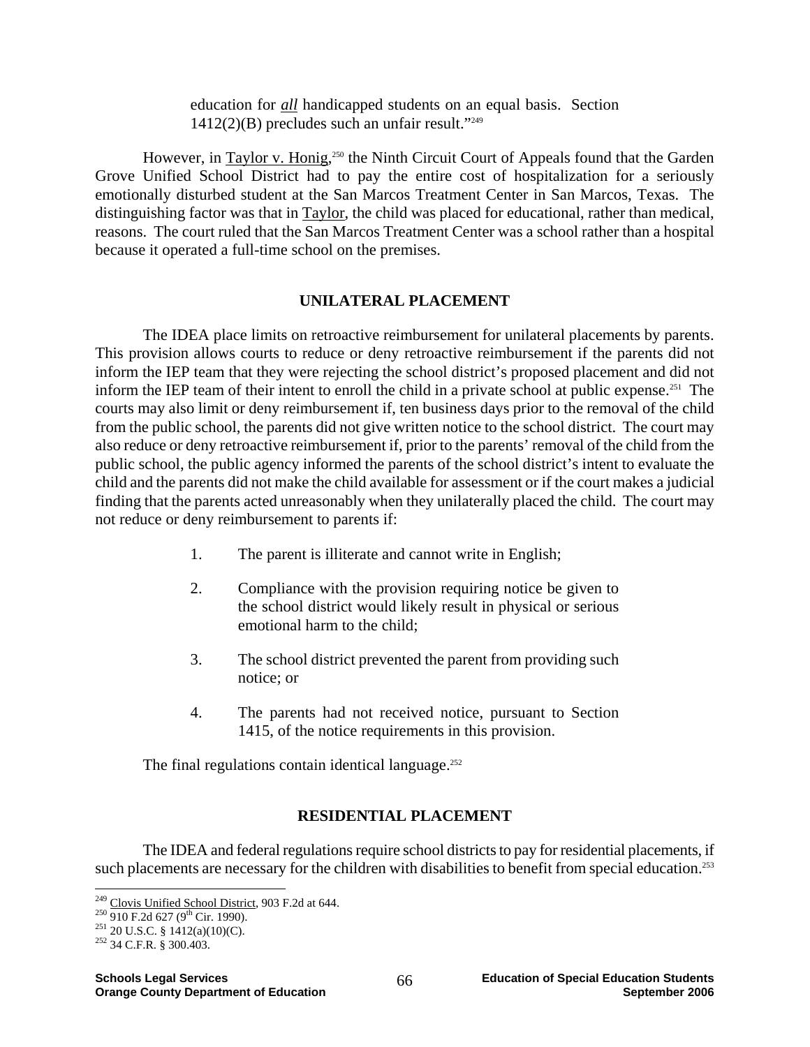education for ***all*** handicapped students on an equal basis. Section 1412(2)(B) precludes such an unfair result."[249]

However, in Taylor v. Honig,[250] the Ninth Circuit Court of Appeals found that the Garden Grove Unified School District had to pay the entire cost of hospitalization for a seriously emotionally disturbed student at the San Marcos Treatment Center in San Marcos, Texas. The distinguishing factor was that in Taylor, the child was placed for educational, rather than medical, reasons. The court ruled that the San Marcos Treatment Center was a school rather than a hospital because it operated a full-time school on the premises.

## UNILATERAL PLACEMENT

The IDEA place limits on retroactive reimbursement for unilateral placements by parents. This provision allows courts to reduce or deny retroactive reimbursement if the parents did not inform the IEP team that they were rejecting the school district's proposed placement and did not inform the IEP team of their intent to enroll the child in a private school at public expense.[251] The courts may also limit or deny reimbursement if, ten business days prior to the removal of the child from the public school, the parents did not give written notice to the school district. The court may also reduce or deny retroactive reimbursement if, prior to the parents' removal of the child from the public school, the public agency informed the parents of the school district's intent to evaluate the child and the parents did not make the child available for assessment or if the court makes a judicial finding that the parents acted unreasonably when they unilaterally placed the child. The court may not reduce or deny reimbursement to parents if:

1. The parent is illiterate and cannot write in English;
2. Compliance with the provision requiring notice be given to the school district would likely result in physical or serious emotional harm to the child;
3. The school district prevented the parent from providing such notice; or
4. The parents had not received notice, pursuant to Section 1415, of the notice requirements in this provision.

The final regulations contain identical language.[252]

## RESIDENTIAL PLACEMENT

The IDEA and federal regulations require school districts to pay for residential placements, if such placements are necessary for the children with disabilities to benefit from special education.[253]

---

[249] Clovis Unified School District, 903 F.2d at 644.
[250] 910 F.2d 627 (9th Cir. 1990).
[251] 20 U.S.C. § 1412(a)(10)(C).
[252] 34 C.F.R. § 300.403.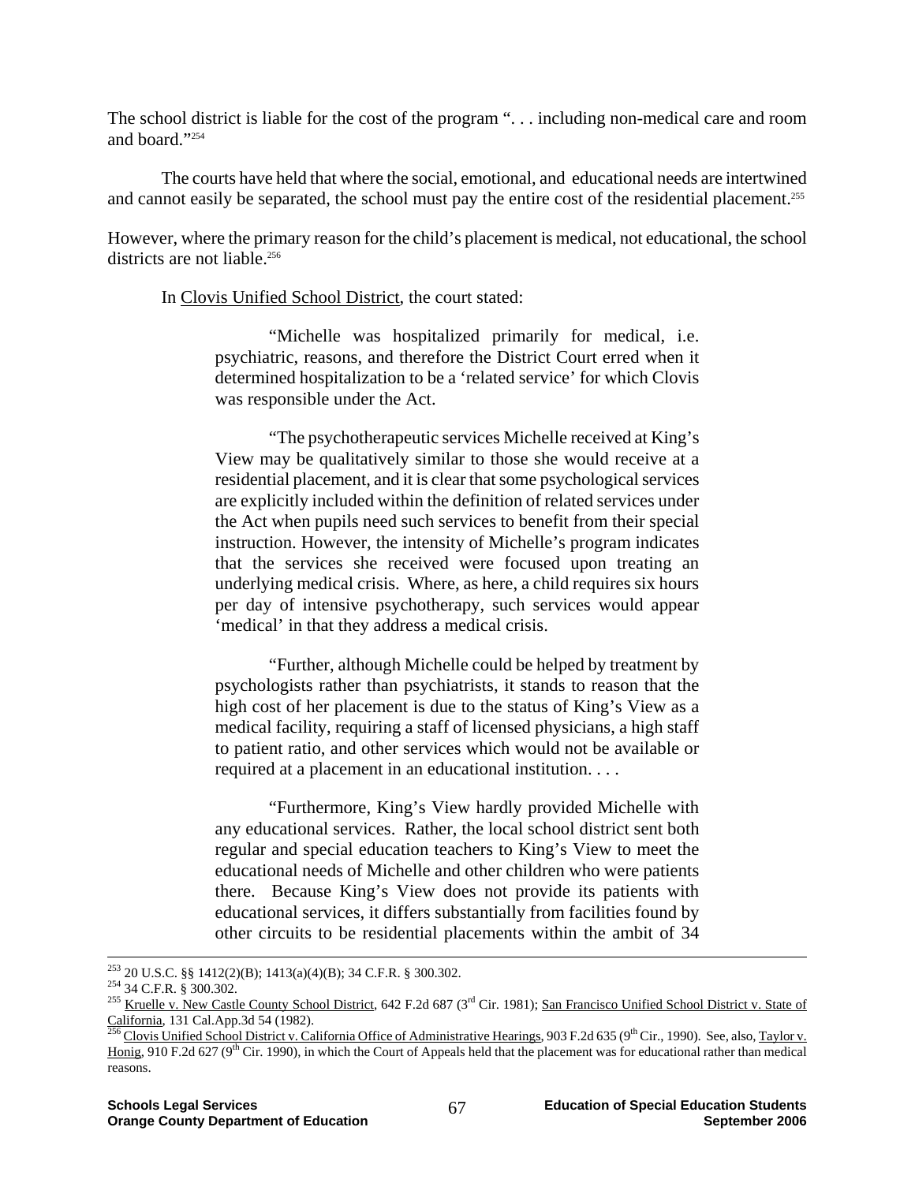The school district is liable for the cost of the program ". . . including non-medical care and room and board."[254]

The courts have held that where the social, emotional, and educational needs are intertwined and cannot easily be separated, the school must pay the entire cost of the residential placement.[255]

However, where the primary reason for the child's placement is medical, not educational, the school districts are not liable.[256]

In Clovis Unified School District, the court stated:

> "Michelle was hospitalized primarily for medical, i.e. psychiatric, reasons, and therefore the District Court erred when it determined hospitalization to be a 'related service' for which Clovis was responsible under the Act.
>
> "The psychotherapeutic services Michelle received at King's View may be qualitatively similar to those she would receive at a residential placement, and it is clear that some psychological services are explicitly included within the definition of related services under the Act when pupils need such services to benefit from their special instruction. However, the intensity of Michelle's program indicates that the services she received were focused upon treating an underlying medical crisis. Where, as here, a child requires six hours per day of intensive psychotherapy, such services would appear 'medical' in that they address a medical crisis.
>
> "Further, although Michelle could be helped by treatment by psychologists rather than psychiatrists, it stands to reason that the high cost of her placement is due to the status of King's View as a medical facility, requiring a staff of licensed physicians, a high staff to patient ratio, and other services which would not be available or required at a placement in an educational institution. . . .
>
> "Furthermore, King's View hardly provided Michelle with any educational services. Rather, the local school district sent both regular and special education teachers to King's View to meet the educational needs of Michelle and other children who were patients there. Because King's View does not provide its patients with educational services, it differs substantially from facilities found by other circuits to be residential placements within the ambit of 34

---

[253] 20 U.S.C. §§ 1412(2)(B); 1413(a)(4)(B); 34 C.F.R. § 300.302.

[254] 34 C.F.R. § 300.302.

[255] Kruelle v. New Castle County School District, 642 F.2d 687 (3rd Cir. 1981); San Francisco Unified School District v. State of California, 131 Cal.App.3d 54 (1982).

[256] Clovis Unified School District v. California Office of Administrative Hearings, 903 F.2d 635 (9th Cir., 1990). See, also, Taylor v. Honig, 910 F.2d 627 (9th Cir. 1990), in which the Court of Appeals held that the placement was for educational rather than medical reasons.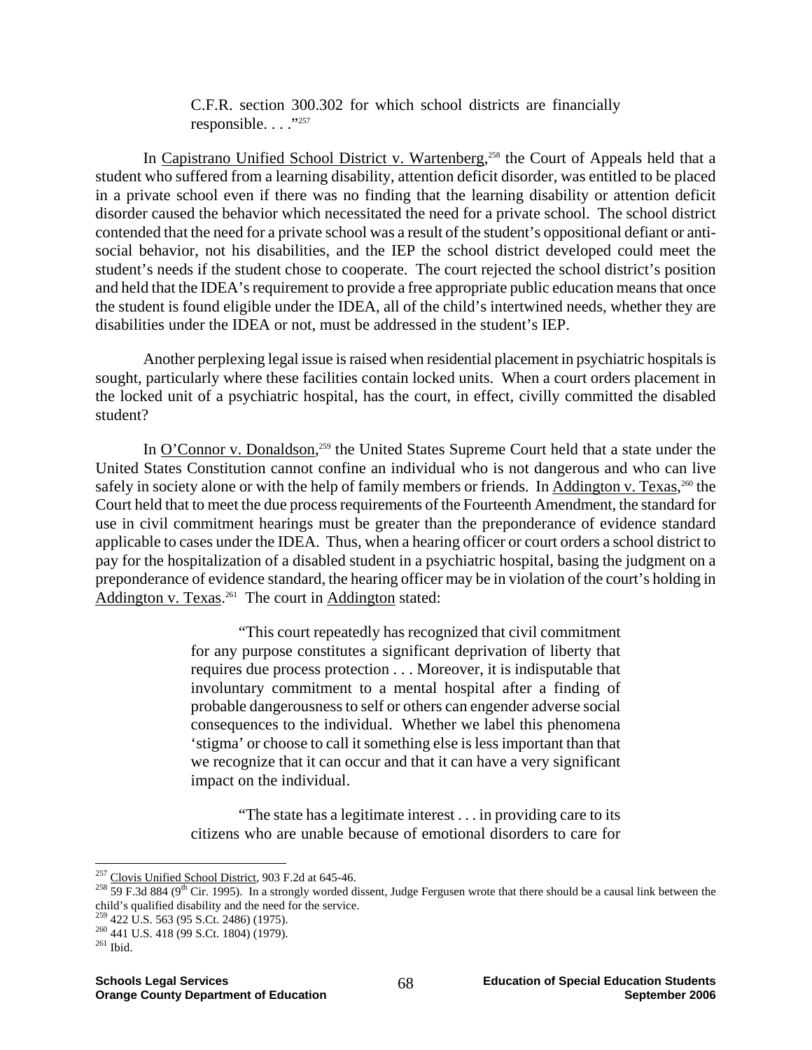> C.F.R. section 300.302 for which school districts are financially responsible. . . ."[257]

In Capistrano Unified School District v. Wartenberg,[258] the Court of Appeals held that a student who suffered from a learning disability, attention deficit disorder, was entitled to be placed in a private school even if there was no finding that the learning disability or attention deficit disorder caused the behavior which necessitated the need for a private school. The school district contended that the need for a private school was a result of the student's oppositional defiant or anti-social behavior, not his disabilities, and the IEP the school district developed could meet the student's needs if the student chose to cooperate. The court rejected the school district's position and held that the IDEA's requirement to provide a free appropriate public education means that once the student is found eligible under the IDEA, all of the child's intertwined needs, whether they are disabilities under the IDEA or not, must be addressed in the student's IEP.

Another perplexing legal issue is raised when residential placement in psychiatric hospitals is sought, particularly where these facilities contain locked units. When a court orders placement in the locked unit of a psychiatric hospital, has the court, in effect, civilly committed the disabled student?

In O'Connor v. Donaldson,[259] the United States Supreme Court held that a state under the United States Constitution cannot confine an individual who is not dangerous and who can live safely in society alone or with the help of family members or friends. In Addington v. Texas,[260] the Court held that to meet the due process requirements of the Fourteenth Amendment, the standard for use in civil commitment hearings must be greater than the preponderance of evidence standard applicable to cases under the IDEA. Thus, when a hearing officer or court orders a school district to pay for the hospitalization of a disabled student in a psychiatric hospital, basing the judgment on a preponderance of evidence standard, the hearing officer may be in violation of the court's holding in Addington v. Texas.[261] The court in Addington stated:

> "This court repeatedly has recognized that civil commitment for any purpose constitutes a significant deprivation of liberty that requires due process protection . . . Moreover, it is indisputable that involuntary commitment to a mental hospital after a finding of probable dangerousness to self or others can engender adverse social consequences to the individual. Whether we label this phenomena 'stigma' or choose to call it something else is less important than that we recognize that it can occur and that it can have a very significant impact on the individual.
>
> "The state has a legitimate interest . . . in providing care to its citizens who are unable because of emotional disorders to care for

---

[257] Clovis Unified School District, 903 F.2d at 645-46.

[258] 59 F.3d 884 (9th Cir. 1995). In a strongly worded dissent, Judge Fergusen wrote that there should be a causal link between the child's qualified disability and the need for the service.

[259] 422 U.S. 563 (95 S.Ct. 2486) (1975).

[260] 441 U.S. 418 (99 S.Ct. 1804) (1979).

[261] Ibid.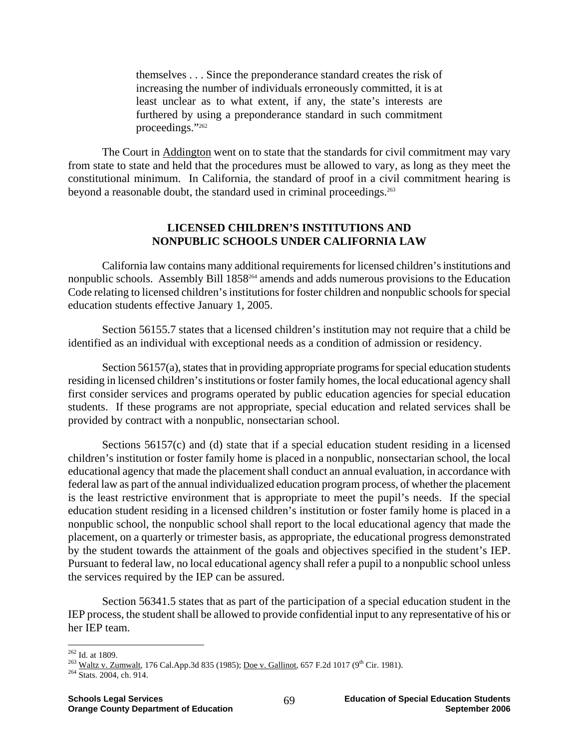> themselves . . . Since the preponderance standard creates the risk of increasing the number of individuals erroneously committed, it is at least unclear as to what extent, if any, the state's interests are furthered by using a preponderance standard in such commitment proceedings."[262]

The Court in Addington went on to state that the standards for civil commitment may vary from state to state and held that the procedures must be allowed to vary, as long as they meet the constitutional minimum. In California, the standard of proof in a civil commitment hearing is beyond a reasonable doubt, the standard used in criminal proceedings.[263]

## LICENSED CHILDREN'S INSTITUTIONS AND NONPUBLIC SCHOOLS UNDER CALIFORNIA LAW

California law contains many additional requirements for licensed children's institutions and nonpublic schools. Assembly Bill 1858[264] amends and adds numerous provisions to the Education Code relating to licensed children's institutions for foster children and nonpublic schools for special education students effective January 1, 2005.

Section 56155.7 states that a licensed children's institution may not require that a child be identified as an individual with exceptional needs as a condition of admission or residency.

Section 56157(a), states that in providing appropriate programs for special education students residing in licensed children's institutions or foster family homes, the local educational agency shall first consider services and programs operated by public education agencies for special education students. If these programs are not appropriate, special education and related services shall be provided by contract with a nonpublic, nonsectarian school.

Sections 56157(c) and (d) state that if a special education student residing in a licensed children's institution or foster family home is placed in a nonpublic, nonsectarian school, the local educational agency that made the placement shall conduct an annual evaluation, in accordance with federal law as part of the annual individualized education program process, of whether the placement is the least restrictive environment that is appropriate to meet the pupil's needs. If the special education student residing in a licensed children's institution or foster family home is placed in a nonpublic school, the nonpublic school shall report to the local educational agency that made the placement, on a quarterly or trimester basis, as appropriate, the educational progress demonstrated by the student towards the attainment of the goals and objectives specified in the student's IEP. Pursuant to federal law, no local educational agency shall refer a pupil to a nonpublic school unless the services required by the IEP can be assured.

Section 56341.5 states that as part of the participation of a special education student in the IEP process, the student shall be allowed to provide confidential input to any representative of his or her IEP team.

---

[262] Id. at 1809.

[263] Waltz v. Zumwalt, 176 Cal.App.3d 835 (1985); Doe v. Gallinot, 657 F.2d 1017 (9th Cir. 1981).

[264] Stats. 2004, ch. 914.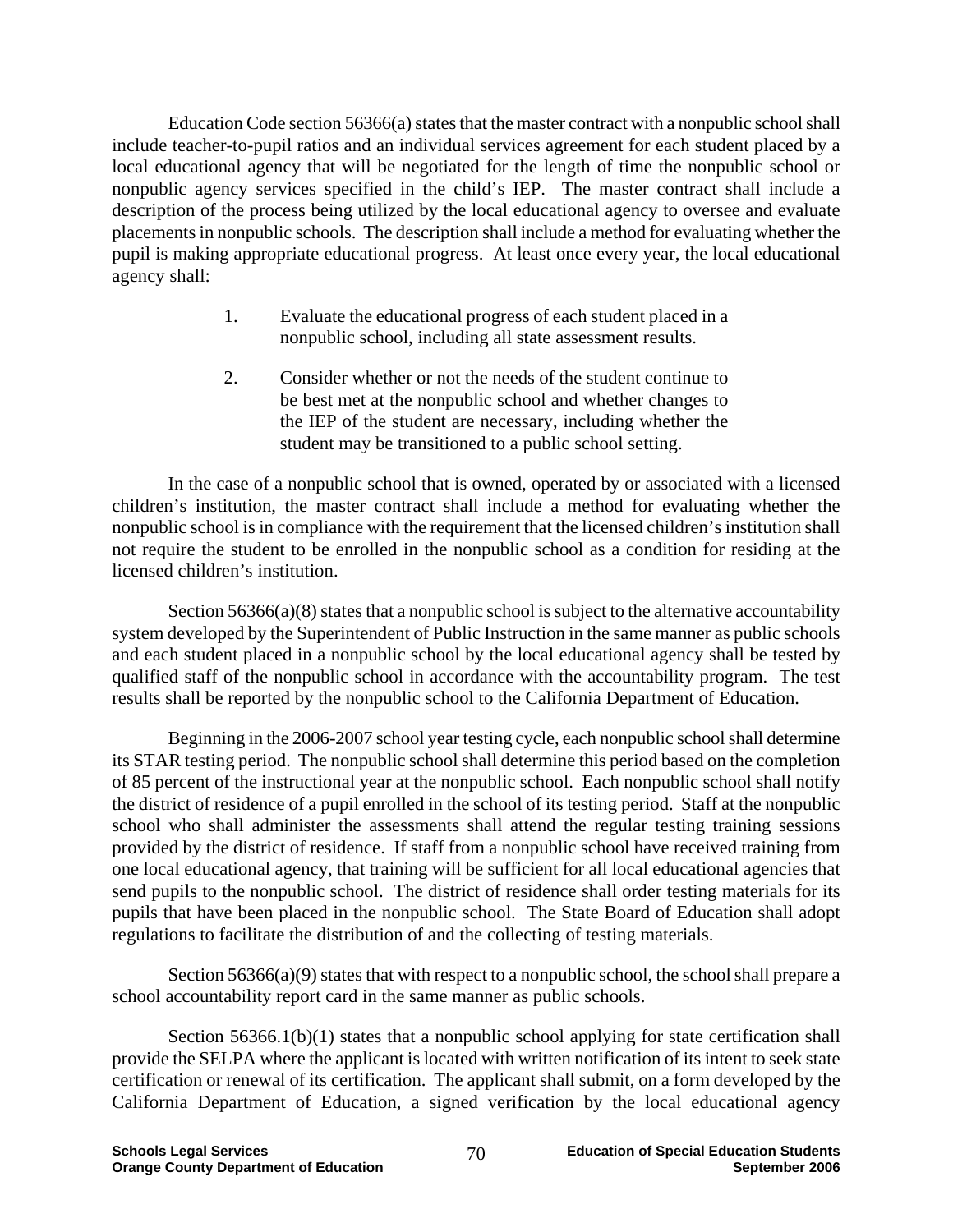Education Code section 56366(a) states that the master contract with a nonpublic school shall include teacher-to-pupil ratios and an individual services agreement for each student placed by a local educational agency that will be negotiated for the length of time the nonpublic school or nonpublic agency services specified in the child's IEP. The master contract shall include a description of the process being utilized by the local educational agency to oversee and evaluate placements in nonpublic schools. The description shall include a method for evaluating whether the pupil is making appropriate educational progress. At least once every year, the local educational agency shall:

1. Evaluate the educational progress of each student placed in a nonpublic school, including all state assessment results.

2. Consider whether or not the needs of the student continue to be best met at the nonpublic school and whether changes to the IEP of the student are necessary, including whether the student may be transitioned to a public school setting.

In the case of a nonpublic school that is owned, operated by or associated with a licensed children's institution, the master contract shall include a method for evaluating whether the nonpublic school is in compliance with the requirement that the licensed children's institution shall not require the student to be enrolled in the nonpublic school as a condition for residing at the licensed children's institution.

Section 56366(a)(8) states that a nonpublic school is subject to the alternative accountability system developed by the Superintendent of Public Instruction in the same manner as public schools and each student placed in a nonpublic school by the local educational agency shall be tested by qualified staff of the nonpublic school in accordance with the accountability program. The test results shall be reported by the nonpublic school to the California Department of Education.

Beginning in the 2006-2007 school year testing cycle, each nonpublic school shall determine its STAR testing period. The nonpublic school shall determine this period based on the completion of 85 percent of the instructional year at the nonpublic school. Each nonpublic school shall notify the district of residence of a pupil enrolled in the school of its testing period. Staff at the nonpublic school who shall administer the assessments shall attend the regular testing training sessions provided by the district of residence. If staff from a nonpublic school have received training from one local educational agency, that training will be sufficient for all local educational agencies that send pupils to the nonpublic school. The district of residence shall order testing materials for its pupils that have been placed in the nonpublic school. The State Board of Education shall adopt regulations to facilitate the distribution of and the collecting of testing materials.

Section 56366(a)(9) states that with respect to a nonpublic school, the school shall prepare a school accountability report card in the same manner as public schools.

Section 56366.1(b)(1) states that a nonpublic school applying for state certification shall provide the SELPA where the applicant is located with written notification of its intent to seek state certification or renewal of its certification. The applicant shall submit, on a form developed by the California Department of Education, a signed verification by the local educational agency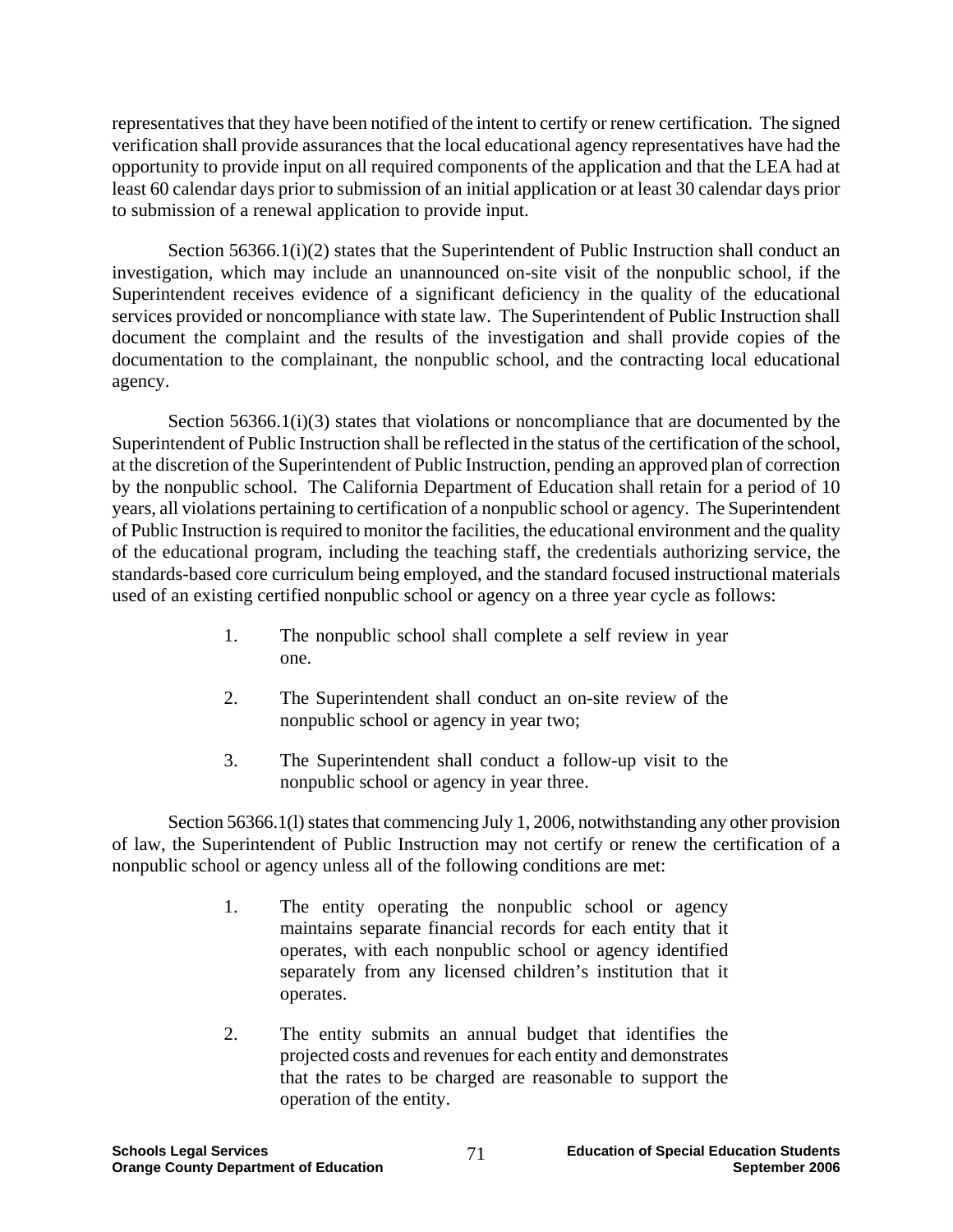representatives that they have been notified of the intent to certify or renew certification. The signed verification shall provide assurances that the local educational agency representatives have had the opportunity to provide input on all required components of the application and that the LEA had at least 60 calendar days prior to submission of an initial application or at least 30 calendar days prior to submission of a renewal application to provide input.

Section 56366.1(i)(2) states that the Superintendent of Public Instruction shall conduct an investigation, which may include an unannounced on-site visit of the nonpublic school, if the Superintendent receives evidence of a significant deficiency in the quality of the educational services provided or noncompliance with state law. The Superintendent of Public Instruction shall document the complaint and the results of the investigation and shall provide copies of the documentation to the complainant, the nonpublic school, and the contracting local educational agency.

Section 56366.1(i)(3) states that violations or noncompliance that are documented by the Superintendent of Public Instruction shall be reflected in the status of the certification of the school, at the discretion of the Superintendent of Public Instruction, pending an approved plan of correction by the nonpublic school. The California Department of Education shall retain for a period of 10 years, all violations pertaining to certification of a nonpublic school or agency. The Superintendent of Public Instruction is required to monitor the facilities, the educational environment and the quality of the educational program, including the teaching staff, the credentials authorizing service, the standards-based core curriculum being employed, and the standard focused instructional materials used of an existing certified nonpublic school or agency on a three year cycle as follows:

1. The nonpublic school shall complete a self review in year one.
2. The Superintendent shall conduct an on-site review of the nonpublic school or agency in year two;
3. The Superintendent shall conduct a follow-up visit to the nonpublic school or agency in year three.

Section 56366.1(l) states that commencing July 1, 2006, notwithstanding any other provision of law, the Superintendent of Public Instruction may not certify or renew the certification of a nonpublic school or agency unless all of the following conditions are met:

1. The entity operating the nonpublic school or agency maintains separate financial records for each entity that it operates, with each nonpublic school or agency identified separately from any licensed children's institution that it operates.
2. The entity submits an annual budget that identifies the projected costs and revenues for each entity and demonstrates that the rates to be charged are reasonable to support the operation of the entity.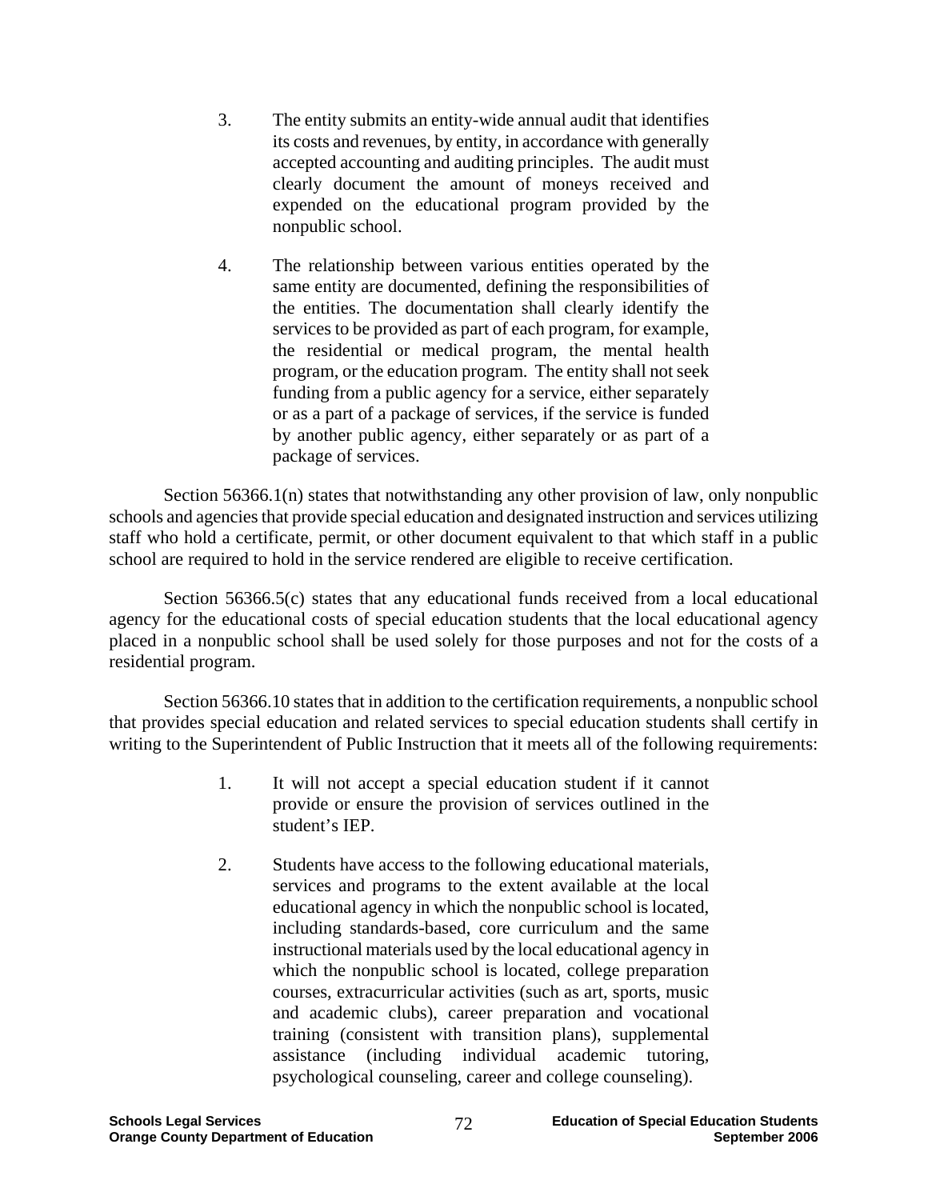3. The entity submits an entity-wide annual audit that identifies its costs and revenues, by entity, in accordance with generally accepted accounting and auditing principles. The audit must clearly document the amount of moneys received and expended on the educational program provided by the nonpublic school.

4. The relationship between various entities operated by the same entity are documented, defining the responsibilities of the entities. The documentation shall clearly identify the services to be provided as part of each program, for example, the residential or medical program, the mental health program, or the education program. The entity shall not seek funding from a public agency for a service, either separately or as a part of a package of services, if the service is funded by another public agency, either separately or as part of a package of services.

Section 56366.1(n) states that notwithstanding any other provision of law, only nonpublic schools and agencies that provide special education and designated instruction and services utilizing staff who hold a certificate, permit, or other document equivalent to that which staff in a public school are required to hold in the service rendered are eligible to receive certification.

Section 56366.5(c) states that any educational funds received from a local educational agency for the educational costs of special education students that the local educational agency placed in a nonpublic school shall be used solely for those purposes and not for the costs of a residential program.

Section 56366.10 states that in addition to the certification requirements, a nonpublic school that provides special education and related services to special education students shall certify in writing to the Superintendent of Public Instruction that it meets all of the following requirements:

1. It will not accept a special education student if it cannot provide or ensure the provision of services outlined in the student's IEP.

2. Students have access to the following educational materials, services and programs to the extent available at the local educational agency in which the nonpublic school is located, including standards-based, core curriculum and the same instructional materials used by the local educational agency in which the nonpublic school is located, college preparation courses, extracurricular activities (such as art, sports, music and academic clubs), career preparation and vocational training (consistent with transition plans), supplemental assistance (including individual academic tutoring, psychological counseling, career and college counseling).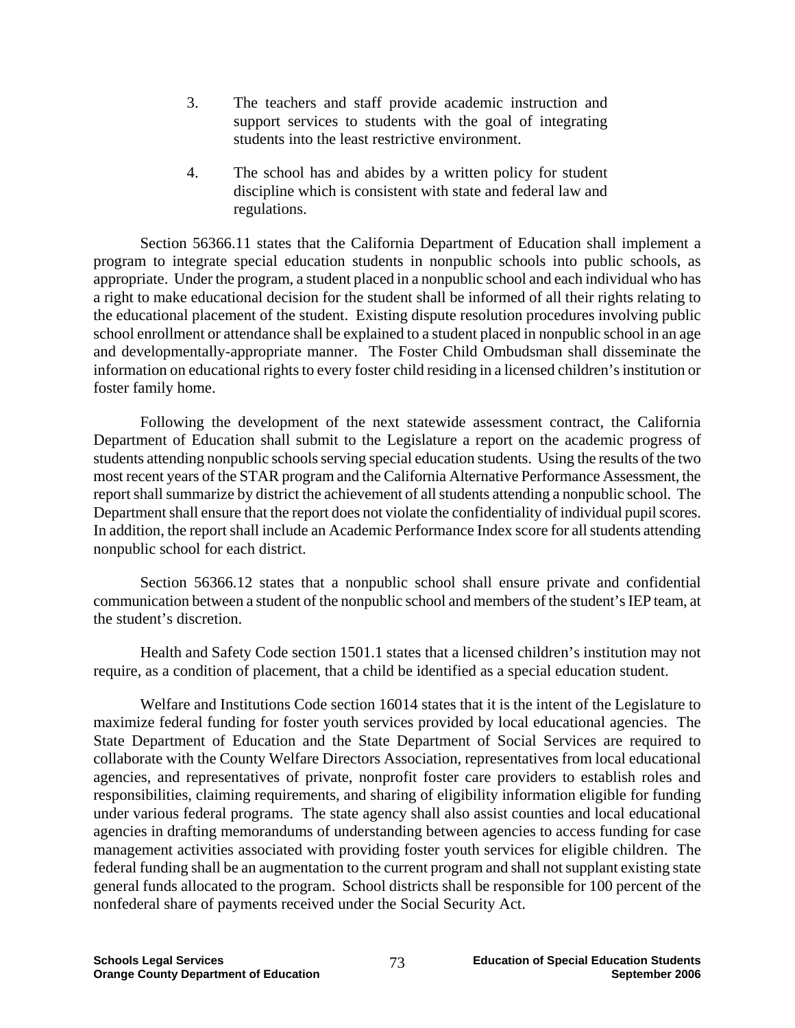3. The teachers and staff provide academic instruction and support services to students with the goal of integrating students into the least restrictive environment.

4. The school has and abides by a written policy for student discipline which is consistent with state and federal law and regulations.

Section 56366.11 states that the California Department of Education shall implement a program to integrate special education students in nonpublic schools into public schools, as appropriate. Under the program, a student placed in a nonpublic school and each individual who has a right to make educational decision for the student shall be informed of all their rights relating to the educational placement of the student. Existing dispute resolution procedures involving public school enrollment or attendance shall be explained to a student placed in nonpublic school in an age and developmentally-appropriate manner. The Foster Child Ombudsman shall disseminate the information on educational rights to every foster child residing in a licensed children's institution or foster family home.

Following the development of the next statewide assessment contract, the California Department of Education shall submit to the Legislature a report on the academic progress of students attending nonpublic schools serving special education students. Using the results of the two most recent years of the STAR program and the California Alternative Performance Assessment, the report shall summarize by district the achievement of all students attending a nonpublic school. The Department shall ensure that the report does not violate the confidentiality of individual pupil scores. In addition, the report shall include an Academic Performance Index score for all students attending nonpublic school for each district.

Section 56366.12 states that a nonpublic school shall ensure private and confidential communication between a student of the nonpublic school and members of the student's IEP team, at the student's discretion.

Health and Safety Code section 1501.1 states that a licensed children's institution may not require, as a condition of placement, that a child be identified as a special education student.

Welfare and Institutions Code section 16014 states that it is the intent of the Legislature to maximize federal funding for foster youth services provided by local educational agencies. The State Department of Education and the State Department of Social Services are required to collaborate with the County Welfare Directors Association, representatives from local educational agencies, and representatives of private, nonprofit foster care providers to establish roles and responsibilities, claiming requirements, and sharing of eligibility information eligible for funding under various federal programs. The state agency shall also assist counties and local educational agencies in drafting memorandums of understanding between agencies to access funding for case management activities associated with providing foster youth services for eligible children. The federal funding shall be an augmentation to the current program and shall not supplant existing state general funds allocated to the program. School districts shall be responsible for 100 percent of the nonfederal share of payments received under the Social Security Act.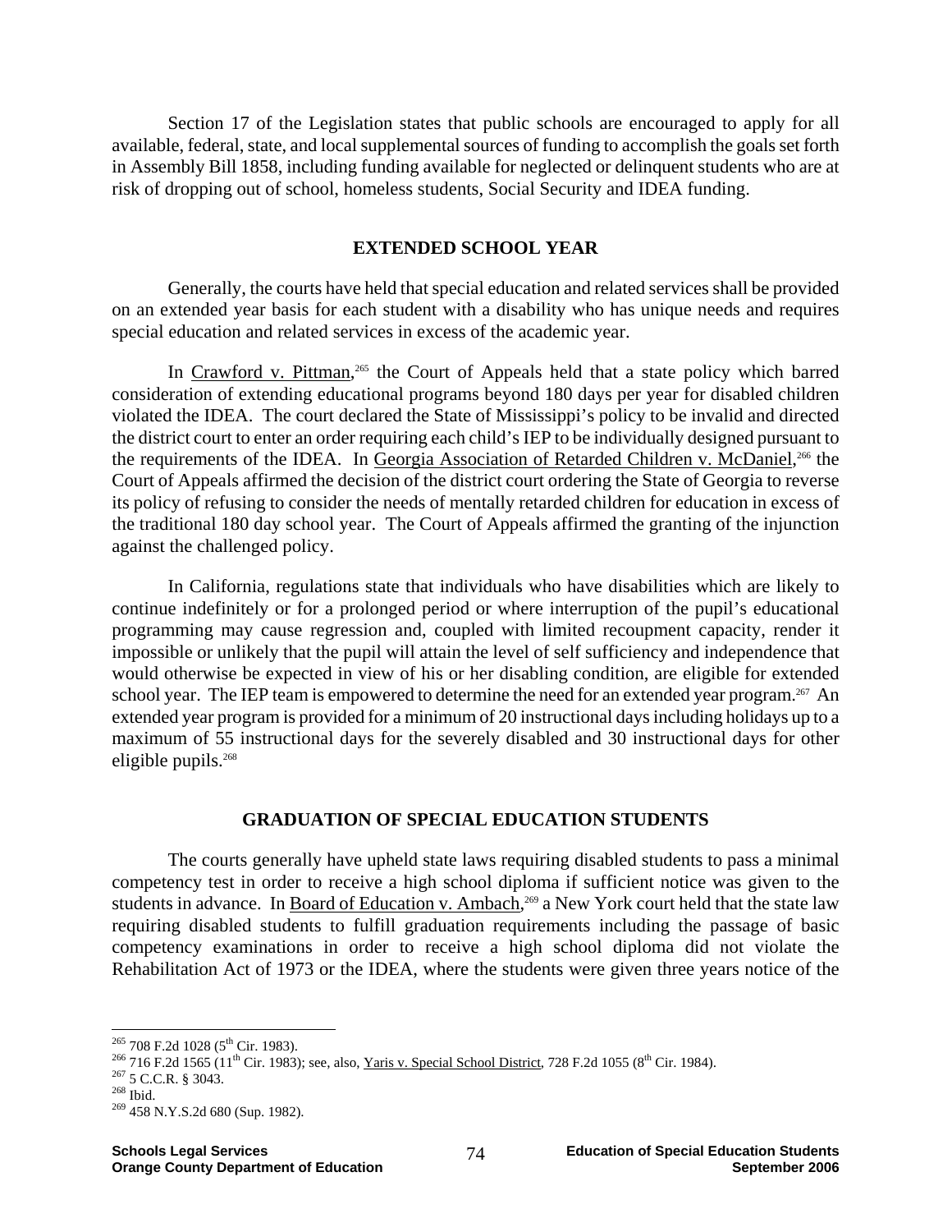Section 17 of the Legislation states that public schools are encouraged to apply for all available, federal, state, and local supplemental sources of funding to accomplish the goals set forth in Assembly Bill 1858, including funding available for neglected or delinquent students who are at risk of dropping out of school, homeless students, Social Security and IDEA funding.

## EXTENDED SCHOOL YEAR

Generally, the courts have held that special education and related services shall be provided on an extended year basis for each student with a disability who has unique needs and requires special education and related services in excess of the academic year.

In Crawford v. Pittman,[265] the Court of Appeals held that a state policy which barred consideration of extending educational programs beyond 180 days per year for disabled children violated the IDEA. The court declared the State of Mississippi's policy to be invalid and directed the district court to enter an order requiring each child's IEP to be individually designed pursuant to the requirements of the IDEA. In Georgia Association of Retarded Children v. McDaniel,[266] the Court of Appeals affirmed the decision of the district court ordering the State of Georgia to reverse its policy of refusing to consider the needs of mentally retarded children for education in excess of the traditional 180 day school year. The Court of Appeals affirmed the granting of the injunction against the challenged policy.

In California, regulations state that individuals who have disabilities which are likely to continue indefinitely or for a prolonged period or where interruption of the pupil's educational programming may cause regression and, coupled with limited recoupment capacity, render it impossible or unlikely that the pupil will attain the level of self sufficiency and independence that would otherwise be expected in view of his or her disabling condition, are eligible for extended school year. The IEP team is empowered to determine the need for an extended year program.[267] An extended year program is provided for a minimum of 20 instructional days including holidays up to a maximum of 55 instructional days for the severely disabled and 30 instructional days for other eligible pupils.[268]

## GRADUATION OF SPECIAL EDUCATION STUDENTS

The courts generally have upheld state laws requiring disabled students to pass a minimal competency test in order to receive a high school diploma if sufficient notice was given to the students in advance. In Board of Education v. Ambach,[269] a New York court held that the state law requiring disabled students to fulfill graduation requirements including the passage of basic competency examinations in order to receive a high school diploma did not violate the Rehabilitation Act of 1973 or the IDEA, where the students were given three years notice of the

---

[265] 708 F.2d 1028 (5th Cir. 1983).

[266] 716 F.2d 1565 (11th Cir. 1983); see, also, Yaris v. Special School District, 728 F.2d 1055 (8th Cir. 1984).

[267] 5 C.C.R. § 3043.

[268] Ibid.

[269] 458 N.Y.S.2d 680 (Sup. 1982).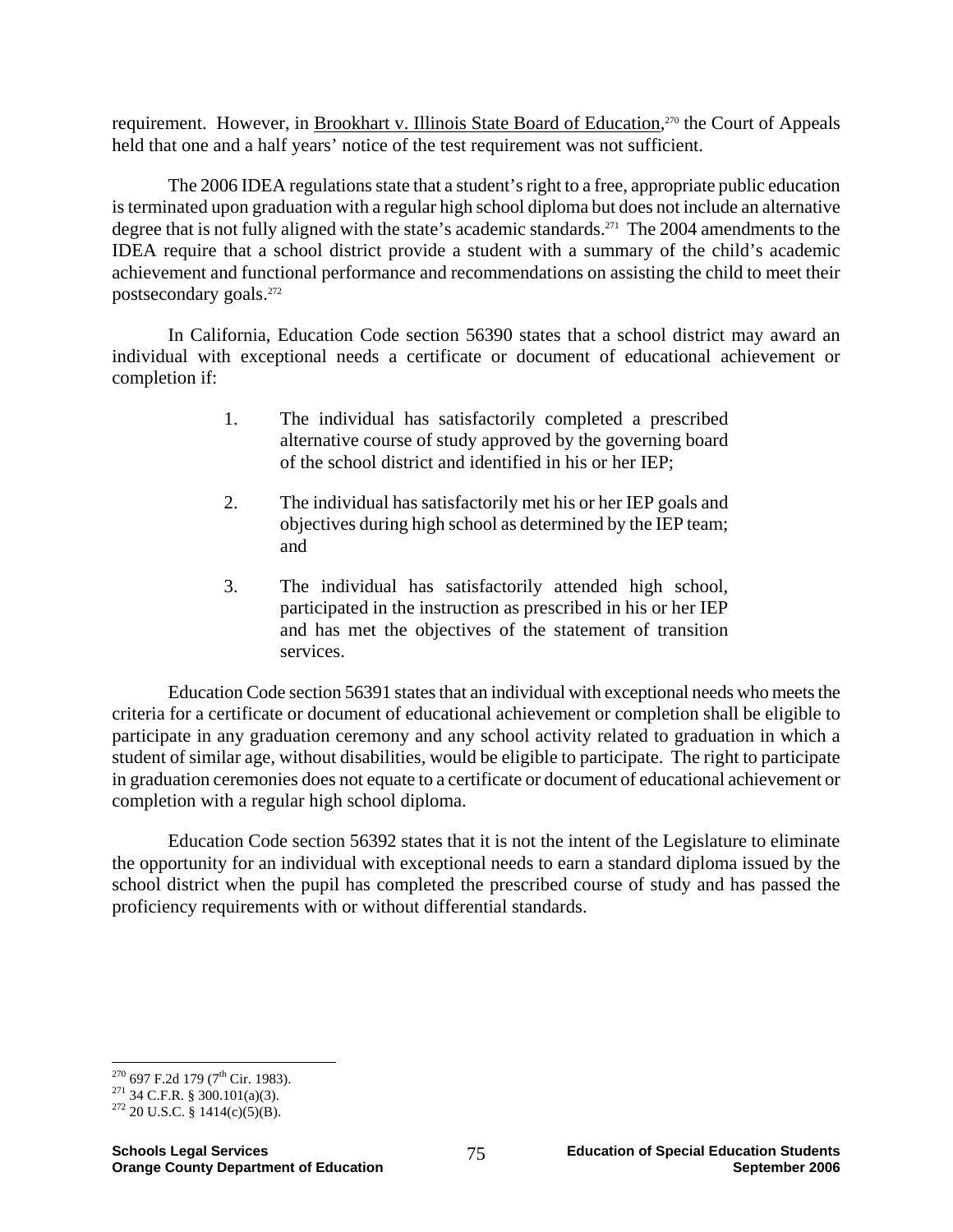requirement. However, in Brookhart v. Illinois State Board of Education,[270] the Court of Appeals held that one and a half years' notice of the test requirement was not sufficient.

The 2006 IDEA regulations state that a student's right to a free, appropriate public education is terminated upon graduation with a regular high school diploma but does not include an alternative degree that is not fully aligned with the state's academic standards.[271] The 2004 amendments to the IDEA require that a school district provide a student with a summary of the child's academic achievement and functional performance and recommendations on assisting the child to meet their postsecondary goals.[272]

In California, Education Code section 56390 states that a school district may award an individual with exceptional needs a certificate or document of educational achievement or completion if:

1. The individual has satisfactorily completed a prescribed alternative course of study approved by the governing board of the school district and identified in his or her IEP;

2. The individual has satisfactorily met his or her IEP goals and objectives during high school as determined by the IEP team; and

3. The individual has satisfactorily attended high school, participated in the instruction as prescribed in his or her IEP and has met the objectives of the statement of transition services.

Education Code section 56391 states that an individual with exceptional needs who meets the criteria for a certificate or document of educational achievement or completion shall be eligible to participate in any graduation ceremony and any school activity related to graduation in which a student of similar age, without disabilities, would be eligible to participate. The right to participate in graduation ceremonies does not equate to a certificate or document of educational achievement or completion with a regular high school diploma.

Education Code section 56392 states that it is not the intent of the Legislature to eliminate the opportunity for an individual with exceptional needs to earn a standard diploma issued by the school district when the pupil has completed the prescribed course of study and has passed the proficiency requirements with or without differential standards.

---

[270] 697 F.2d 179 (7th Cir. 1983).
[271] 34 C.F.R. § 300.101(a)(3).
[272] 20 U.S.C. § 1414(c)(5)(B).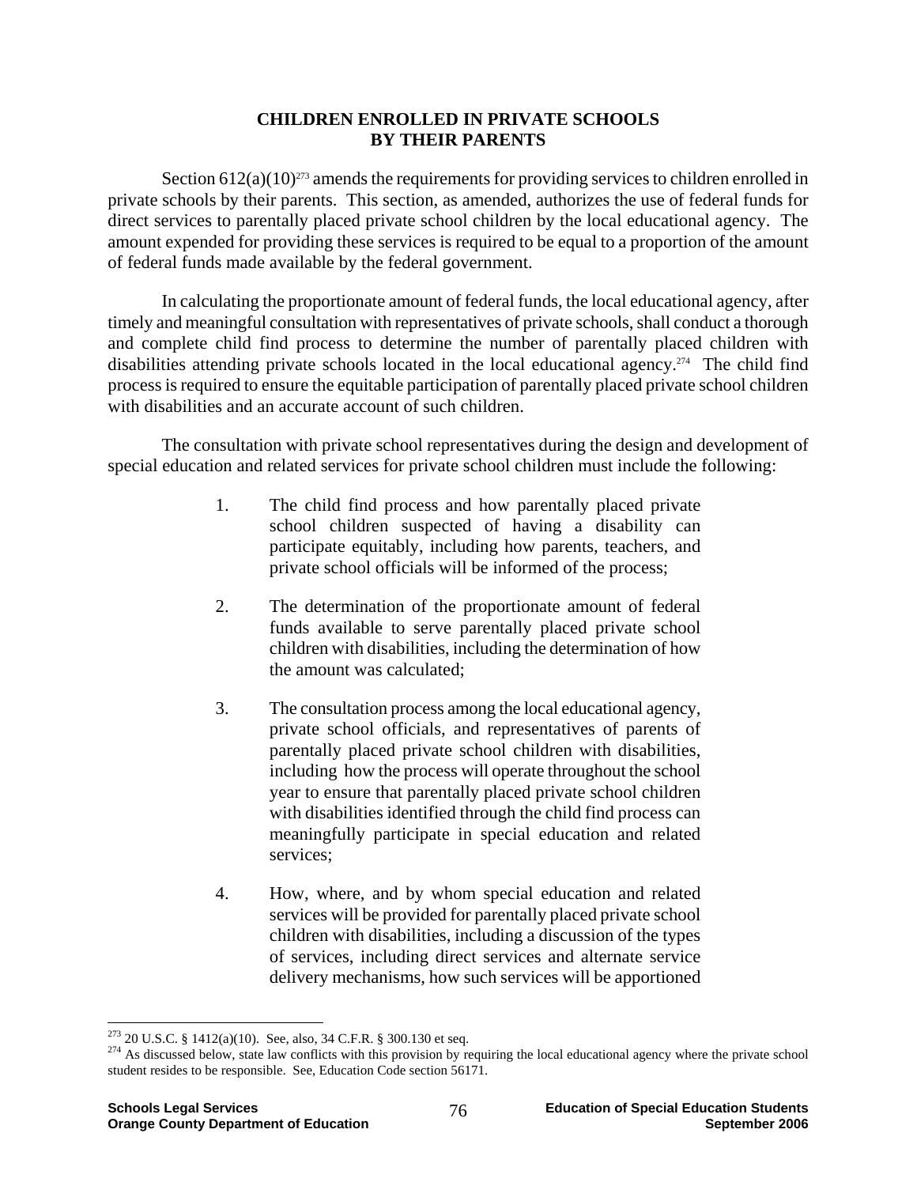## CHILDREN ENROLLED IN PRIVATE SCHOOLS BY THEIR PARENTS

Section 612(a)(10)[273] amends the requirements for providing services to children enrolled in private schools by their parents. This section, as amended, authorizes the use of federal funds for direct services to parentally placed private school children by the local educational agency. The amount expended for providing these services is required to be equal to a proportion of the amount of federal funds made available by the federal government.

In calculating the proportionate amount of federal funds, the local educational agency, after timely and meaningful consultation with representatives of private schools, shall conduct a thorough and complete child find process to determine the number of parentally placed children with disabilities attending private schools located in the local educational agency.[274] The child find process is required to ensure the equitable participation of parentally placed private school children with disabilities and an accurate account of such children.

The consultation with private school representatives during the design and development of special education and related services for private school children must include the following:

1. The child find process and how parentally placed private school children suspected of having a disability can participate equitably, including how parents, teachers, and private school officials will be informed of the process;

2. The determination of the proportionate amount of federal funds available to serve parentally placed private school children with disabilities, including the determination of how the amount was calculated;

3. The consultation process among the local educational agency, private school officials, and representatives of parents of parentally placed private school children with disabilities, including how the process will operate throughout the school year to ensure that parentally placed private school children with disabilities identified through the child find process can meaningfully participate in special education and related services;

4. How, where, and by whom special education and related services will be provided for parentally placed private school children with disabilities, including a discussion of the types of services, including direct services and alternate service delivery mechanisms, how such services will be apportioned

---

[273] 20 U.S.C. § 1412(a)(10). See, also, 34 C.F.R. § 300.130 et seq.

[274] As discussed below, state law conflicts with this provision by requiring the local educational agency where the private school student resides to be responsible. See, Education Code section 56171.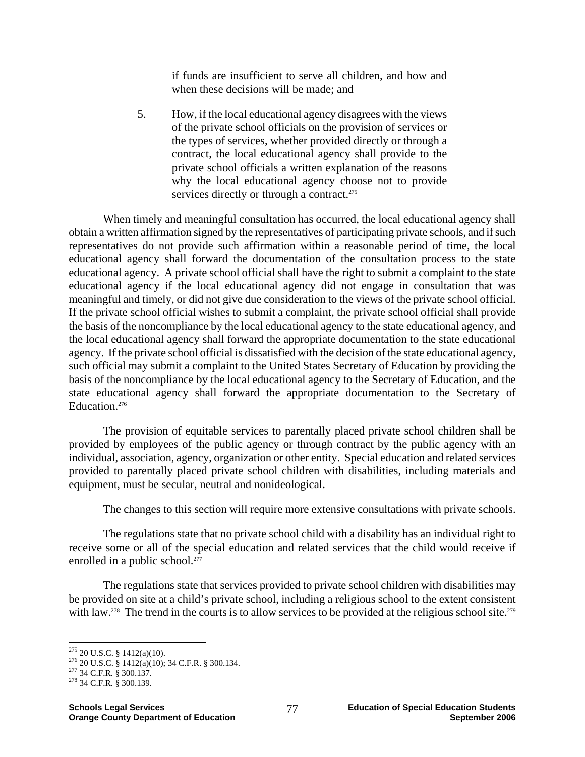if funds are insufficient to serve all children, and how and when these decisions will be made; and

5. How, if the local educational agency disagrees with the views of the private school officials on the provision of services or the types of services, whether provided directly or through a contract, the local educational agency shall provide to the private school officials a written explanation of the reasons why the local educational agency choose not to provide services directly or through a contract.[275]

When timely and meaningful consultation has occurred, the local educational agency shall obtain a written affirmation signed by the representatives of participating private schools, and if such representatives do not provide such affirmation within a reasonable period of time, the local educational agency shall forward the documentation of the consultation process to the state educational agency. A private school official shall have the right to submit a complaint to the state educational agency if the local educational agency did not engage in consultation that was meaningful and timely, or did not give due consideration to the views of the private school official. If the private school official wishes to submit a complaint, the private school official shall provide the basis of the noncompliance by the local educational agency to the state educational agency, and the local educational agency shall forward the appropriate documentation to the state educational agency. If the private school official is dissatisfied with the decision of the state educational agency, such official may submit a complaint to the United States Secretary of Education by providing the basis of the noncompliance by the local educational agency to the Secretary of Education, and the state educational agency shall forward the appropriate documentation to the Secretary of Education.[276]

The provision of equitable services to parentally placed private school children shall be provided by employees of the public agency or through contract by the public agency with an individual, association, agency, organization or other entity. Special education and related services provided to parentally placed private school children with disabilities, including materials and equipment, must be secular, neutral and nonideological.

The changes to this section will require more extensive consultations with private schools.

The regulations state that no private school child with a disability has an individual right to receive some or all of the special education and related services that the child would receive if enrolled in a public school.[277]

The regulations state that services provided to private school children with disabilities may be provided on site at a child's private school, including a religious school to the extent consistent with law.[278] The trend in the courts is to allow services to be provided at the religious school site.[279]

---

[275] 20 U.S.C. § 1412(a)(10).

[276] 20 U.S.C. § 1412(a)(10); 34 C.F.R. § 300.134.

[277] 34 C.F.R. § 300.137.

[278] 34 C.F.R. § 300.139.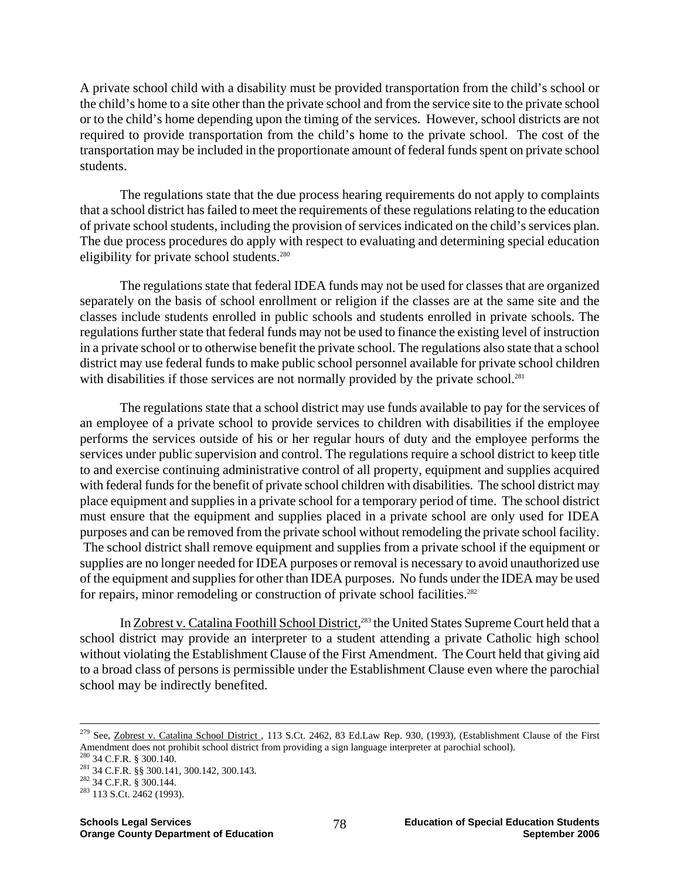A private school child with a disability must be provided transportation from the child's school or the child's home to a site other than the private school and from the service site to the private school or to the child's home depending upon the timing of the services. However, school districts are not required to provide transportation from the child's home to the private school. The cost of the transportation may be included in the proportionate amount of federal funds spent on private school students.

The regulations state that the due process hearing requirements do not apply to complaints that a school district has failed to meet the requirements of these regulations relating to the education of private school students, including the provision of services indicated on the child's services plan. The due process procedures do apply with respect to evaluating and determining special education eligibility for private school students.[280]

The regulations state that federal IDEA funds may not be used for classes that are organized separately on the basis of school enrollment or religion if the classes are at the same site and the classes include students enrolled in public schools and students enrolled in private schools. The regulations further state that federal funds may not be used to finance the existing level of instruction in a private school or to otherwise benefit the private school. The regulations also state that a school district may use federal funds to make public school personnel available for private school children with disabilities if those services are not normally provided by the private school.[281]

The regulations state that a school district may use funds available to pay for the services of an employee of a private school to provide services to children with disabilities if the employee performs the services outside of his or her regular hours of duty and the employee performs the services under public supervision and control. The regulations require a school district to keep title to and exercise continuing administrative control of all property, equipment and supplies acquired with federal funds for the benefit of private school children with disabilities. The school district may place equipment and supplies in a private school for a temporary period of time. The school district must ensure that the equipment and supplies placed in a private school are only used for IDEA purposes and can be removed from the private school without remodeling the private school facility. The school district shall remove equipment and supplies from a private school if the equipment or supplies are no longer needed for IDEA purposes or removal is necessary to avoid unauthorized use of the equipment and supplies for other than IDEA purposes. No funds under the IDEA may be used for repairs, minor remodeling or construction of private school facilities.[282]

In Zobrest v. Catalina Foothill School District,[283] the United States Supreme Court held that a school district may provide an interpreter to a student attending a private Catholic high school without violating the Establishment Clause of the First Amendment. The Court held that giving aid to a broad class of persons is permissible under the Establishment Clause even where the parochial school may be indirectly benefited.

---

[279] See, Zobrest v. Catalina School District , 113 S.Ct. 2462, 83 Ed.Law Rep. 930, (1993), (Establishment Clause of the First Amendment does not prohibit school district from providing a sign language interpreter at parochial school).

[280] 34 C.F.R. § 300.140.

[281] 34 C.F.R. §§ 300.141, 300.142, 300.143.

[282] 34 C.F.R. § 300.144.

[283] 113 S.Ct. 2462 (1993).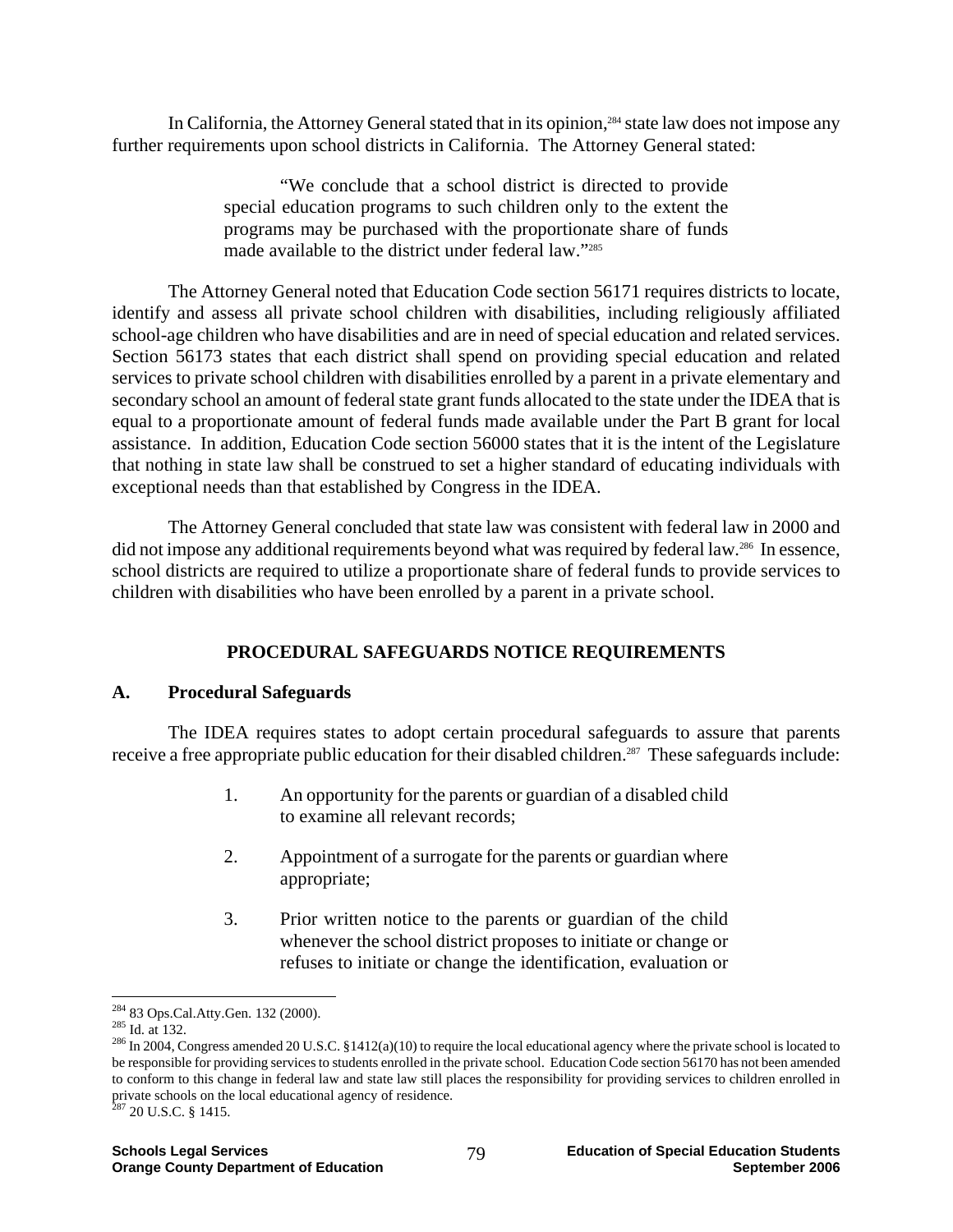In California, the Attorney General stated that in its opinion,[284] state law does not impose any further requirements upon school districts in California. The Attorney General stated:

> "We conclude that a school district is directed to provide special education programs to such children only to the extent the programs may be purchased with the proportionate share of funds made available to the district under federal law."[285]

The Attorney General noted that Education Code section 56171 requires districts to locate, identify and assess all private school children with disabilities, including religiously affiliated school-age children who have disabilities and are in need of special education and related services. Section 56173 states that each district shall spend on providing special education and related services to private school children with disabilities enrolled by a parent in a private elementary and secondary school an amount of federal state grant funds allocated to the state under the IDEA that is equal to a proportionate amount of federal funds made available under the Part B grant for local assistance. In addition, Education Code section 56000 states that it is the intent of the Legislature that nothing in state law shall be construed to set a higher standard of educating individuals with exceptional needs than that established by Congress in the IDEA.

The Attorney General concluded that state law was consistent with federal law in 2000 and did not impose any additional requirements beyond what was required by federal law.[286] In essence, school districts are required to utilize a proportionate share of federal funds to provide services to children with disabilities who have been enrolled by a parent in a private school.

## PROCEDURAL SAFEGUARDS NOTICE REQUIREMENTS

### A. Procedural Safeguards

The IDEA requires states to adopt certain procedural safeguards to assure that parents receive a free appropriate public education for their disabled children.[287] These safeguards include:

1. An opportunity for the parents or guardian of a disabled child to examine all relevant records;

2. Appointment of a surrogate for the parents or guardian where appropriate;

3. Prior written notice to the parents or guardian of the child whenever the school district proposes to initiate or change or refuses to initiate or change the identification, evaluation or

---

[284] 83 Ops.Cal.Atty.Gen. 132 (2000).

[285] Id. at 132.

[286] In 2004, Congress amended 20 U.S.C. §1412(a)(10) to require the local educational agency where the private school is located to be responsible for providing services to students enrolled in the private school. Education Code section 56170 has not been amended to conform to this change in federal law and state law still places the responsibility for providing services to children enrolled in private schools on the local educational agency of residence.

[287] 20 U.S.C. § 1415.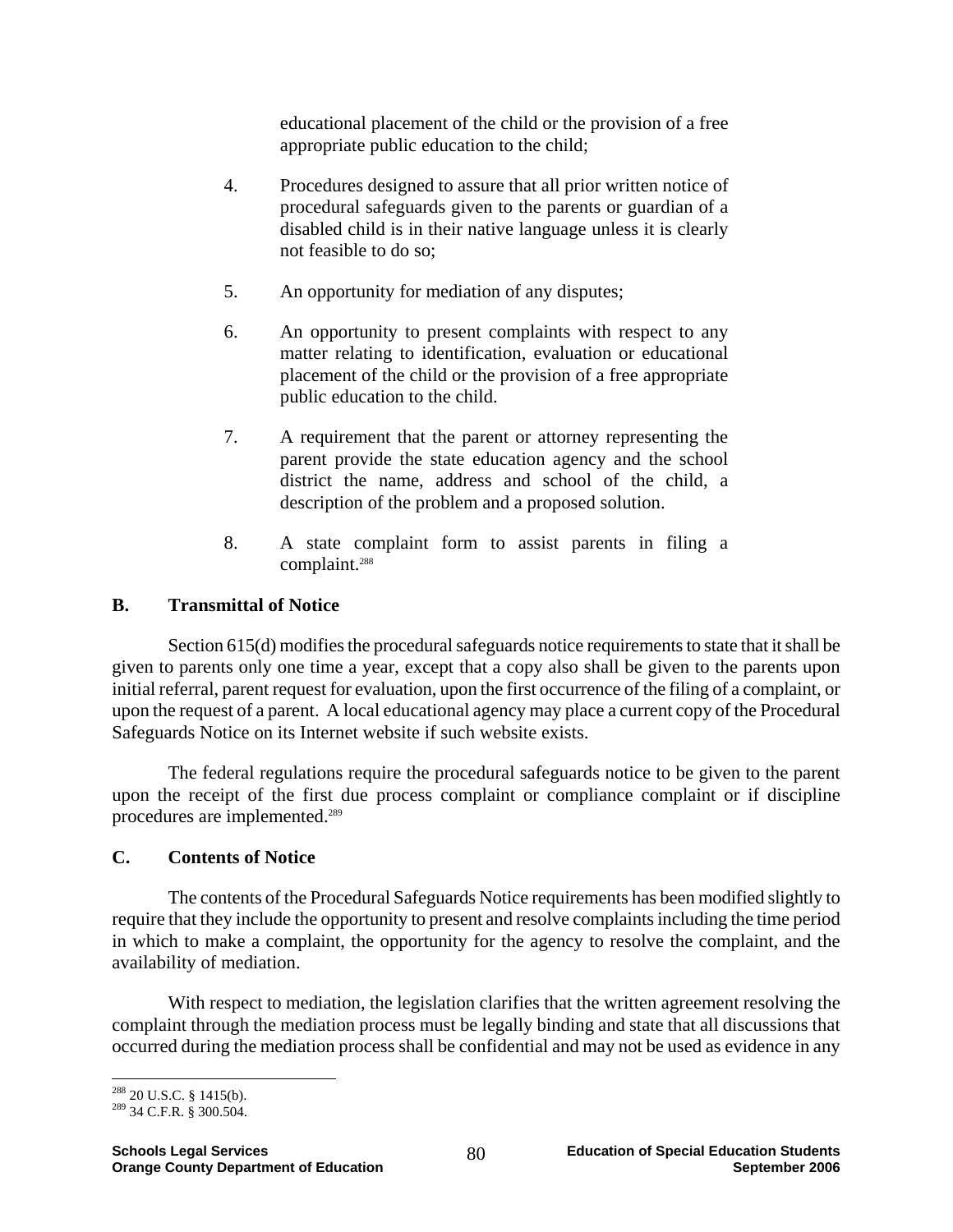educational placement of the child or the provision of a free appropriate public education to the child;

4. Procedures designed to assure that all prior written notice of procedural safeguards given to the parents or guardian of a disabled child is in their native language unless it is clearly not feasible to do so;

5. An opportunity for mediation of any disputes;

6. An opportunity to present complaints with respect to any matter relating to identification, evaluation or educational placement of the child or the provision of a free appropriate public education to the child.

7. A requirement that the parent or attorney representing the parent provide the state education agency and the school district the name, address and school of the child, a description of the problem and a proposed solution.

8. A state complaint form to assist parents in filing a complaint.[288]

## B. Transmittal of Notice

Section 615(d) modifies the procedural safeguards notice requirements to state that it shall be given to parents only one time a year, except that a copy also shall be given to the parents upon initial referral, parent request for evaluation, upon the first occurrence of the filing of a complaint, or upon the request of a parent. A local educational agency may place a current copy of the Procedural Safeguards Notice on its Internet website if such website exists.

The federal regulations require the procedural safeguards notice to be given to the parent upon the receipt of the first due process complaint or compliance complaint or if discipline procedures are implemented.[289]

## C. Contents of Notice

The contents of the Procedural Safeguards Notice requirements has been modified slightly to require that they include the opportunity to present and resolve complaints including the time period in which to make a complaint, the opportunity for the agency to resolve the complaint, and the availability of mediation.

With respect to mediation, the legislation clarifies that the written agreement resolving the complaint through the mediation process must be legally binding and state that all discussions that occurred during the mediation process shall be confidential and may not be used as evidence in any

---

[288] 20 U.S.C. § 1415(b).

[289] 34 C.F.R. § 300.504.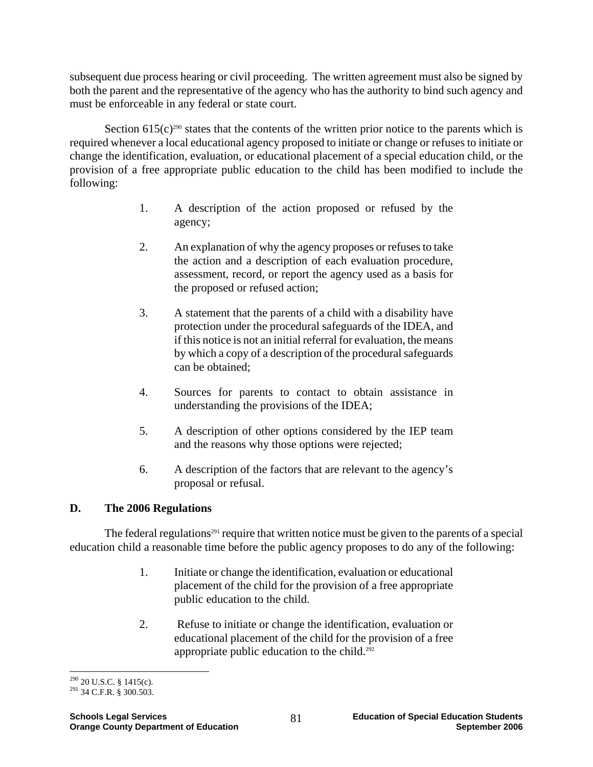subsequent due process hearing or civil proceeding. The written agreement must also be signed by both the parent and the representative of the agency who has the authority to bind such agency and must be enforceable in any federal or state court.

Section 615(c)[290] states that the contents of the written prior notice to the parents which is required whenever a local educational agency proposed to initiate or change or refuses to initiate or change the identification, evaluation, or educational placement of a special education child, or the provision of a free appropriate public education to the child has been modified to include the following:

1. A description of the action proposed or refused by the agency;

2. An explanation of why the agency proposes or refuses to take the action and a description of each evaluation procedure, assessment, record, or report the agency used as a basis for the proposed or refused action;

3. A statement that the parents of a child with a disability have protection under the procedural safeguards of the IDEA, and if this notice is not an initial referral for evaluation, the means by which a copy of a description of the procedural safeguards can be obtained;

4. Sources for parents to contact to obtain assistance in understanding the provisions of the IDEA;

5. A description of other options considered by the IEP team and the reasons why those options were rejected;

6. A description of the factors that are relevant to the agency's proposal or refusal.

## D. The 2006 Regulations

The federal regulations[291] require that written notice must be given to the parents of a special education child a reasonable time before the public agency proposes to do any of the following:

1. Initiate or change the identification, evaluation or educational placement of the child for the provision of a free appropriate public education to the child.

2. Refuse to initiate or change the identification, evaluation or educational placement of the child for the provision of a free appropriate public education to the child.[292]

---

[290] 20 U.S.C. § 1415(c).

[291] 34 C.F.R. § 300.503.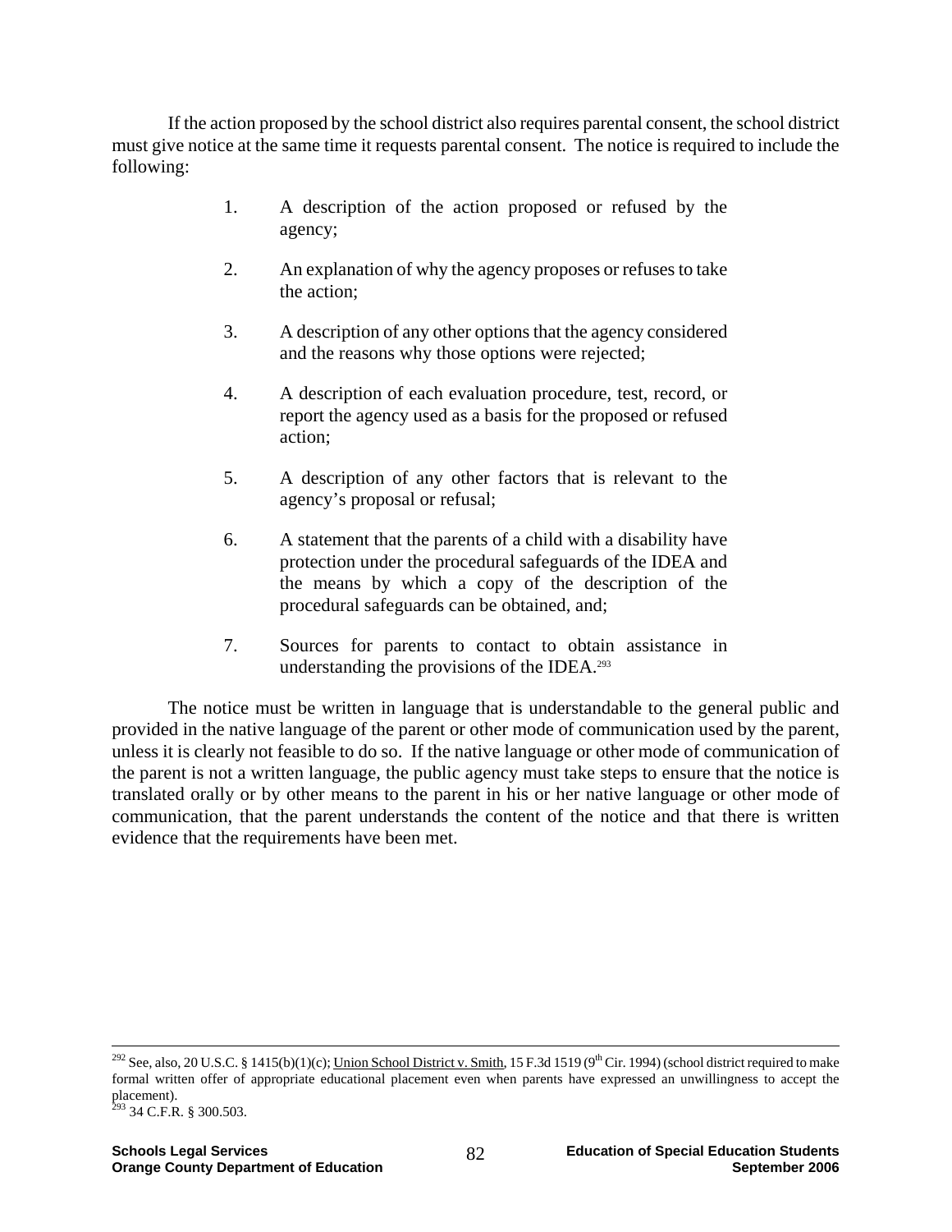If the action proposed by the school district also requires parental consent, the school district must give notice at the same time it requests parental consent. The notice is required to include the following:

1. A description of the action proposed or refused by the agency;

2. An explanation of why the agency proposes or refuses to take the action;

3. A description of any other options that the agency considered and the reasons why those options were rejected;

4. A description of each evaluation procedure, test, record, or report the agency used as a basis for the proposed or refused action;

5. A description of any other factors that is relevant to the agency's proposal or refusal;

6. A statement that the parents of a child with a disability have protection under the procedural safeguards of the IDEA and the means by which a copy of the description of the procedural safeguards can be obtained, and;

7. Sources for parents to contact to obtain assistance in understanding the provisions of the IDEA.[293]

The notice must be written in language that is understandable to the general public and provided in the native language of the parent or other mode of communication used by the parent, unless it is clearly not feasible to do so. If the native language or other mode of communication of the parent is not a written language, the public agency must take steps to ensure that the notice is translated orally or by other means to the parent in his or her native language or other mode of communication, that the parent understands the content of the notice and that there is written evidence that the requirements have been met.

---

[292] See, also, 20 U.S.C. § 1415(b)(1)(c); Union School District v. Smith, 15 F.3d 1519 (9th Cir. 1994) (school district required to make formal written offer of appropriate educational placement even when parents have expressed an unwillingness to accept the placement).

[293] 34 C.F.R. § 300.503.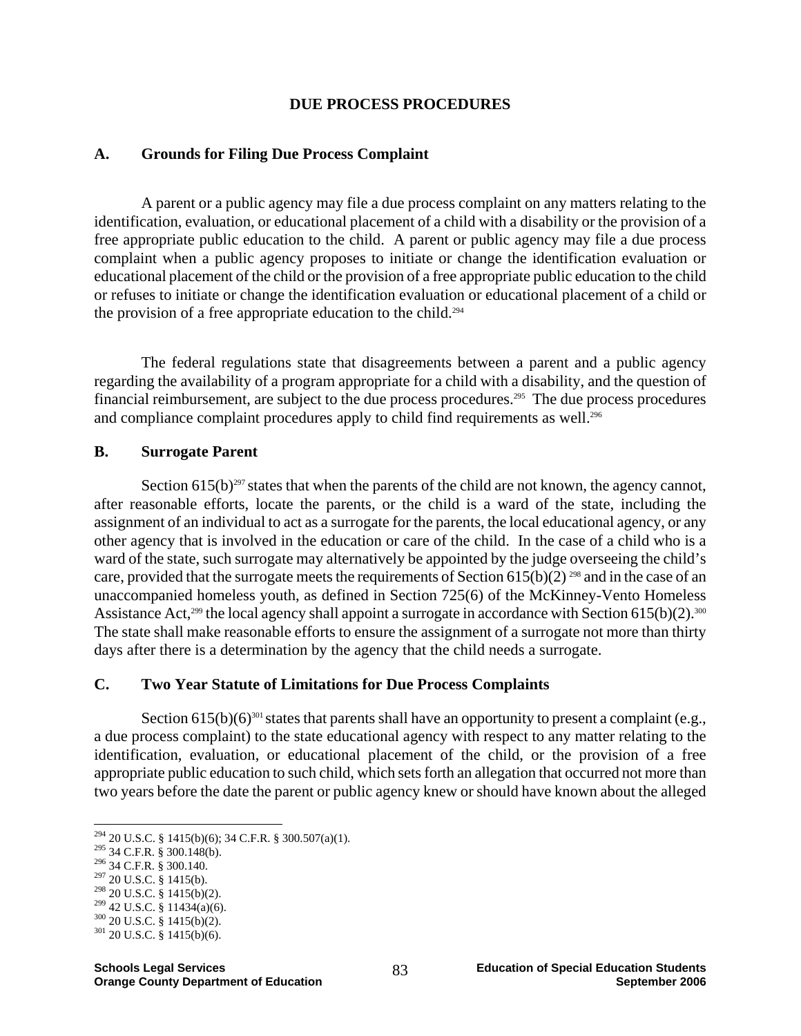## DUE PROCESS PROCEDURES

### A. Grounds for Filing Due Process Complaint

A parent or a public agency may file a due process complaint on any matters relating to the identification, evaluation, or educational placement of a child with a disability or the provision of a free appropriate public education to the child. A parent or public agency may file a due process complaint when a public agency proposes to initiate or change the identification evaluation or educational placement of the child or the provision of a free appropriate public education to the child or refuses to initiate or change the identification evaluation or educational placement of a child or the provision of a free appropriate education to the child.[294]

The federal regulations state that disagreements between a parent and a public agency regarding the availability of a program appropriate for a child with a disability, and the question of financial reimbursement, are subject to the due process procedures.[295] The due process procedures and compliance complaint procedures apply to child find requirements as well.[296]

### B. Surrogate Parent

Section 615(b)[297] states that when the parents of the child are not known, the agency cannot, after reasonable efforts, locate the parents, or the child is a ward of the state, including the assignment of an individual to act as a surrogate for the parents, the local educational agency, or any other agency that is involved in the education or care of the child. In the case of a child who is a ward of the state, such surrogate may alternatively be appointed by the judge overseeing the child's care, provided that the surrogate meets the requirements of Section 615(b)(2) [298] and in the case of an unaccompanied homeless youth, as defined in Section 725(6) of the McKinney-Vento Homeless Assistance Act,[299] the local agency shall appoint a surrogate in accordance with Section 615(b)(2).[300] The state shall make reasonable efforts to ensure the assignment of a surrogate not more than thirty days after there is a determination by the agency that the child needs a surrogate.

### C. Two Year Statute of Limitations for Due Process Complaints

Section 615(b)(6)[301] states that parents shall have an opportunity to present a complaint (e.g., a due process complaint) to the state educational agency with respect to any matter relating to the identification, evaluation, or educational placement of the child, or the provision of a free appropriate public education to such child, which sets forth an allegation that occurred not more than two years before the date the parent or public agency knew or should have known about the alleged

---

[294] 20 U.S.C. § 1415(b)(6); 34 C.F.R. § 300.507(a)(1).
[295] 34 C.F.R. § 300.148(b).
[296] 34 C.F.R. § 300.140.
[297] 20 U.S.C. § 1415(b).
[298] 20 U.S.C. § 1415(b)(2).
[299] 42 U.S.C. § 11434(a)(6).
[300] 20 U.S.C. § 1415(b)(2).
[301] 20 U.S.C. § 1415(b)(6).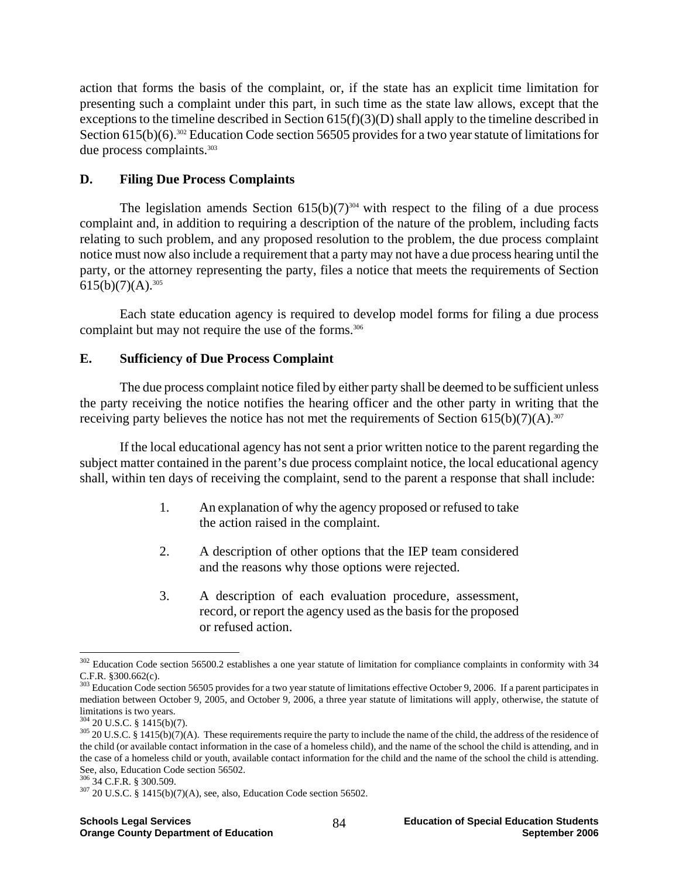action that forms the basis of the complaint, or, if the state has an explicit time limitation for presenting such a complaint under this part, in such time as the state law allows, except that the exceptions to the timeline described in Section 615(f)(3)(D) shall apply to the timeline described in Section 615(b)(6).[302] Education Code section 56505 provides for a two year statute of limitations for due process complaints.[303]

## D. Filing Due Process Complaints

The legislation amends Section 615(b)(7)[304] with respect to the filing of a due process complaint and, in addition to requiring a description of the nature of the problem, including facts relating to such problem, and any proposed resolution to the problem, the due process complaint notice must now also include a requirement that a party may not have a due process hearing until the party, or the attorney representing the party, files a notice that meets the requirements of Section 615(b)(7)(A).[305]

Each state education agency is required to develop model forms for filing a due process complaint but may not require the use of the forms.[306]

## E. Sufficiency of Due Process Complaint

The due process complaint notice filed by either party shall be deemed to be sufficient unless the party receiving the notice notifies the hearing officer and the other party in writing that the receiving party believes the notice has not met the requirements of Section 615(b)(7)(A).[307]

If the local educational agency has not sent a prior written notice to the parent regarding the subject matter contained in the parent's due process complaint notice, the local educational agency shall, within ten days of receiving the complaint, send to the parent a response that shall include:

1. An explanation of why the agency proposed or refused to take the action raised in the complaint.

2. A description of other options that the IEP team considered and the reasons why those options were rejected.

3. A description of each evaluation procedure, assessment, record, or report the agency used as the basis for the proposed or refused action.

---

[302] Education Code section 56500.2 establishes a one year statute of limitation for compliance complaints in conformity with 34 C.F.R. §300.662(c).

[303] Education Code section 56505 provides for a two year statute of limitations effective October 9, 2006. If a parent participates in mediation between October 9, 2005, and October 9, 2006, a three year statute of limitations will apply, otherwise, the statute of limitations is two years.

[304] 20 U.S.C. § 1415(b)(7).

[305] 20 U.S.C. § 1415(b)(7)(A). These requirements require the party to include the name of the child, the address of the residence of the child (or available contact information in the case of a homeless child), and the name of the school the child is attending, and in the case of a homeless child or youth, available contact information for the child and the name of the school the child is attending. See, also, Education Code section 56502.

[306] 34 C.F.R. § 300.509.

[307] 20 U.S.C. § 1415(b)(7)(A), see, also, Education Code section 56502.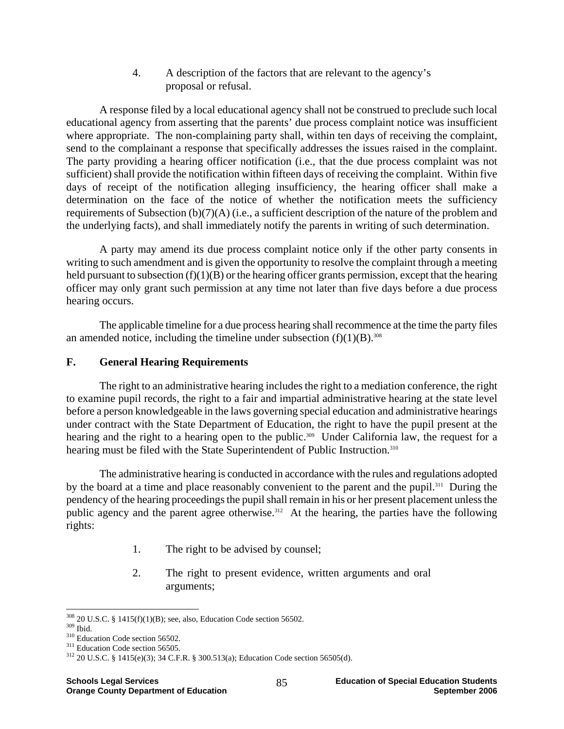4. A description of the factors that are relevant to the agency's proposal or refusal.

A response filed by a local educational agency shall not be construed to preclude such local educational agency from asserting that the parents' due process complaint notice was insufficient where appropriate. The non-complaining party shall, within ten days of receiving the complaint, send to the complainant a response that specifically addresses the issues raised in the complaint. The party providing a hearing officer notification (i.e., that the due process complaint was not sufficient) shall provide the notification within fifteen days of receiving the complaint. Within five days of receipt of the notification alleging insufficiency, the hearing officer shall make a determination on the face of the notice of whether the notification meets the sufficiency requirements of Subsection (b)(7)(A) (i.e., a sufficient description of the nature of the problem and the underlying facts), and shall immediately notify the parents in writing of such determination.

A party may amend its due process complaint notice only if the other party consents in writing to such amendment and is given the opportunity to resolve the complaint through a meeting held pursuant to subsection (f)(1)(B) or the hearing officer grants permission, except that the hearing officer may only grant such permission at any time not later than five days before a due process hearing occurs.

The applicable timeline for a due process hearing shall recommence at the time the party files an amended notice, including the timeline under subsection (f)(1)(B).[308]

## F. General Hearing Requirements

The right to an administrative hearing includes the right to a mediation conference, the right to examine pupil records, the right to a fair and impartial administrative hearing at the state level before a person knowledgeable in the laws governing special education and administrative hearings under contract with the State Department of Education, the right to have the pupil present at the hearing and the right to a hearing open to the public.[309] Under California law, the request for a hearing must be filed with the State Superintendent of Public Instruction.[310]

The administrative hearing is conducted in accordance with the rules and regulations adopted by the board at a time and place reasonably convenient to the parent and the pupil.[311] During the pendency of the hearing proceedings the pupil shall remain in his or her present placement unless the public agency and the parent agree otherwise.[312] At the hearing, the parties have the following rights:

1. The right to be advised by counsel;
2. The right to present evidence, written arguments and oral arguments;

---

[308] 20 U.S.C. § 1415(f)(1)(B); see, also, Education Code section 56502.
[309] Ibid.
[310] Education Code section 56502.
[311] Education Code section 56505.
[312] 20 U.S.C. § 1415(e)(3); 34 C.F.R. § 300.513(a); Education Code section 56505(d).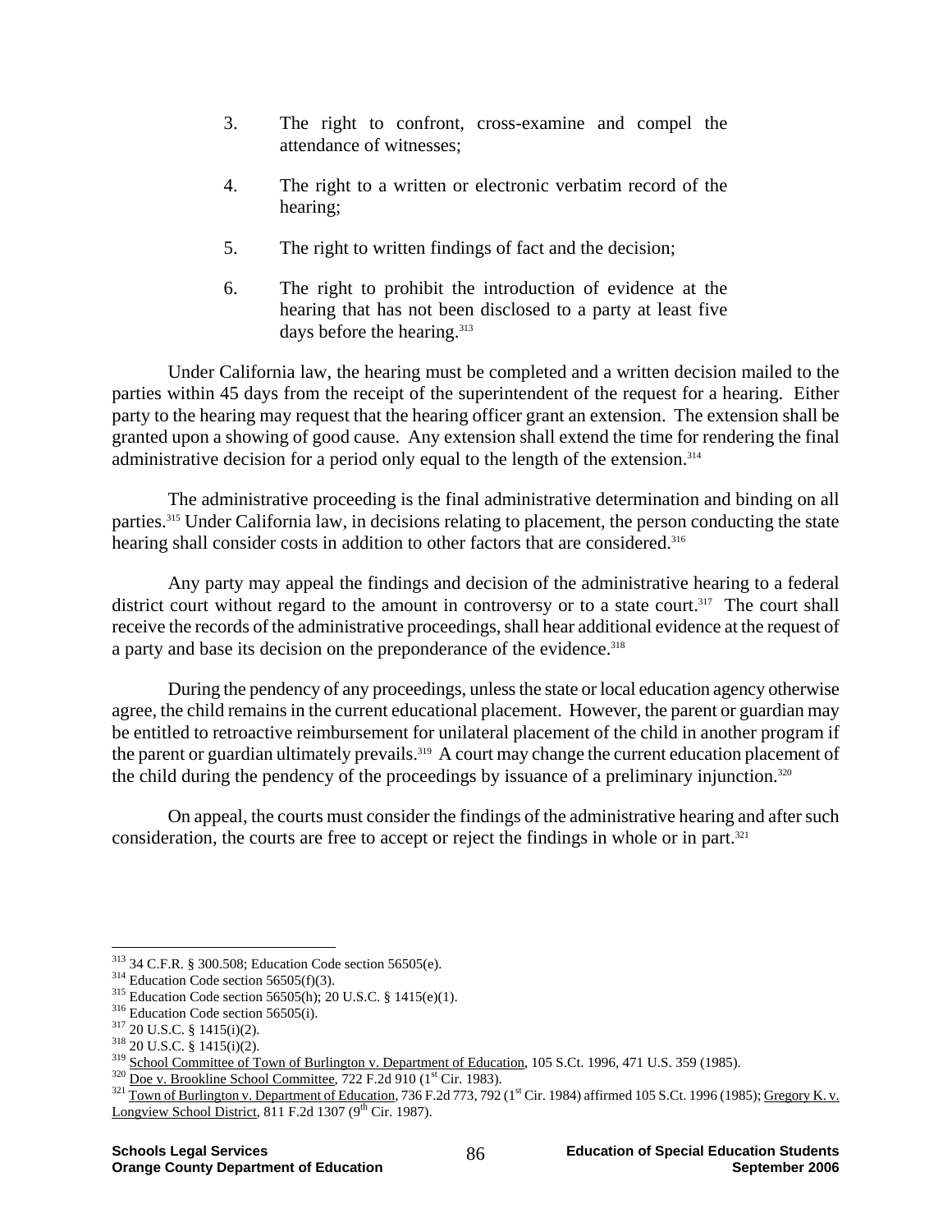3. The right to confront, cross-examine and compel the attendance of witnesses;

4. The right to a written or electronic verbatim record of the hearing;

5. The right to written findings of fact and the decision;

6. The right to prohibit the introduction of evidence at the hearing that has not been disclosed to a party at least five days before the hearing.[313]

Under California law, the hearing must be completed and a written decision mailed to the parties within 45 days from the receipt of the superintendent of the request for a hearing. Either party to the hearing may request that the hearing officer grant an extension. The extension shall be granted upon a showing of good cause. Any extension shall extend the time for rendering the final administrative decision for a period only equal to the length of the extension.[314]

The administrative proceeding is the final administrative determination and binding on all parties.[315] Under California law, in decisions relating to placement, the person conducting the state hearing shall consider costs in addition to other factors that are considered.[316]

Any party may appeal the findings and decision of the administrative hearing to a federal district court without regard to the amount in controversy or to a state court.[317] The court shall receive the records of the administrative proceedings, shall hear additional evidence at the request of a party and base its decision on the preponderance of the evidence.[318]

During the pendency of any proceedings, unless the state or local education agency otherwise agree, the child remains in the current educational placement. However, the parent or guardian may be entitled to retroactive reimbursement for unilateral placement of the child in another program if the parent or guardian ultimately prevails.[319] A court may change the current education placement of the child during the pendency of the proceedings by issuance of a preliminary injunction.[320]

On appeal, the courts must consider the findings of the administrative hearing and after such consideration, the courts are free to accept or reject the findings in whole or in part.[321]

---

[313] 34 C.F.R. § 300.508; Education Code section 56505(e).
[314] Education Code section 56505(f)(3).
[315] Education Code section 56505(h); 20 U.S.C. § 1415(e)(1).
[316] Education Code section 56505(i).
[317] 20 U.S.C. § 1415(i)(2).
[318] 20 U.S.C. § 1415(i)(2).
[319] School Committee of Town of Burlington v. Department of Education, 105 S.Ct. 1996, 471 U.S. 359 (1985).
[320] Doe v. Brookline School Committee, 722 F.2d 910 (1st Cir. 1983).
[321] Town of Burlington v. Department of Education, 736 F.2d 773, 792 (1st Cir. 1984) affirmed 105 S.Ct. 1996 (1985); Gregory K. v. Longview School District, 811 F.2d 1307 (9th Cir. 1987).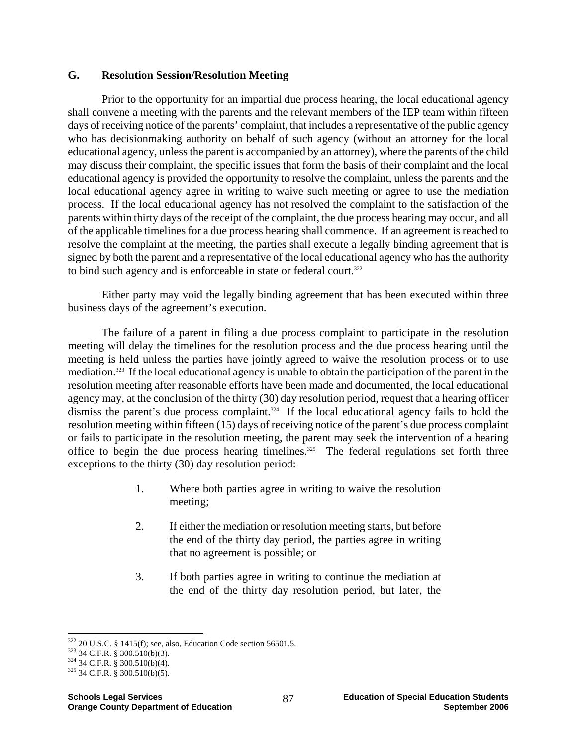### G. Resolution Session/Resolution Meeting

Prior to the opportunity for an impartial due process hearing, the local educational agency shall convene a meeting with the parents and the relevant members of the IEP team within fifteen days of receiving notice of the parents' complaint, that includes a representative of the public agency who has decisionmaking authority on behalf of such agency (without an attorney for the local educational agency, unless the parent is accompanied by an attorney), where the parents of the child may discuss their complaint, the specific issues that form the basis of their complaint and the local educational agency is provided the opportunity to resolve the complaint, unless the parents and the local educational agency agree in writing to waive such meeting or agree to use the mediation process. If the local educational agency has not resolved the complaint to the satisfaction of the parents within thirty days of the receipt of the complaint, the due process hearing may occur, and all of the applicable timelines for a due process hearing shall commence. If an agreement is reached to resolve the complaint at the meeting, the parties shall execute a legally binding agreement that is signed by both the parent and a representative of the local educational agency who has the authority to bind such agency and is enforceable in state or federal court.[322]

Either party may void the legally binding agreement that has been executed within three business days of the agreement's execution.

The failure of a parent in filing a due process complaint to participate in the resolution meeting will delay the timelines for the resolution process and the due process hearing until the meeting is held unless the parties have jointly agreed to waive the resolution process or to use mediation.[323] If the local educational agency is unable to obtain the participation of the parent in the resolution meeting after reasonable efforts have been made and documented, the local educational agency may, at the conclusion of the thirty (30) day resolution period, request that a hearing officer dismiss the parent's due process complaint.[324] If the local educational agency fails to hold the resolution meeting within fifteen (15) days of receiving notice of the parent's due process complaint or fails to participate in the resolution meeting, the parent may seek the intervention of a hearing office to begin the due process hearing timelines.[325] The federal regulations set forth three exceptions to the thirty (30) day resolution period:

1. Where both parties agree in writing to waive the resolution meeting;

2. If either the mediation or resolution meeting starts, but before the end of the thirty day period, the parties agree in writing that no agreement is possible; or

3. If both parties agree in writing to continue the mediation at the end of the thirty day resolution period, but later, the

---

[322] 20 U.S.C. § 1415(f); see, also, Education Code section 56501.5.

[323] 34 C.F.R. § 300.510(b)(3).

[324] 34 C.F.R. § 300.510(b)(4).

[325] 34 C.F.R. § 300.510(b)(5).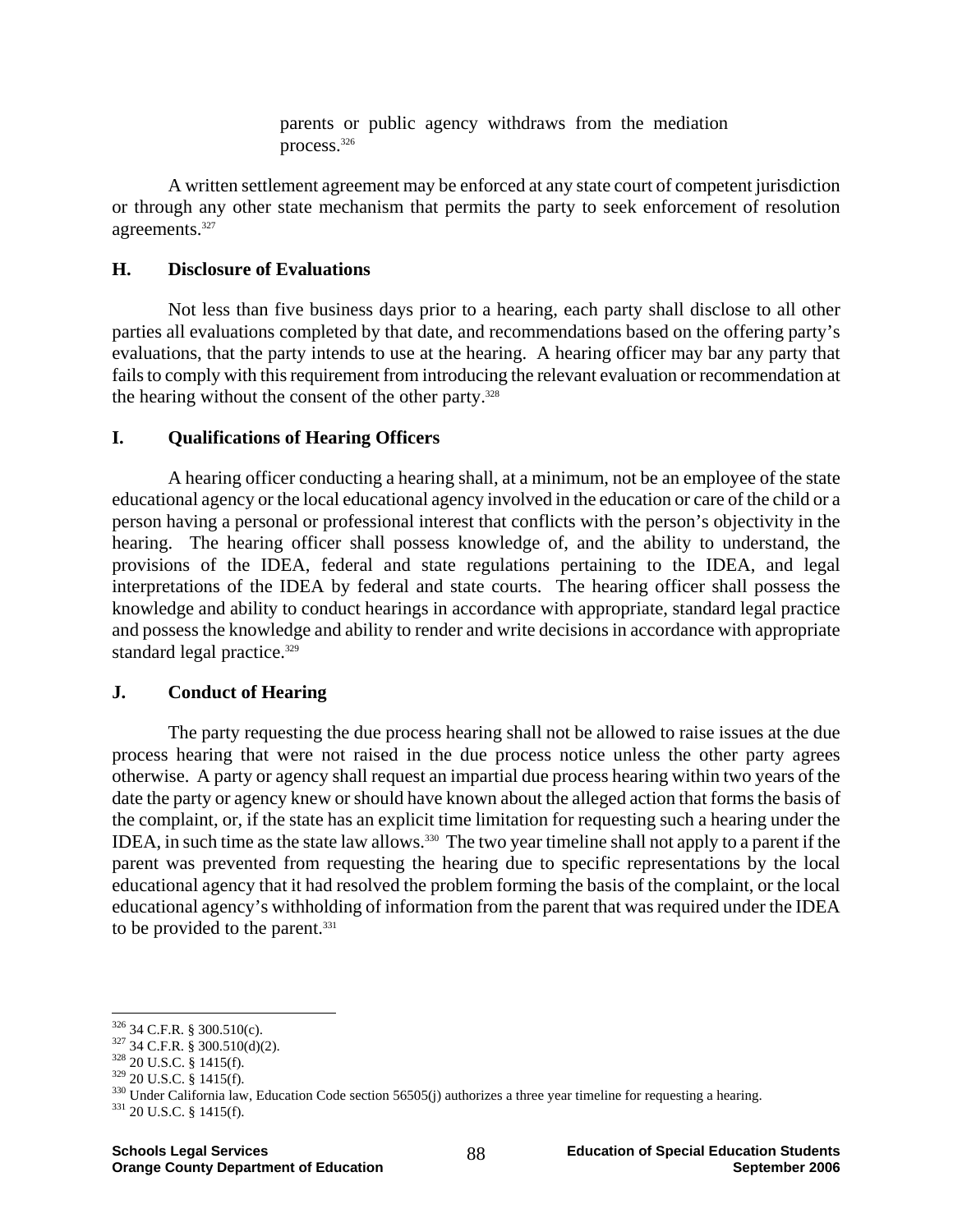parents or public agency withdraws from the mediation process.[326]

A written settlement agreement may be enforced at any state court of competent jurisdiction or through any other state mechanism that permits the party to seek enforcement of resolution agreements.[327]

## H. Disclosure of Evaluations

Not less than five business days prior to a hearing, each party shall disclose to all other parties all evaluations completed by that date, and recommendations based on the offering party's evaluations, that the party intends to use at the hearing. A hearing officer may bar any party that fails to comply with this requirement from introducing the relevant evaluation or recommendation at the hearing without the consent of the other party.[328]

## I. Qualifications of Hearing Officers

A hearing officer conducting a hearing shall, at a minimum, not be an employee of the state educational agency or the local educational agency involved in the education or care of the child or a person having a personal or professional interest that conflicts with the person's objectivity in the hearing. The hearing officer shall possess knowledge of, and the ability to understand, the provisions of the IDEA, federal and state regulations pertaining to the IDEA, and legal interpretations of the IDEA by federal and state courts. The hearing officer shall possess the knowledge and ability to conduct hearings in accordance with appropriate, standard legal practice and possess the knowledge and ability to render and write decisions in accordance with appropriate standard legal practice.[329]

## J. Conduct of Hearing

The party requesting the due process hearing shall not be allowed to raise issues at the due process hearing that were not raised in the due process notice unless the other party agrees otherwise. A party or agency shall request an impartial due process hearing within two years of the date the party or agency knew or should have known about the alleged action that forms the basis of the complaint, or, if the state has an explicit time limitation for requesting such a hearing under the IDEA, in such time as the state law allows.[330] The two year timeline shall not apply to a parent if the parent was prevented from requesting the hearing due to specific representations by the local educational agency that it had resolved the problem forming the basis of the complaint, or the local educational agency's withholding of information from the parent that was required under the IDEA to be provided to the parent.[331]

---

[326] 34 C.F.R. § 300.510(c).
[327] 34 C.F.R. § 300.510(d)(2).
[328] 20 U.S.C. § 1415(f).
[329] 20 U.S.C. § 1415(f).
[330] Under California law, Education Code section 56505(j) authorizes a three year timeline for requesting a hearing.
[331] 20 U.S.C. § 1415(f).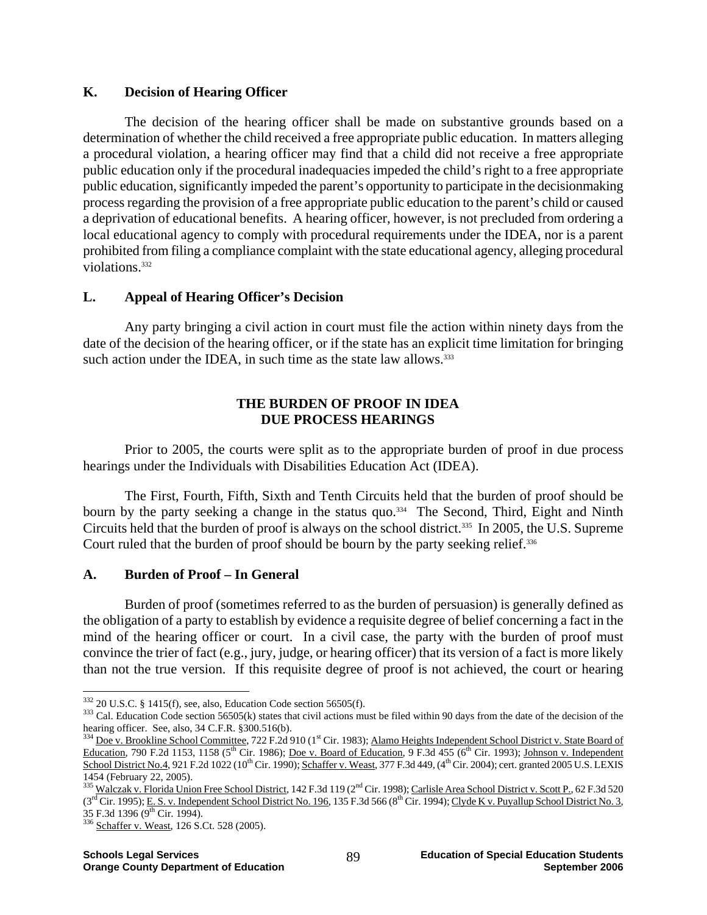## K. Decision of Hearing Officer

The decision of the hearing officer shall be made on substantive grounds based on a determination of whether the child received a free appropriate public education. In matters alleging a procedural violation, a hearing officer may find that a child did not receive a free appropriate public education only if the procedural inadequacies impeded the child's right to a free appropriate public education, significantly impeded the parent's opportunity to participate in the decisionmaking process regarding the provision of a free appropriate public education to the parent's child or caused a deprivation of educational benefits. A hearing officer, however, is not precluded from ordering a local educational agency to comply with procedural requirements under the IDEA, nor is a parent prohibited from filing a compliance complaint with the state educational agency, alleging procedural violations.[332]

## L. Appeal of Hearing Officer's Decision

Any party bringing a civil action in court must file the action within ninety days from the date of the decision of the hearing officer, or if the state has an explicit time limitation for bringing such action under the IDEA, in such time as the state law allows.[333]

# THE BURDEN OF PROOF IN IDEA DUE PROCESS HEARINGS

Prior to 2005, the courts were split as to the appropriate burden of proof in due process hearings under the Individuals with Disabilities Education Act (IDEA).

The First, Fourth, Fifth, Sixth and Tenth Circuits held that the burden of proof should be bourn by the party seeking a change in the status quo.[334] The Second, Third, Eight and Ninth Circuits held that the burden of proof is always on the school district.[335] In 2005, the U.S. Supreme Court ruled that the burden of proof should be bourn by the party seeking relief.[336]

## A. Burden of Proof – In General

Burden of proof (sometimes referred to as the burden of persuasion) is generally defined as the obligation of a party to establish by evidence a requisite degree of belief concerning a fact in the mind of the hearing officer or court. In a civil case, the party with the burden of proof must convince the trier of fact (e.g., jury, judge, or hearing officer) that its version of a fact is more likely than not the true version. If this requisite degree of proof is not achieved, the court or hearing

---

[332] 20 U.S.C. § 1415(f), see, also, Education Code section 56505(f).

[333] Cal. Education Code section 56505(k) states that civil actions must be filed within 90 days from the date of the decision of the hearing officer. See, also, 34 C.F.R. §300.516(b).

[334] Doe v. Brookline School Committee, 722 F.2d 910 (1st Cir. 1983); Alamo Heights Independent School District v. State Board of Education, 790 F.2d 1153, 1158 (5th Cir. 1986); Doe v. Board of Education, 9 F.3d 455 (6th Cir. 1993); Johnson v. Independent School District No.4, 921 F.2d 1022 (10th Cir. 1990); Schaffer v. Weast, 377 F.3d 449, (4th Cir. 2004); cert. granted 2005 U.S. LEXIS 1454 (February 22, 2005).

[335] Walczak v. Florida Union Free School District, 142 F.3d 119 (2nd Cir. 1998); Carlisle Area School District v. Scott P., 62 F.3d 520 (3rd Cir. 1995); E. S. v. Independent School District No. 196, 135 F.3d 566 (8th Cir. 1994); Clyde K v. Puyallup School District No. 3, 35 F.3d 1396 (9th Cir. 1994).

[336] Schaffer v. Weast, 126 S.Ct. 528 (2005).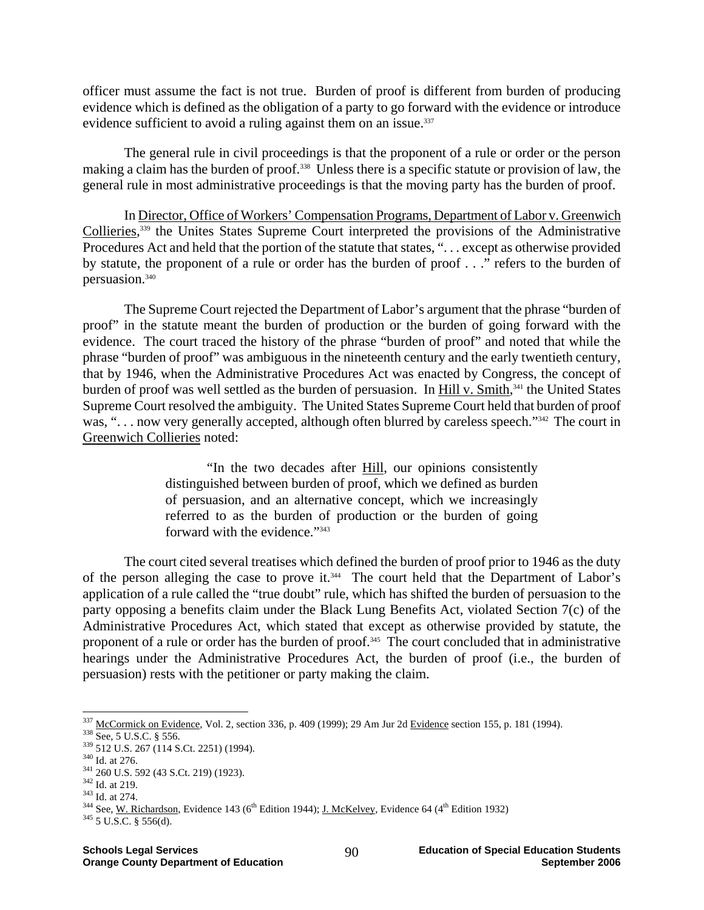officer must assume the fact is not true. Burden of proof is different from burden of producing evidence which is defined as the obligation of a party to go forward with the evidence or introduce evidence sufficient to avoid a ruling against them on an issue.[337]

The general rule in civil proceedings is that the proponent of a rule or order or the person making a claim has the burden of proof.[338] Unless there is a specific statute or provision of law, the general rule in most administrative proceedings is that the moving party has the burden of proof.

In Director, Office of Workers' Compensation Programs, Department of Labor v. Greenwich Collieries,[339] the Unites States Supreme Court interpreted the provisions of the Administrative Procedures Act and held that the portion of the statute that states, ". . . except as otherwise provided by statute, the proponent of a rule or order has the burden of proof . . ." refers to the burden of persuasion.[340]

The Supreme Court rejected the Department of Labor's argument that the phrase "burden of proof" in the statute meant the burden of production or the burden of going forward with the evidence. The court traced the history of the phrase "burden of proof" and noted that while the phrase "burden of proof" was ambiguous in the nineteenth century and the early twentieth century, that by 1946, when the Administrative Procedures Act was enacted by Congress, the concept of burden of proof was well settled as the burden of persuasion. In Hill v. Smith,[341] the United States Supreme Court resolved the ambiguity. The United States Supreme Court held that burden of proof was, ". . . now very generally accepted, although often blurred by careless speech."[342] The court in Greenwich Collieries noted:

> "In the two decades after Hill, our opinions consistently distinguished between burden of proof, which we defined as burden of persuasion, and an alternative concept, which we increasingly referred to as the burden of production or the burden of going forward with the evidence."[343]

The court cited several treatises which defined the burden of proof prior to 1946 as the duty of the person alleging the case to prove it.[344] The court held that the Department of Labor's application of a rule called the "true doubt" rule, which has shifted the burden of persuasion to the party opposing a benefits claim under the Black Lung Benefits Act, violated Section 7(c) of the Administrative Procedures Act, which stated that except as otherwise provided by statute, the proponent of a rule or order has the burden of proof.[345] The court concluded that in administrative hearings under the Administrative Procedures Act, the burden of proof (i.e., the burden of persuasion) rests with the petitioner or party making the claim.

---

[337] McCormick on Evidence, Vol. 2, section 336, p. 409 (1999); 29 Am Jur 2d Evidence section 155, p. 181 (1994).

[338] See, 5 U.S.C. § 556.

[339] 512 U.S. 267 (114 S.Ct. 2251) (1994).

[340] Id. at 276.

[341] 260 U.S. 592 (43 S.Ct. 219) (1923).

[342] Id. at 219.

[343] Id. at 274.

[344] See, W. Richardson, Evidence 143 (6th Edition 1944); J. McKelvey, Evidence 64 (4th Edition 1932)

[345] 5 U.S.C. § 556(d).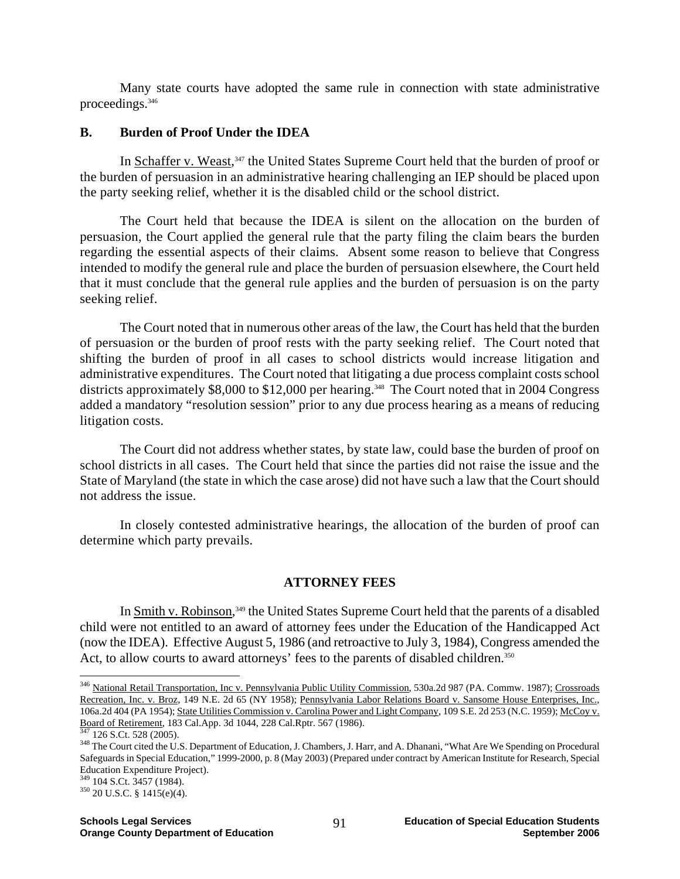Many state courts have adopted the same rule in connection with state administrative proceedings.[346]

**B. Burden of Proof Under the IDEA**

In Schaffer v. Weast,[347] the United States Supreme Court held that the burden of proof or the burden of persuasion in an administrative hearing challenging an IEP should be placed upon the party seeking relief, whether it is the disabled child or the school district.

The Court held that because the IDEA is silent on the allocation on the burden of persuasion, the Court applied the general rule that the party filing the claim bears the burden regarding the essential aspects of their claims. Absent some reason to believe that Congress intended to modify the general rule and place the burden of persuasion elsewhere, the Court held that it must conclude that the general rule applies and the burden of persuasion is on the party seeking relief.

The Court noted that in numerous other areas of the law, the Court has held that the burden of persuasion or the burden of proof rests with the party seeking relief. The Court noted that shifting the burden of proof in all cases to school districts would increase litigation and administrative expenditures. The Court noted that litigating a due process complaint costs school districts approximately $8,000 to $12,000 per hearing.[348] The Court noted that in 2004 Congress added a mandatory "resolution session" prior to any due process hearing as a means of reducing litigation costs.

The Court did not address whether states, by state law, could base the burden of proof on school districts in all cases. The Court held that since the parties did not raise the issue and the State of Maryland (the state in which the case arose) did not have such a law that the Court should not address the issue.

In closely contested administrative hearings, the allocation of the burden of proof can determine which party prevails.

## ATTORNEY FEES

In Smith v. Robinson,[349] the United States Supreme Court held that the parents of a disabled child were not entitled to an award of attorney fees under the Education of the Handicapped Act (now the IDEA). Effective August 5, 1986 (and retroactive to July 3, 1984), Congress amended the Act, to allow courts to award attorneys' fees to the parents of disabled children.[350]

---

[346] National Retail Transportation, Inc v. Pennsylvania Public Utility Commission, 530a.2d 987 (PA. Commw. 1987); Crossroads Recreation, Inc. v. Broz, 149 N.E. 2d 65 (NY 1958); Pennsylvania Labor Relations Board v. Sansome House Enterprises, Inc., 106a.2d 404 (PA 1954); State Utilities Commission v. Carolina Power and Light Company, 109 S.E. 2d 253 (N.C. 1959); McCoy v. Board of Retirement, 183 Cal.App. 3d 1044, 228 Cal.Rptr. 567 (1986).

[347] 126 S.Ct. 528 (2005).

[348] The Court cited the U.S. Department of Education, J. Chambers, J. Harr, and A. Dhanani, "What Are We Spending on Procedural Safeguards in Special Education," 1999-2000, p. 8 (May 2003) (Prepared under contract by American Institute for Research, Special Education Expenditure Project).

[349] 104 S.Ct. 3457 (1984).

[350] 20 U.S.C. § 1415(e)(4).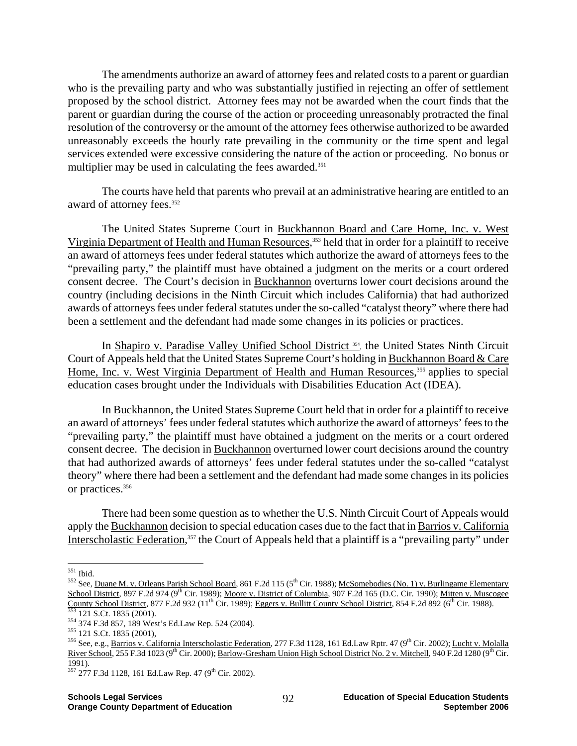The amendments authorize an award of attorney fees and related costs to a parent or guardian who is the prevailing party and who was substantially justified in rejecting an offer of settlement proposed by the school district. Attorney fees may not be awarded when the court finds that the parent or guardian during the course of the action or proceeding unreasonably protracted the final resolution of the controversy or the amount of the attorney fees otherwise authorized to be awarded unreasonably exceeds the hourly rate prevailing in the community or the time spent and legal services extended were excessive considering the nature of the action or proceeding. No bonus or multiplier may be used in calculating the fees awarded.[351]

The courts have held that parents who prevail at an administrative hearing are entitled to an award of attorney fees.[352]

The United States Supreme Court in Buckhannon Board and Care Home, Inc. v. West Virginia Department of Health and Human Resources,[353] held that in order for a plaintiff to receive an award of attorneys fees under federal statutes which authorize the award of attorneys fees to the "prevailing party," the plaintiff must have obtained a judgment on the merits or a court ordered consent decree. The Court's decision in Buckhannon overturns lower court decisions around the country (including decisions in the Ninth Circuit which includes California) that had authorized awards of attorneys fees under federal statutes under the so-called "catalyst theory" where there had been a settlement and the defendant had made some changes in its policies or practices.

In Shapiro v. Paradise Valley Unified School District [354], the United States Ninth Circuit Court of Appeals held that the United States Supreme Court's holding in Buckhannon Board & Care Home, Inc. v. West Virginia Department of Health and Human Resources,[355] applies to special education cases brought under the Individuals with Disabilities Education Act (IDEA).

In Buckhannon, the United States Supreme Court held that in order for a plaintiff to receive an award of attorneys' fees under federal statutes which authorize the award of attorneys' fees to the "prevailing party," the plaintiff must have obtained a judgment on the merits or a court ordered consent decree. The decision in Buckhannon overturned lower court decisions around the country that had authorized awards of attorneys' fees under federal statutes under the so-called "catalyst theory" where there had been a settlement and the defendant had made some changes in its policies or practices.[356]

There had been some question as to whether the U.S. Ninth Circuit Court of Appeals would apply the Buckhannon decision to special education cases due to the fact that in Barrios v. California Interscholastic Federation,[357] the Court of Appeals held that a plaintiff is a "prevailing party" under

---

[351] Ibid.

[352] See, Duane M. v. Orleans Parish School Board, 861 F.2d 115 (5th Cir. 1988); McSomebodies (No. 1) v. Burlingame Elementary School District, 897 F.2d 974 (9th Cir. 1989); Moore v. District of Columbia, 907 F.2d 165 (D.C. Cir. 1990); Mitten v. Muscogee County School District, 877 F.2d 932 (11th Cir. 1989); Eggers v. Bullitt County School District, 854 F.2d 892 (6th Cir. 1988).

[353] 121 S.Ct. 1835 (2001).

[354] 374 F.3d 857, 189 West's Ed.Law Rep. 524 (2004).

[355] 121 S.Ct. 1835 (2001),

[356] See, e.g., Barrios v. California Interscholastic Federation, 277 F.3d 1128, 161 Ed.Law Rptr. 47 (9th Cir. 2002); Lucht v. Molalla River School, 255 F.3d 1023 (9th Cir. 2000); Barlow-Gresham Union High School District No. 2 v. Mitchell, 940 F.2d 1280 (9th Cir. 1991).

[357] 277 F.3d 1128, 161 Ed.Law Rep. 47 (9th Cir. 2002).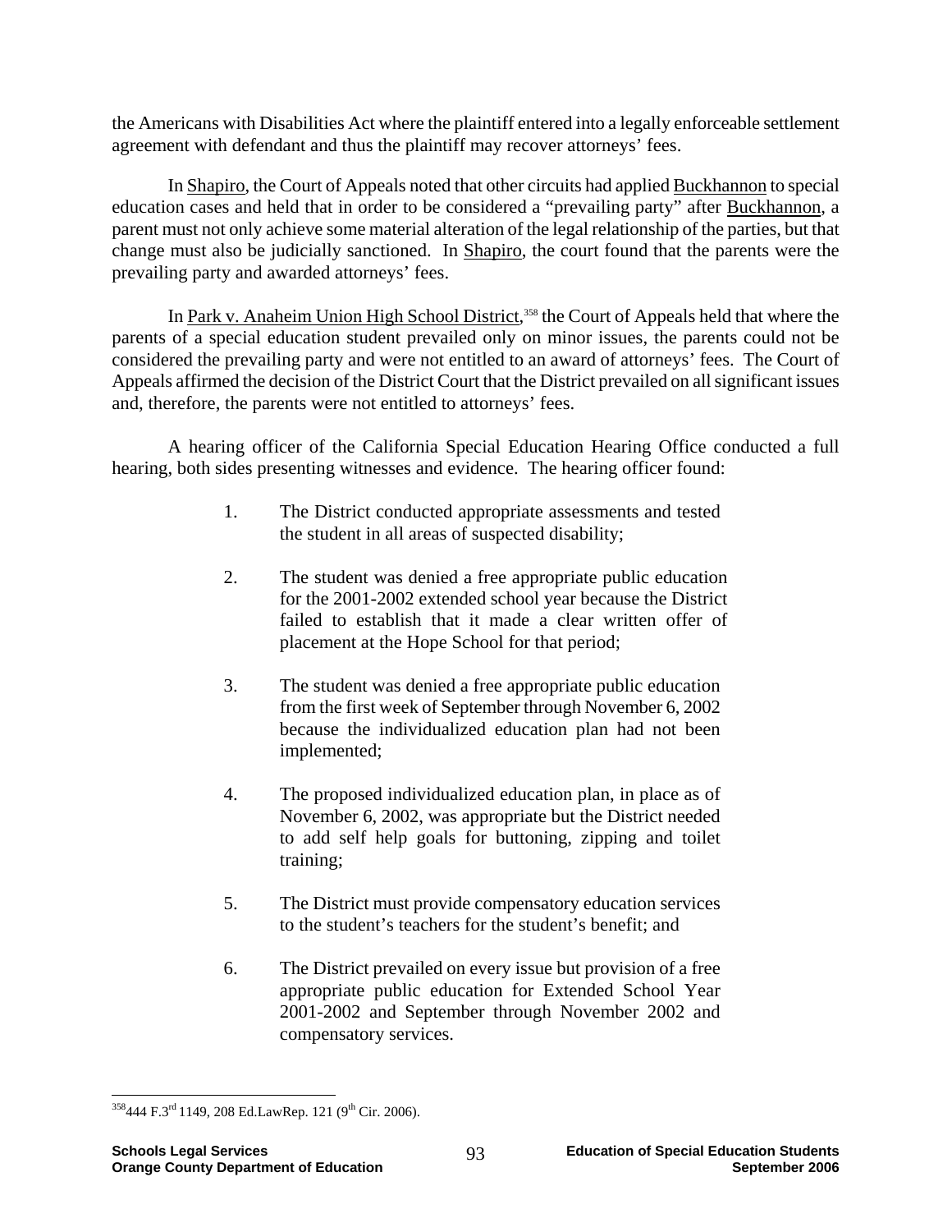the Americans with Disabilities Act where the plaintiff entered into a legally enforceable settlement agreement with defendant and thus the plaintiff may recover attorneys' fees.

In Shapiro, the Court of Appeals noted that other circuits had applied Buckhannon to special education cases and held that in order to be considered a "prevailing party" after Buckhannon, a parent must not only achieve some material alteration of the legal relationship of the parties, but that change must also be judicially sanctioned. In Shapiro, the court found that the parents were the prevailing party and awarded attorneys' fees.

In Park v. Anaheim Union High School District,[358] the Court of Appeals held that where the parents of a special education student prevailed only on minor issues, the parents could not be considered the prevailing party and were not entitled to an award of attorneys' fees. The Court of Appeals affirmed the decision of the District Court that the District prevailed on all significant issues and, therefore, the parents were not entitled to attorneys' fees.

A hearing officer of the California Special Education Hearing Office conducted a full hearing, both sides presenting witnesses and evidence. The hearing officer found:

1. The District conducted appropriate assessments and tested the student in all areas of suspected disability;

2. The student was denied a free appropriate public education for the 2001-2002 extended school year because the District failed to establish that it made a clear written offer of placement at the Hope School for that period;

3. The student was denied a free appropriate public education from the first week of September through November 6, 2002 because the individualized education plan had not been implemented;

4. The proposed individualized education plan, in place as of November 6, 2002, was appropriate but the District needed to add self help goals for buttoning, zipping and toilet training;

5. The District must provide compensatory education services to the student's teachers for the student's benefit; and

6. The District prevailed on every issue but provision of a free appropriate public education for Extended School Year 2001-2002 and September through November 2002 and compensatory services.

---

[358] 444 F.3rd 1149, 208 Ed.LawRep. 121 (9th Cir. 2006).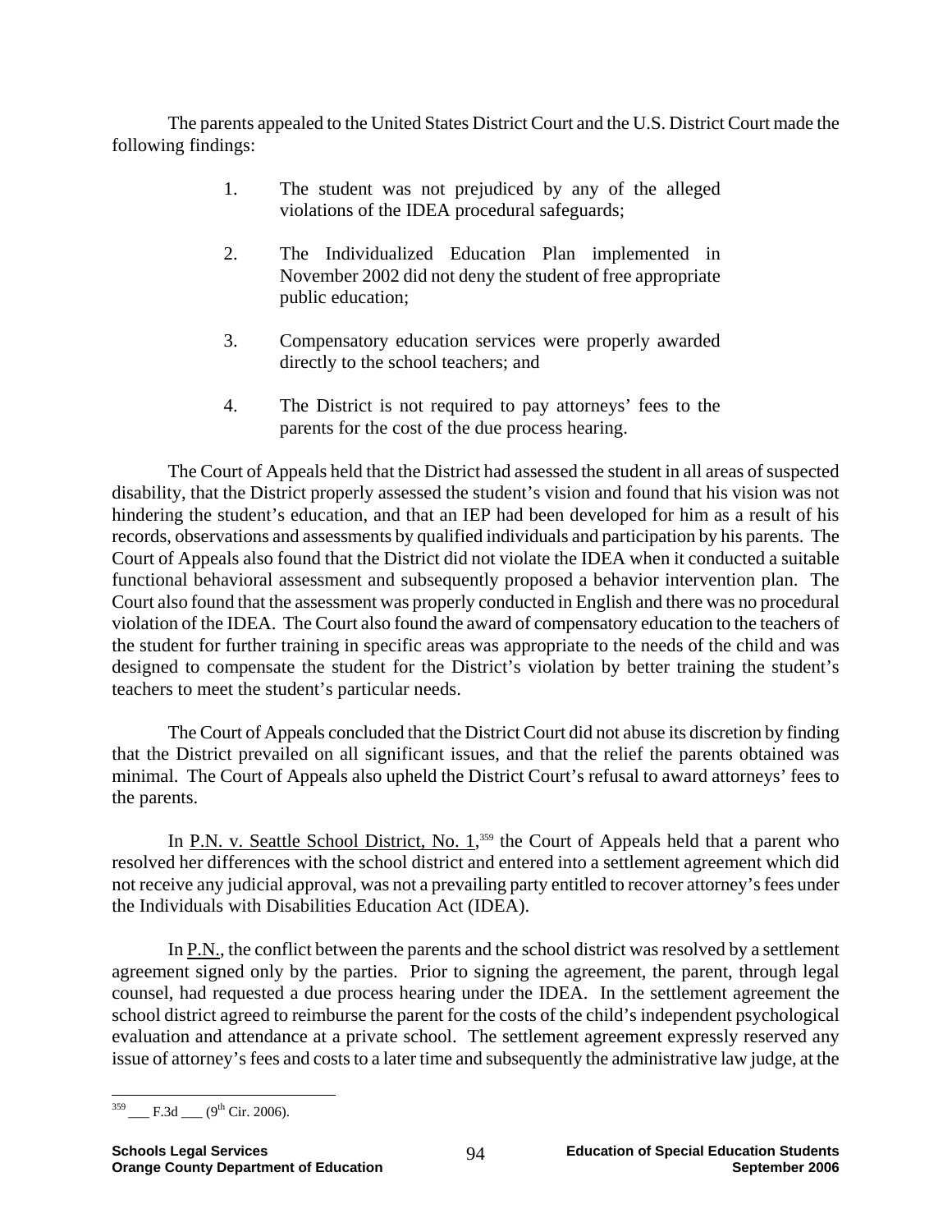The parents appealed to the United States District Court and the U.S. District Court made the following findings:

1. The student was not prejudiced by any of the alleged violations of the IDEA procedural safeguards;

2. The Individualized Education Plan implemented in November 2002 did not deny the student of free appropriate public education;

3. Compensatory education services were properly awarded directly to the school teachers; and

4. The District is not required to pay attorneys' fees to the parents for the cost of the due process hearing.

The Court of Appeals held that the District had assessed the student in all areas of suspected disability, that the District properly assessed the student's vision and found that his vision was not hindering the student's education, and that an IEP had been developed for him as a result of his records, observations and assessments by qualified individuals and participation by his parents. The Court of Appeals also found that the District did not violate the IDEA when it conducted a suitable functional behavioral assessment and subsequently proposed a behavior intervention plan. The Court also found that the assessment was properly conducted in English and there was no procedural violation of the IDEA. The Court also found the award of compensatory education to the teachers of the student for further training in specific areas was appropriate to the needs of the child and was designed to compensate the student for the District's violation by better training the student's teachers to meet the student's particular needs.

The Court of Appeals concluded that the District Court did not abuse its discretion by finding that the District prevailed on all significant issues, and that the relief the parents obtained was minimal. The Court of Appeals also upheld the District Court's refusal to award attorneys' fees to the parents.

In P.N. v. Seattle School District, No. 1,[359] the Court of Appeals held that a parent who resolved her differences with the school district and entered into a settlement agreement which did not receive any judicial approval, was not a prevailing party entitled to recover attorney's fees under the Individuals with Disabilities Education Act (IDEA).

In P.N., the conflict between the parents and the school district was resolved by a settlement agreement signed only by the parties. Prior to signing the agreement, the parent, through legal counsel, had requested a due process hearing under the IDEA. In the settlement agreement the school district agreed to reimburse the parent for the costs of the child's independent psychological evaluation and attendance at a private school. The settlement agreement expressly reserved any issue of attorney's fees and costs to a later time and subsequently the administrative law judge, at the

---

[359] ___ F.3d ___ (9th Cir. 2006).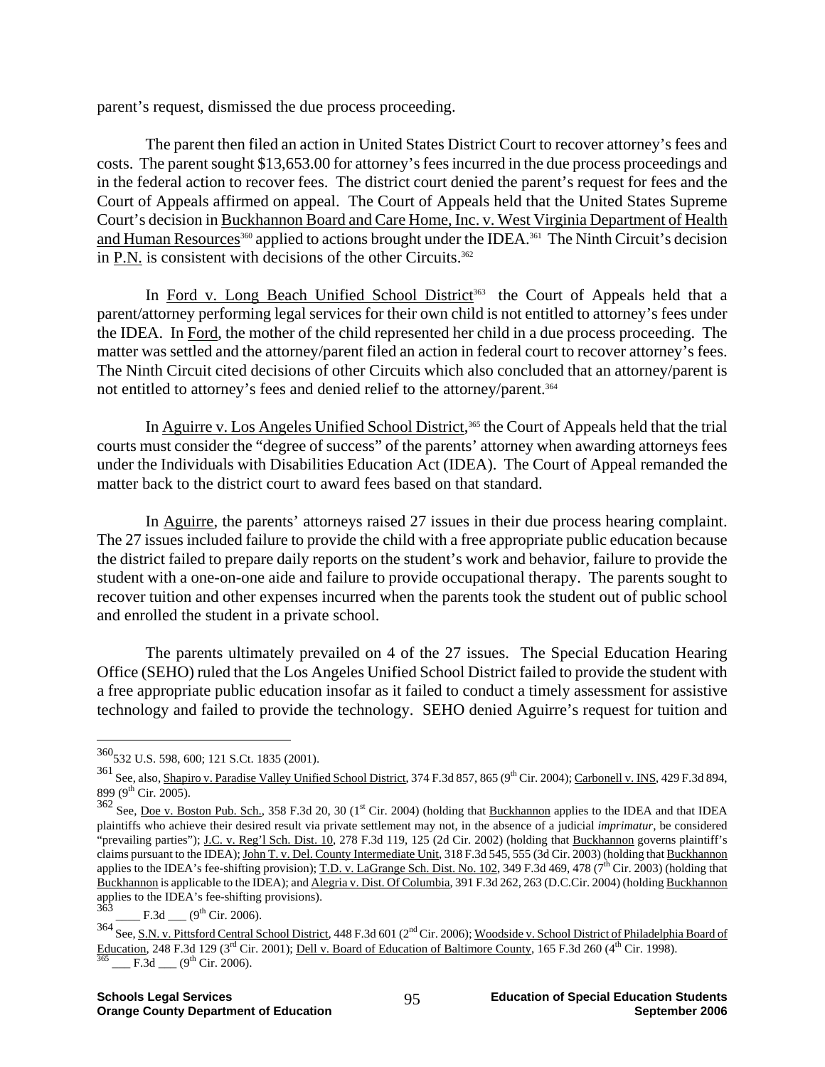parent's request, dismissed the due process proceeding.

The parent then filed an action in United States District Court to recover attorney's fees and costs. The parent sought $13,653.00 for attorney's fees incurred in the due process proceedings and in the federal action to recover fees. The district court denied the parent's request for fees and the Court of Appeals affirmed on appeal. The Court of Appeals held that the United States Supreme Court's decision in Buckhannon Board and Care Home, Inc. v. West Virginia Department of Health and Human Resources[360] applied to actions brought under the IDEA.[361] The Ninth Circuit's decision in P.N. is consistent with decisions of the other Circuits.[362]

In Ford v. Long Beach Unified School District[363] the Court of Appeals held that a parent/attorney performing legal services for their own child is not entitled to attorney's fees under the IDEA. In Ford, the mother of the child represented her child in a due process proceeding. The matter was settled and the attorney/parent filed an action in federal court to recover attorney's fees. The Ninth Circuit cited decisions of other Circuits which also concluded that an attorney/parent is not entitled to attorney's fees and denied relief to the attorney/parent.[364]

In Aguirre v. Los Angeles Unified School District,[365] the Court of Appeals held that the trial courts must consider the "degree of success" of the parents' attorney when awarding attorneys fees under the Individuals with Disabilities Education Act (IDEA). The Court of Appeal remanded the matter back to the district court to award fees based on that standard.

In Aguirre, the parents' attorneys raised 27 issues in their due process hearing complaint. The 27 issues included failure to provide the child with a free appropriate public education because the district failed to prepare daily reports on the student's work and behavior, failure to provide the student with a one-on-one aide and failure to provide occupational therapy. The parents sought to recover tuition and other expenses incurred when the parents took the student out of public school and enrolled the student in a private school.

The parents ultimately prevailed on 4 of the 27 issues. The Special Education Hearing Office (SEHO) ruled that the Los Angeles Unified School District failed to provide the student with a free appropriate public education insofar as it failed to conduct a timely assessment for assistive technology and failed to provide the technology. SEHO denied Aguirre's request for tuition and

---

[360] 532 U.S. 598, 600; 121 S.Ct. 1835 (2001).

[361] See, also, Shapiro v. Paradise Valley Unified School District, 374 F.3d 857, 865 (9th Cir. 2004); Carbonell v. INS, 429 F.3d 894, 899 (9th Cir. 2005).

[362] See, Doe v. Boston Pub. Sch., 358 F.3d 20, 30 (1st Cir. 2004) (holding that Buckhannon applies to the IDEA and that IDEA plaintiffs who achieve their desired result via private settlement may not, in the absence of a judicial *imprimatur*, be considered "prevailing parties"); J.C. v. Reg'l Sch. Dist. 10, 278 F.3d 119, 125 (2d Cir. 2002) (holding that Buckhannon governs plaintiff's claims pursuant to the IDEA); John T. v. Del. County Intermediate Unit, 318 F.3d 545, 555 (3d Cir. 2003) (holding that Buckhannon applies to the IDEA's fee-shifting provision); T.D. v. LaGrange Sch. Dist. No. 102, 349 F.3d 469, 478 (7th Cir. 2003) (holding that Buckhannon is applicable to the IDEA); and Alegria v. Dist. Of Columbia, 391 F.3d 262, 263 (D.C.Cir. 2004) (holding Buckhannon applies to the IDEA's fee-shifting provisions).

[363] ____ F.3d ___ (9th Cir. 2006).

[364] See, S.N. v. Pittsford Central School District, 448 F.3d 601 (2nd Cir. 2006); Woodside v. School District of Philadelphia Board of Education, 248 F.3d 129 (3rd Cir. 2001); Dell v. Board of Education of Baltimore County, 165 F.3d 260 (4th Cir. 1998).

[365] ___ F.3d ___ (9th Cir. 2006).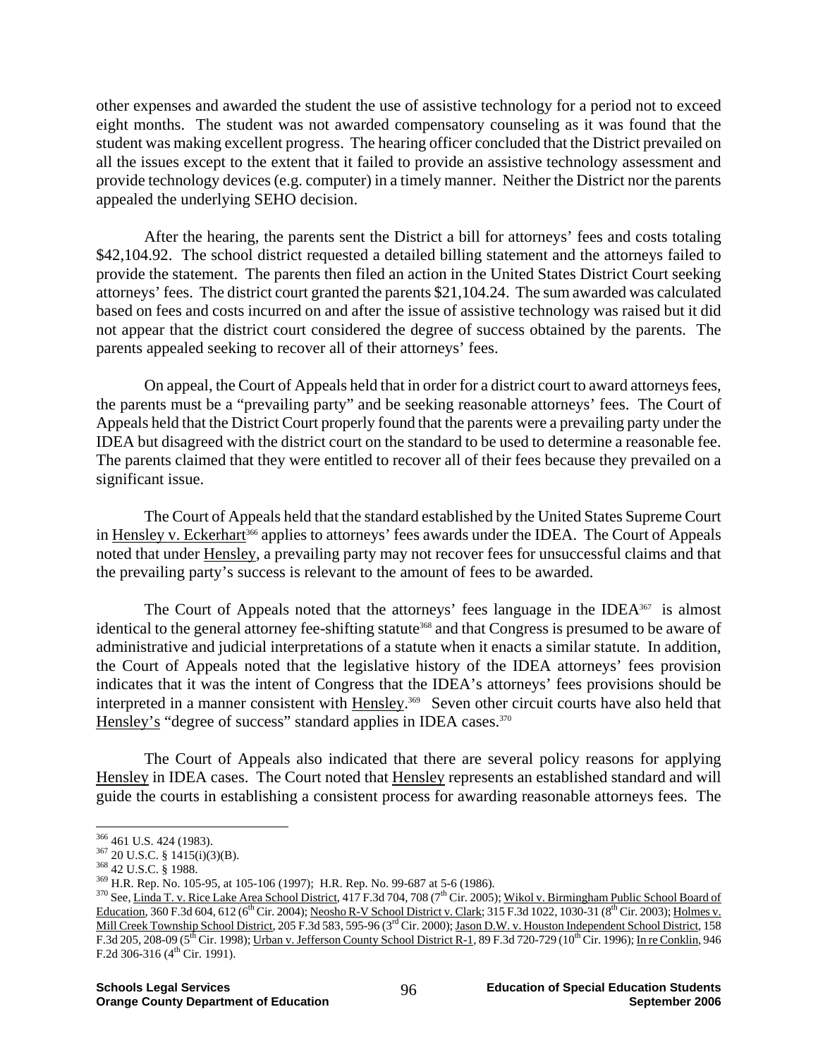other expenses and awarded the student the use of assistive technology for a period not to exceed eight months. The student was not awarded compensatory counseling as it was found that the student was making excellent progress. The hearing officer concluded that the District prevailed on all the issues except to the extent that it failed to provide an assistive technology assessment and provide technology devices (e.g. computer) in a timely manner. Neither the District nor the parents appealed the underlying SEHO decision.

After the hearing, the parents sent the District a bill for attorneys' fees and costs totaling $42,104.92. The school district requested a detailed billing statement and the attorneys failed to provide the statement. The parents then filed an action in the United States District Court seeking attorneys' fees. The district court granted the parents $21,104.24. The sum awarded was calculated based on fees and costs incurred on and after the issue of assistive technology was raised but it did not appear that the district court considered the degree of success obtained by the parents. The parents appealed seeking to recover all of their attorneys' fees.

On appeal, the Court of Appeals held that in order for a district court to award attorneys fees, the parents must be a "prevailing party" and be seeking reasonable attorneys' fees. The Court of Appeals held that the District Court properly found that the parents were a prevailing party under the IDEA but disagreed with the district court on the standard to be used to determine a reasonable fee. The parents claimed that they were entitled to recover all of their fees because they prevailed on a significant issue.

The Court of Appeals held that the standard established by the United States Supreme Court in Hensley v. Eckerhart[366] applies to attorneys' fees awards under the IDEA. The Court of Appeals noted that under Hensley, a prevailing party may not recover fees for unsuccessful claims and that the prevailing party's success is relevant to the amount of fees to be awarded.

The Court of Appeals noted that the attorneys' fees language in the IDEA[367] is almost identical to the general attorney fee-shifting statute[368] and that Congress is presumed to be aware of administrative and judicial interpretations of a statute when it enacts a similar statute. In addition, the Court of Appeals noted that the legislative history of the IDEA attorneys' fees provision indicates that it was the intent of Congress that the IDEA's attorneys' fees provisions should be interpreted in a manner consistent with Hensley.[369] Seven other circuit courts have also held that Hensley's "degree of success" standard applies in IDEA cases.[370]

The Court of Appeals also indicated that there are several policy reasons for applying Hensley in IDEA cases. The Court noted that Hensley represents an established standard and will guide the courts in establishing a consistent process for awarding reasonable attorneys fees. The

---

[366] 461 U.S. 424 (1983).

[367] 20 U.S.C. § 1415(i)(3)(B).

[368] 42 U.S.C. § 1988.

[369] H.R. Rep. No. 105-95, at 105-106 (1997); H.R. Rep. No. 99-687 at 5-6 (1986).

[370] See, Linda T. v. Rice Lake Area School District, 417 F.3d 704, 708 (7th Cir. 2005); Wikol v. Birmingham Public School Board of Education, 360 F.3d 604, 612 (6th Cir. 2004); Neosho R-V School District v. Clark; 315 F.3d 1022, 1030-31 (8th Cir. 2003); Holmes v. Mill Creek Township School District, 205 F.3d 583, 595-96 (3rd Cir. 2000); Jason D.W. v. Houston Independent School District, 158 F.3d 205, 208-09 (5th Cir. 1998); Urban v. Jefferson County School District R-1, 89 F.3d 720-729 (10th Cir. 1996); In re Conklin, 946 F.2d 306-316 (4th Cir. 1991).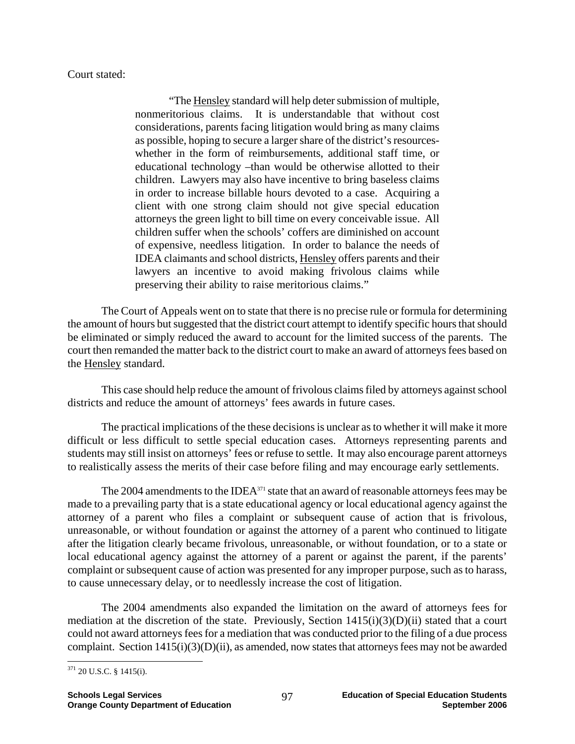Court stated:

> "The Hensley standard will help deter submission of multiple, nonmeritorious claims. It is understandable that without cost considerations, parents facing litigation would bring as many claims as possible, hoping to secure a larger share of the district's resources-whether in the form of reimbursements, additional staff time, or educational technology –than would be otherwise allotted to their children. Lawyers may also have incentive to bring baseless claims in order to increase billable hours devoted to a case. Acquiring a client with one strong claim should not give special education attorneys the green light to bill time on every conceivable issue. All children suffer when the schools' coffers are diminished on account of expensive, needless litigation. In order to balance the needs of IDEA claimants and school districts, Hensley offers parents and their lawyers an incentive to avoid making frivolous claims while preserving their ability to raise meritorious claims."

The Court of Appeals went on to state that there is no precise rule or formula for determining the amount of hours but suggested that the district court attempt to identify specific hours that should be eliminated or simply reduced the award to account for the limited success of the parents. The court then remanded the matter back to the district court to make an award of attorneys fees based on the Hensley standard.

This case should help reduce the amount of frivolous claims filed by attorneys against school districts and reduce the amount of attorneys' fees awards in future cases.

The practical implications of the these decisions is unclear as to whether it will make it more difficult or less difficult to settle special education cases. Attorneys representing parents and students may still insist on attorneys' fees or refuse to settle. It may also encourage parent attorneys to realistically assess the merits of their case before filing and may encourage early settlements.

The 2004 amendments to the IDEA[371] state that an award of reasonable attorneys fees may be made to a prevailing party that is a state educational agency or local educational agency against the attorney of a parent who files a complaint or subsequent cause of action that is frivolous, unreasonable, or without foundation or against the attorney of a parent who continued to litigate after the litigation clearly became frivolous, unreasonable, or without foundation, or to a state or local educational agency against the attorney of a parent or against the parent, if the parents' complaint or subsequent cause of action was presented for any improper purpose, such as to harass, to cause unnecessary delay, or to needlessly increase the cost of litigation.

The 2004 amendments also expanded the limitation on the award of attorneys fees for mediation at the discretion of the state. Previously, Section 1415(i)(3)(D)(ii) stated that a court could not award attorneys fees for a mediation that was conducted prior to the filing of a due process complaint. Section 1415(i)(3)(D)(ii), as amended, now states that attorneys fees may not be awarded

---

[371] 20 U.S.C. § 1415(i).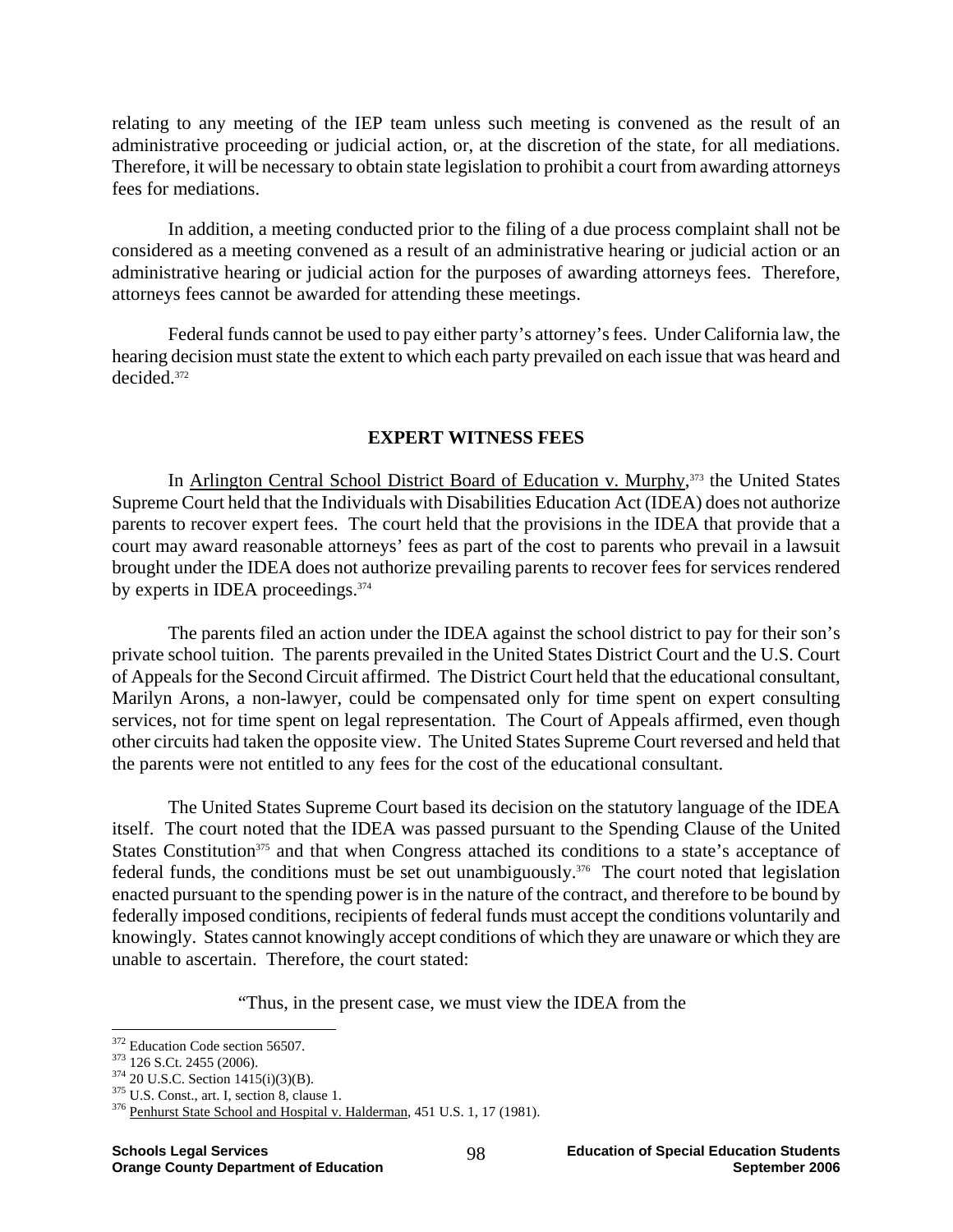relating to any meeting of the IEP team unless such meeting is convened as the result of an administrative proceeding or judicial action, or, at the discretion of the state, for all mediations. Therefore, it will be necessary to obtain state legislation to prohibit a court from awarding attorneys fees for mediations.

In addition, a meeting conducted prior to the filing of a due process complaint shall not be considered as a meeting convened as a result of an administrative hearing or judicial action or an administrative hearing or judicial action for the purposes of awarding attorneys fees. Therefore, attorneys fees cannot be awarded for attending these meetings.

Federal funds cannot be used to pay either party's attorney's fees. Under California law, the hearing decision must state the extent to which each party prevailed on each issue that was heard and decided.[372]

## EXPERT WITNESS FEES

In Arlington Central School District Board of Education v. Murphy,[373] the United States Supreme Court held that the Individuals with Disabilities Education Act (IDEA) does not authorize parents to recover expert fees. The court held that the provisions in the IDEA that provide that a court may award reasonable attorneys' fees as part of the cost to parents who prevail in a lawsuit brought under the IDEA does not authorize prevailing parents to recover fees for services rendered by experts in IDEA proceedings.[374]

The parents filed an action under the IDEA against the school district to pay for their son's private school tuition. The parents prevailed in the United States District Court and the U.S. Court of Appeals for the Second Circuit affirmed. The District Court held that the educational consultant, Marilyn Arons, a non-lawyer, could be compensated only for time spent on expert consulting services, not for time spent on legal representation. The Court of Appeals affirmed, even though other circuits had taken the opposite view. The United States Supreme Court reversed and held that the parents were not entitled to any fees for the cost of the educational consultant.

The United States Supreme Court based its decision on the statutory language of the IDEA itself. The court noted that the IDEA was passed pursuant to the Spending Clause of the United States Constitution[375] and that when Congress attached its conditions to a state's acceptance of federal funds, the conditions must be set out unambiguously.[376] The court noted that legislation enacted pursuant to the spending power is in the nature of the contract, and therefore to be bound by federally imposed conditions, recipients of federal funds must accept the conditions voluntarily and knowingly. States cannot knowingly accept conditions of which they are unaware or which they are unable to ascertain. Therefore, the court stated:

"Thus, in the present case, we must view the IDEA from the

---

[372] Education Code section 56507.

[373] 126 S.Ct. 2455 (2006).

[374] 20 U.S.C. Section 1415(i)(3)(B).

[375] U.S. Const., art. I, section 8, clause 1.

[376] Penhurst State School and Hospital v. Halderman, 451 U.S. 1, 17 (1981).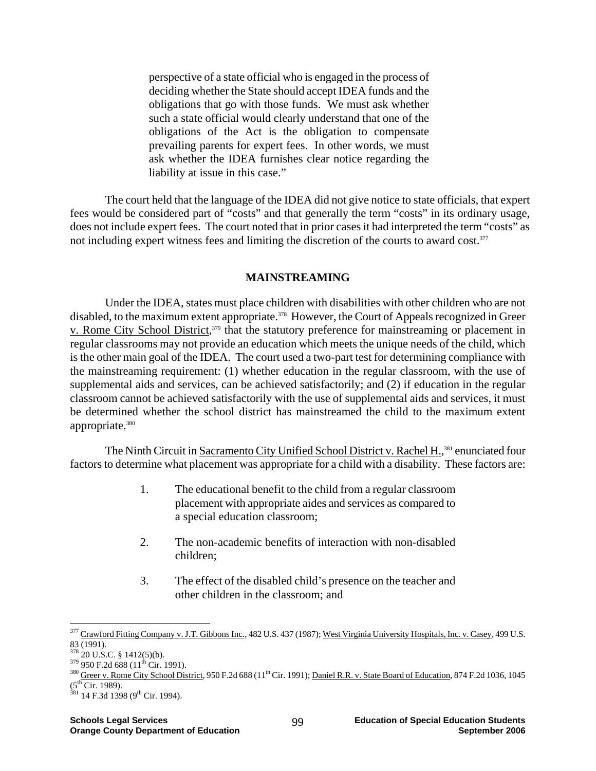> perspective of a state official who is engaged in the process of deciding whether the State should accept IDEA funds and the obligations that go with those funds. We must ask whether such a state official would clearly understand that one of the obligations of the Act is the obligation to compensate prevailing parents for expert fees. In other words, we must ask whether the IDEA furnishes clear notice regarding the liability at issue in this case."

The court held that the language of the IDEA did not give notice to state officials, that expert fees would be considered part of "costs" and that generally the term "costs" in its ordinary usage, does not include expert fees. The court noted that in prior cases it had interpreted the term "costs" as not including expert witness fees and limiting the discretion of the courts to award cost.[377]

## MAINSTREAMING

Under the IDEA, states must place children with disabilities with other children who are not disabled, to the maximum extent appropriate.[378] However, the Court of Appeals recognized in Greer v. Rome City School District,[379] that the statutory preference for mainstreaming or placement in regular classrooms may not provide an education which meets the unique needs of the child, which is the other main goal of the IDEA. The court used a two-part test for determining compliance with the mainstreaming requirement: (1) whether education in the regular classroom, with the use of supplemental aids and services, can be achieved satisfactorily; and (2) if education in the regular classroom cannot be achieved satisfactorily with the use of supplemental aids and services, it must be determined whether the school district has mainstreamed the child to the maximum extent appropriate.[380]

The Ninth Circuit in Sacramento City Unified School District v. Rachel H.,[381] enunciated four factors to determine what placement was appropriate for a child with a disability. These factors are:

1. The educational benefit to the child from a regular classroom placement with appropriate aides and services as compared to a special education classroom;

2. The non-academic benefits of interaction with non-disabled children;

3. The effect of the disabled child's presence on the teacher and other children in the classroom; and

---

[377] Crawford Fitting Company v. J.T. Gibbons Inc., 482 U.S. 437 (1987); West Virginia University Hospitals, Inc. v. Casey, 499 U.S. 83 (1991).

[378] 20 U.S.C. § 1412(5)(b).

[379] 950 F.2d 688 (11th Cir. 1991).

[380] Greer v. Rome City School District, 950 F.2d 688 (11th Cir. 1991); Daniel R.R. v. State Board of Education, 874 F.2d 1036, 1045 (5th Cir. 1989).

[381] 14 F.3d 1398 (9th Cir. 1994).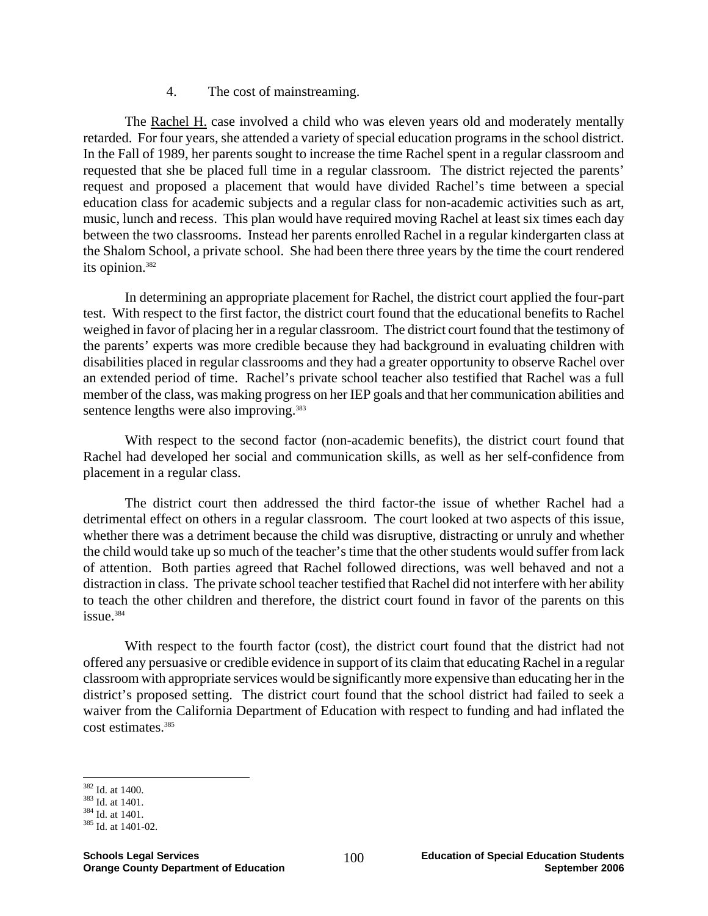4. The cost of mainstreaming.

The Rachel H. case involved a child who was eleven years old and moderately mentally retarded. For four years, she attended a variety of special education programs in the school district. In the Fall of 1989, her parents sought to increase the time Rachel spent in a regular classroom and requested that she be placed full time in a regular classroom. The district rejected the parents' request and proposed a placement that would have divided Rachel's time between a special education class for academic subjects and a regular class for non-academic activities such as art, music, lunch and recess. This plan would have required moving Rachel at least six times each day between the two classrooms. Instead her parents enrolled Rachel in a regular kindergarten class at the Shalom School, a private school. She had been there three years by the time the court rendered its opinion.[382]

In determining an appropriate placement for Rachel, the district court applied the four-part test. With respect to the first factor, the district court found that the educational benefits to Rachel weighed in favor of placing her in a regular classroom. The district court found that the testimony of the parents' experts was more credible because they had background in evaluating children with disabilities placed in regular classrooms and they had a greater opportunity to observe Rachel over an extended period of time. Rachel's private school teacher also testified that Rachel was a full member of the class, was making progress on her IEP goals and that her communication abilities and sentence lengths were also improving.[383]

With respect to the second factor (non-academic benefits), the district court found that Rachel had developed her social and communication skills, as well as her self-confidence from placement in a regular class.

The district court then addressed the third factor-the issue of whether Rachel had a detrimental effect on others in a regular classroom. The court looked at two aspects of this issue, whether there was a detriment because the child was disruptive, distracting or unruly and whether the child would take up so much of the teacher's time that the other students would suffer from lack of attention. Both parties agreed that Rachel followed directions, was well behaved and not a distraction in class. The private school teacher testified that Rachel did not interfere with her ability to teach the other children and therefore, the district court found in favor of the parents on this issue.[384]

With respect to the fourth factor (cost), the district court found that the district had not offered any persuasive or credible evidence in support of its claim that educating Rachel in a regular classroom with appropriate services would be significantly more expensive than educating her in the district's proposed setting. The district court found that the school district had failed to seek a waiver from the California Department of Education with respect to funding and had inflated the cost estimates.[385]

---

[382] Id. at 1400.
[383] Id. at 1401.
[384] Id. at 1401.
[385] Id. at 1401-02.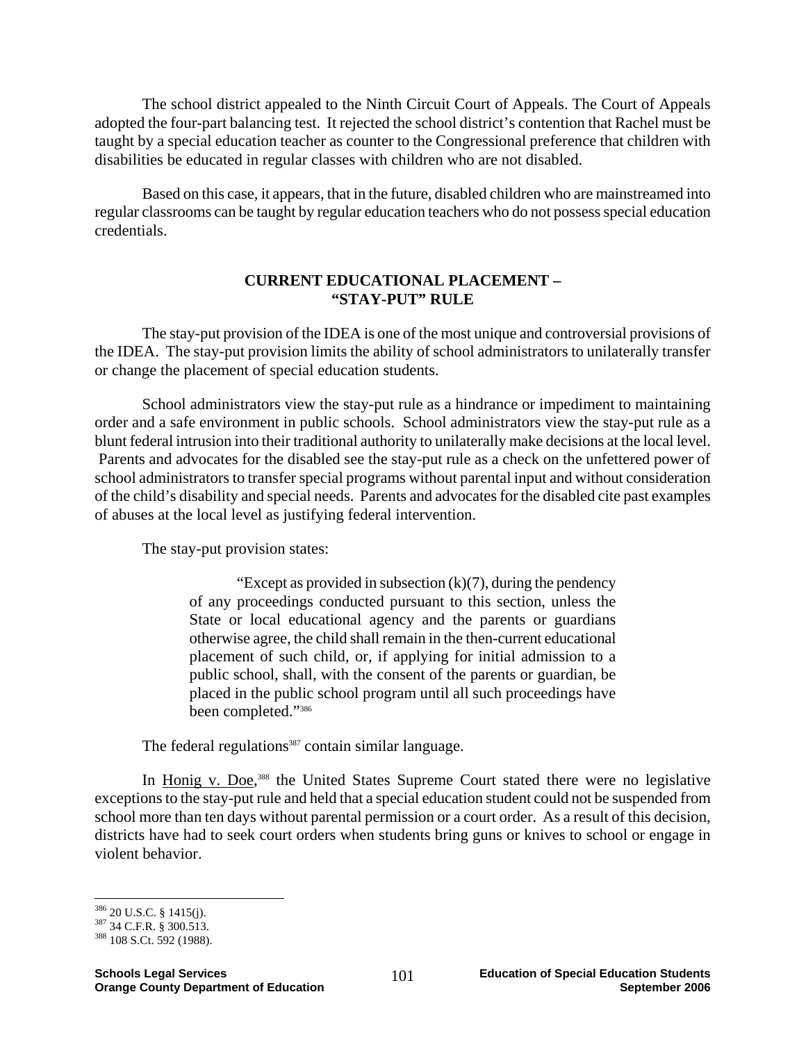The school district appealed to the Ninth Circuit Court of Appeals. The Court of Appeals adopted the four-part balancing test. It rejected the school district's contention that Rachel must be taught by a special education teacher as counter to the Congressional preference that children with disabilities be educated in regular classes with children who are not disabled.

Based on this case, it appears, that in the future, disabled children who are mainstreamed into regular classrooms can be taught by regular education teachers who do not possess special education credentials.

## CURRENT EDUCATIONAL PLACEMENT – "STAY-PUT" RULE

The stay-put provision of the IDEA is one of the most unique and controversial provisions of the IDEA. The stay-put provision limits the ability of school administrators to unilaterally transfer or change the placement of special education students.

School administrators view the stay-put rule as a hindrance or impediment to maintaining order and a safe environment in public schools. School administrators view the stay-put rule as a blunt federal intrusion into their traditional authority to unilaterally make decisions at the local level. Parents and advocates for the disabled see the stay-put rule as a check on the unfettered power of school administrators to transfer special programs without parental input and without consideration of the child's disability and special needs. Parents and advocates for the disabled cite past examples of abuses at the local level as justifying federal intervention.

The stay-put provision states:

> "Except as provided in subsection (k)(7), during the pendency of any proceedings conducted pursuant to this section, unless the State or local educational agency and the parents or guardians otherwise agree, the child shall remain in the then-current educational placement of such child, or, if applying for initial admission to a public school, shall, with the consent of the parents or guardian, be placed in the public school program until all such proceedings have been completed."[386]

The federal regulations[387] contain similar language.

In Honig v. Doe,[388] the United States Supreme Court stated there were no legislative exceptions to the stay-put rule and held that a special education student could not be suspended from school more than ten days without parental permission or a court order. As a result of this decision, districts have had to seek court orders when students bring guns or knives to school or engage in violent behavior.

---

[386] 20 U.S.C. § 1415(j).

[387] 34 C.F.R. § 300.513.

[388] 108 S.Ct. 592 (1988).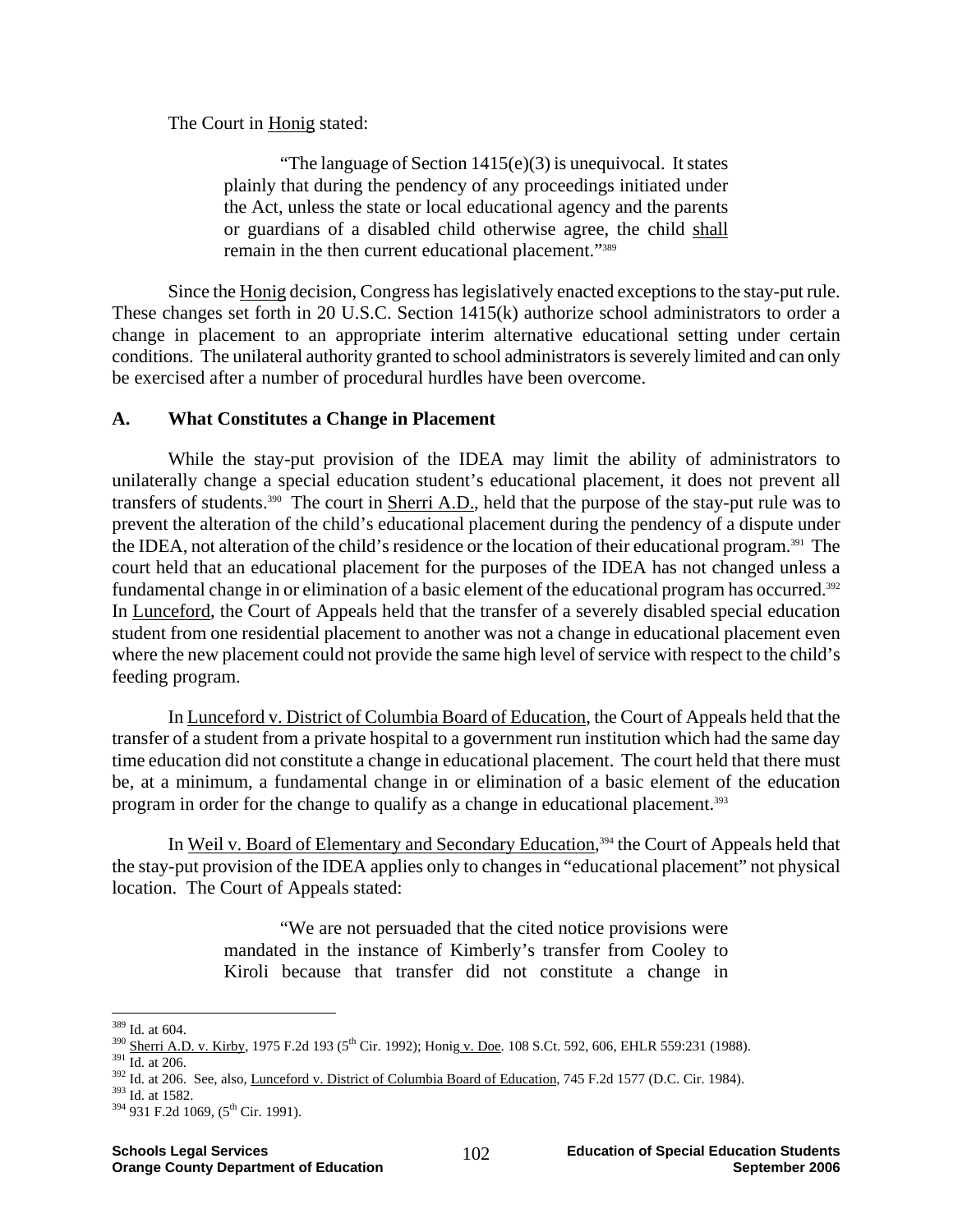The Court in Honig stated:

> "The language of Section 1415(e)(3) is unequivocal. It states plainly that during the pendency of any proceedings initiated under the Act, unless the state or local educational agency and the parents or guardians of a disabled child otherwise agree, the child shall remain in the then current educational placement."[389]

Since the Honig decision, Congress has legislatively enacted exceptions to the stay-put rule. These changes set forth in 20 U.S.C. Section 1415(k) authorize school administrators to order a change in placement to an appropriate interim alternative educational setting under certain conditions. The unilateral authority granted to school administrators is severely limited and can only be exercised after a number of procedural hurdles have been overcome.

## A. What Constitutes a Change in Placement

While the stay-put provision of the IDEA may limit the ability of administrators to unilaterally change a special education student's educational placement, it does not prevent all transfers of students.[390] The court in Sherri A.D., held that the purpose of the stay-put rule was to prevent the alteration of the child's educational placement during the pendency of a dispute under the IDEA, not alteration of the child's residence or the location of their educational program.[391] The court held that an educational placement for the purposes of the IDEA has not changed unless a fundamental change in or elimination of a basic element of the educational program has occurred.[392] In Lunceford, the Court of Appeals held that the transfer of a severely disabled special education student from one residential placement to another was not a change in educational placement even where the new placement could not provide the same high level of service with respect to the child's feeding program.

In Lunceford v. District of Columbia Board of Education, the Court of Appeals held that the transfer of a student from a private hospital to a government run institution which had the same day time education did not constitute a change in educational placement. The court held that there must be, at a minimum, a fundamental change in or elimination of a basic element of the education program in order for the change to qualify as a change in educational placement.[393]

In Weil v. Board of Elementary and Secondary Education,[394] the Court of Appeals held that the stay-put provision of the IDEA applies only to changes in "educational placement" not physical location. The Court of Appeals stated:

> "We are not persuaded that the cited notice provisions were mandated in the instance of Kimberly's transfer from Cooley to Kiroli because that transfer did not constitute a change in

---

[389] Id. at 604.

[390] Sherri A.D. v. Kirby, 1975 F.2d 193 (5th Cir. 1992); Honig v. Doe. 108 S.Ct. 592, 606, EHLR 559:231 (1988).

[391] Id. at 206.

[392] Id. at 206. See, also, Lunceford v. District of Columbia Board of Education, 745 F.2d 1577 (D.C. Cir. 1984).

[393] Id. at 1582.

[394] 931 F.2d 1069, (5th Cir. 1991).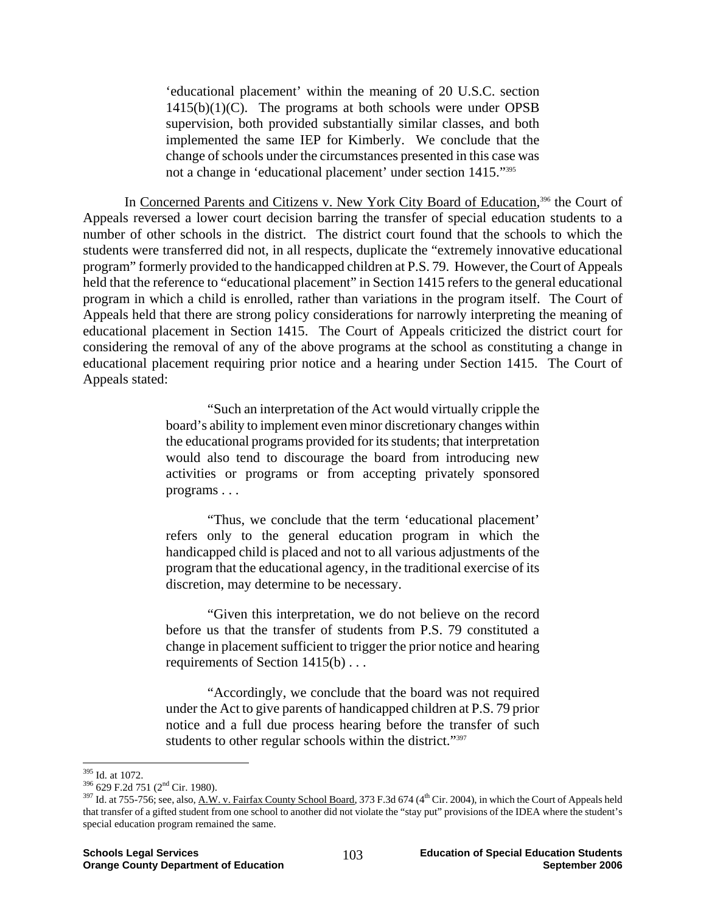> 'educational placement' within the meaning of 20 U.S.C. section 1415(b)(1)(C). The programs at both schools were under OPSB supervision, both provided substantially similar classes, and both implemented the same IEP for Kimberly. We conclude that the change of schools under the circumstances presented in this case was not a change in 'educational placement' under section 1415."[395]

In Concerned Parents and Citizens v. New York City Board of Education,[396] the Court of Appeals reversed a lower court decision barring the transfer of special education students to a number of other schools in the district. The district court found that the schools to which the students were transferred did not, in all respects, duplicate the "extremely innovative educational program" formerly provided to the handicapped children at P.S. 79. However, the Court of Appeals held that the reference to "educational placement" in Section 1415 refers to the general educational program in which a child is enrolled, rather than variations in the program itself. The Court of Appeals held that there are strong policy considerations for narrowly interpreting the meaning of educational placement in Section 1415. The Court of Appeals criticized the district court for considering the removal of any of the above programs at the school as constituting a change in educational placement requiring prior notice and a hearing under Section 1415. The Court of Appeals stated:

> "Such an interpretation of the Act would virtually cripple the board's ability to implement even minor discretionary changes within the educational programs provided for its students; that interpretation would also tend to discourage the board from introducing new activities or programs or from accepting privately sponsored programs . . .
>
> "Thus, we conclude that the term 'educational placement' refers only to the general education program in which the handicapped child is placed and not to all various adjustments of the program that the educational agency, in the traditional exercise of its discretion, may determine to be necessary.
>
> "Given this interpretation, we do not believe on the record before us that the transfer of students from P.S. 79 constituted a change in placement sufficient to trigger the prior notice and hearing requirements of Section 1415(b) . . .
>
> "Accordingly, we conclude that the board was not required under the Act to give parents of handicapped children at P.S. 79 prior notice and a full due process hearing before the transfer of such students to other regular schools within the district."[397]

---

[395] Id. at 1072.

[396] 629 F.2d 751 (2nd Cir. 1980).

[397] Id. at 755-756; see, also, A.W. v. Fairfax County School Board, 373 F.3d 674 (4th Cir. 2004), in which the Court of Appeals held that transfer of a gifted student from one school to another did not violate the "stay put" provisions of the IDEA where the student's special education program remained the same.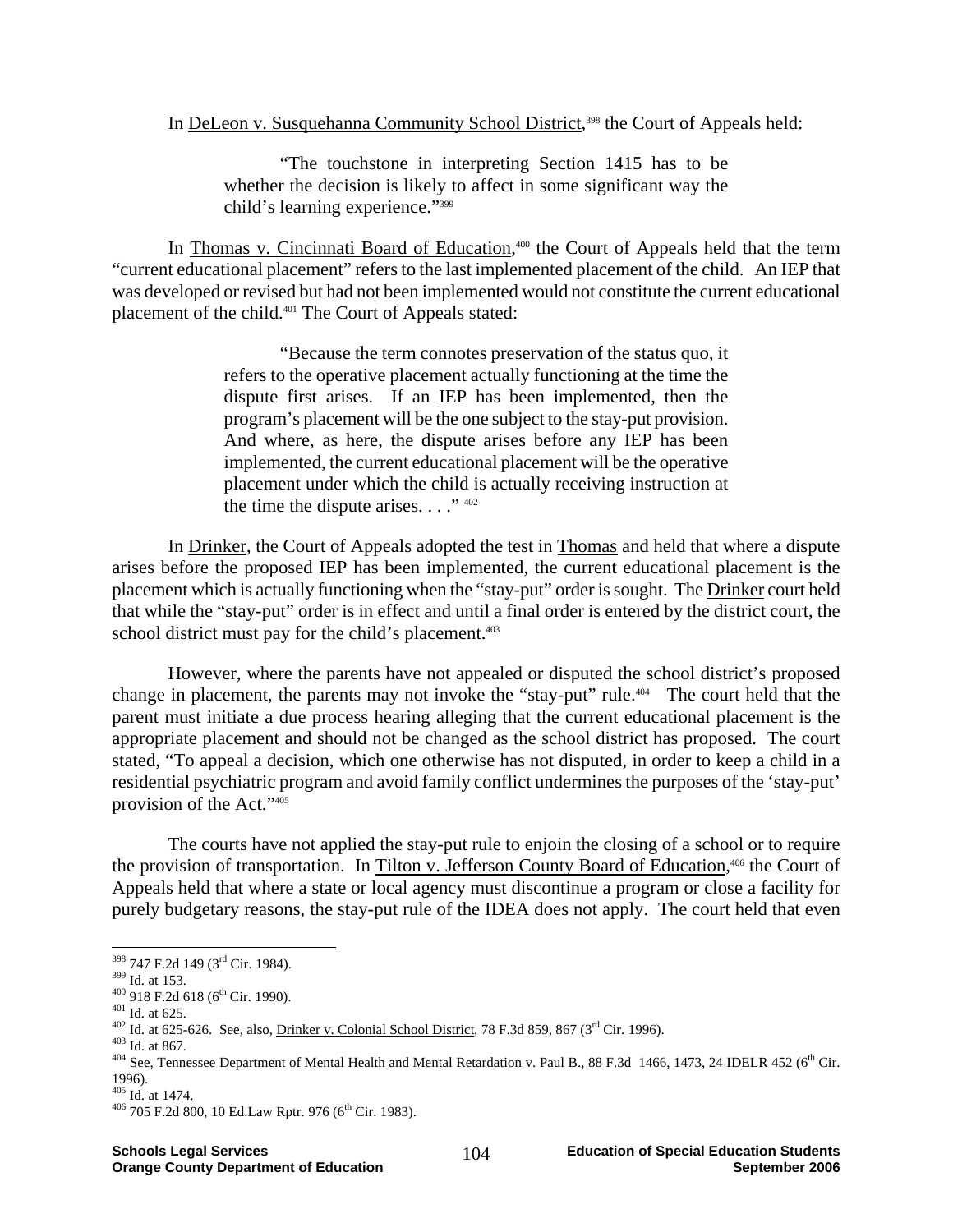In DeLeon v. Susquehanna Community School District,[398] the Court of Appeals held:

> "The touchstone in interpreting Section 1415 has to be whether the decision is likely to affect in some significant way the child's learning experience."[399]

In Thomas v. Cincinnati Board of Education,[400] the Court of Appeals held that the term "current educational placement" refers to the last implemented placement of the child. An IEP that was developed or revised but had not been implemented would not constitute the current educational placement of the child.[401] The Court of Appeals stated:

> "Because the term connotes preservation of the status quo, it refers to the operative placement actually functioning at the time the dispute first arises. If an IEP has been implemented, then the program's placement will be the one subject to the stay-put provision. And where, as here, the dispute arises before any IEP has been implemented, the current educational placement will be the operative placement under which the child is actually receiving instruction at the time the dispute arises. . . ." [402]

In Drinker, the Court of Appeals adopted the test in Thomas and held that where a dispute arises before the proposed IEP has been implemented, the current educational placement is the placement which is actually functioning when the "stay-put" order is sought. The Drinker court held that while the "stay-put" order is in effect and until a final order is entered by the district court, the school district must pay for the child's placement.[403]

However, where the parents have not appealed or disputed the school district's proposed change in placement, the parents may not invoke the "stay-put" rule.[404] The court held that the parent must initiate a due process hearing alleging that the current educational placement is the appropriate placement and should not be changed as the school district has proposed. The court stated, "To appeal a decision, which one otherwise has not disputed, in order to keep a child in a residential psychiatric program and avoid family conflict undermines the purposes of the 'stay-put' provision of the Act."[405]

The courts have not applied the stay-put rule to enjoin the closing of a school or to require the provision of transportation. In Tilton v. Jefferson County Board of Education,[406] the Court of Appeals held that where a state or local agency must discontinue a program or close a facility for purely budgetary reasons, the stay-put rule of the IDEA does not apply. The court held that even

---

[398] 747 F.2d 149 (3rd Cir. 1984).

[399] Id. at 153.

[400] 918 F.2d 618 (6th Cir. 1990).

[401] Id. at 625.

[402] Id. at 625-626. See, also, Drinker v. Colonial School District, 78 F.3d 859, 867 (3rd Cir. 1996).

[403] Id. at 867.

[404] See, Tennessee Department of Mental Health and Mental Retardation v. Paul B., 88 F.3d 1466, 1473, 24 IDELR 452 (6th Cir. 1996).

[405] Id. at 1474.

[406] 705 F.2d 800, 10 Ed.Law Rptr. 976 (6th Cir. 1983).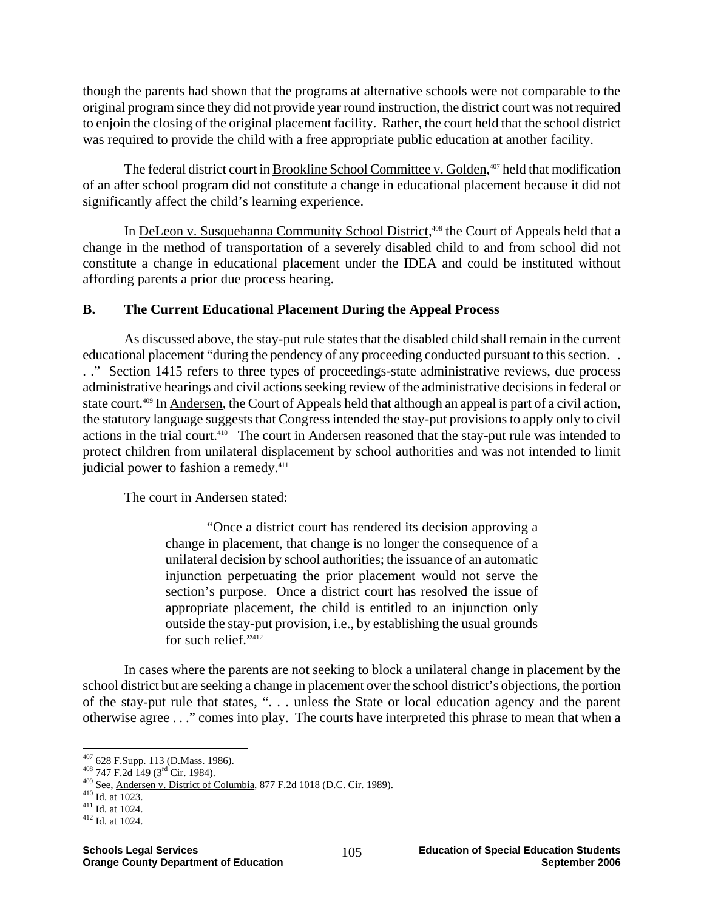though the parents had shown that the programs at alternative schools were not comparable to the original program since they did not provide year round instruction, the district court was not required to enjoin the closing of the original placement facility. Rather, the court held that the school district was required to provide the child with a free appropriate public education at another facility.

The federal district court in Brookline School Committee v. Golden,[407] held that modification of an after school program did not constitute a change in educational placement because it did not significantly affect the child's learning experience.

In DeLeon v. Susquehanna Community School District,[408] the Court of Appeals held that a change in the method of transportation of a severely disabled child to and from school did not constitute a change in educational placement under the IDEA and could be instituted without affording parents a prior due process hearing.

### B. The Current Educational Placement During the Appeal Process

As discussed above, the stay-put rule states that the disabled child shall remain in the current educational placement "during the pendency of any proceeding conducted pursuant to this section. . . ." Section 1415 refers to three types of proceedings-state administrative reviews, due process administrative hearings and civil actions seeking review of the administrative decisions in federal or state court.[409] In Andersen, the Court of Appeals held that although an appeal is part of a civil action, the statutory language suggests that Congress intended the stay-put provisions to apply only to civil actions in the trial court.[410] The court in Andersen reasoned that the stay-put rule was intended to protect children from unilateral displacement by school authorities and was not intended to limit judicial power to fashion a remedy.[411]

The court in Andersen stated:

> "Once a district court has rendered its decision approving a change in placement, that change is no longer the consequence of a unilateral decision by school authorities; the issuance of an automatic injunction perpetuating the prior placement would not serve the section's purpose. Once a district court has resolved the issue of appropriate placement, the child is entitled to an injunction only outside the stay-put provision, i.e., by establishing the usual grounds for such relief."[412]

In cases where the parents are not seeking to block a unilateral change in placement by the school district but are seeking a change in placement over the school district's objections, the portion of the stay-put rule that states, ". . . unless the State or local education agency and the parent otherwise agree . . ." comes into play. The courts have interpreted this phrase to mean that when a

---

[407] 628 F.Supp. 113 (D.Mass. 1986).

[408] 747 F.2d 149 (3rd Cir. 1984).

[409] See, Andersen v. District of Columbia, 877 F.2d 1018 (D.C. Cir. 1989).

[410] Id. at 1023.

[411] Id. at 1024.

[412] Id. at 1024.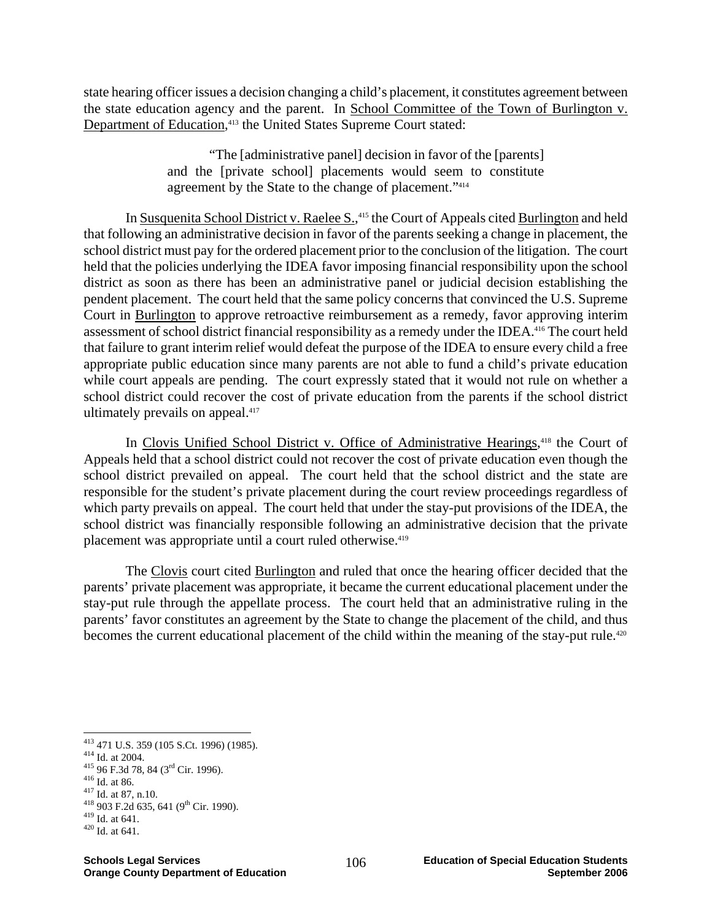state hearing officer issues a decision changing a child's placement, it constitutes agreement between the state education agency and the parent. In School Committee of the Town of Burlington v. Department of Education,[413] the United States Supreme Court stated:

> "The [administrative panel] decision in favor of the [parents] and the [private school] placements would seem to constitute agreement by the State to the change of placement."[414]

In Susquenita School District v. Raelee S.,[415] the Court of Appeals cited Burlington and held that following an administrative decision in favor of the parents seeking a change in placement, the school district must pay for the ordered placement prior to the conclusion of the litigation. The court held that the policies underlying the IDEA favor imposing financial responsibility upon the school district as soon as there has been an administrative panel or judicial decision establishing the pendent placement. The court held that the same policy concerns that convinced the U.S. Supreme Court in Burlington to approve retroactive reimbursement as a remedy, favor approving interim assessment of school district financial responsibility as a remedy under the IDEA.[416] The court held that failure to grant interim relief would defeat the purpose of the IDEA to ensure every child a free appropriate public education since many parents are not able to fund a child's private education while court appeals are pending. The court expressly stated that it would not rule on whether a school district could recover the cost of private education from the parents if the school district ultimately prevails on appeal.[417]

In Clovis Unified School District v. Office of Administrative Hearings,[418] the Court of Appeals held that a school district could not recover the cost of private education even though the school district prevailed on appeal. The court held that the school district and the state are responsible for the student's private placement during the court review proceedings regardless of which party prevails on appeal. The court held that under the stay-put provisions of the IDEA, the school district was financially responsible following an administrative decision that the private placement was appropriate until a court ruled otherwise.[419]

The Clovis court cited Burlington and ruled that once the hearing officer decided that the parents' private placement was appropriate, it became the current educational placement under the stay-put rule through the appellate process. The court held that an administrative ruling in the parents' favor constitutes an agreement by the State to change the placement of the child, and thus becomes the current educational placement of the child within the meaning of the stay-put rule.[420]

---

[413] 471 U.S. 359 (105 S.Ct. 1996) (1985).
[414] Id. at 2004.
[415] 96 F.3d 78, 84 (3rd Cir. 1996).
[416] Id. at 86.
[417] Id. at 87, n.10.
[418] 903 F.2d 635, 641 (9th Cir. 1990).
[419] Id. at 641.
[420] Id. at 641.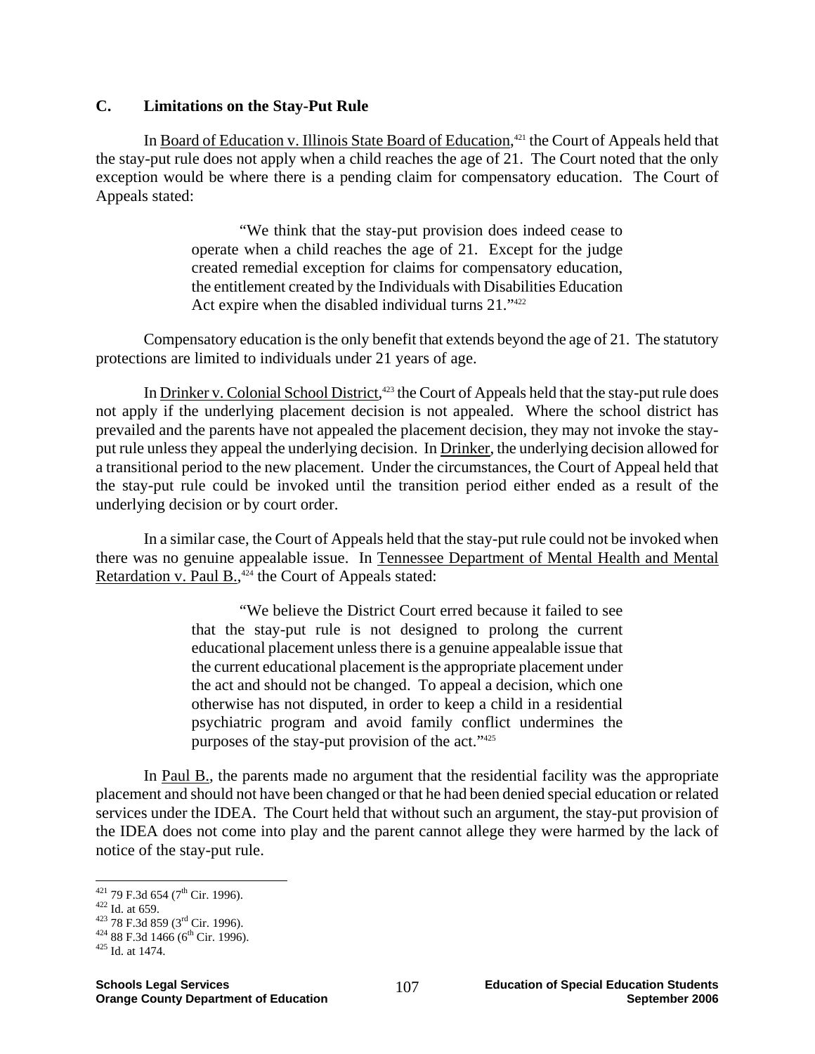### C. Limitations on the Stay-Put Rule

In Board of Education v. Illinois State Board of Education,[421] the Court of Appeals held that the stay-put rule does not apply when a child reaches the age of 21. The Court noted that the only exception would be where there is a pending claim for compensatory education. The Court of Appeals stated:

> "We think that the stay-put provision does indeed cease to operate when a child reaches the age of 21. Except for the judge created remedial exception for claims for compensatory education, the entitlement created by the Individuals with Disabilities Education Act expire when the disabled individual turns 21."[422]

Compensatory education is the only benefit that extends beyond the age of 21. The statutory protections are limited to individuals under 21 years of age.

In Drinker v. Colonial School District,[423] the Court of Appeals held that the stay-put rule does not apply if the underlying placement decision is not appealed. Where the school district has prevailed and the parents have not appealed the placement decision, they may not invoke the stay-put rule unless they appeal the underlying decision. In Drinker, the underlying decision allowed for a transitional period to the new placement. Under the circumstances, the Court of Appeal held that the stay-put rule could be invoked until the transition period either ended as a result of the underlying decision or by court order.

In a similar case, the Court of Appeals held that the stay-put rule could not be invoked when there was no genuine appealable issue. In Tennessee Department of Mental Health and Mental Retardation v. Paul B.,[424] the Court of Appeals stated:

> "We believe the District Court erred because it failed to see that the stay-put rule is not designed to prolong the current educational placement unless there is a genuine appealable issue that the current educational placement is the appropriate placement under the act and should not be changed. To appeal a decision, which one otherwise has not disputed, in order to keep a child in a residential psychiatric program and avoid family conflict undermines the purposes of the stay-put provision of the act."[425]

In Paul B., the parents made no argument that the residential facility was the appropriate placement and should not have been changed or that he had been denied special education or related services under the IDEA. The Court held that without such an argument, the stay-put provision of the IDEA does not come into play and the parent cannot allege they were harmed by the lack of notice of the stay-put rule.

---

[421] 79 F.3d 654 (7th Cir. 1996).
[422] Id. at 659.
[423] 78 F.3d 859 (3rd Cir. 1996).
[424] 88 F.3d 1466 (6th Cir. 1996).
[425] Id. at 1474.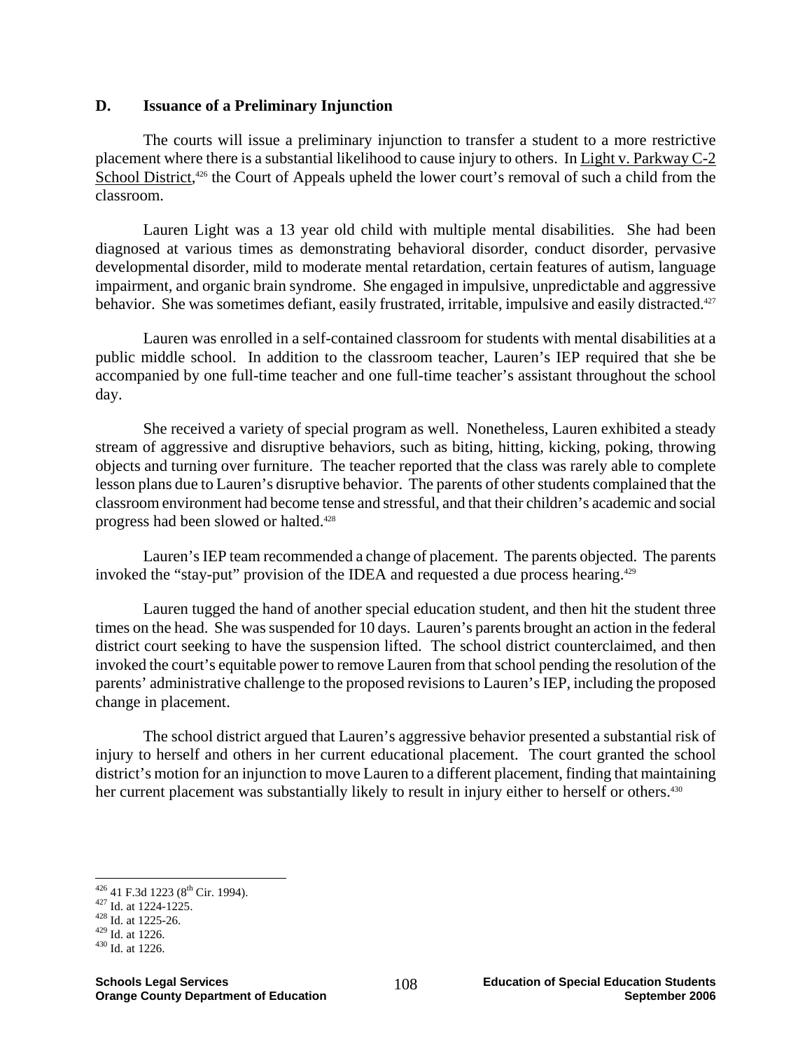### D. Issuance of a Preliminary Injunction

The courts will issue a preliminary injunction to transfer a student to a more restrictive placement where there is a substantial likelihood to cause injury to others. In Light v. Parkway C-2 School District,[426] the Court of Appeals upheld the lower court's removal of such a child from the classroom.

Lauren Light was a 13 year old child with multiple mental disabilities. She had been diagnosed at various times as demonstrating behavioral disorder, conduct disorder, pervasive developmental disorder, mild to moderate mental retardation, certain features of autism, language impairment, and organic brain syndrome. She engaged in impulsive, unpredictable and aggressive behavior. She was sometimes defiant, easily frustrated, irritable, impulsive and easily distracted.[427]

Lauren was enrolled in a self-contained classroom for students with mental disabilities at a public middle school. In addition to the classroom teacher, Lauren's IEP required that she be accompanied by one full-time teacher and one full-time teacher's assistant throughout the school day.

She received a variety of special program as well. Nonetheless, Lauren exhibited a steady stream of aggressive and disruptive behaviors, such as biting, hitting, kicking, poking, throwing objects and turning over furniture. The teacher reported that the class was rarely able to complete lesson plans due to Lauren's disruptive behavior. The parents of other students complained that the classroom environment had become tense and stressful, and that their children's academic and social progress had been slowed or halted.[428]

Lauren's IEP team recommended a change of placement. The parents objected. The parents invoked the "stay-put" provision of the IDEA and requested a due process hearing.[429]

Lauren tugged the hand of another special education student, and then hit the student three times on the head. She was suspended for 10 days. Lauren's parents brought an action in the federal district court seeking to have the suspension lifted. The school district counterclaimed, and then invoked the court's equitable power to remove Lauren from that school pending the resolution of the parents' administrative challenge to the proposed revisions to Lauren's IEP, including the proposed change in placement.

The school district argued that Lauren's aggressive behavior presented a substantial risk of injury to herself and others in her current educational placement. The court granted the school district's motion for an injunction to move Lauren to a different placement, finding that maintaining her current placement was substantially likely to result in injury either to herself or others.[430]

---

[426] 41 F.3d 1223 (8th Cir. 1994).
[427] Id. at 1224-1225.
[428] Id. at 1225-26.
[429] Id. at 1226.
[430] Id. at 1226.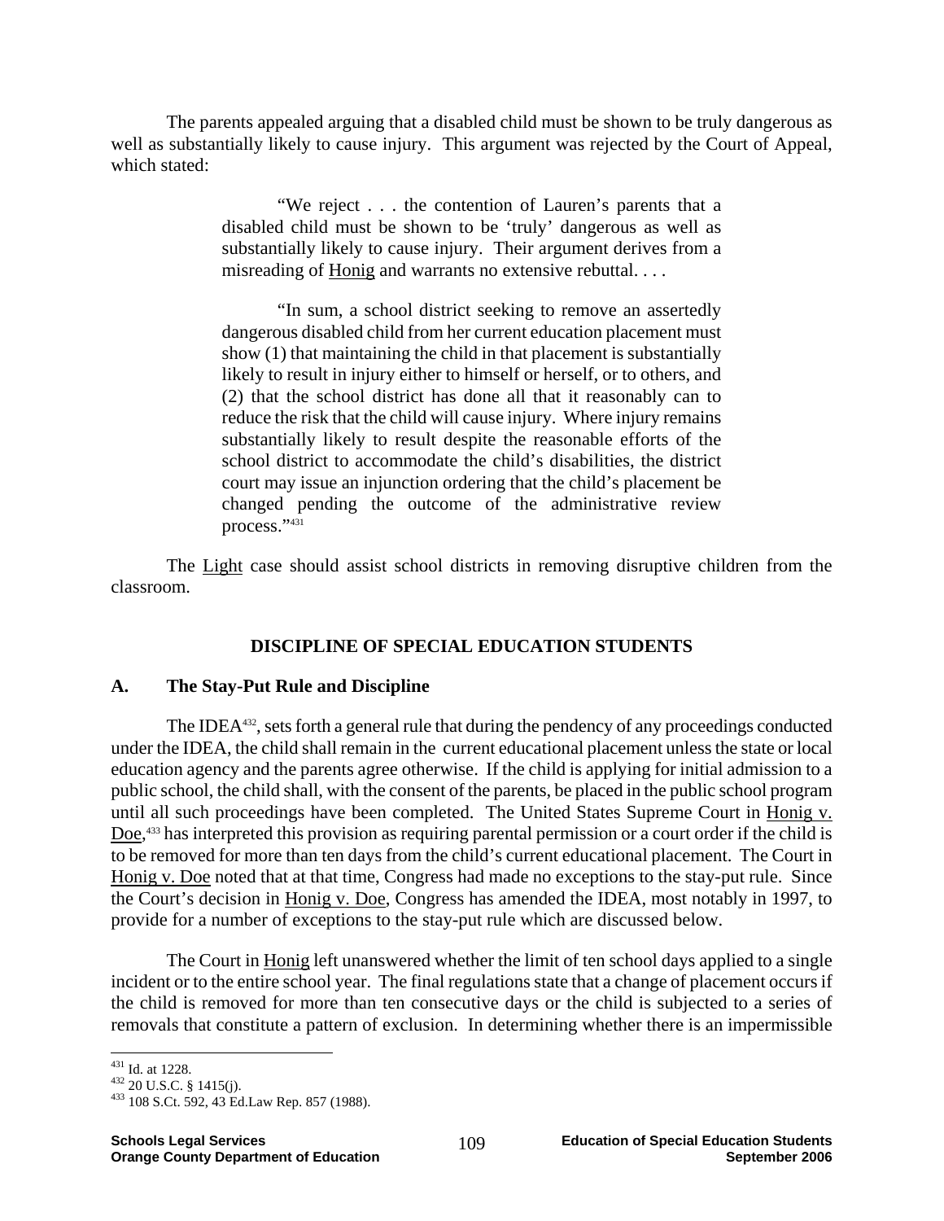The parents appealed arguing that a disabled child must be shown to be truly dangerous as well as substantially likely to cause injury. This argument was rejected by the Court of Appeal, which stated:

> "We reject . . . the contention of Lauren's parents that a disabled child must be shown to be 'truly' dangerous as well as substantially likely to cause injury. Their argument derives from a misreading of Honig and warrants no extensive rebuttal. . . .
>
> "In sum, a school district seeking to remove an assertedly dangerous disabled child from her current education placement must show (1) that maintaining the child in that placement is substantially likely to result in injury either to himself or herself, or to others, and (2) that the school district has done all that it reasonably can to reduce the risk that the child will cause injury. Where injury remains substantially likely to result despite the reasonable efforts of the school district to accommodate the child's disabilities, the district court may issue an injunction ordering that the child's placement be changed pending the outcome of the administrative review process."[431]

The Light case should assist school districts in removing disruptive children from the classroom.

## DISCIPLINE OF SPECIAL EDUCATION STUDENTS

### A. The Stay-Put Rule and Discipline

The IDEA[432], sets forth a general rule that during the pendency of any proceedings conducted under the IDEA, the child shall remain in the current educational placement unless the state or local education agency and the parents agree otherwise. If the child is applying for initial admission to a public school, the child shall, with the consent of the parents, be placed in the public school program until all such proceedings have been completed. The United States Supreme Court in Honig v. Doe,[433] has interpreted this provision as requiring parental permission or a court order if the child is to be removed for more than ten days from the child's current educational placement. The Court in Honig v. Doe noted that at that time, Congress had made no exceptions to the stay-put rule. Since the Court's decision in Honig v. Doe, Congress has amended the IDEA, most notably in 1997, to provide for a number of exceptions to the stay-put rule which are discussed below.

The Court in Honig left unanswered whether the limit of ten school days applied to a single incident or to the entire school year. The final regulations state that a change of placement occurs if the child is removed for more than ten consecutive days or the child is subjected to a series of removals that constitute a pattern of exclusion. In determining whether there is an impermissible

---

[431] Id. at 1228.

[432] 20 U.S.C. § 1415(j).

[433] 108 S.Ct. 592, 43 Ed.Law Rep. 857 (1988).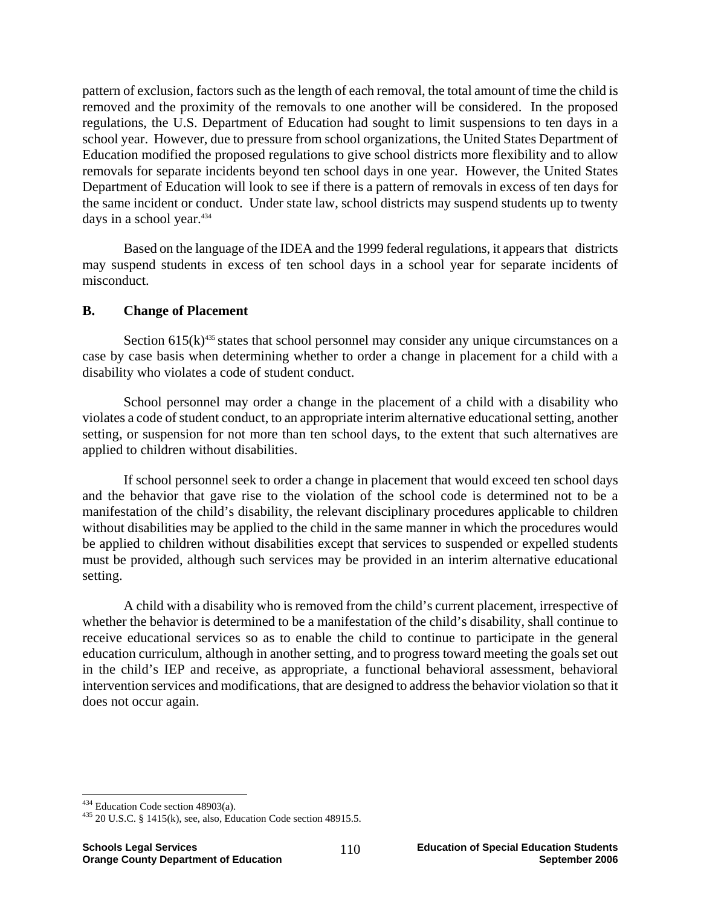pattern of exclusion, factors such as the length of each removal, the total amount of time the child is removed and the proximity of the removals to one another will be considered. In the proposed regulations, the U.S. Department of Education had sought to limit suspensions to ten days in a school year. However, due to pressure from school organizations, the United States Department of Education modified the proposed regulations to give school districts more flexibility and to allow removals for separate incidents beyond ten school days in one year. However, the United States Department of Education will look to see if there is a pattern of removals in excess of ten days for the same incident or conduct. Under state law, school districts may suspend students up to twenty days in a school year.[434]

Based on the language of the IDEA and the 1999 federal regulations, it appears that districts may suspend students in excess of ten school days in a school year for separate incidents of misconduct.

**B. Change of Placement**

Section 615(k)[435] states that school personnel may consider any unique circumstances on a case by case basis when determining whether to order a change in placement for a child with a disability who violates a code of student conduct.

School personnel may order a change in the placement of a child with a disability who violates a code of student conduct, to an appropriate interim alternative educational setting, another setting, or suspension for not more than ten school days, to the extent that such alternatives are applied to children without disabilities.

If school personnel seek to order a change in placement that would exceed ten school days and the behavior that gave rise to the violation of the school code is determined not to be a manifestation of the child's disability, the relevant disciplinary procedures applicable to children without disabilities may be applied to the child in the same manner in which the procedures would be applied to children without disabilities except that services to suspended or expelled students must be provided, although such services may be provided in an interim alternative educational setting.

A child with a disability who is removed from the child's current placement, irrespective of whether the behavior is determined to be a manifestation of the child's disability, shall continue to receive educational services so as to enable the child to continue to participate in the general education curriculum, although in another setting, and to progress toward meeting the goals set out in the child's IEP and receive, as appropriate, a functional behavioral assessment, behavioral intervention services and modifications, that are designed to address the behavior violation so that it does not occur again.

---

[434] Education Code section 48903(a).

[435] 20 U.S.C. § 1415(k), see, also, Education Code section 48915.5.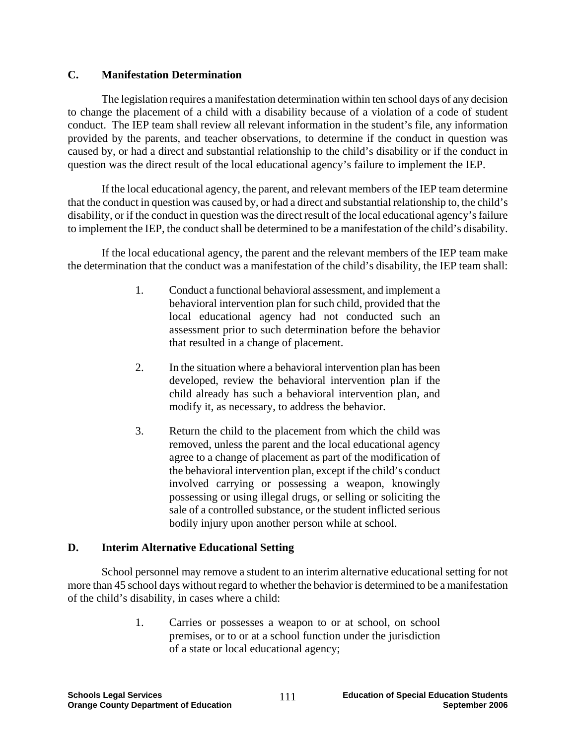### C. Manifestation Determination

The legislation requires a manifestation determination within ten school days of any decision to change the placement of a child with a disability because of a violation of a code of student conduct. The IEP team shall review all relevant information in the student's file, any information provided by the parents, and teacher observations, to determine if the conduct in question was caused by, or had a direct and substantial relationship to the child's disability or if the conduct in question was the direct result of the local educational agency's failure to implement the IEP.

If the local educational agency, the parent, and relevant members of the IEP team determine that the conduct in question was caused by, or had a direct and substantial relationship to, the child's disability, or if the conduct in question was the direct result of the local educational agency's failure to implement the IEP, the conduct shall be determined to be a manifestation of the child's disability.

If the local educational agency, the parent and the relevant members of the IEP team make the determination that the conduct was a manifestation of the child's disability, the IEP team shall:

1. Conduct a functional behavioral assessment, and implement a behavioral intervention plan for such child, provided that the local educational agency had not conducted such an assessment prior to such determination before the behavior that resulted in a change of placement.

2. In the situation where a behavioral intervention plan has been developed, review the behavioral intervention plan if the child already has such a behavioral intervention plan, and modify it, as necessary, to address the behavior.

3. Return the child to the placement from which the child was removed, unless the parent and the local educational agency agree to a change of placement as part of the modification of the behavioral intervention plan, except if the child's conduct involved carrying or possessing a weapon, knowingly possessing or using illegal drugs, or selling or soliciting the sale of a controlled substance, or the student inflicted serious bodily injury upon another person while at school.

### D. Interim Alternative Educational Setting

School personnel may remove a student to an interim alternative educational setting for not more than 45 school days without regard to whether the behavior is determined to be a manifestation of the child's disability, in cases where a child:

1. Carries or possesses a weapon to or at school, on school premises, or to or at a school function under the jurisdiction of a state or local educational agency;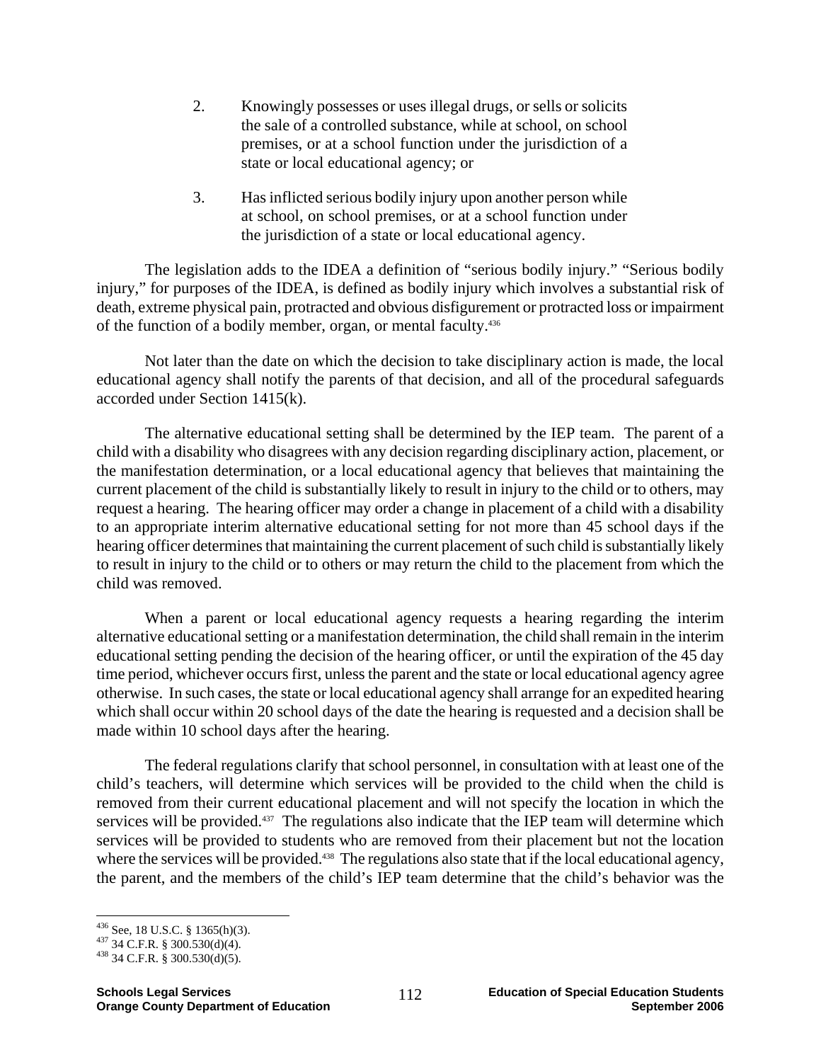2. Knowingly possesses or uses illegal drugs, or sells or solicits the sale of a controlled substance, while at school, on school premises, or at a school function under the jurisdiction of a state or local educational agency; or

3. Has inflicted serious bodily injury upon another person while at school, on school premises, or at a school function under the jurisdiction of a state or local educational agency.

The legislation adds to the IDEA a definition of "serious bodily injury." "Serious bodily injury," for purposes of the IDEA, is defined as bodily injury which involves a substantial risk of death, extreme physical pain, protracted and obvious disfigurement or protracted loss or impairment of the function of a bodily member, organ, or mental faculty.[436]

Not later than the date on which the decision to take disciplinary action is made, the local educational agency shall notify the parents of that decision, and all of the procedural safeguards accorded under Section 1415(k).

The alternative educational setting shall be determined by the IEP team. The parent of a child with a disability who disagrees with any decision regarding disciplinary action, placement, or the manifestation determination, or a local educational agency that believes that maintaining the current placement of the child is substantially likely to result in injury to the child or to others, may request a hearing. The hearing officer may order a change in placement of a child with a disability to an appropriate interim alternative educational setting for not more than 45 school days if the hearing officer determines that maintaining the current placement of such child is substantially likely to result in injury to the child or to others or may return the child to the placement from which the child was removed.

When a parent or local educational agency requests a hearing regarding the interim alternative educational setting or a manifestation determination, the child shall remain in the interim educational setting pending the decision of the hearing officer, or until the expiration of the 45 day time period, whichever occurs first, unless the parent and the state or local educational agency agree otherwise. In such cases, the state or local educational agency shall arrange for an expedited hearing which shall occur within 20 school days of the date the hearing is requested and a decision shall be made within 10 school days after the hearing.

The federal regulations clarify that school personnel, in consultation with at least one of the child's teachers, will determine which services will be provided to the child when the child is removed from their current educational placement and will not specify the location in which the services will be provided.[437] The regulations also indicate that the IEP team will determine which services will be provided to students who are removed from their placement but not the location where the services will be provided.[438] The regulations also state that if the local educational agency, the parent, and the members of the child's IEP team determine that the child's behavior was the

---

[436] See, 18 U.S.C. § 1365(h)(3).

[437] 34 C.F.R. § 300.530(d)(4).

[438] 34 C.F.R. § 300.530(d)(5).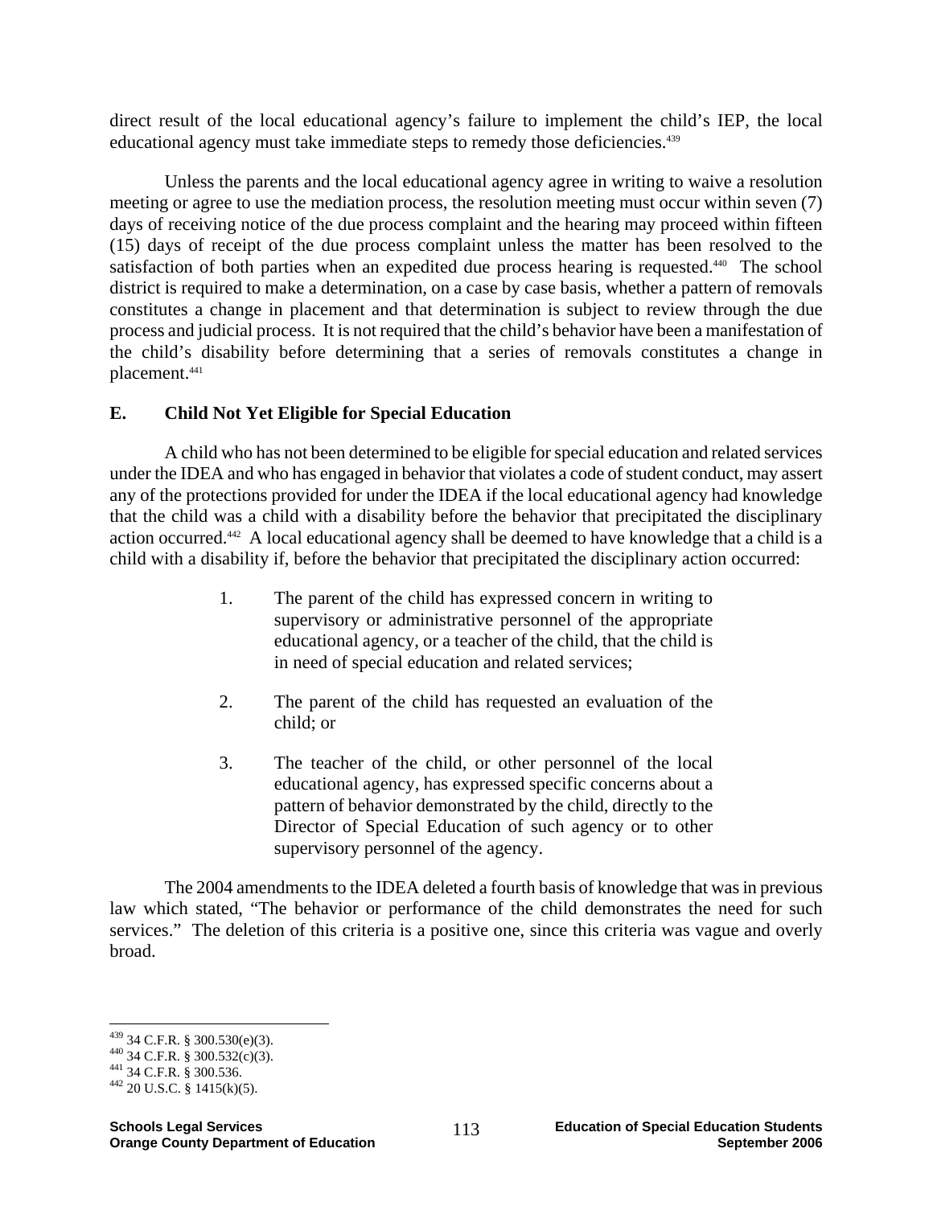direct result of the local educational agency's failure to implement the child's IEP, the local educational agency must take immediate steps to remedy those deficiencies.[439]

Unless the parents and the local educational agency agree in writing to waive a resolution meeting or agree to use the mediation process, the resolution meeting must occur within seven (7) days of receiving notice of the due process complaint and the hearing may proceed within fifteen (15) days of receipt of the due process complaint unless the matter has been resolved to the satisfaction of both parties when an expedited due process hearing is requested.[440] The school district is required to make a determination, on a case by case basis, whether a pattern of removals constitutes a change in placement and that determination is subject to review through the due process and judicial process. It is not required that the child's behavior have been a manifestation of the child's disability before determining that a series of removals constitutes a change in placement.[441]

## E. Child Not Yet Eligible for Special Education

A child who has not been determined to be eligible for special education and related services under the IDEA and who has engaged in behavior that violates a code of student conduct, may assert any of the protections provided for under the IDEA if the local educational agency had knowledge that the child was a child with a disability before the behavior that precipitated the disciplinary action occurred.[442] A local educational agency shall be deemed to have knowledge that a child is a child with a disability if, before the behavior that precipitated the disciplinary action occurred:

1. The parent of the child has expressed concern in writing to supervisory or administrative personnel of the appropriate educational agency, or a teacher of the child, that the child is in need of special education and related services;

2. The parent of the child has requested an evaluation of the child; or

3. The teacher of the child, or other personnel of the local educational agency, has expressed specific concerns about a pattern of behavior demonstrated by the child, directly to the Director of Special Education of such agency or to other supervisory personnel of the agency.

The 2004 amendments to the IDEA deleted a fourth basis of knowledge that was in previous law which stated, "The behavior or performance of the child demonstrates the need for such services." The deletion of this criteria is a positive one, since this criteria was vague and overly broad.

---

[439] 34 C.F.R. § 300.530(e)(3).
[440] 34 C.F.R. § 300.532(c)(3).
[441] 34 C.F.R. § 300.536.
[442] 20 U.S.C. § 1415(k)(5).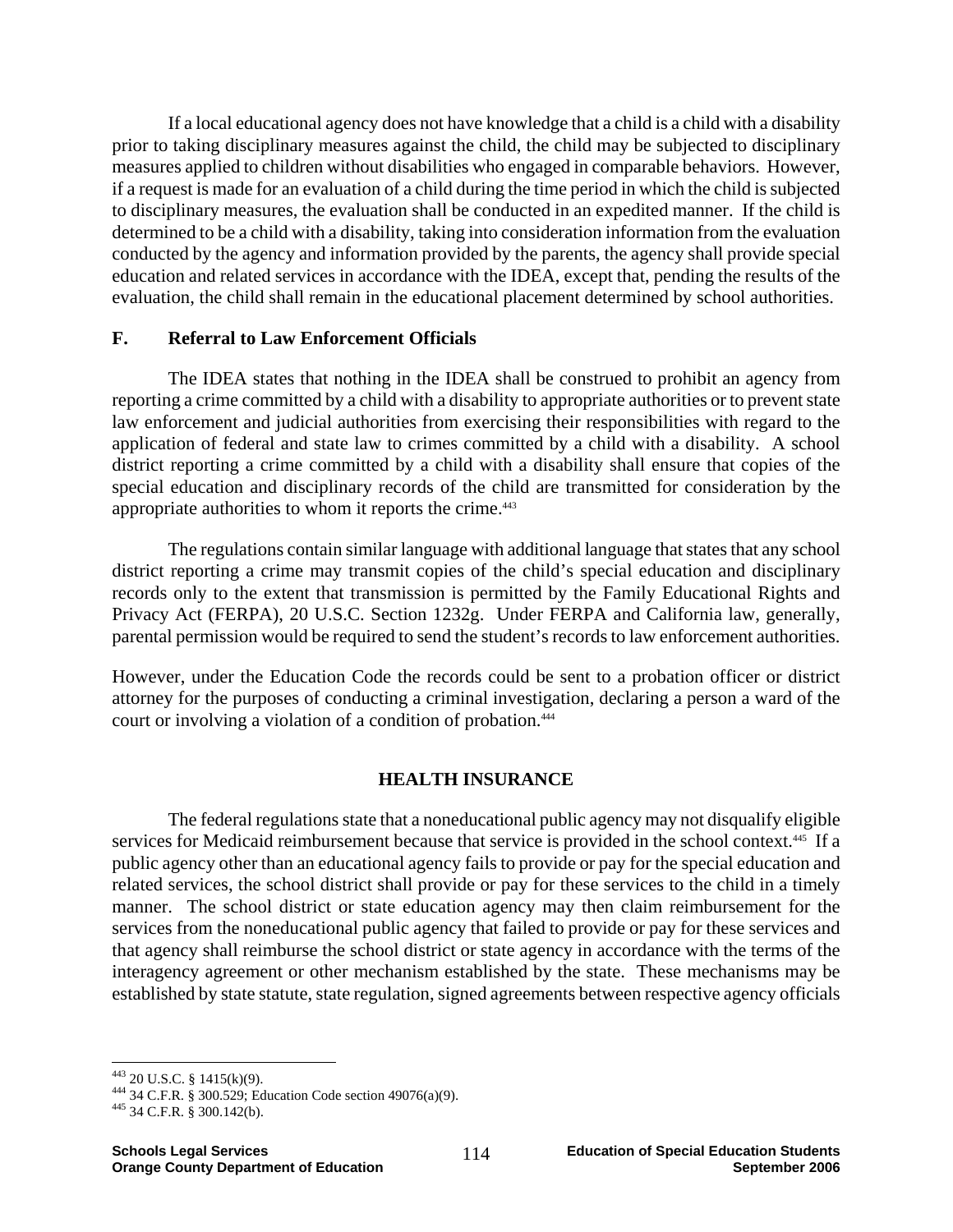If a local educational agency does not have knowledge that a child is a child with a disability prior to taking disciplinary measures against the child, the child may be subjected to disciplinary measures applied to children without disabilities who engaged in comparable behaviors. However, if a request is made for an evaluation of a child during the time period in which the child is subjected to disciplinary measures, the evaluation shall be conducted in an expedited manner. If the child is determined to be a child with a disability, taking into consideration information from the evaluation conducted by the agency and information provided by the parents, the agency shall provide special education and related services in accordance with the IDEA, except that, pending the results of the evaluation, the child shall remain in the educational placement determined by school authorities.

### F. Referral to Law Enforcement Officials

The IDEA states that nothing in the IDEA shall be construed to prohibit an agency from reporting a crime committed by a child with a disability to appropriate authorities or to prevent state law enforcement and judicial authorities from exercising their responsibilities with regard to the application of federal and state law to crimes committed by a child with a disability. A school district reporting a crime committed by a child with a disability shall ensure that copies of the special education and disciplinary records of the child are transmitted for consideration by the appropriate authorities to whom it reports the crime.[443]

The regulations contain similar language with additional language that states that any school district reporting a crime may transmit copies of the child's special education and disciplinary records only to the extent that transmission is permitted by the Family Educational Rights and Privacy Act (FERPA), 20 U.S.C. Section 1232g. Under FERPA and California law, generally, parental permission would be required to send the student's records to law enforcement authorities.

However, under the Education Code the records could be sent to a probation officer or district attorney for the purposes of conducting a criminal investigation, declaring a person a ward of the court or involving a violation of a condition of probation.[444]

## HEALTH INSURANCE

The federal regulations state that a noneducational public agency may not disqualify eligible services for Medicaid reimbursement because that service is provided in the school context.[445] If a public agency other than an educational agency fails to provide or pay for the special education and related services, the school district shall provide or pay for these services to the child in a timely manner. The school district or state education agency may then claim reimbursement for the services from the noneducational public agency that failed to provide or pay for these services and that agency shall reimburse the school district or state agency in accordance with the terms of the interagency agreement or other mechanism established by the state. These mechanisms may be established by state statute, state regulation, signed agreements between respective agency officials

---

[443] 20 U.S.C. § 1415(k)(9).

[444] 34 C.F.R. § 300.529; Education Code section 49076(a)(9).

[445] 34 C.F.R. § 300.142(b).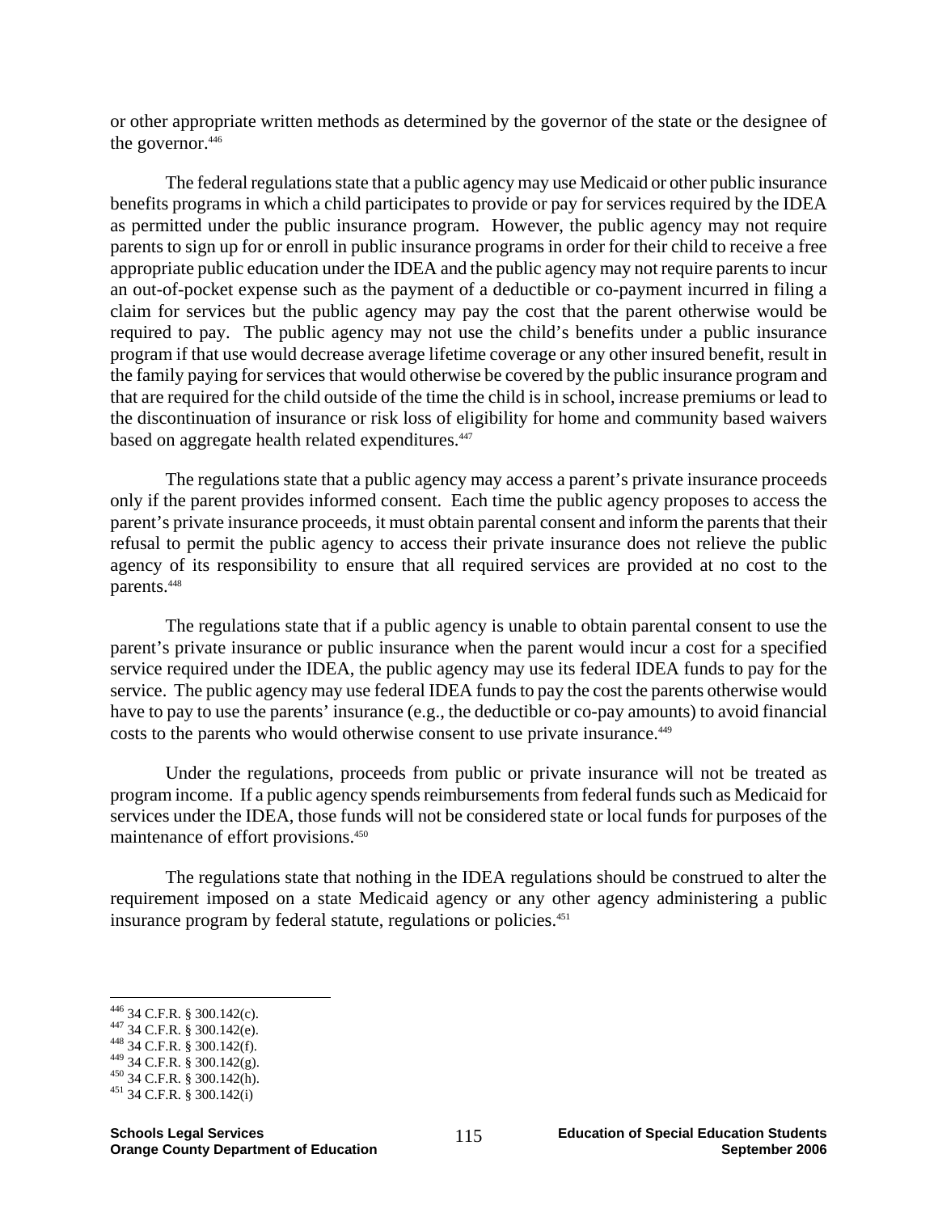or other appropriate written methods as determined by the governor of the state or the designee of the governor.[446]

The federal regulations state that a public agency may use Medicaid or other public insurance benefits programs in which a child participates to provide or pay for services required by the IDEA as permitted under the public insurance program. However, the public agency may not require parents to sign up for or enroll in public insurance programs in order for their child to receive a free appropriate public education under the IDEA and the public agency may not require parents to incur an out-of-pocket expense such as the payment of a deductible or co-payment incurred in filing a claim for services but the public agency may pay the cost that the parent otherwise would be required to pay. The public agency may not use the child's benefits under a public insurance program if that use would decrease average lifetime coverage or any other insured benefit, result in the family paying for services that would otherwise be covered by the public insurance program and that are required for the child outside of the time the child is in school, increase premiums or lead to the discontinuation of insurance or risk loss of eligibility for home and community based waivers based on aggregate health related expenditures.[447]

The regulations state that a public agency may access a parent's private insurance proceeds only if the parent provides informed consent. Each time the public agency proposes to access the parent's private insurance proceeds, it must obtain parental consent and inform the parents that their refusal to permit the public agency to access their private insurance does not relieve the public agency of its responsibility to ensure that all required services are provided at no cost to the parents.[448]

The regulations state that if a public agency is unable to obtain parental consent to use the parent's private insurance or public insurance when the parent would incur a cost for a specified service required under the IDEA, the public agency may use its federal IDEA funds to pay for the service. The public agency may use federal IDEA funds to pay the cost the parents otherwise would have to pay to use the parents' insurance (e.g., the deductible or co-pay amounts) to avoid financial costs to the parents who would otherwise consent to use private insurance.[449]

Under the regulations, proceeds from public or private insurance will not be treated as program income. If a public agency spends reimbursements from federal funds such as Medicaid for services under the IDEA, those funds will not be considered state or local funds for purposes of the maintenance of effort provisions.[450]

The regulations state that nothing in the IDEA regulations should be construed to alter the requirement imposed on a state Medicaid agency or any other agency administering a public insurance program by federal statute, regulations or policies.[451]

---

[446] 34 C.F.R. § 300.142(c).
[447] 34 C.F.R. § 300.142(e).
[448] 34 C.F.R. § 300.142(f).
[449] 34 C.F.R. § 300.142(g).
[450] 34 C.F.R. § 300.142(h).
[451] 34 C.F.R. § 300.142(i)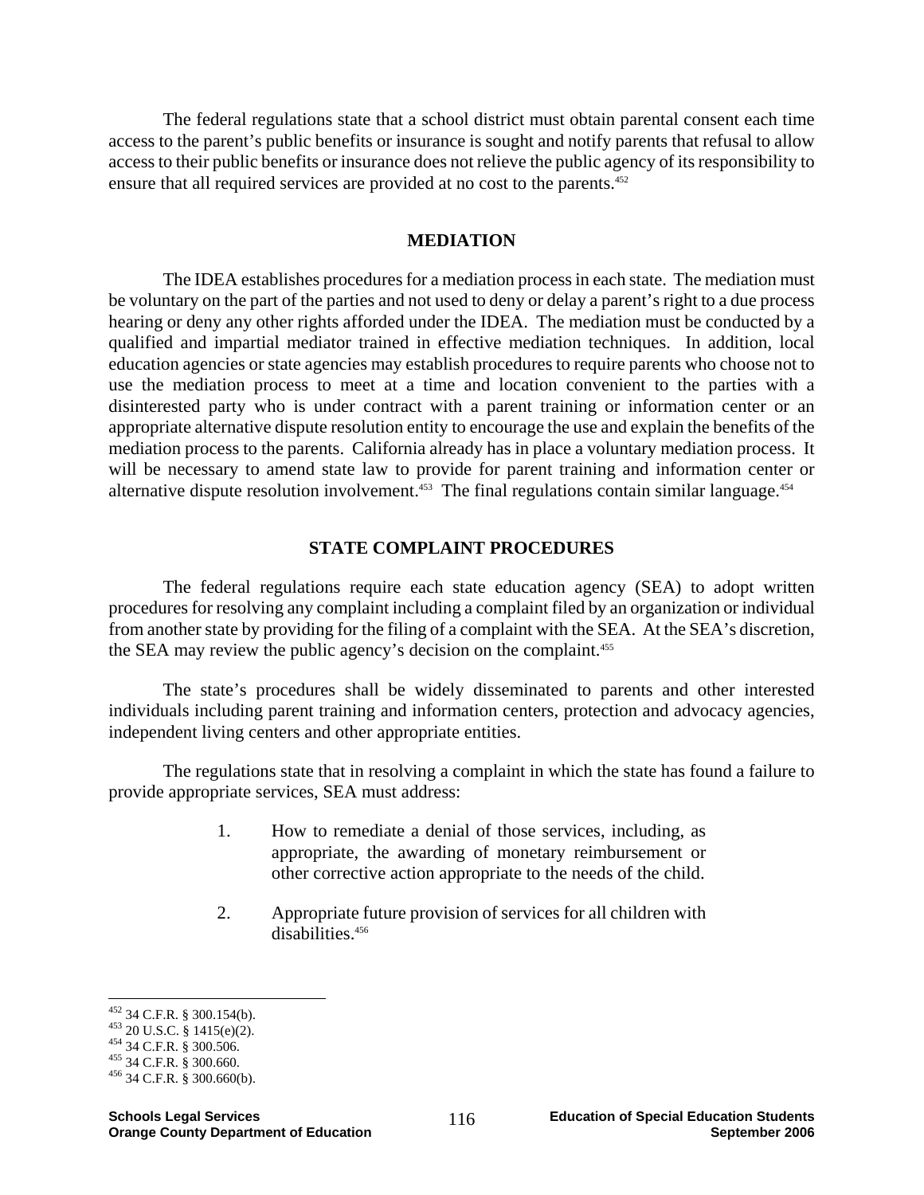The federal regulations state that a school district must obtain parental consent each time access to the parent's public benefits or insurance is sought and notify parents that refusal to allow access to their public benefits or insurance does not relieve the public agency of its responsibility to ensure that all required services are provided at no cost to the parents.[452]

## MEDIATION

The IDEA establishes procedures for a mediation process in each state. The mediation must be voluntary on the part of the parties and not used to deny or delay a parent's right to a due process hearing or deny any other rights afforded under the IDEA. The mediation must be conducted by a qualified and impartial mediator trained in effective mediation techniques. In addition, local education agencies or state agencies may establish procedures to require parents who choose not to use the mediation process to meet at a time and location convenient to the parties with a disinterested party who is under contract with a parent training or information center or an appropriate alternative dispute resolution entity to encourage the use and explain the benefits of the mediation process to the parents. California already has in place a voluntary mediation process. It will be necessary to amend state law to provide for parent training and information center or alternative dispute resolution involvement.[453] The final regulations contain similar language.[454]

## STATE COMPLAINT PROCEDURES

The federal regulations require each state education agency (SEA) to adopt written procedures for resolving any complaint including a complaint filed by an organization or individual from another state by providing for the filing of a complaint with the SEA. At the SEA's discretion, the SEA may review the public agency's decision on the complaint.[455]

The state's procedures shall be widely disseminated to parents and other interested individuals including parent training and information centers, protection and advocacy agencies, independent living centers and other appropriate entities.

The regulations state that in resolving a complaint in which the state has found a failure to provide appropriate services, SEA must address:

1. How to remediate a denial of those services, including, as appropriate, the awarding of monetary reimbursement or other corrective action appropriate to the needs of the child.

2. Appropriate future provision of services for all children with disabilities.[456]

---

[452] 34 C.F.R. § 300.154(b).
[453] 20 U.S.C. § 1415(e)(2).
[454] 34 C.F.R. § 300.506.
[455] 34 C.F.R. § 300.660.
[456] 34 C.F.R. § 300.660(b).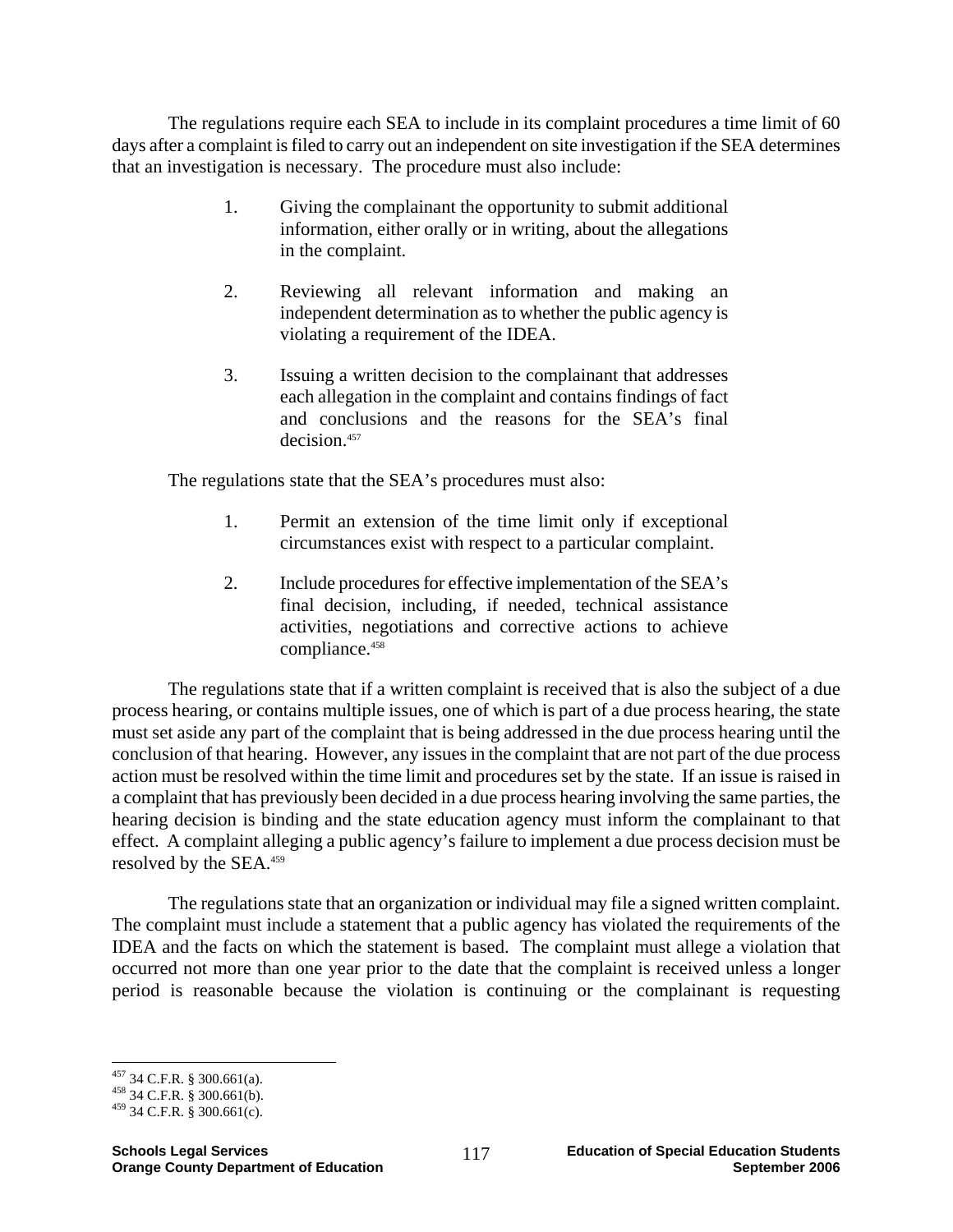The regulations require each SEA to include in its complaint procedures a time limit of 60 days after a complaint is filed to carry out an independent on site investigation if the SEA determines that an investigation is necessary. The procedure must also include:

1. Giving the complainant the opportunity to submit additional information, either orally or in writing, about the allegations in the complaint.

2. Reviewing all relevant information and making an independent determination as to whether the public agency is violating a requirement of the IDEA.

3. Issuing a written decision to the complainant that addresses each allegation in the complaint and contains findings of fact and conclusions and the reasons for the SEA's final decision.[457]

The regulations state that the SEA's procedures must also:

1. Permit an extension of the time limit only if exceptional circumstances exist with respect to a particular complaint.

2. Include procedures for effective implementation of the SEA's final decision, including, if needed, technical assistance activities, negotiations and corrective actions to achieve compliance.[458]

The regulations state that if a written complaint is received that is also the subject of a due process hearing, or contains multiple issues, one of which is part of a due process hearing, the state must set aside any part of the complaint that is being addressed in the due process hearing until the conclusion of that hearing. However, any issues in the complaint that are not part of the due process action must be resolved within the time limit and procedures set by the state. If an issue is raised in a complaint that has previously been decided in a due process hearing involving the same parties, the hearing decision is binding and the state education agency must inform the complainant to that effect. A complaint alleging a public agency's failure to implement a due process decision must be resolved by the SEA.[459]

The regulations state that an organization or individual may file a signed written complaint. The complaint must include a statement that a public agency has violated the requirements of the IDEA and the facts on which the statement is based. The complaint must allege a violation that occurred not more than one year prior to the date that the complaint is received unless a longer period is reasonable because the violation is continuing or the complainant is requesting

---

[457] 34 C.F.R. § 300.661(a).

[458] 34 C.F.R. § 300.661(b).

[459] 34 C.F.R. § 300.661(c).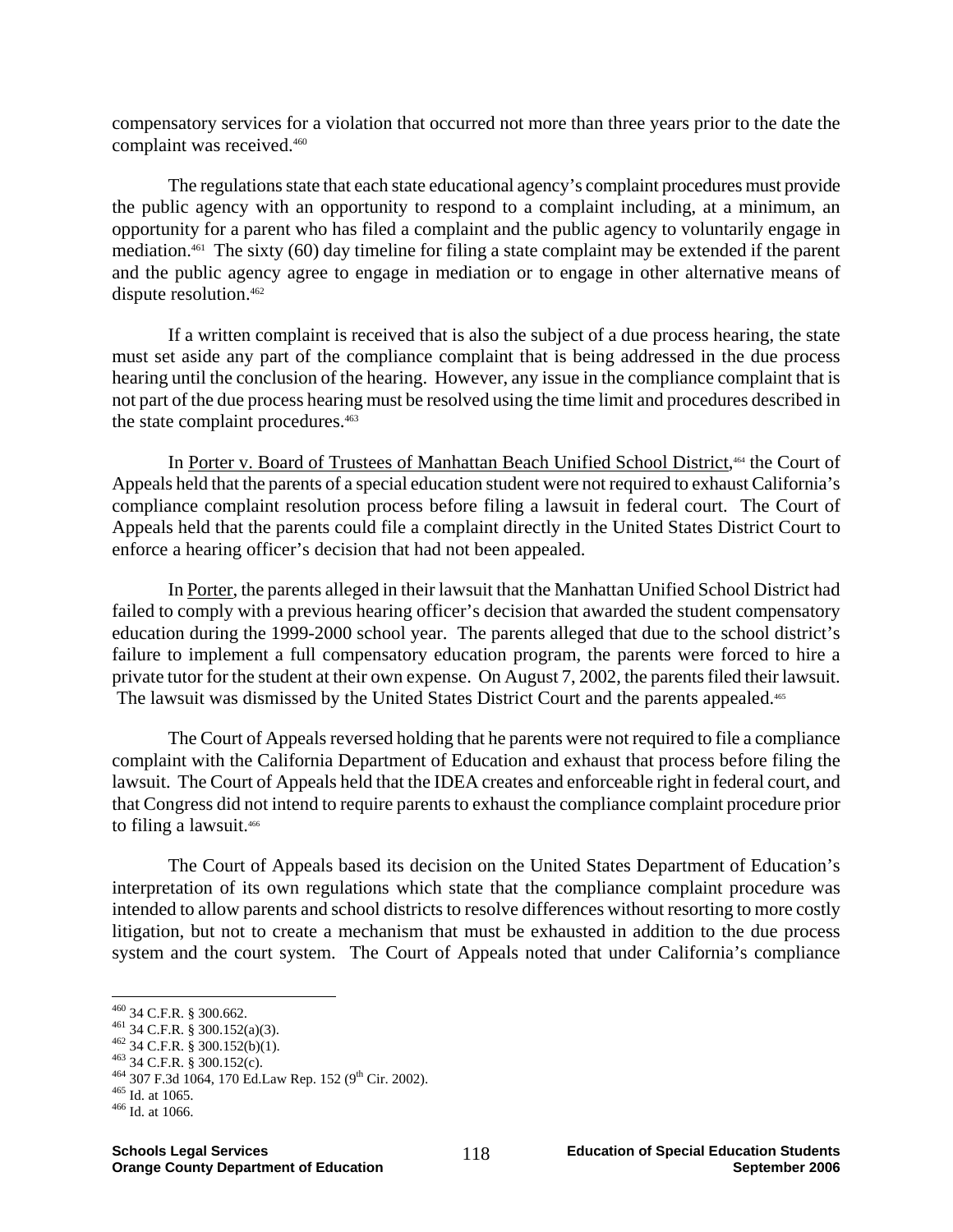compensatory services for a violation that occurred not more than three years prior to the date the complaint was received.[460]

The regulations state that each state educational agency's complaint procedures must provide the public agency with an opportunity to respond to a complaint including, at a minimum, an opportunity for a parent who has filed a complaint and the public agency to voluntarily engage in mediation.[461] The sixty (60) day timeline for filing a state complaint may be extended if the parent and the public agency agree to engage in mediation or to engage in other alternative means of dispute resolution.[462]

If a written complaint is received that is also the subject of a due process hearing, the state must set aside any part of the compliance complaint that is being addressed in the due process hearing until the conclusion of the hearing. However, any issue in the compliance complaint that is not part of the due process hearing must be resolved using the time limit and procedures described in the state complaint procedures.[463]

In Porter v. Board of Trustees of Manhattan Beach Unified School District,[464] the Court of Appeals held that the parents of a special education student were not required to exhaust California's compliance complaint resolution process before filing a lawsuit in federal court. The Court of Appeals held that the parents could file a complaint directly in the United States District Court to enforce a hearing officer's decision that had not been appealed.

In Porter, the parents alleged in their lawsuit that the Manhattan Unified School District had failed to comply with a previous hearing officer's decision that awarded the student compensatory education during the 1999-2000 school year. The parents alleged that due to the school district's failure to implement a full compensatory education program, the parents were forced to hire a private tutor for the student at their own expense. On August 7, 2002, the parents filed their lawsuit. The lawsuit was dismissed by the United States District Court and the parents appealed.[465]

The Court of Appeals reversed holding that he parents were not required to file a compliance complaint with the California Department of Education and exhaust that process before filing the lawsuit. The Court of Appeals held that the IDEA creates and enforceable right in federal court, and that Congress did not intend to require parents to exhaust the compliance complaint procedure prior to filing a lawsuit.[466]

The Court of Appeals based its decision on the United States Department of Education's interpretation of its own regulations which state that the compliance complaint procedure was intended to allow parents and school districts to resolve differences without resorting to more costly litigation, but not to create a mechanism that must be exhausted in addition to the due process system and the court system. The Court of Appeals noted that under California's compliance

---

[460] 34 C.F.R. § 300.662.
[461] 34 C.F.R. § 300.152(a)(3).
[462] 34 C.F.R. § 300.152(b)(1).
[463] 34 C.F.R. § 300.152(c).
[464] 307 F.3d 1064, 170 Ed.Law Rep. 152 (9th Cir. 2002).
[465] Id. at 1065.
[466] Id. at 1066.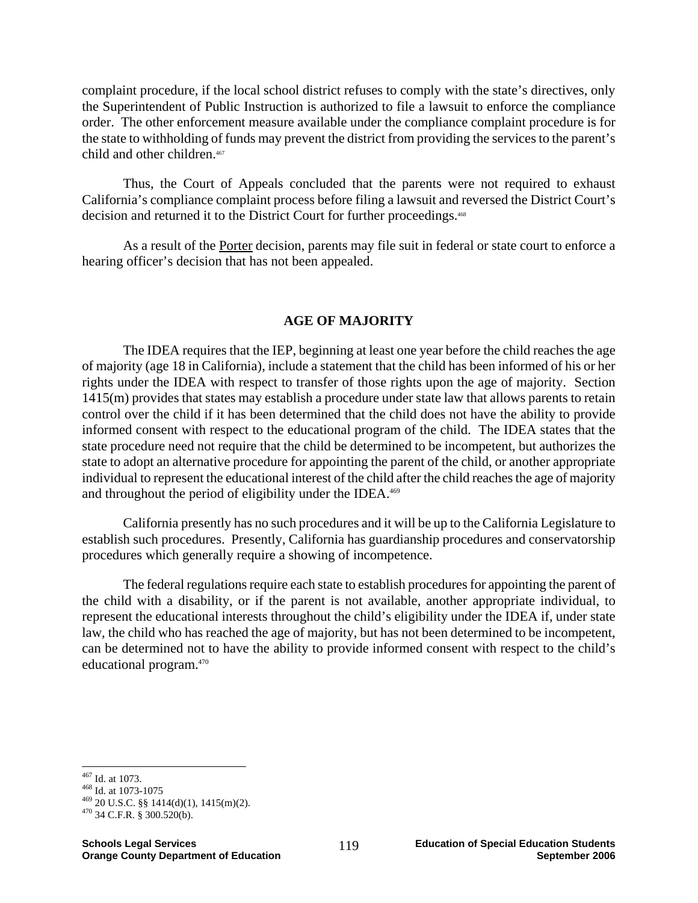complaint procedure, if the local school district refuses to comply with the state's directives, only the Superintendent of Public Instruction is authorized to file a lawsuit to enforce the compliance order. The other enforcement measure available under the compliance complaint procedure is for the state to withholding of funds may prevent the district from providing the services to the parent's child and other children.[467]

Thus, the Court of Appeals concluded that the parents were not required to exhaust California's compliance complaint process before filing a lawsuit and reversed the District Court's decision and returned it to the District Court for further proceedings.[468]

As a result of the Porter decision, parents may file suit in federal or state court to enforce a hearing officer's decision that has not been appealed.

## AGE OF MAJORITY

The IDEA requires that the IEP, beginning at least one year before the child reaches the age of majority (age 18 in California), include a statement that the child has been informed of his or her rights under the IDEA with respect to transfer of those rights upon the age of majority. Section 1415(m) provides that states may establish a procedure under state law that allows parents to retain control over the child if it has been determined that the child does not have the ability to provide informed consent with respect to the educational program of the child. The IDEA states that the state procedure need not require that the child be determined to be incompetent, but authorizes the state to adopt an alternative procedure for appointing the parent of the child, or another appropriate individual to represent the educational interest of the child after the child reaches the age of majority and throughout the period of eligibility under the IDEA.[469]

California presently has no such procedures and it will be up to the California Legislature to establish such procedures. Presently, California has guardianship procedures and conservatorship procedures which generally require a showing of incompetence.

The federal regulations require each state to establish procedures for appointing the parent of the child with a disability, or if the parent is not available, another appropriate individual, to represent the educational interests throughout the child's eligibility under the IDEA if, under state law, the child who has reached the age of majority, but has not been determined to be incompetent, can be determined not to have the ability to provide informed consent with respect to the child's educational program.[470]

---

[467] Id. at 1073.
[468] Id. at 1073-1075
[469] 20 U.S.C. §§ 1414(d)(1), 1415(m)(2).
[470] 34 C.F.R. § 300.520(b).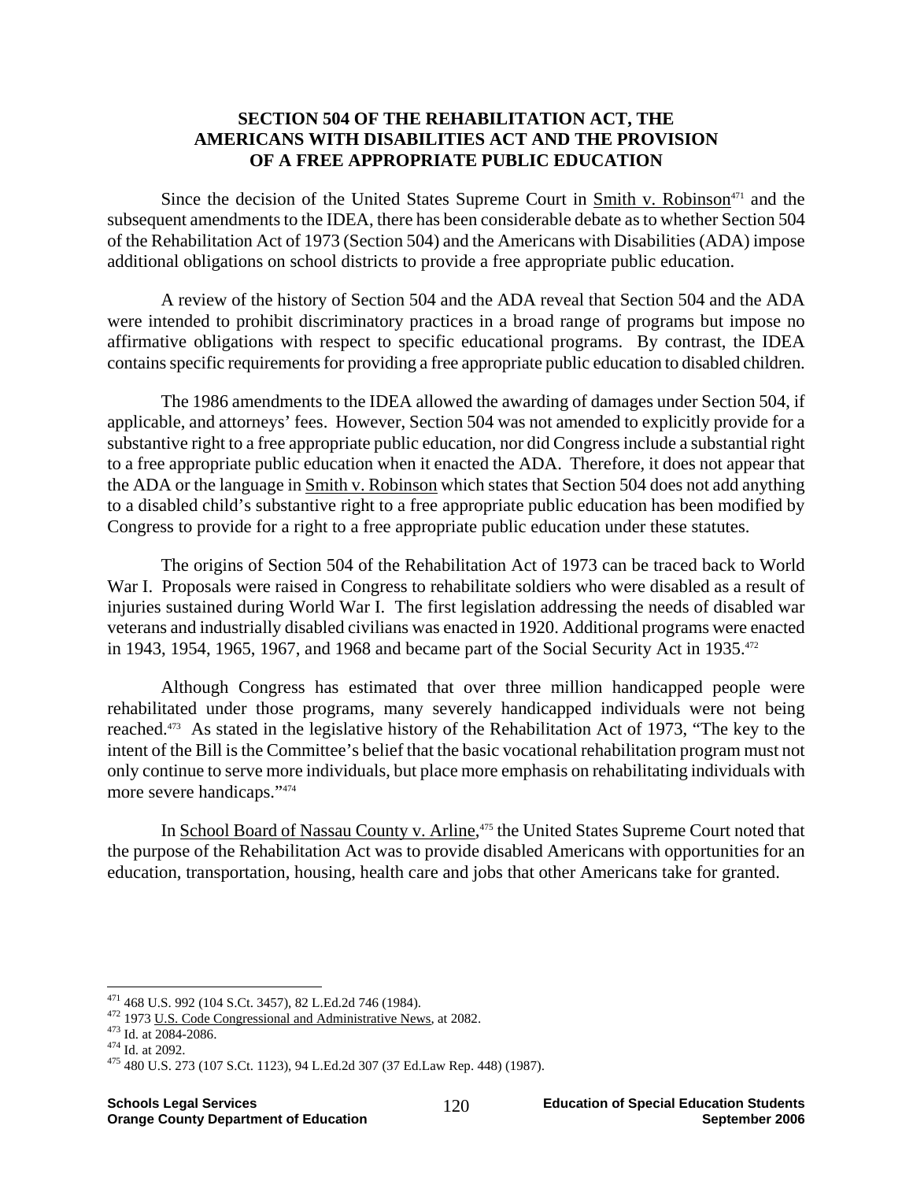## SECTION 504 OF THE REHABILITATION ACT, THE AMERICANS WITH DISABILITIES ACT AND THE PROVISION OF A FREE APPROPRIATE PUBLIC EDUCATION

Since the decision of the United States Supreme Court in Smith v. Robinson[471] and the subsequent amendments to the IDEA, there has been considerable debate as to whether Section 504 of the Rehabilitation Act of 1973 (Section 504) and the Americans with Disabilities (ADA) impose additional obligations on school districts to provide a free appropriate public education.

A review of the history of Section 504 and the ADA reveal that Section 504 and the ADA were intended to prohibit discriminatory practices in a broad range of programs but impose no affirmative obligations with respect to specific educational programs. By contrast, the IDEA contains specific requirements for providing a free appropriate public education to disabled children.

The 1986 amendments to the IDEA allowed the awarding of damages under Section 504, if applicable, and attorneys' fees. However, Section 504 was not amended to explicitly provide for a substantive right to a free appropriate public education, nor did Congress include a substantial right to a free appropriate public education when it enacted the ADA. Therefore, it does not appear that the ADA or the language in Smith v. Robinson which states that Section 504 does not add anything to a disabled child's substantive right to a free appropriate public education has been modified by Congress to provide for a right to a free appropriate public education under these statutes.

The origins of Section 504 of the Rehabilitation Act of 1973 can be traced back to World War I. Proposals were raised in Congress to rehabilitate soldiers who were disabled as a result of injuries sustained during World War I. The first legislation addressing the needs of disabled war veterans and industrially disabled civilians was enacted in 1920. Additional programs were enacted in 1943, 1954, 1965, 1967, and 1968 and became part of the Social Security Act in 1935.[472]

Although Congress has estimated that over three million handicapped people were rehabilitated under those programs, many severely handicapped individuals were not being reached.[473] As stated in the legislative history of the Rehabilitation Act of 1973, "The key to the intent of the Bill is the Committee's belief that the basic vocational rehabilitation program must not only continue to serve more individuals, but place more emphasis on rehabilitating individuals with more severe handicaps."[474]

In School Board of Nassau County v. Arline,[475] the United States Supreme Court noted that the purpose of the Rehabilitation Act was to provide disabled Americans with opportunities for an education, transportation, housing, health care and jobs that other Americans take for granted.

---

[471] 468 U.S. 992 (104 S.Ct. 3457), 82 L.Ed.2d 746 (1984).

[472] 1973 U.S. Code Congressional and Administrative News, at 2082.

[473] Id. at 2084-2086.

[474] Id. at 2092.

[475] 480 U.S. 273 (107 S.Ct. 1123), 94 L.Ed.2d 307 (37 Ed.Law Rep. 448) (1987).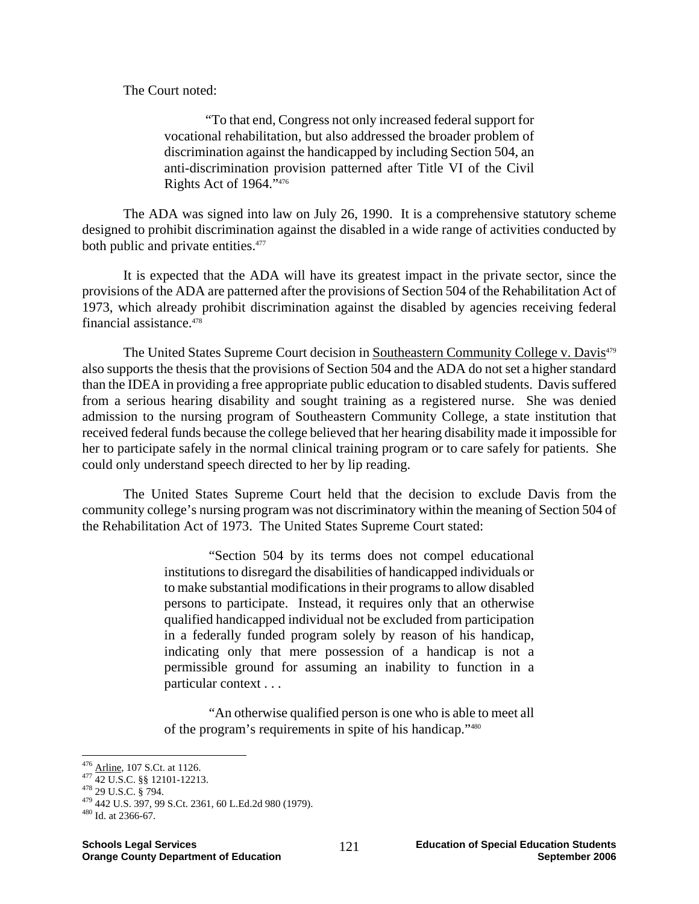The Court noted:

> "To that end, Congress not only increased federal support for vocational rehabilitation, but also addressed the broader problem of discrimination against the handicapped by including Section 504, an anti-discrimination provision patterned after Title VI of the Civil Rights Act of 1964."[476]

The ADA was signed into law on July 26, 1990. It is a comprehensive statutory scheme designed to prohibit discrimination against the disabled in a wide range of activities conducted by both public and private entities.[477]

It is expected that the ADA will have its greatest impact in the private sector, since the provisions of the ADA are patterned after the provisions of Section 504 of the Rehabilitation Act of 1973, which already prohibit discrimination against the disabled by agencies receiving federal financial assistance.[478]

The United States Supreme Court decision in Southeastern Community College v. Davis[479] also supports the thesis that the provisions of Section 504 and the ADA do not set a higher standard than the IDEA in providing a free appropriate public education to disabled students. Davis suffered from a serious hearing disability and sought training as a registered nurse. She was denied admission to the nursing program of Southeastern Community College, a state institution that received federal funds because the college believed that her hearing disability made it impossible for her to participate safely in the normal clinical training program or to care safely for patients. She could only understand speech directed to her by lip reading.

The United States Supreme Court held that the decision to exclude Davis from the community college's nursing program was not discriminatory within the meaning of Section 504 of the Rehabilitation Act of 1973. The United States Supreme Court stated:

> "Section 504 by its terms does not compel educational institutions to disregard the disabilities of handicapped individuals or to make substantial modifications in their programs to allow disabled persons to participate. Instead, it requires only that an otherwise qualified handicapped individual not be excluded from participation in a federally funded program solely by reason of his handicap, indicating only that mere possession of a handicap is not a permissible ground for assuming an inability to function in a particular context . . .
>
> "An otherwise qualified person is one who is able to meet all of the program's requirements in spite of his handicap."[480]

---

[476] Arline, 107 S.Ct. at 1126.

[477] 42 U.S.C. §§ 12101-12213.

[478] 29 U.S.C. § 794.

[479] 442 U.S. 397, 99 S.Ct. 2361, 60 L.Ed.2d 980 (1979).

[480] Id. at 2366-67.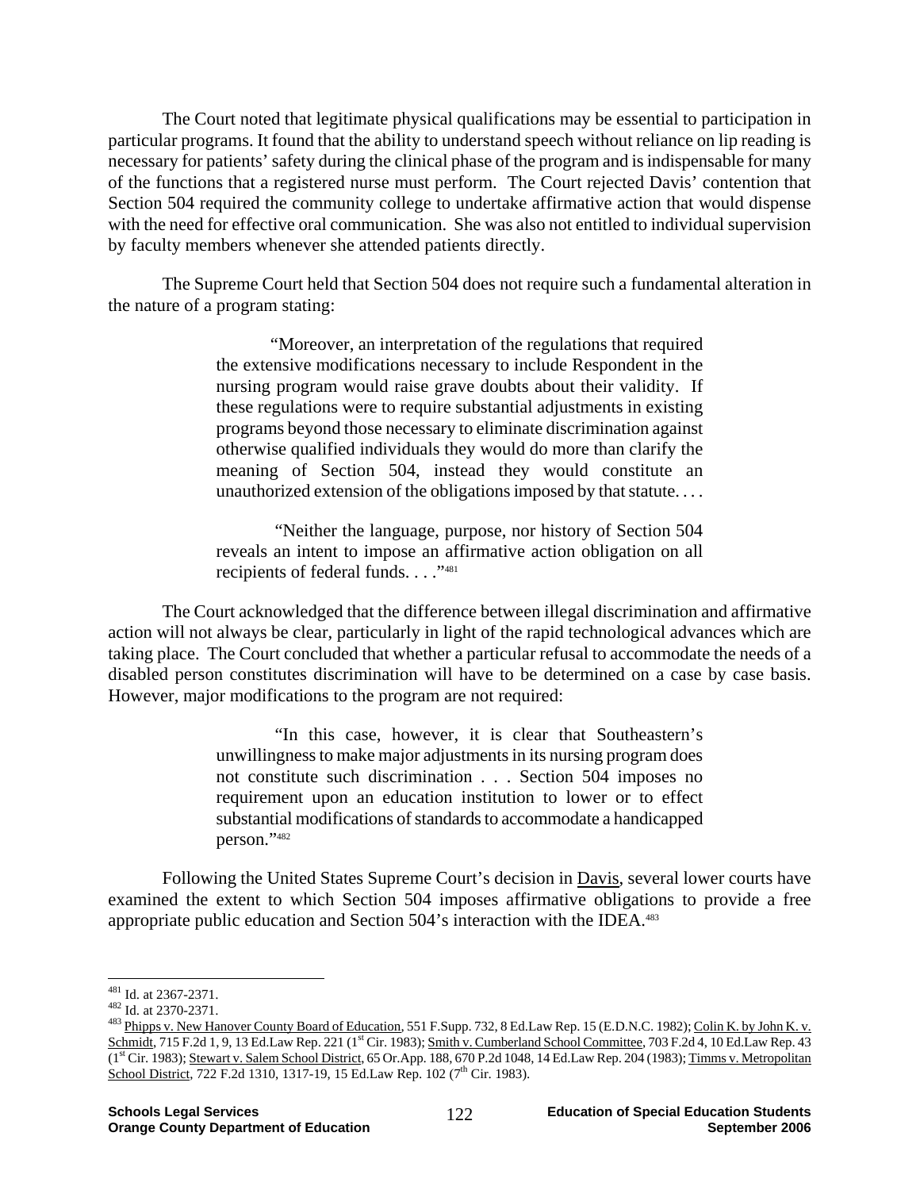The Court noted that legitimate physical qualifications may be essential to participation in particular programs. It found that the ability to understand speech without reliance on lip reading is necessary for patients' safety during the clinical phase of the program and is indispensable for many of the functions that a registered nurse must perform. The Court rejected Davis' contention that Section 504 required the community college to undertake affirmative action that would dispense with the need for effective oral communication. She was also not entitled to individual supervision by faculty members whenever she attended patients directly.

The Supreme Court held that Section 504 does not require such a fundamental alteration in the nature of a program stating:

> "Moreover, an interpretation of the regulations that required the extensive modifications necessary to include Respondent in the nursing program would raise grave doubts about their validity. If these regulations were to require substantial adjustments in existing programs beyond those necessary to eliminate discrimination against otherwise qualified individuals they would do more than clarify the meaning of Section 504, instead they would constitute an unauthorized extension of the obligations imposed by that statute. . . .
>
> "Neither the language, purpose, nor history of Section 504 reveals an intent to impose an affirmative action obligation on all recipients of federal funds. . . ."[481]

The Court acknowledged that the difference between illegal discrimination and affirmative action will not always be clear, particularly in light of the rapid technological advances which are taking place. The Court concluded that whether a particular refusal to accommodate the needs of a disabled person constitutes discrimination will have to be determined on a case by case basis. However, major modifications to the program are not required:

> "In this case, however, it is clear that Southeastern's unwillingness to make major adjustments in its nursing program does not constitute such discrimination . . . Section 504 imposes no requirement upon an education institution to lower or to effect substantial modifications of standards to accommodate a handicapped person."[482]

Following the United States Supreme Court's decision in Davis, several lower courts have examined the extent to which Section 504 imposes affirmative obligations to provide a free appropriate public education and Section 504's interaction with the IDEA.[483]

---

[481] Id. at 2367-2371.

[482] Id. at 2370-2371.

[483] Phipps v. New Hanover County Board of Education, 551 F.Supp. 732, 8 Ed.Law Rep. 15 (E.D.N.C. 1982); Colin K. by John K. v. Schmidt, 715 F.2d 1, 9, 13 Ed.Law Rep. 221 (1st Cir. 1983); Smith v. Cumberland School Committee, 703 F.2d 4, 10 Ed.Law Rep. 43 (1st Cir. 1983); Stewart v. Salem School District, 65 Or.App. 188, 670 P.2d 1048, 14 Ed.Law Rep. 204 (1983); Timms v. Metropolitan School District, 722 F.2d 1310, 1317-19, 15 Ed.Law Rep. 102 (7th Cir. 1983).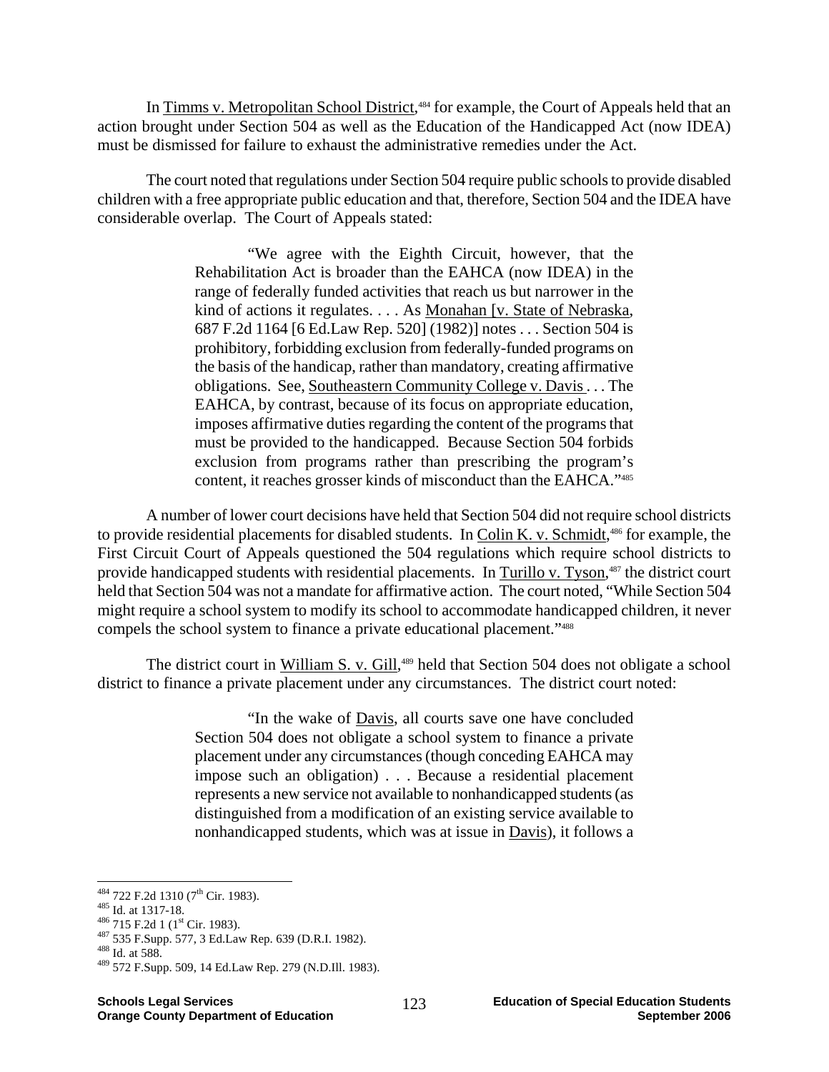In Timms v. Metropolitan School District,[484] for example, the Court of Appeals held that an action brought under Section 504 as well as the Education of the Handicapped Act (now IDEA) must be dismissed for failure to exhaust the administrative remedies under the Act.

The court noted that regulations under Section 504 require public schools to provide disabled children with a free appropriate public education and that, therefore, Section 504 and the IDEA have considerable overlap. The Court of Appeals stated:

> "We agree with the Eighth Circuit, however, that the Rehabilitation Act is broader than the EAHCA (now IDEA) in the range of federally funded activities that reach us but narrower in the kind of actions it regulates. . . . As Monahan [v. State of Nebraska, 687 F.2d 1164 [6 Ed.Law Rep. 520] (1982)] notes . . . Section 504 is prohibitory, forbidding exclusion from federally-funded programs on the basis of the handicap, rather than mandatory, creating affirmative obligations. See, Southeastern Community College v. Davis . . . The EAHCA, by contrast, because of its focus on appropriate education, imposes affirmative duties regarding the content of the programs that must be provided to the handicapped. Because Section 504 forbids exclusion from programs rather than prescribing the program's content, it reaches grosser kinds of misconduct than the EAHCA."[485]

A number of lower court decisions have held that Section 504 did not require school districts to provide residential placements for disabled students. In Colin K. v. Schmidt,[486] for example, the First Circuit Court of Appeals questioned the 504 regulations which require school districts to provide handicapped students with residential placements. In Turillo v. Tyson,[487] the district court held that Section 504 was not a mandate for affirmative action. The court noted, "While Section 504 might require a school system to modify its school to accommodate handicapped children, it never compels the school system to finance a private educational placement."[488]

The district court in William S. v. Gill,[489] held that Section 504 does not obligate a school district to finance a private placement under any circumstances. The district court noted:

> "In the wake of Davis, all courts save one have concluded Section 504 does not obligate a school system to finance a private placement under any circumstances (though conceding EAHCA may impose such an obligation) . . . Because a residential placement represents a new service not available to nonhandicapped students (as distinguished from a modification of an existing service available to nonhandicapped students, which was at issue in Davis), it follows a

---

[484] 722 F.2d 1310 (7th Cir. 1983).

[485] Id. at 1317-18.

[486] 715 F.2d 1 (1st Cir. 1983).

[487] 535 F.Supp. 577, 3 Ed.Law Rep. 639 (D.R.I. 1982).

[488] Id. at 588.

[489] 572 F.Supp. 509, 14 Ed.Law Rep. 279 (N.D.Ill. 1983).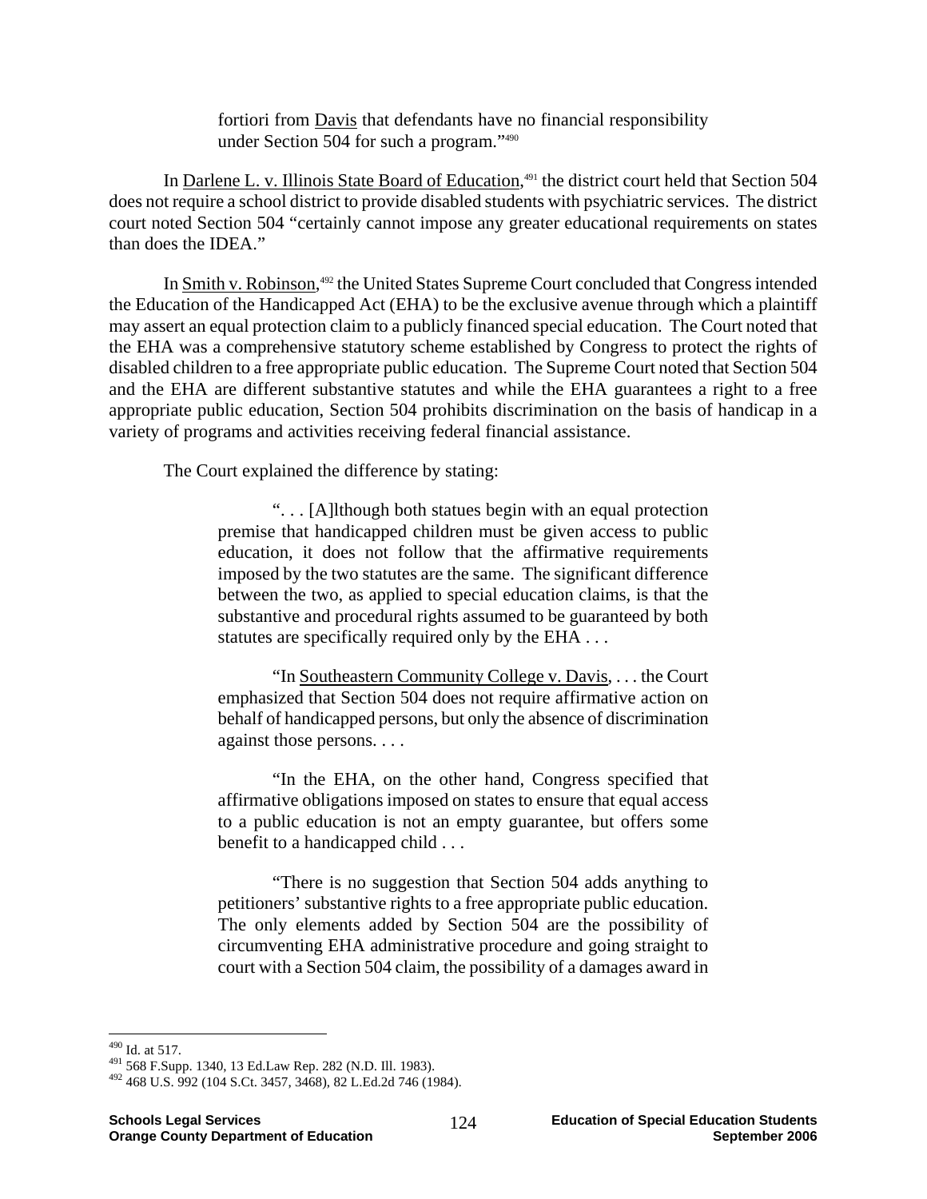> fortiori from Davis that defendants have no financial responsibility under Section 504 for such a program."[490]

In Darlene L. v. Illinois State Board of Education,[491] the district court held that Section 504 does not require a school district to provide disabled students with psychiatric services. The district court noted Section 504 "certainly cannot impose any greater educational requirements on states than does the IDEA."

In Smith v. Robinson,[492] the United States Supreme Court concluded that Congress intended the Education of the Handicapped Act (EHA) to be the exclusive avenue through which a plaintiff may assert an equal protection claim to a publicly financed special education. The Court noted that the EHA was a comprehensive statutory scheme established by Congress to protect the rights of disabled children to a free appropriate public education. The Supreme Court noted that Section 504 and the EHA are different substantive statutes and while the EHA guarantees a right to a free appropriate public education, Section 504 prohibits discrimination on the basis of handicap in a variety of programs and activities receiving federal financial assistance.

The Court explained the difference by stating:

> ". . . [A]lthough both statues begin with an equal protection premise that handicapped children must be given access to public education, it does not follow that the affirmative requirements imposed by the two statutes are the same. The significant difference between the two, as applied to special education claims, is that the substantive and procedural rights assumed to be guaranteed by both statutes are specifically required only by the EHA . . .
>
> "In Southeastern Community College v. Davis, . . . the Court emphasized that Section 504 does not require affirmative action on behalf of handicapped persons, but only the absence of discrimination against those persons. . . .
>
> "In the EHA, on the other hand, Congress specified that affirmative obligations imposed on states to ensure that equal access to a public education is not an empty guarantee, but offers some benefit to a handicapped child . . .
>
> "There is no suggestion that Section 504 adds anything to petitioners' substantive rights to a free appropriate public education. The only elements added by Section 504 are the possibility of circumventing EHA administrative procedure and going straight to court with a Section 504 claim, the possibility of a damages award in

---

[490] Id. at 517.

[491] 568 F.Supp. 1340, 13 Ed.Law Rep. 282 (N.D. Ill. 1983).

[492] 468 U.S. 992 (104 S.Ct. 3457, 3468), 82 L.Ed.2d 746 (1984).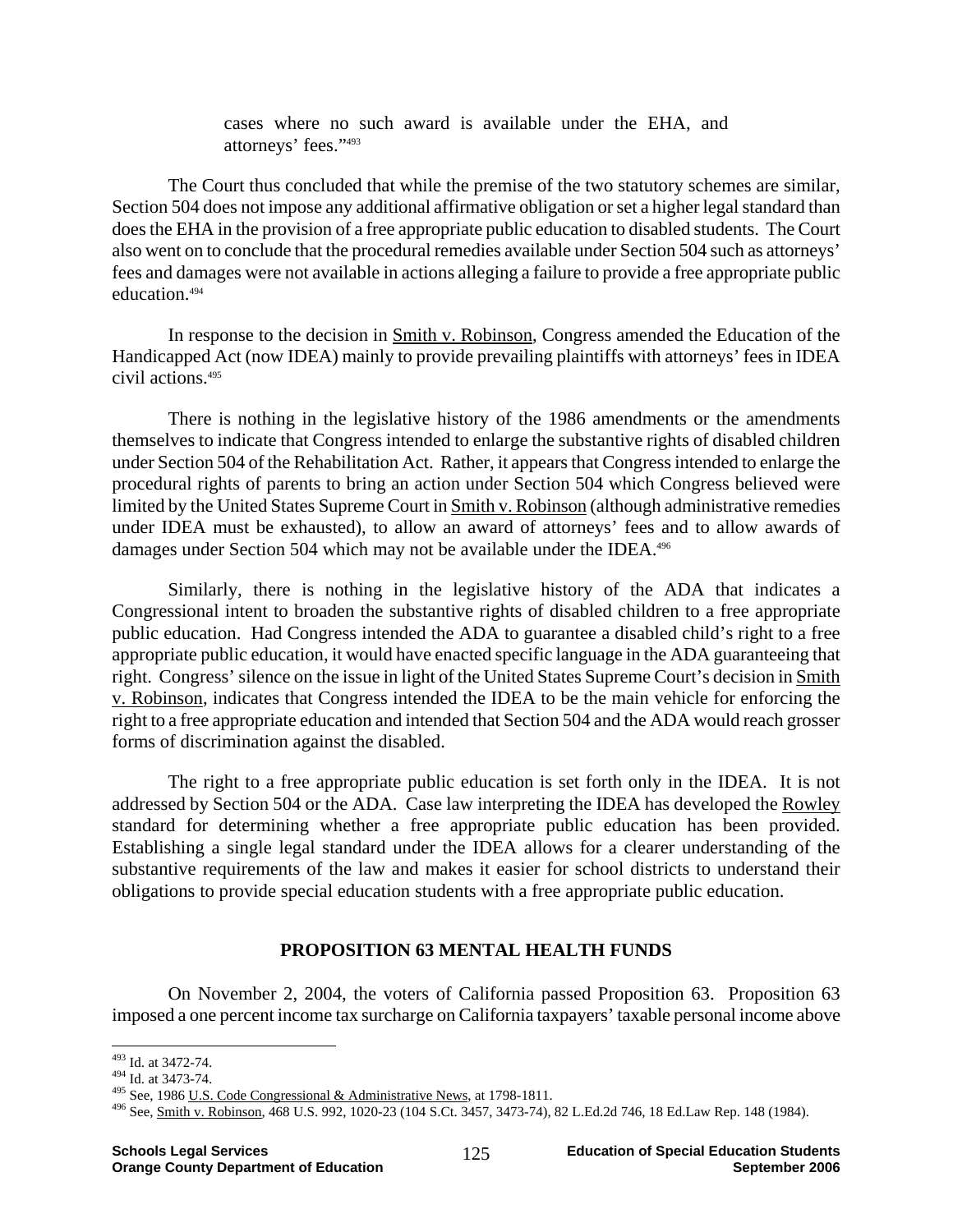> cases where no such award is available under the EHA, and attorneys' fees."[493]

The Court thus concluded that while the premise of the two statutory schemes are similar, Section 504 does not impose any additional affirmative obligation or set a higher legal standard than does the EHA in the provision of a free appropriate public education to disabled students. The Court also went on to conclude that the procedural remedies available under Section 504 such as attorneys' fees and damages were not available in actions alleging a failure to provide a free appropriate public education.[494]

In response to the decision in Smith v. Robinson, Congress amended the Education of the Handicapped Act (now IDEA) mainly to provide prevailing plaintiffs with attorneys' fees in IDEA civil actions.[495]

There is nothing in the legislative history of the 1986 amendments or the amendments themselves to indicate that Congress intended to enlarge the substantive rights of disabled children under Section 504 of the Rehabilitation Act. Rather, it appears that Congress intended to enlarge the procedural rights of parents to bring an action under Section 504 which Congress believed were limited by the United States Supreme Court in Smith v. Robinson (although administrative remedies under IDEA must be exhausted), to allow an award of attorneys' fees and to allow awards of damages under Section 504 which may not be available under the IDEA.[496]

Similarly, there is nothing in the legislative history of the ADA that indicates a Congressional intent to broaden the substantive rights of disabled children to a free appropriate public education. Had Congress intended the ADA to guarantee a disabled child's right to a free appropriate public education, it would have enacted specific language in the ADA guaranteeing that right. Congress' silence on the issue in light of the United States Supreme Court's decision in Smith v. Robinson, indicates that Congress intended the IDEA to be the main vehicle for enforcing the right to a free appropriate education and intended that Section 504 and the ADA would reach grosser forms of discrimination against the disabled.

The right to a free appropriate public education is set forth only in the IDEA. It is not addressed by Section 504 or the ADA. Case law interpreting the IDEA has developed the Rowley standard for determining whether a free appropriate public education has been provided. Establishing a single legal standard under the IDEA allows for a clearer understanding of the substantive requirements of the law and makes it easier for school districts to understand their obligations to provide special education students with a free appropriate public education.

## PROPOSITION 63 MENTAL HEALTH FUNDS

On November 2, 2004, the voters of California passed Proposition 63. Proposition 63 imposed a one percent income tax surcharge on California taxpayers' taxable personal income above

---

[493] Id. at 3472-74.
[494] Id. at 3473-74.
[495] See, 1986 U.S. Code Congressional & Administrative News, at 1798-1811.
[496] See, Smith v. Robinson, 468 U.S. 992, 1020-23 (104 S.Ct. 3457, 3473-74), 82 L.Ed.2d 746, 18 Ed.Law Rep. 148 (1984).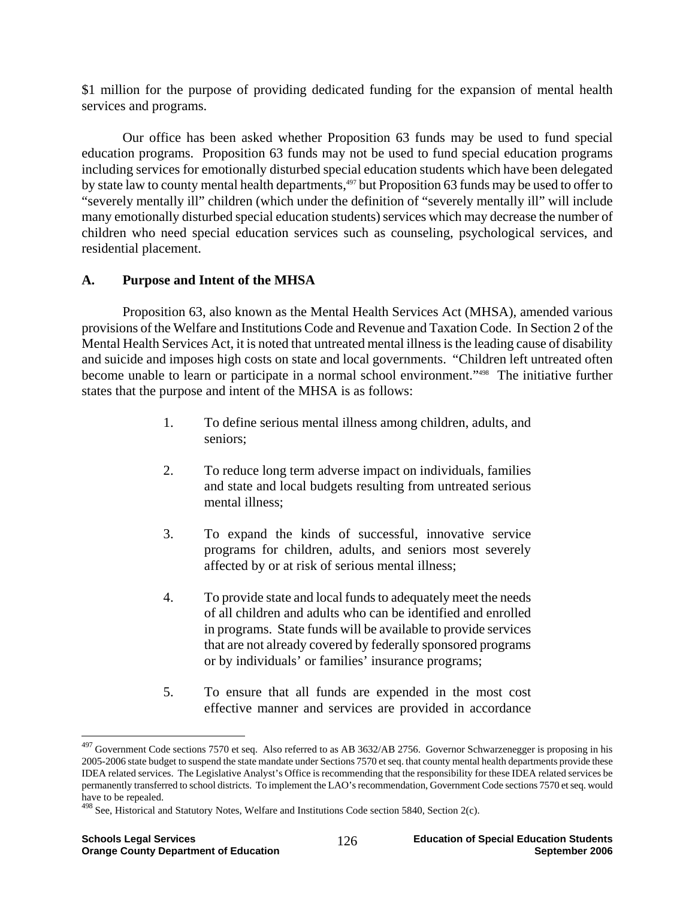$1 million for the purpose of providing dedicated funding for the expansion of mental health services and programs.

Our office has been asked whether Proposition 63 funds may be used to fund special education programs. Proposition 63 funds may not be used to fund special education programs including services for emotionally disturbed special education students which have been delegated by state law to county mental health departments,[497] but Proposition 63 funds may be used to offer to "severely mentally ill" children (which under the definition of "severely mentally ill" will include many emotionally disturbed special education students) services which may decrease the number of children who need special education services such as counseling, psychological services, and residential placement.

**A. Purpose and Intent of the MHSA**

Proposition 63, also known as the Mental Health Services Act (MHSA), amended various provisions of the Welfare and Institutions Code and Revenue and Taxation Code. In Section 2 of the Mental Health Services Act, it is noted that untreated mental illness is the leading cause of disability and suicide and imposes high costs on state and local governments. "Children left untreated often become unable to learn or participate in a normal school environment."[498] The initiative further states that the purpose and intent of the MHSA is as follows:

1. To define serious mental illness among children, adults, and seniors;

2. To reduce long term adverse impact on individuals, families and state and local budgets resulting from untreated serious mental illness;

3. To expand the kinds of successful, innovative service programs for children, adults, and seniors most severely affected by or at risk of serious mental illness;

4. To provide state and local funds to adequately meet the needs of all children and adults who can be identified and enrolled in programs. State funds will be available to provide services that are not already covered by federally sponsored programs or by individuals' or families' insurance programs;

5. To ensure that all funds are expended in the most cost effective manner and services are provided in accordance

---

[497] Government Code sections 7570 et seq. Also referred to as AB 3632/AB 2756. Governor Schwarzenegger is proposing in his 2005-2006 state budget to suspend the state mandate under Sections 7570 et seq. that county mental health departments provide these IDEA related services. The Legislative Analyst's Office is recommending that the responsibility for these IDEA related services be permanently transferred to school districts. To implement the LAO's recommendation, Government Code sections 7570 et seq. would have to be repealed.

[498] See, Historical and Statutory Notes, Welfare and Institutions Code section 5840, Section 2(c).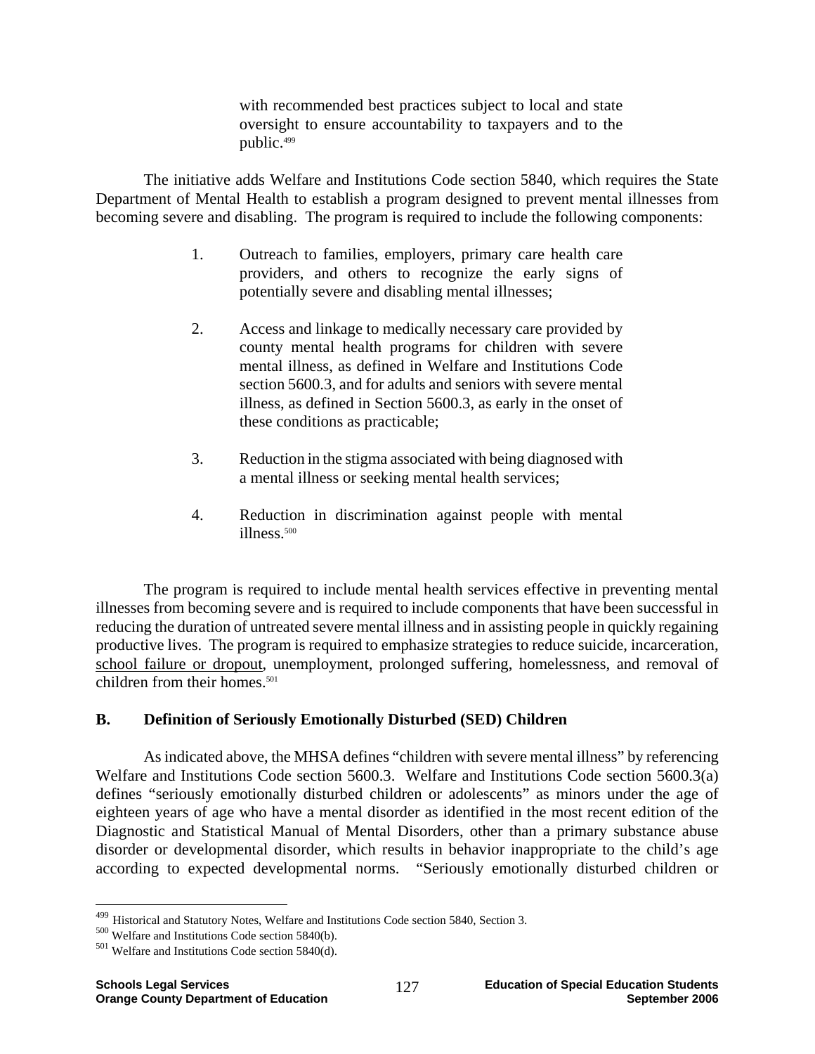> with recommended best practices subject to local and state oversight to ensure accountability to taxpayers and to the public.[499]

The initiative adds Welfare and Institutions Code section 5840, which requires the State Department of Mental Health to establish a program designed to prevent mental illnesses from becoming severe and disabling. The program is required to include the following components:

> 1. Outreach to families, employers, primary care health care providers, and others to recognize the early signs of potentially severe and disabling mental illnesses;
>
> 2. Access and linkage to medically necessary care provided by county mental health programs for children with severe mental illness, as defined in Welfare and Institutions Code section 5600.3, and for adults and seniors with severe mental illness, as defined in Section 5600.3, as early in the onset of these conditions as practicable;
>
> 3. Reduction in the stigma associated with being diagnosed with a mental illness or seeking mental health services;
>
> 4. Reduction in discrimination against people with mental illness.[500]

The program is required to include mental health services effective in preventing mental illnesses from becoming severe and is required to include components that have been successful in reducing the duration of untreated severe mental illness and in assisting people in quickly regaining productive lives. The program is required to emphasize strategies to reduce suicide, incarceration, <u>school failure or dropout</u>, unemployment, prolonged suffering, homelessness, and removal of children from their homes.[501]

## B. Definition of Seriously Emotionally Disturbed (SED) Children

As indicated above, the MHSA defines "children with severe mental illness" by referencing Welfare and Institutions Code section 5600.3. Welfare and Institutions Code section 5600.3(a) defines "seriously emotionally disturbed children or adolescents" as minors under the age of eighteen years of age who have a mental disorder as identified in the most recent edition of the Diagnostic and Statistical Manual of Mental Disorders, other than a primary substance abuse disorder or developmental disorder, which results in behavior inappropriate to the child's age according to expected developmental norms. "Seriously emotionally disturbed children or

---

[499] Historical and Statutory Notes, Welfare and Institutions Code section 5840, Section 3.

[500] Welfare and Institutions Code section 5840(b).

[501] Welfare and Institutions Code section 5840(d).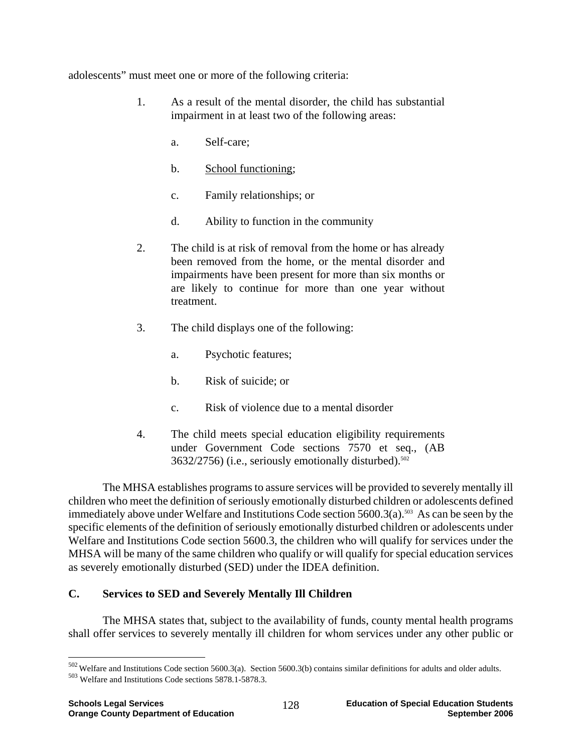adolescents" must meet one or more of the following criteria:

1. As a result of the mental disorder, the child has substantial impairment in at least two of the following areas:

   a. Self-care;

   b. <u>School functioning</u>;

   c. Family relationships; or

   d. Ability to function in the community

2. The child is at risk of removal from the home or has already been removed from the home, or the mental disorder and impairments have been present for more than six months or are likely to continue for more than one year without treatment.

3. The child displays one of the following:

   a. Psychotic features;

   b. Risk of suicide; or

   c. Risk of violence due to a mental disorder

4. The child meets special education eligibility requirements under Government Code sections 7570 et seq., (AB 3632/2756) (i.e., seriously emotionally disturbed).[502]

The MHSA establishes programs to assure services will be provided to severely mentally ill children who meet the definition of seriously emotionally disturbed children or adolescents defined immediately above under Welfare and Institutions Code section 5600.3(a).[503] As can be seen by the specific elements of the definition of seriously emotionally disturbed children or adolescents under Welfare and Institutions Code section 5600.3, the children who will qualify for services under the MHSA will be many of the same children who qualify or will qualify for special education services as severely emotionally disturbed (SED) under the IDEA definition.

## C. Services to SED and Severely Mentally Ill Children

The MHSA states that, subject to the availability of funds, county mental health programs shall offer services to severely mentally ill children for whom services under any other public or

---

[502] Welfare and Institutions Code section 5600.3(a). Section 5600.3(b) contains similar definitions for adults and older adults.

[503] Welfare and Institutions Code sections 5878.1-5878.3.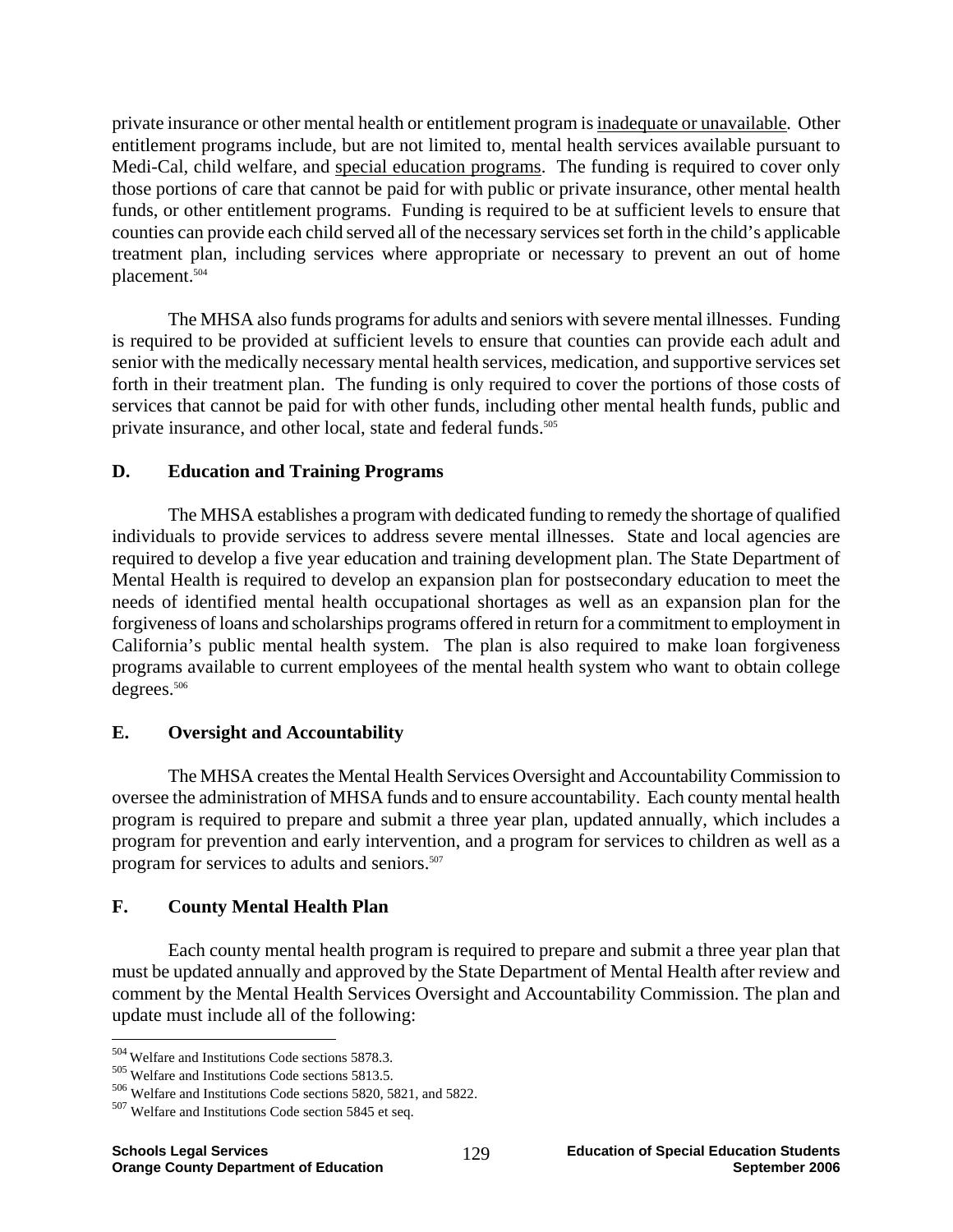private insurance or other mental health or entitlement program is <u>inadequate or unavailable</u>. Other entitlement programs include, but are not limited to, mental health services available pursuant to Medi-Cal, child welfare, and <u>special education programs</u>. The funding is required to cover only those portions of care that cannot be paid for with public or private insurance, other mental health funds, or other entitlement programs. Funding is required to be at sufficient levels to ensure that counties can provide each child served all of the necessary services set forth in the child's applicable treatment plan, including services where appropriate or necessary to prevent an out of home placement.[504]

The MHSA also funds programs for adults and seniors with severe mental illnesses. Funding is required to be provided at sufficient levels to ensure that counties can provide each adult and senior with the medically necessary mental health services, medication, and supportive services set forth in their treatment plan. The funding is only required to cover the portions of those costs of services that cannot be paid for with other funds, including other mental health funds, public and private insurance, and other local, state and federal funds.[505]

## D. Education and Training Programs

The MHSA establishes a program with dedicated funding to remedy the shortage of qualified individuals to provide services to address severe mental illnesses. State and local agencies are required to develop a five year education and training development plan. The State Department of Mental Health is required to develop an expansion plan for postsecondary education to meet the needs of identified mental health occupational shortages as well as an expansion plan for the forgiveness of loans and scholarships programs offered in return for a commitment to employment in California's public mental health system. The plan is also required to make loan forgiveness programs available to current employees of the mental health system who want to obtain college degrees.[506]

## E. Oversight and Accountability

The MHSA creates the Mental Health Services Oversight and Accountability Commission to oversee the administration of MHSA funds and to ensure accountability. Each county mental health program is required to prepare and submit a three year plan, updated annually, which includes a program for prevention and early intervention, and a program for services to children as well as a program for services to adults and seniors.[507]

## F. County Mental Health Plan

Each county mental health program is required to prepare and submit a three year plan that must be updated annually and approved by the State Department of Mental Health after review and comment by the Mental Health Services Oversight and Accountability Commission. The plan and update must include all of the following:

---

[504] Welfare and Institutions Code sections 5878.3.

[505] Welfare and Institutions Code sections 5813.5.

[506] Welfare and Institutions Code sections 5820, 5821, and 5822.

[507] Welfare and Institutions Code section 5845 et seq.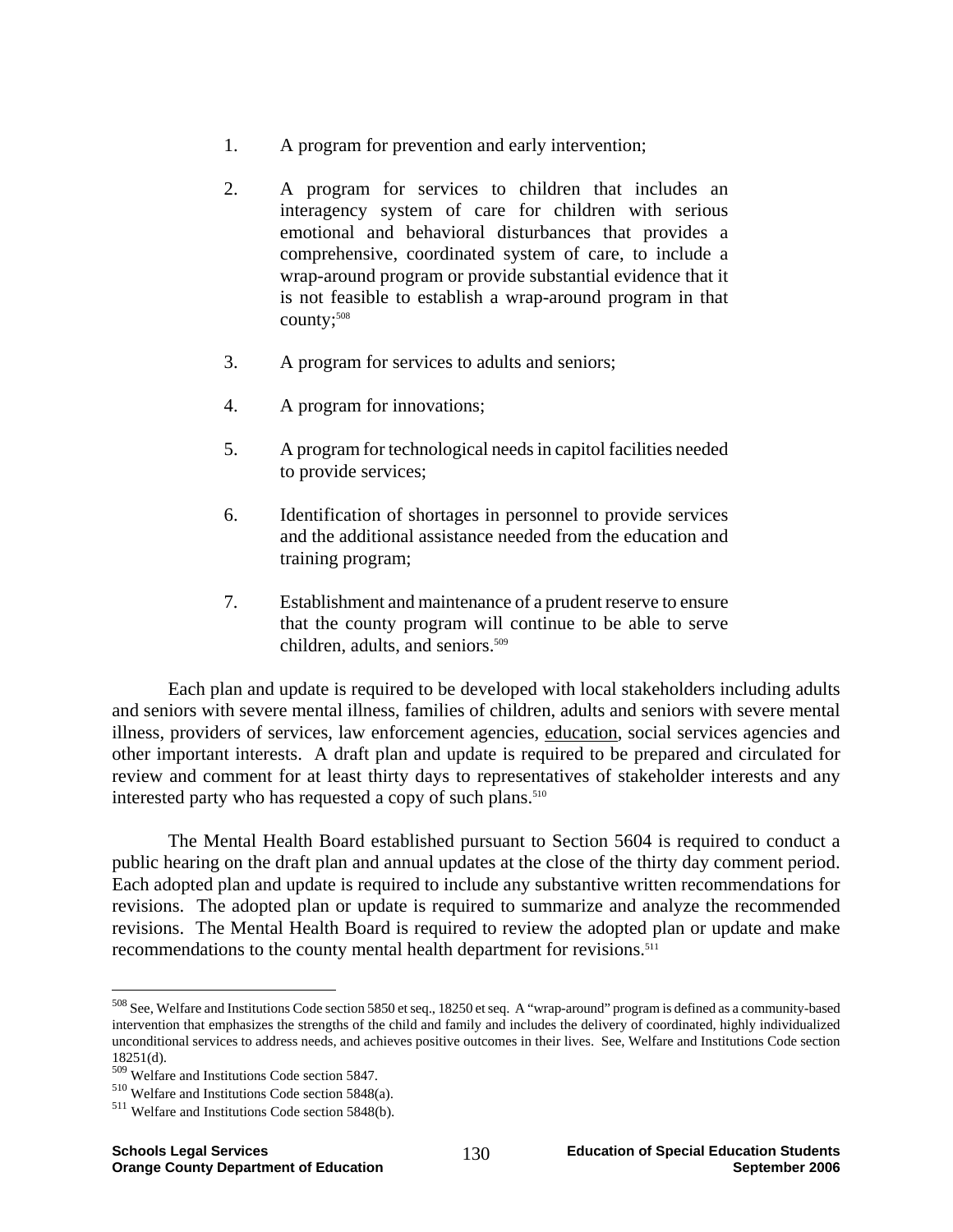1. A program for prevention and early intervention;

2. A program for services to children that includes an interagency system of care for children with serious emotional and behavioral disturbances that provides a comprehensive, coordinated system of care, to include a wrap-around program or provide substantial evidence that it is not feasible to establish a wrap-around program in that county;[508]

3. A program for services to adults and seniors;

4. A program for innovations;

5. A program for technological needs in capitol facilities needed to provide services;

6. Identification of shortages in personnel to provide services and the additional assistance needed from the education and training program;

7. Establishment and maintenance of a prudent reserve to ensure that the county program will continue to be able to serve children, adults, and seniors.[509]

Each plan and update is required to be developed with local stakeholders including adults and seniors with severe mental illness, families of children, adults and seniors with severe mental illness, providers of services, law enforcement agencies, <u>education</u>, social services agencies and other important interests. A draft plan and update is required to be prepared and circulated for review and comment for at least thirty days to representatives of stakeholder interests and any interested party who has requested a copy of such plans.[510]

The Mental Health Board established pursuant to Section 5604 is required to conduct a public hearing on the draft plan and annual updates at the close of the thirty day comment period. Each adopted plan and update is required to include any substantive written recommendations for revisions. The adopted plan or update is required to summarize and analyze the recommended revisions. The Mental Health Board is required to review the adopted plan or update and make recommendations to the county mental health department for revisions.[511]

---

[508] See, Welfare and Institutions Code section 5850 et seq., 18250 et seq. A "wrap-around" program is defined as a community-based intervention that emphasizes the strengths of the child and family and includes the delivery of coordinated, highly individualized unconditional services to address needs, and achieves positive outcomes in their lives. See, Welfare and Institutions Code section 18251(d).

[509] Welfare and Institutions Code section 5847.

[510] Welfare and Institutions Code section 5848(a).

[511] Welfare and Institutions Code section 5848(b).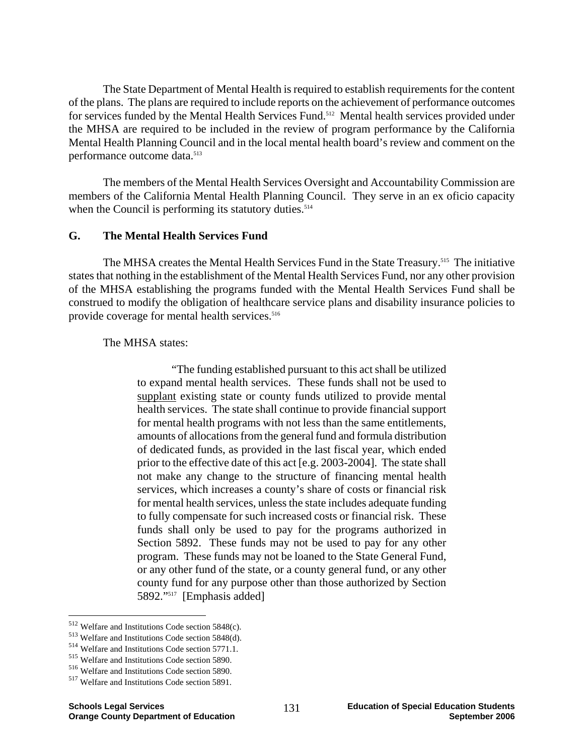The State Department of Mental Health is required to establish requirements for the content of the plans. The plans are required to include reports on the achievement of performance outcomes for services funded by the Mental Health Services Fund.[512] Mental health services provided under the MHSA are required to be included in the review of program performance by the California Mental Health Planning Council and in the local mental health board's review and comment on the performance outcome data.[513]

The members of the Mental Health Services Oversight and Accountability Commission are members of the California Mental Health Planning Council. They serve in an ex oficio capacity when the Council is performing its statutory duties.[514]

## G. The Mental Health Services Fund

The MHSA creates the Mental Health Services Fund in the State Treasury.[515] The initiative states that nothing in the establishment of the Mental Health Services Fund, nor any other provision of the MHSA establishing the programs funded with the Mental Health Services Fund shall be construed to modify the obligation of healthcare service plans and disability insurance policies to provide coverage for mental health services.[516]

The MHSA states:

> "The funding established pursuant to this act shall be utilized to expand mental health services. These funds shall not be used to <u>supplant</u> existing state or county funds utilized to provide mental health services. The state shall continue to provide financial support for mental health programs with not less than the same entitlements, amounts of allocations from the general fund and formula distribution of dedicated funds, as provided in the last fiscal year, which ended prior to the effective date of this act [e.g. 2003-2004]. The state shall not make any change to the structure of financing mental health services, which increases a county's share of costs or financial risk for mental health services, unless the state includes adequate funding to fully compensate for such increased costs or financial risk. These funds shall only be used to pay for the programs authorized in Section 5892. These funds may not be used to pay for any other program. These funds may not be loaned to the State General Fund, or any other fund of the state, or a county general fund, or any other county fund for any purpose other than those authorized by Section 5892."[517] [Emphasis added]

---

[512] Welfare and Institutions Code section 5848(c).
[513] Welfare and Institutions Code section 5848(d).
[514] Welfare and Institutions Code section 5771.1.
[515] Welfare and Institutions Code section 5890.
[516] Welfare and Institutions Code section 5890.
[517] Welfare and Institutions Code section 5891.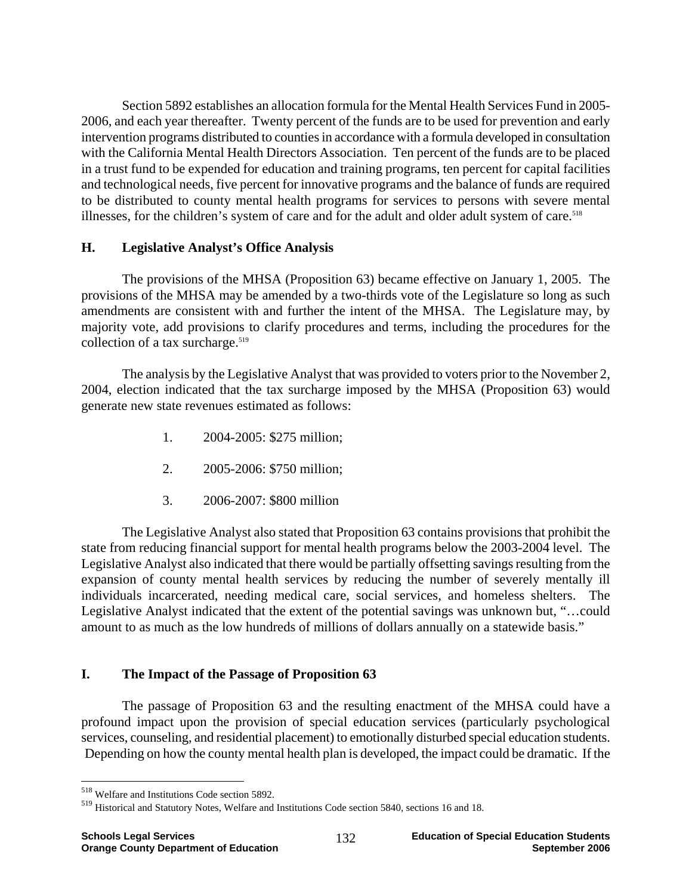Section 5892 establishes an allocation formula for the Mental Health Services Fund in 2005-2006, and each year thereafter. Twenty percent of the funds are to be used for prevention and early intervention programs distributed to counties in accordance with a formula developed in consultation with the California Mental Health Directors Association. Ten percent of the funds are to be placed in a trust fund to be expended for education and training programs, ten percent for capital facilities and technological needs, five percent for innovative programs and the balance of funds are required to be distributed to county mental health programs for services to persons with severe mental illnesses, for the children's system of care and for the adult and older adult system of care.[518]

## H. Legislative Analyst's Office Analysis

The provisions of the MHSA (Proposition 63) became effective on January 1, 2005. The provisions of the MHSA may be amended by a two-thirds vote of the Legislature so long as such amendments are consistent with and further the intent of the MHSA. The Legislature may, by majority vote, add provisions to clarify procedures and terms, including the procedures for the collection of a tax surcharge.[519]

The analysis by the Legislative Analyst that was provided to voters prior to the November 2, 2004, election indicated that the tax surcharge imposed by the MHSA (Proposition 63) would generate new state revenues estimated as follows:

1. 2004-2005: $275 million;
2. 2005-2006: $750 million;
3. 2006-2007: $800 million

The Legislative Analyst also stated that Proposition 63 contains provisions that prohibit the state from reducing financial support for mental health programs below the 2003-2004 level. The Legislative Analyst also indicated that there would be partially offsetting savings resulting from the expansion of county mental health services by reducing the number of severely mentally ill individuals incarcerated, needing medical care, social services, and homeless shelters. The Legislative Analyst indicated that the extent of the potential savings was unknown but, "…could amount to as much as the low hundreds of millions of dollars annually on a statewide basis."

## I. The Impact of the Passage of Proposition 63

The passage of Proposition 63 and the resulting enactment of the MHSA could have a profound impact upon the provision of special education services (particularly psychological services, counseling, and residential placement) to emotionally disturbed special education students. Depending on how the county mental health plan is developed, the impact could be dramatic. If the

---

[518] Welfare and Institutions Code section 5892.

[519] Historical and Statutory Notes, Welfare and Institutions Code section 5840, sections 16 and 18.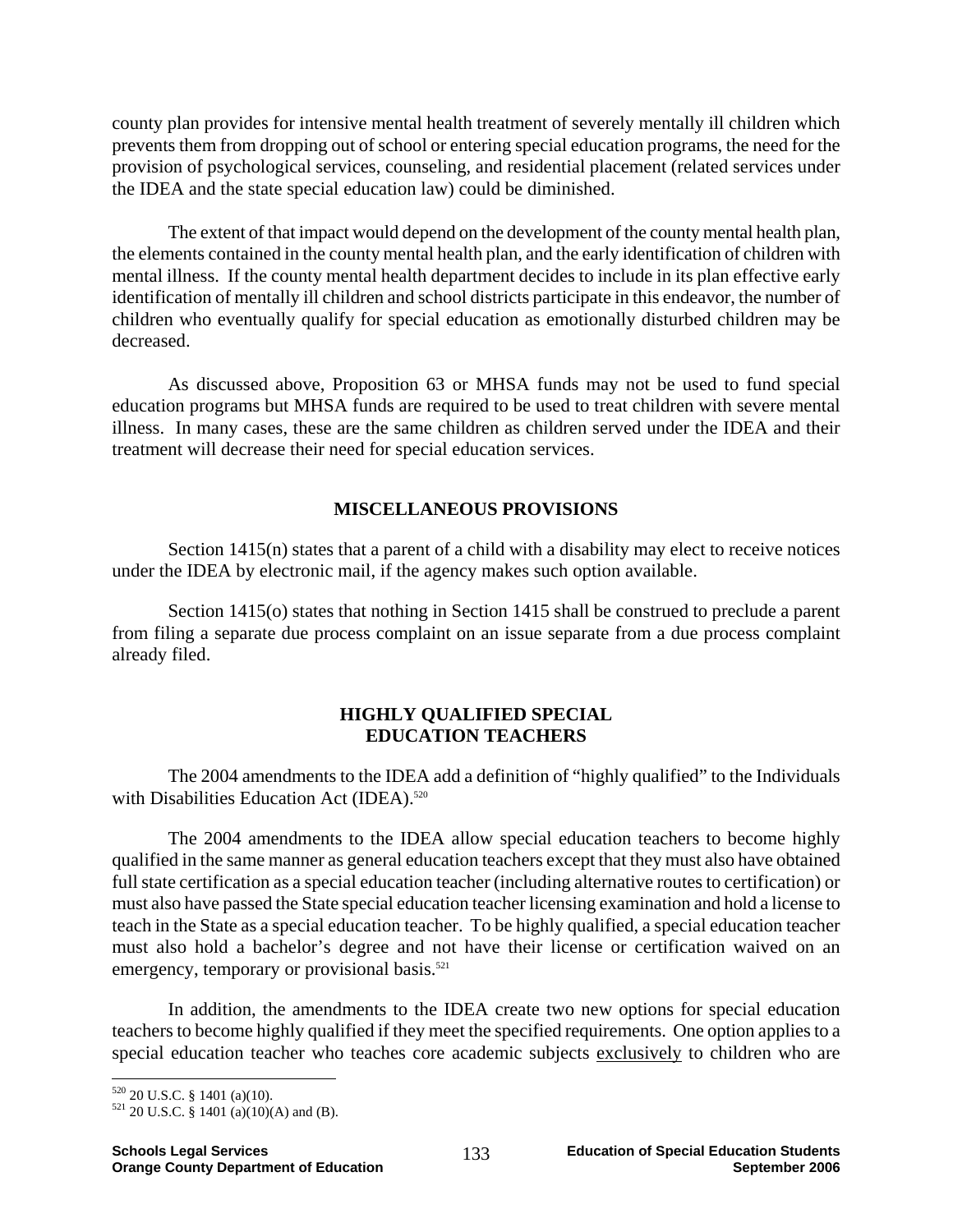county plan provides for intensive mental health treatment of severely mentally ill children which prevents them from dropping out of school or entering special education programs, the need for the provision of psychological services, counseling, and residential placement (related services under the IDEA and the state special education law) could be diminished.

The extent of that impact would depend on the development of the county mental health plan, the elements contained in the county mental health plan, and the early identification of children with mental illness. If the county mental health department decides to include in its plan effective early identification of mentally ill children and school districts participate in this endeavor, the number of children who eventually qualify for special education as emotionally disturbed children may be decreased.

As discussed above, Proposition 63 or MHSA funds may not be used to fund special education programs but MHSA funds are required to be used to treat children with severe mental illness. In many cases, these are the same children as children served under the IDEA and their treatment will decrease their need for special education services.

## MISCELLANEOUS PROVISIONS

Section 1415(n) states that a parent of a child with a disability may elect to receive notices under the IDEA by electronic mail, if the agency makes such option available.

Section 1415(o) states that nothing in Section 1415 shall be construed to preclude a parent from filing a separate due process complaint on an issue separate from a due process complaint already filed.

## HIGHLY QUALIFIED SPECIAL EDUCATION TEACHERS

The 2004 amendments to the IDEA add a definition of "highly qualified" to the Individuals with Disabilities Education Act (IDEA).[520]

The 2004 amendments to the IDEA allow special education teachers to become highly qualified in the same manner as general education teachers except that they must also have obtained full state certification as a special education teacher (including alternative routes to certification) or must also have passed the State special education teacher licensing examination and hold a license to teach in the State as a special education teacher. To be highly qualified, a special education teacher must also hold a bachelor's degree and not have their license or certification waived on an emergency, temporary or provisional basis.[521]

In addition, the amendments to the IDEA create two new options for special education teachers to become highly qualified if they meet the specified requirements. One option applies to a special education teacher who teaches core academic subjects <u>exclusively</u> to children who are

---

[520] 20 U.S.C. § 1401 (a)(10).

[521] 20 U.S.C. § 1401 (a)(10)(A) and (B).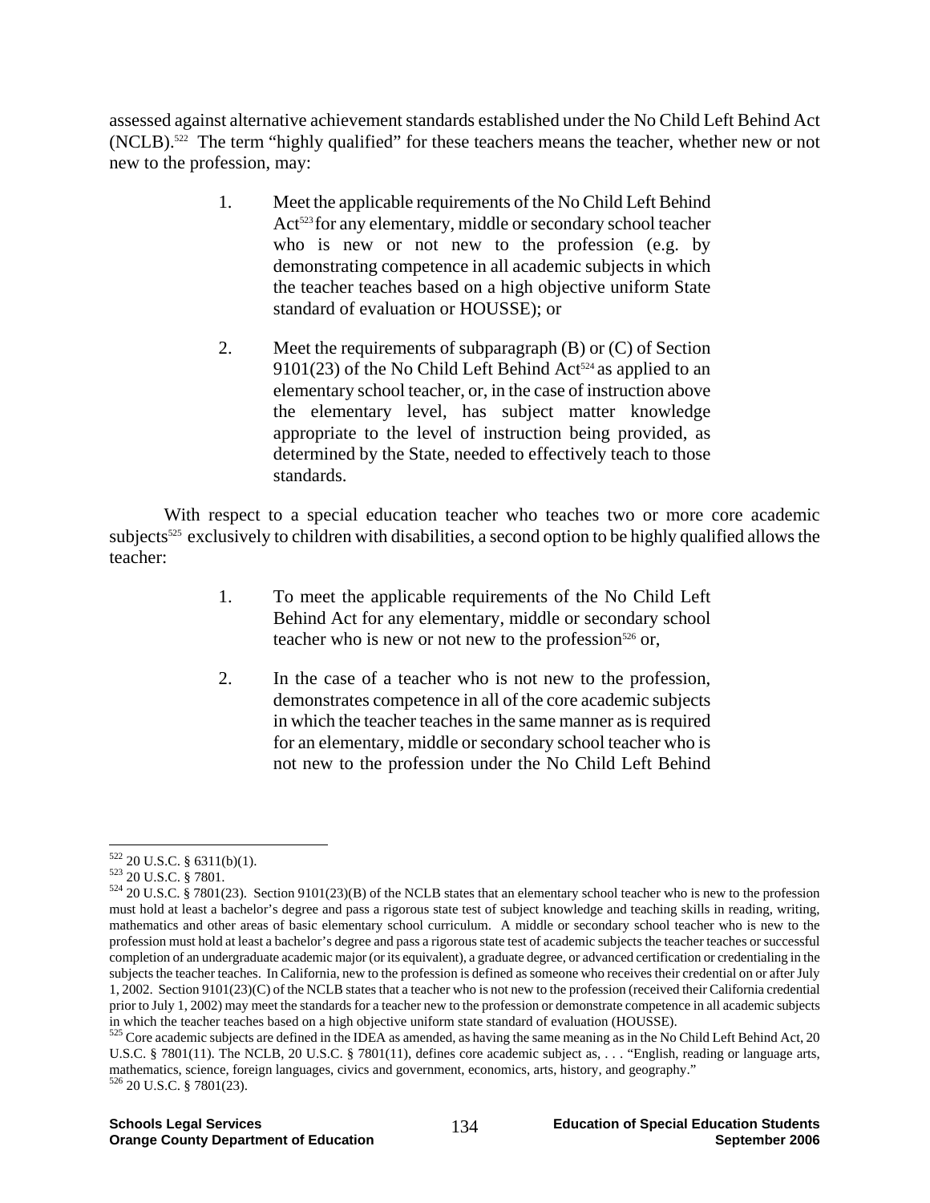assessed against alternative achievement standards established under the No Child Left Behind Act (NCLB).[522] The term "highly qualified" for these teachers means the teacher, whether new or not new to the profession, may:

1. Meet the applicable requirements of the No Child Left Behind Act[523] for any elementary, middle or secondary school teacher who is new or not new to the profession (e.g. by demonstrating competence in all academic subjects in which the teacher teaches based on a high objective uniform State standard of evaluation or HOUSSE); or

2. Meet the requirements of subparagraph (B) or (C) of Section 9101(23) of the No Child Left Behind Act[524] as applied to an elementary school teacher, or, in the case of instruction above the elementary level, has subject matter knowledge appropriate to the level of instruction being provided, as determined by the State, needed to effectively teach to those standards.

With respect to a special education teacher who teaches two or more core academic subjects[525] exclusively to children with disabilities, a second option to be highly qualified allows the teacher:

1. To meet the applicable requirements of the No Child Left Behind Act for any elementary, middle or secondary school teacher who is new or not new to the profession[526] or,

2. In the case of a teacher who is not new to the profession, demonstrates competence in all of the core academic subjects in which the teacher teaches in the same manner as is required for an elementary, middle or secondary school teacher who is not new to the profession under the No Child Left Behind

---

[522] 20 U.S.C. § 6311(b)(1).

[523] 20 U.S.C. § 7801.

[524] 20 U.S.C. § 7801(23). Section 9101(23)(B) of the NCLB states that an elementary school teacher who is new to the profession must hold at least a bachelor's degree and pass a rigorous state test of subject knowledge and teaching skills in reading, writing, mathematics and other areas of basic elementary school curriculum. A middle or secondary school teacher who is new to the profession must hold at least a bachelor's degree and pass a rigorous state test of academic subjects the teacher teaches or successful completion of an undergraduate academic major (or its equivalent), a graduate degree, or advanced certification or credentialing in the subjects the teacher teaches. In California, new to the profession is defined as someone who receives their credential on or after July 1, 2002. Section 9101(23)(C) of the NCLB states that a teacher who is not new to the profession (received their California credential prior to July 1, 2002) may meet the standards for a teacher new to the profession or demonstrate competence in all academic subjects in which the teacher teaches based on a high objective uniform state standard of evaluation (HOUSSE).

[525] Core academic subjects are defined in the IDEA as amended, as having the same meaning as in the No Child Left Behind Act, 20 U.S.C. § 7801(11). The NCLB, 20 U.S.C. § 7801(11), defines core academic subject as, . . . "English, reading or language arts, mathematics, science, foreign languages, civics and government, economics, arts, history, and geography."

[526] 20 U.S.C. § 7801(23).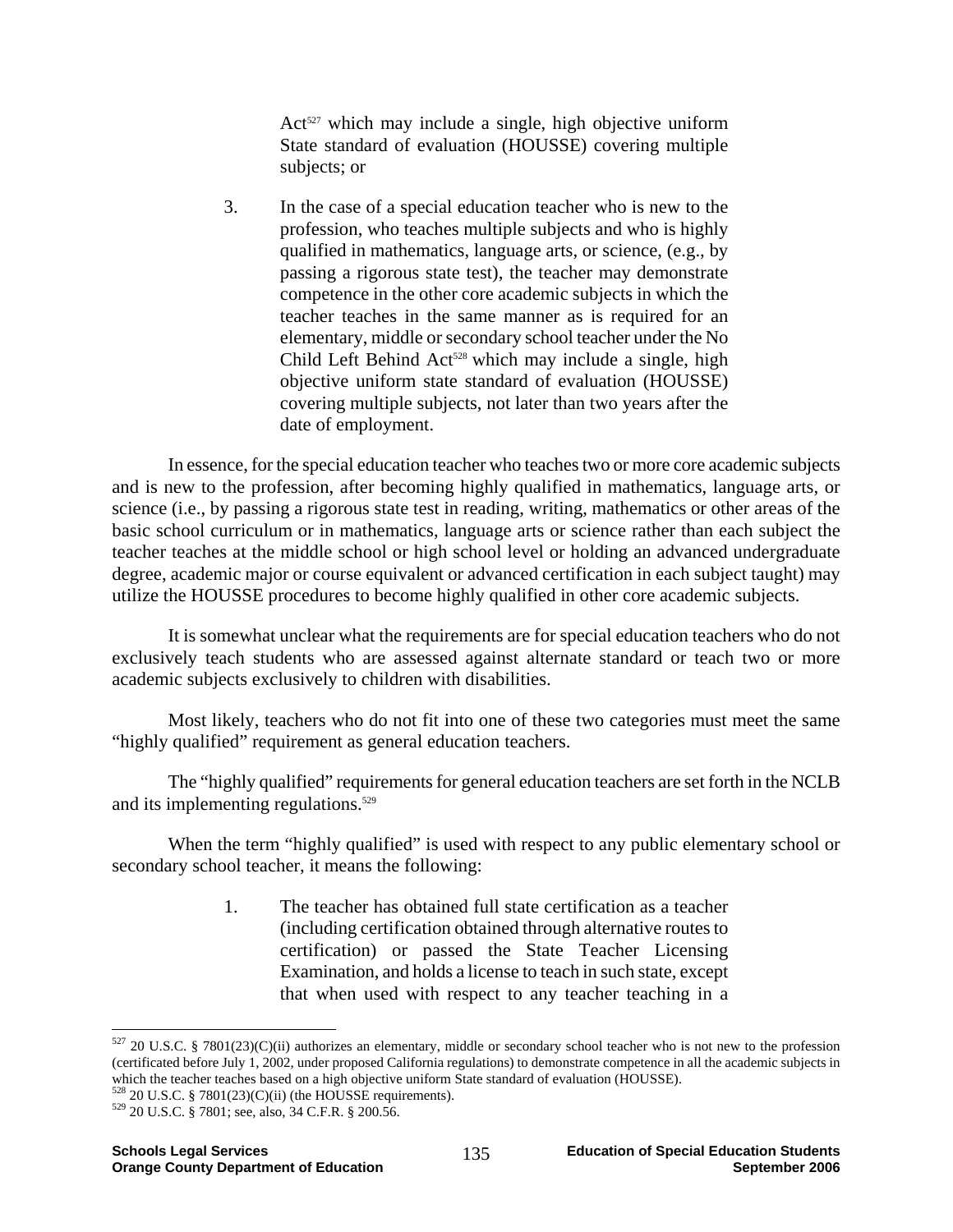Act[527] which may include a single, high objective uniform State standard of evaluation (HOUSSE) covering multiple subjects; or

3. In the case of a special education teacher who is new to the profession, who teaches multiple subjects and who is highly qualified in mathematics, language arts, or science, (e.g., by passing a rigorous state test), the teacher may demonstrate competence in the other core academic subjects in which the teacher teaches in the same manner as is required for an elementary, middle or secondary school teacher under the No Child Left Behind Act[528] which may include a single, high objective uniform state standard of evaluation (HOUSSE) covering multiple subjects, not later than two years after the date of employment.

In essence, for the special education teacher who teaches two or more core academic subjects and is new to the profession, after becoming highly qualified in mathematics, language arts, or science (i.e., by passing a rigorous state test in reading, writing, mathematics or other areas of the basic school curriculum or in mathematics, language arts or science rather than each subject the teacher teaches at the middle school or high school level or holding an advanced undergraduate degree, academic major or course equivalent or advanced certification in each subject taught) may utilize the HOUSSE procedures to become highly qualified in other core academic subjects.

It is somewhat unclear what the requirements are for special education teachers who do not exclusively teach students who are assessed against alternate standard or teach two or more academic subjects exclusively to children with disabilities.

Most likely, teachers who do not fit into one of these two categories must meet the same "highly qualified" requirement as general education teachers.

The "highly qualified" requirements for general education teachers are set forth in the NCLB and its implementing regulations.[529]

When the term "highly qualified" is used with respect to any public elementary school or secondary school teacher, it means the following:

1. The teacher has obtained full state certification as a teacher (including certification obtained through alternative routes to certification) or passed the State Teacher Licensing Examination, and holds a license to teach in such state, except that when used with respect to any teacher teaching in a

---

[527] 20 U.S.C. § 7801(23)(C)(ii) authorizes an elementary, middle or secondary school teacher who is not new to the profession (certificated before July 1, 2002, under proposed California regulations) to demonstrate competence in all the academic subjects in which the teacher teaches based on a high objective uniform State standard of evaluation (HOUSSE).

[528] 20 U.S.C. § 7801(23)(C)(ii) (the HOUSSE requirements).

[529] 20 U.S.C. § 7801; see, also, 34 C.F.R. § 200.56.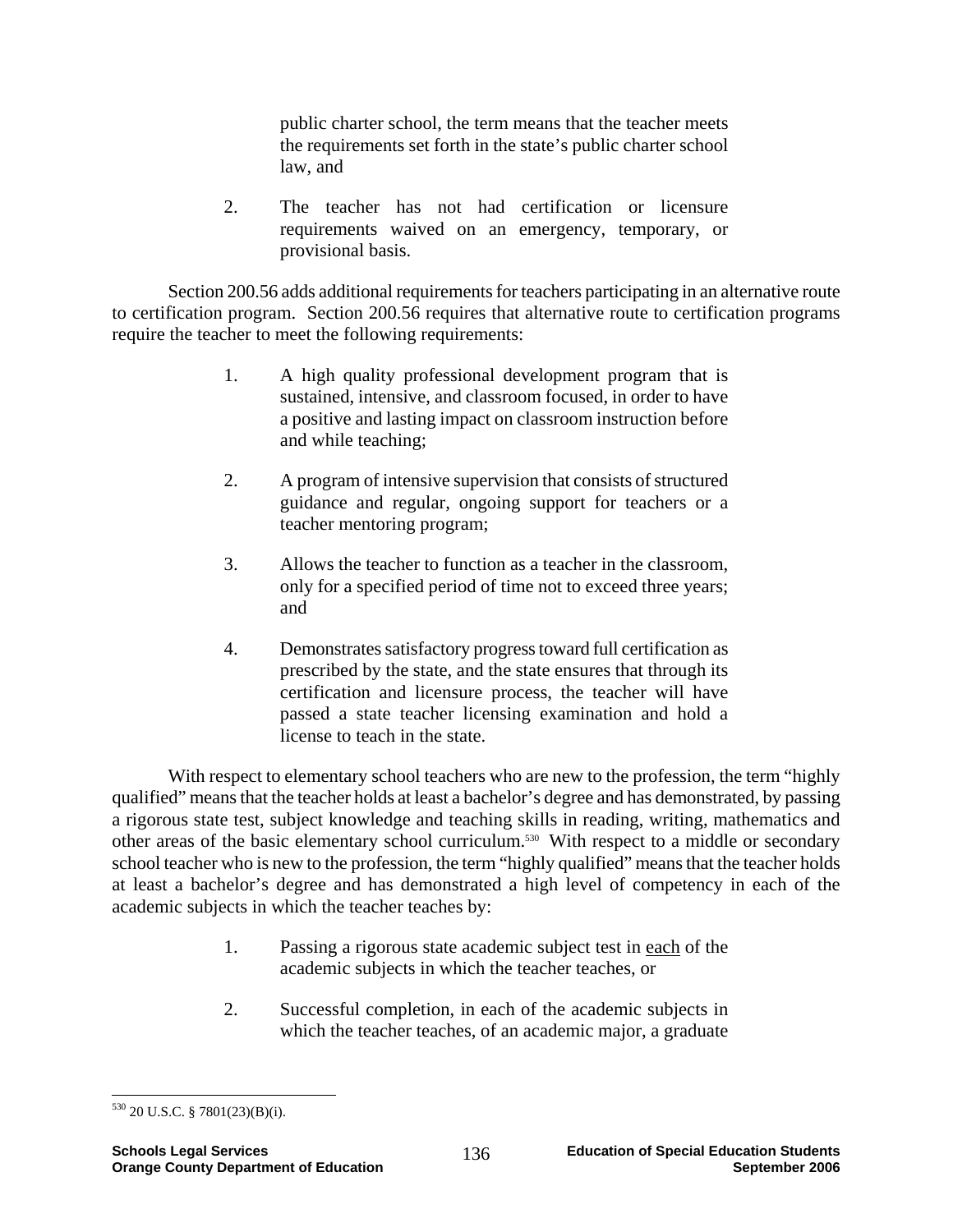public charter school, the term means that the teacher meets the requirements set forth in the state's public charter school law, and

2. The teacher has not had certification or licensure requirements waived on an emergency, temporary, or provisional basis.

Section 200.56 adds additional requirements for teachers participating in an alternative route to certification program. Section 200.56 requires that alternative route to certification programs require the teacher to meet the following requirements:

1. A high quality professional development program that is sustained, intensive, and classroom focused, in order to have a positive and lasting impact on classroom instruction before and while teaching;

2. A program of intensive supervision that consists of structured guidance and regular, ongoing support for teachers or a teacher mentoring program;

3. Allows the teacher to function as a teacher in the classroom, only for a specified period of time not to exceed three years; and

4. Demonstrates satisfactory progress toward full certification as prescribed by the state, and the state ensures that through its certification and licensure process, the teacher will have passed a state teacher licensing examination and hold a license to teach in the state.

With respect to elementary school teachers who are new to the profession, the term "highly qualified" means that the teacher holds at least a bachelor's degree and has demonstrated, by passing a rigorous state test, subject knowledge and teaching skills in reading, writing, mathematics and other areas of the basic elementary school curriculum.[530] With respect to a middle or secondary school teacher who is new to the profession, the term "highly qualified" means that the teacher holds at least a bachelor's degree and has demonstrated a high level of competency in each of the academic subjects in which the teacher teaches by:

1. Passing a rigorous state academic subject test in <u>each</u> of the academic subjects in which the teacher teaches, or

2. Successful completion, in each of the academic subjects in which the teacher teaches, of an academic major, a graduate

---

[530] 20 U.S.C. § 7801(23)(B)(i).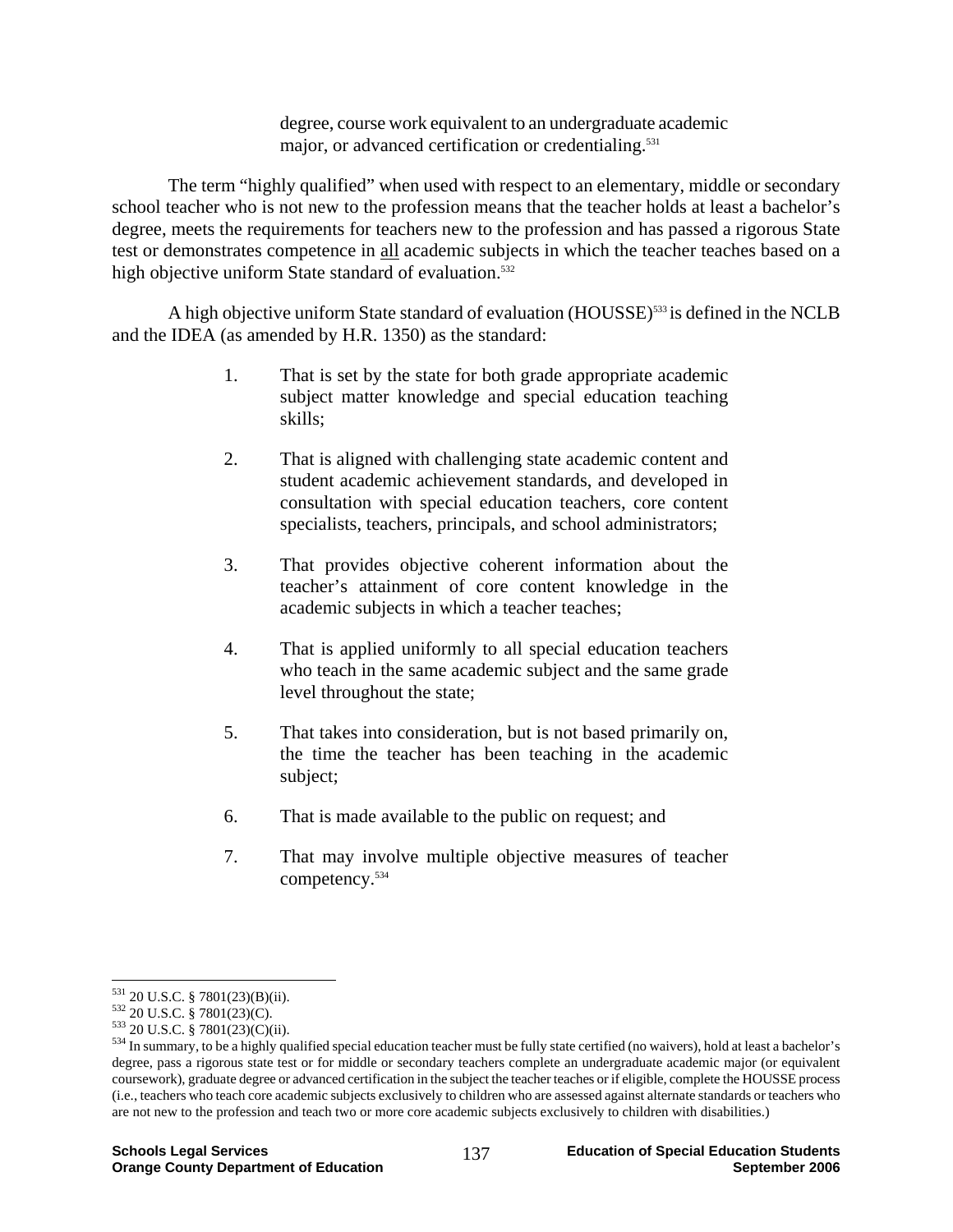degree, course work equivalent to an undergraduate academic major, or advanced certification or credentialing.[531]

The term "highly qualified" when used with respect to an elementary, middle or secondary school teacher who is not new to the profession means that the teacher holds at least a bachelor's degree, meets the requirements for teachers new to the profession and has passed a rigorous State test or demonstrates competence in all academic subjects in which the teacher teaches based on a high objective uniform State standard of evaluation.[532]

A high objective uniform State standard of evaluation (HOUSSE)[533] is defined in the NCLB and the IDEA (as amended by H.R. 1350) as the standard:

1. That is set by the state for both grade appropriate academic subject matter knowledge and special education teaching skills;

2. That is aligned with challenging state academic content and student academic achievement standards, and developed in consultation with special education teachers, core content specialists, teachers, principals, and school administrators;

3. That provides objective coherent information about the teacher's attainment of core content knowledge in the academic subjects in which a teacher teaches;

4. That is applied uniformly to all special education teachers who teach in the same academic subject and the same grade level throughout the state;

5. That takes into consideration, but is not based primarily on, the time the teacher has been teaching in the academic subject;

6. That is made available to the public on request; and

7. That may involve multiple objective measures of teacher competency.[534]

---

[531] 20 U.S.C. § 7801(23)(B)(ii).

[532] 20 U.S.C. § 7801(23)(C).

[533] 20 U.S.C. § 7801(23)(C)(ii).

[534] In summary, to be a highly qualified special education teacher must be fully state certified (no waivers), hold at least a bachelor's degree, pass a rigorous state test or for middle or secondary teachers complete an undergraduate academic major (or equivalent coursework), graduate degree or advanced certification in the subject the teacher teaches or if eligible, complete the HOUSSE process (i.e., teachers who teach core academic subjects exclusively to children who are assessed against alternate standards or teachers who are not new to the profession and teach two or more core academic subjects exclusively to children with disabilities.)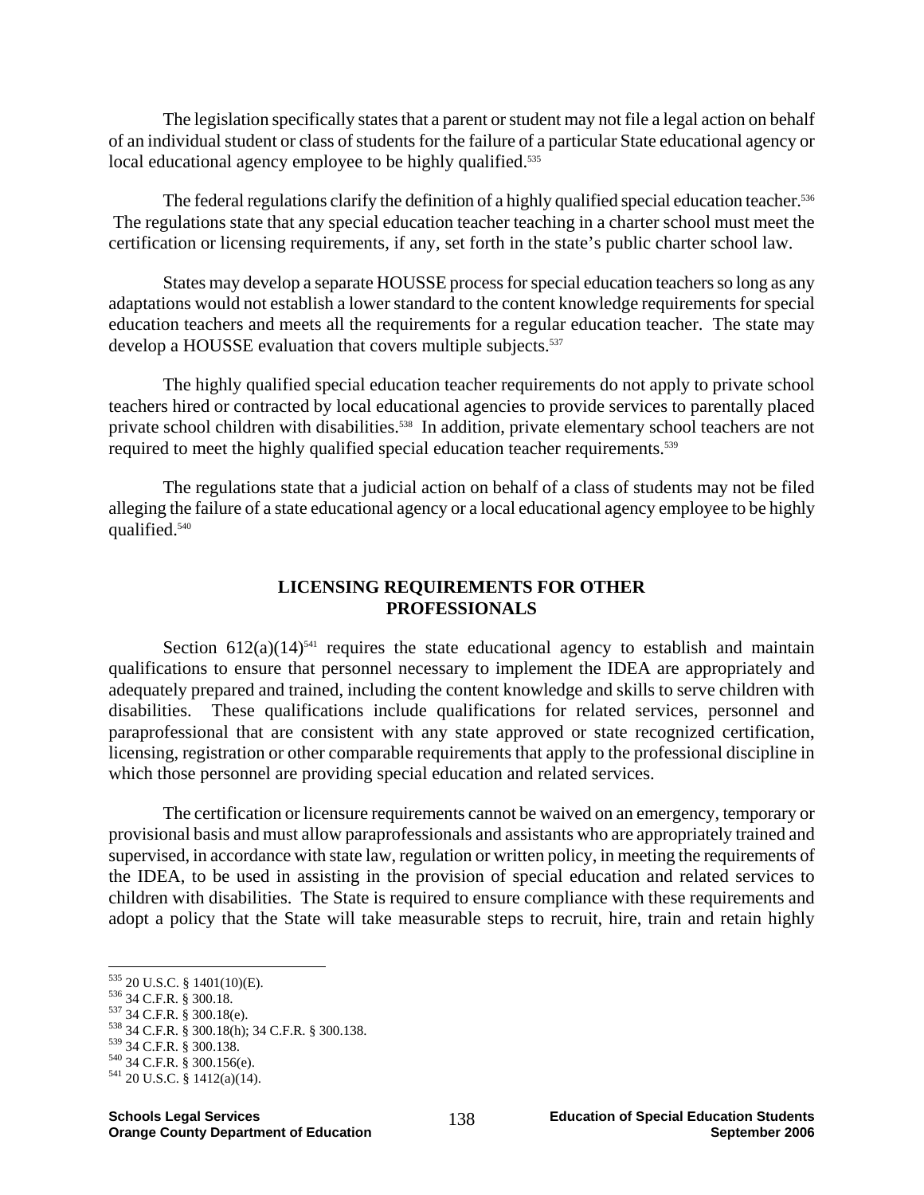The legislation specifically states that a parent or student may not file a legal action on behalf of an individual student or class of students for the failure of a particular State educational agency or local educational agency employee to be highly qualified.[535]

The federal regulations clarify the definition of a highly qualified special education teacher.[536] The regulations state that any special education teacher teaching in a charter school must meet the certification or licensing requirements, if any, set forth in the state's public charter school law.

States may develop a separate HOUSSE process for special education teachers so long as any adaptations would not establish a lower standard to the content knowledge requirements for special education teachers and meets all the requirements for a regular education teacher. The state may develop a HOUSSE evaluation that covers multiple subjects.[537]

The highly qualified special education teacher requirements do not apply to private school teachers hired or contracted by local educational agencies to provide services to parentally placed private school children with disabilities.[538] In addition, private elementary school teachers are not required to meet the highly qualified special education teacher requirements.[539]

The regulations state that a judicial action on behalf of a class of students may not be filed alleging the failure of a state educational agency or a local educational agency employee to be highly qualified.[540]

## LICENSING REQUIREMENTS FOR OTHER PROFESSIONALS

Section 612(a)(14)[541] requires the state educational agency to establish and maintain qualifications to ensure that personnel necessary to implement the IDEA are appropriately and adequately prepared and trained, including the content knowledge and skills to serve children with disabilities. These qualifications include qualifications for related services, personnel and paraprofessional that are consistent with any state approved or state recognized certification, licensing, registration or other comparable requirements that apply to the professional discipline in which those personnel are providing special education and related services.

The certification or licensure requirements cannot be waived on an emergency, temporary or provisional basis and must allow paraprofessionals and assistants who are appropriately trained and supervised, in accordance with state law, regulation or written policy, in meeting the requirements of the IDEA, to be used in assisting in the provision of special education and related services to children with disabilities. The State is required to ensure compliance with these requirements and adopt a policy that the State will take measurable steps to recruit, hire, train and retain highly

---

[535] 20 U.S.C. § 1401(10)(E).

[536] 34 C.F.R. § 300.18.

[537] 34 C.F.R. § 300.18(e).

[538] 34 C.F.R. § 300.18(h); 34 C.F.R. § 300.138.

[539] 34 C.F.R. § 300.138.

[540] 34 C.F.R. § 300.156(e).

[541] 20 U.S.C. § 1412(a)(14).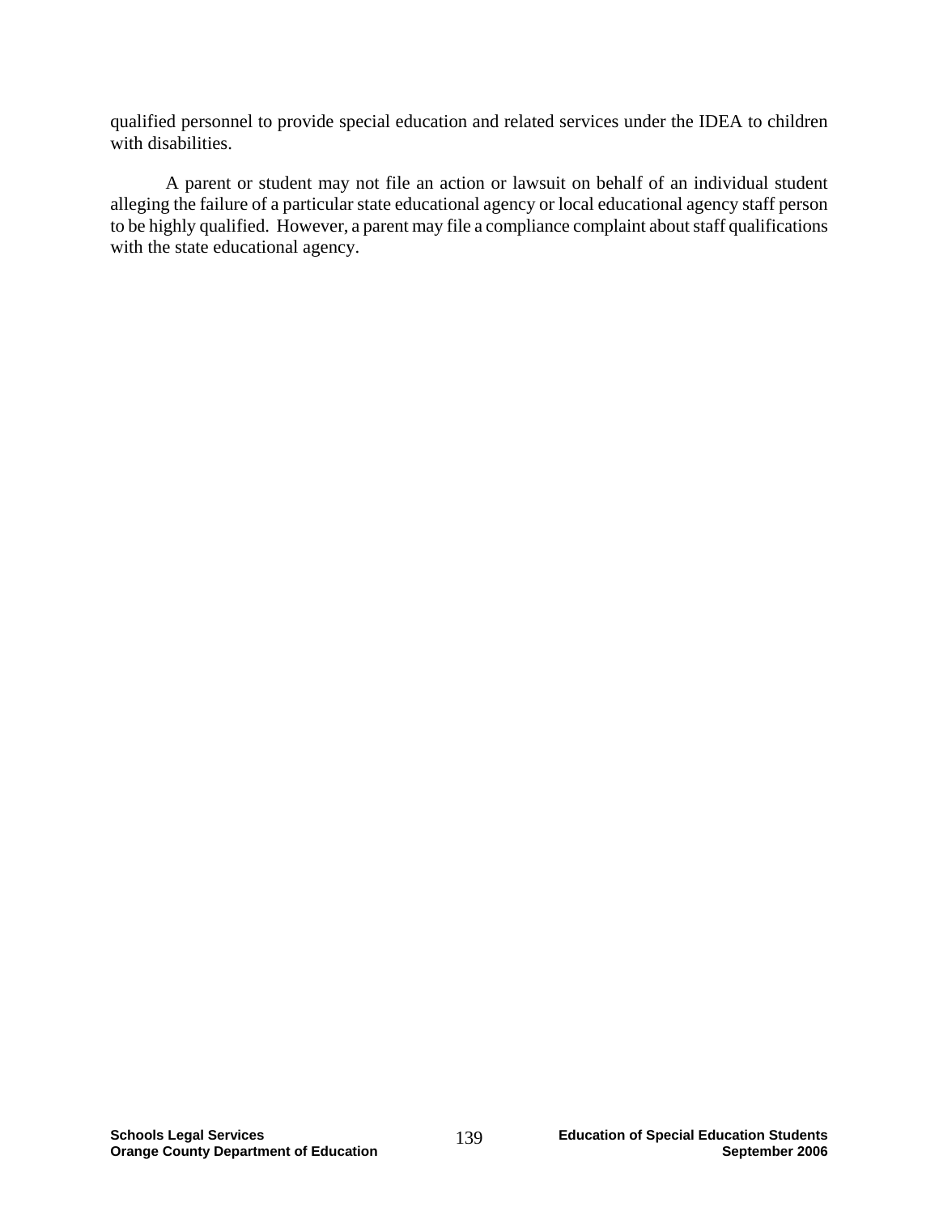qualified personnel to provide special education and related services under the IDEA to children with disabilities.

A parent or student may not file an action or lawsuit on behalf of an individual student alleging the failure of a particular state educational agency or local educational agency staff person to be highly qualified. However, a parent may file a compliance complaint about staff qualifications with the state educational agency.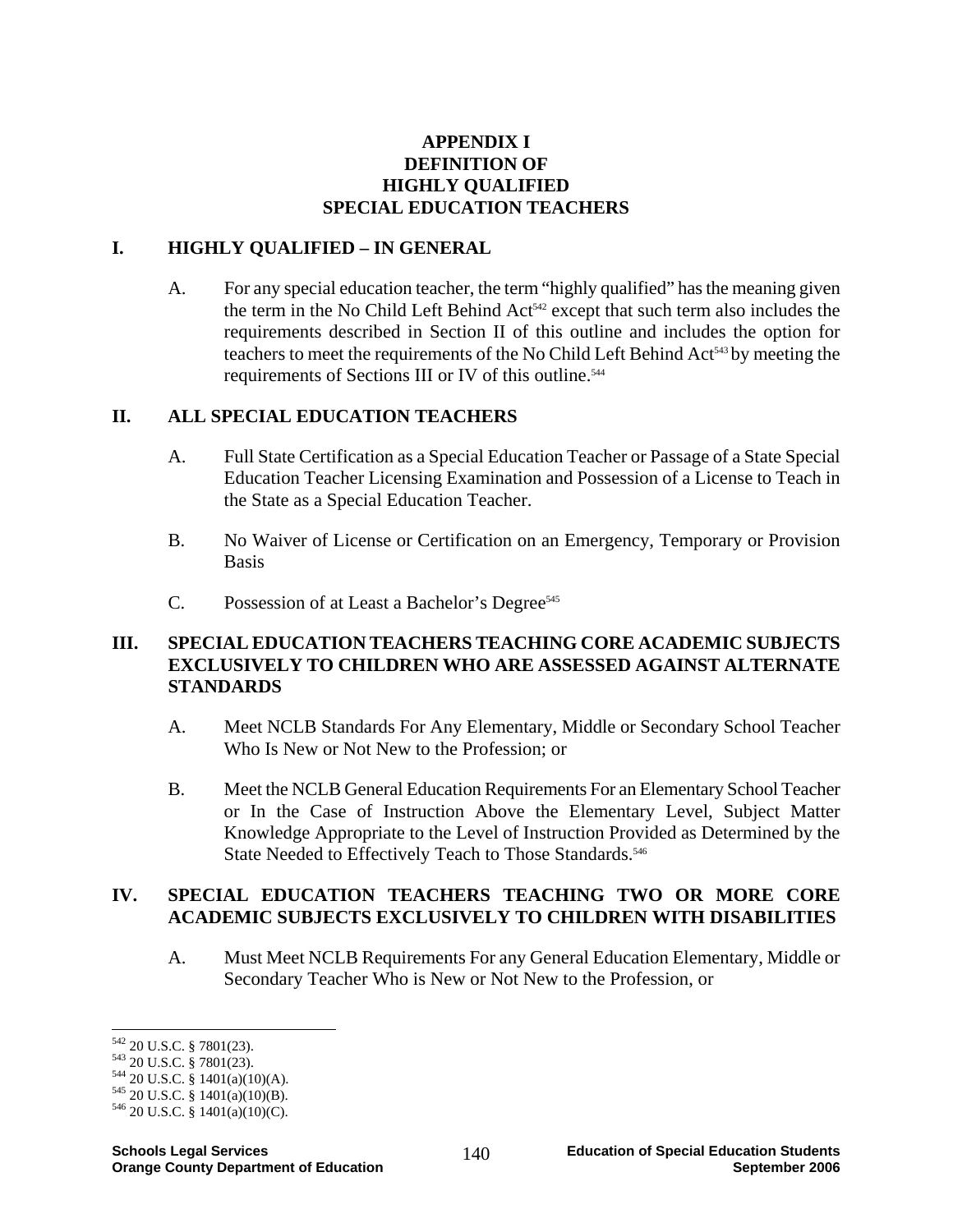# APPENDIX I
# DEFINITION OF
# HIGHLY QUALIFIED
# SPECIAL EDUCATION TEACHERS

## I. HIGHLY QUALIFIED – IN GENERAL

A. For any special education teacher, the term "highly qualified" has the meaning given the term in the No Child Left Behind Act[542] except that such term also includes the requirements described in Section II of this outline and includes the option for teachers to meet the requirements of the No Child Left Behind Act[543] by meeting the requirements of Sections III or IV of this outline.[544]

## II. ALL SPECIAL EDUCATION TEACHERS

A. Full State Certification as a Special Education Teacher or Passage of a State Special Education Teacher Licensing Examination and Possession of a License to Teach in the State as a Special Education Teacher.

B. No Waiver of License or Certification on an Emergency, Temporary or Provision Basis

C. Possession of at Least a Bachelor's Degree[545]

## III. SPECIAL EDUCATION TEACHERS TEACHING CORE ACADEMIC SUBJECTS EXCLUSIVELY TO CHILDREN WHO ARE ASSESSED AGAINST ALTERNATE STANDARDS

A. Meet NCLB Standards For Any Elementary, Middle or Secondary School Teacher Who Is New or Not New to the Profession; or

B. Meet the NCLB General Education Requirements For an Elementary School Teacher or In the Case of Instruction Above the Elementary Level, Subject Matter Knowledge Appropriate to the Level of Instruction Provided as Determined by the State Needed to Effectively Teach to Those Standards.[546]

## IV. SPECIAL EDUCATION TEACHERS TEACHING TWO OR MORE CORE ACADEMIC SUBJECTS EXCLUSIVELY TO CHILDREN WITH DISABILITIES

A. Must Meet NCLB Requirements For any General Education Elementary, Middle or Secondary Teacher Who is New or Not New to the Profession, or

---

[542] 20 U.S.C. § 7801(23).
[543] 20 U.S.C. § 7801(23).
[544] 20 U.S.C. § 1401(a)(10)(A).
[545] 20 U.S.C. § 1401(a)(10)(B).
[546] 20 U.S.C. § 1401(a)(10)(C).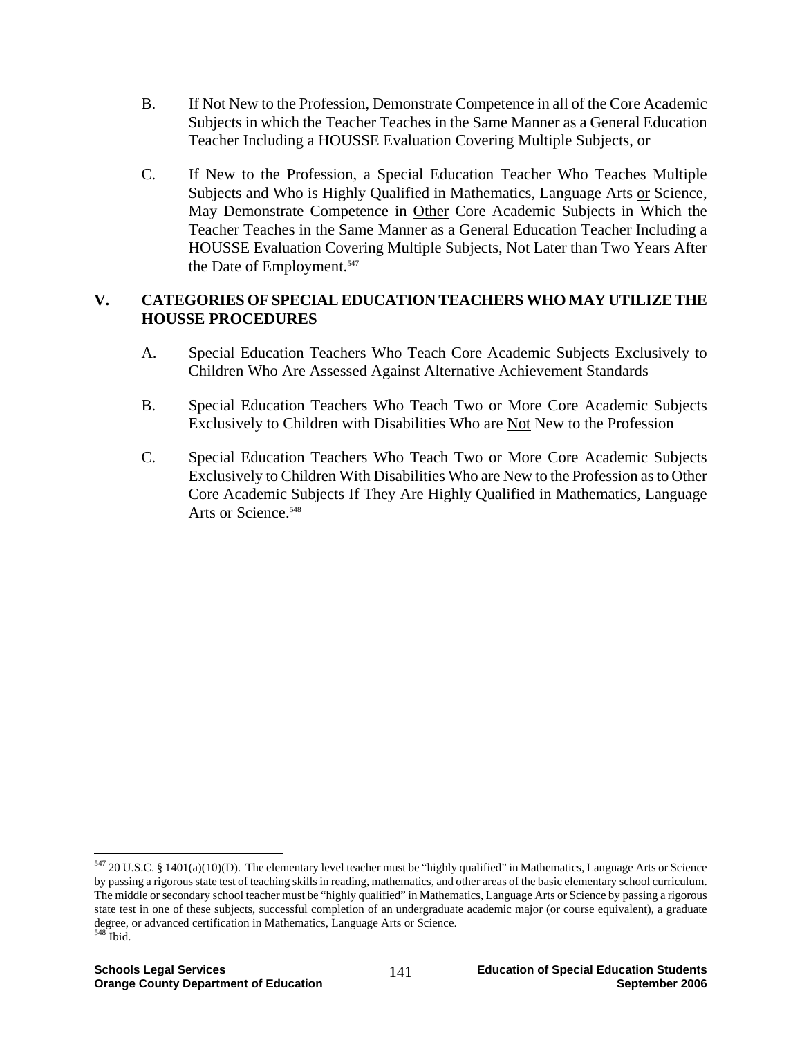B. If Not New to the Profession, Demonstrate Competence in all of the Core Academic Subjects in which the Teacher Teaches in the Same Manner as a General Education Teacher Including a HOUSSE Evaluation Covering Multiple Subjects, or

C. If New to the Profession, a Special Education Teacher Who Teaches Multiple Subjects and Who is Highly Qualified in Mathematics, Language Arts <u>or</u> Science, May Demonstrate Competence in <u>Other</u> Core Academic Subjects in Which the Teacher Teaches in the Same Manner as a General Education Teacher Including a HOUSSE Evaluation Covering Multiple Subjects, Not Later than Two Years After the Date of Employment.[547]

## V. CATEGORIES OF SPECIAL EDUCATION TEACHERS WHO MAY UTILIZE THE HOUSSE PROCEDURES

A. Special Education Teachers Who Teach Core Academic Subjects Exclusively to Children Who Are Assessed Against Alternative Achievement Standards

B. Special Education Teachers Who Teach Two or More Core Academic Subjects Exclusively to Children with Disabilities Who are <u>Not</u> New to the Profession

C. Special Education Teachers Who Teach Two or More Core Academic Subjects Exclusively to Children With Disabilities Who are New to the Profession as to Other Core Academic Subjects If They Are Highly Qualified in Mathematics, Language Arts or Science.[548]

---

[547] 20 U.S.C. § 1401(a)(10)(D). The elementary level teacher must be "highly qualified" in Mathematics, Language Arts <u>or</u> Science by passing a rigorous state test of teaching skills in reading, mathematics, and other areas of the basic elementary school curriculum. The middle or secondary school teacher must be "highly qualified" in Mathematics, Language Arts or Science by passing a rigorous state test in one of these subjects, successful completion of an undergraduate academic major (or course equivalent), a graduate degree, or advanced certification in Mathematics, Language Arts or Science.

[548] Ibid.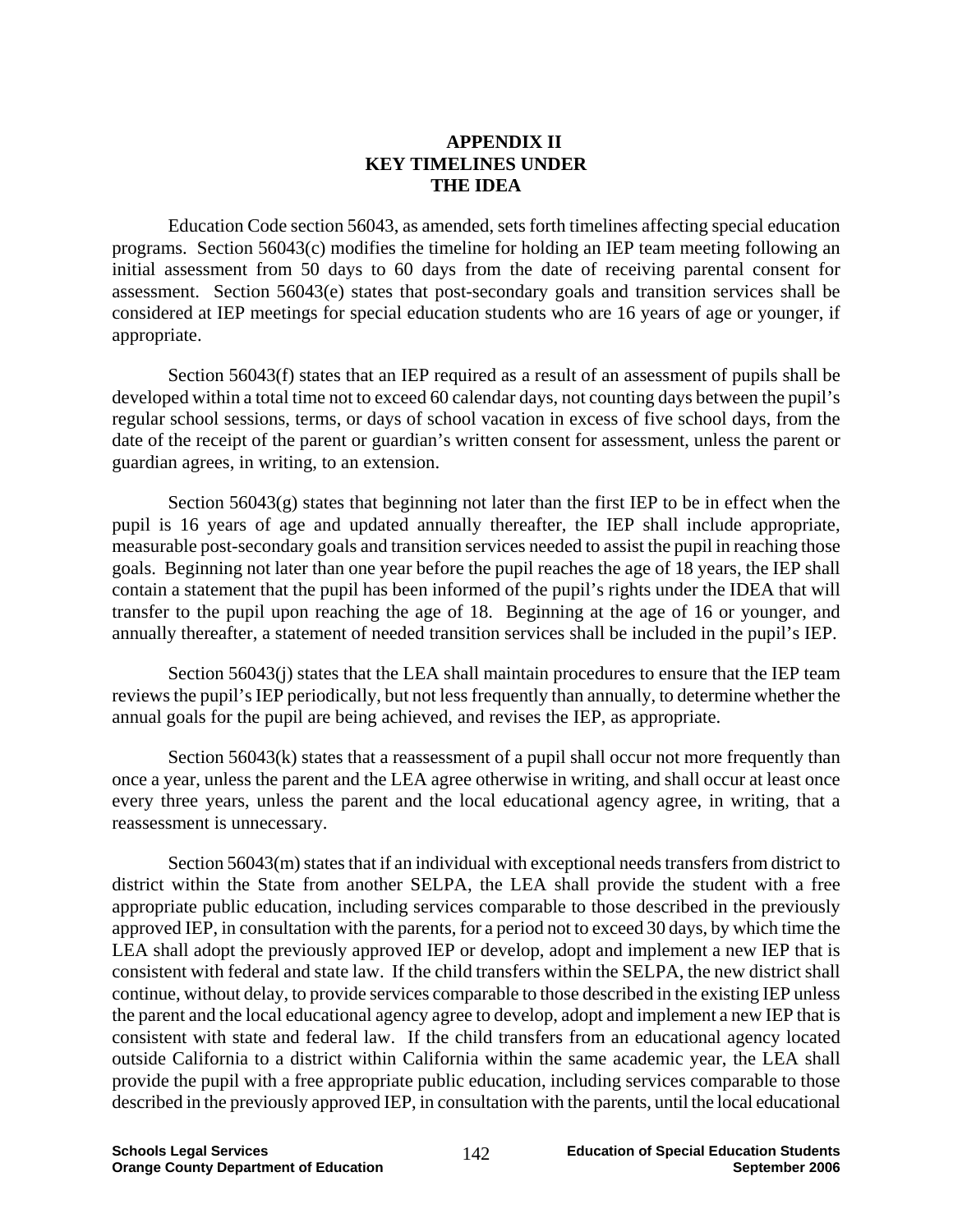# APPENDIX II
# KEY TIMELINES UNDER THE IDEA

Education Code section 56043, as amended, sets forth timelines affecting special education programs. Section 56043(c) modifies the timeline for holding an IEP team meeting following an initial assessment from 50 days to 60 days from the date of receiving parental consent for assessment. Section 56043(e) states that post-secondary goals and transition services shall be considered at IEP meetings for special education students who are 16 years of age or younger, if appropriate.

Section 56043(f) states that an IEP required as a result of an assessment of pupils shall be developed within a total time not to exceed 60 calendar days, not counting days between the pupil's regular school sessions, terms, or days of school vacation in excess of five school days, from the date of the receipt of the parent or guardian's written consent for assessment, unless the parent or guardian agrees, in writing, to an extension.

Section 56043(g) states that beginning not later than the first IEP to be in effect when the pupil is 16 years of age and updated annually thereafter, the IEP shall include appropriate, measurable post-secondary goals and transition services needed to assist the pupil in reaching those goals. Beginning not later than one year before the pupil reaches the age of 18 years, the IEP shall contain a statement that the pupil has been informed of the pupil's rights under the IDEA that will transfer to the pupil upon reaching the age of 18. Beginning at the age of 16 or younger, and annually thereafter, a statement of needed transition services shall be included in the pupil's IEP.

Section 56043(j) states that the LEA shall maintain procedures to ensure that the IEP team reviews the pupil's IEP periodically, but not less frequently than annually, to determine whether the annual goals for the pupil are being achieved, and revises the IEP, as appropriate.

Section 56043(k) states that a reassessment of a pupil shall occur not more frequently than once a year, unless the parent and the LEA agree otherwise in writing, and shall occur at least once every three years, unless the parent and the local educational agency agree, in writing, that a reassessment is unnecessary.

Section 56043(m) states that if an individual with exceptional needs transfers from district to district within the State from another SELPA, the LEA shall provide the student with a free appropriate public education, including services comparable to those described in the previously approved IEP, in consultation with the parents, for a period not to exceed 30 days, by which time the LEA shall adopt the previously approved IEP or develop, adopt and implement a new IEP that is consistent with federal and state law. If the child transfers within the SELPA, the new district shall continue, without delay, to provide services comparable to those described in the existing IEP unless the parent and the local educational agency agree to develop, adopt and implement a new IEP that is consistent with state and federal law. If the child transfers from an educational agency located outside California to a district within California within the same academic year, the LEA shall provide the pupil with a free appropriate public education, including services comparable to those described in the previously approved IEP, in consultation with the parents, until the local educational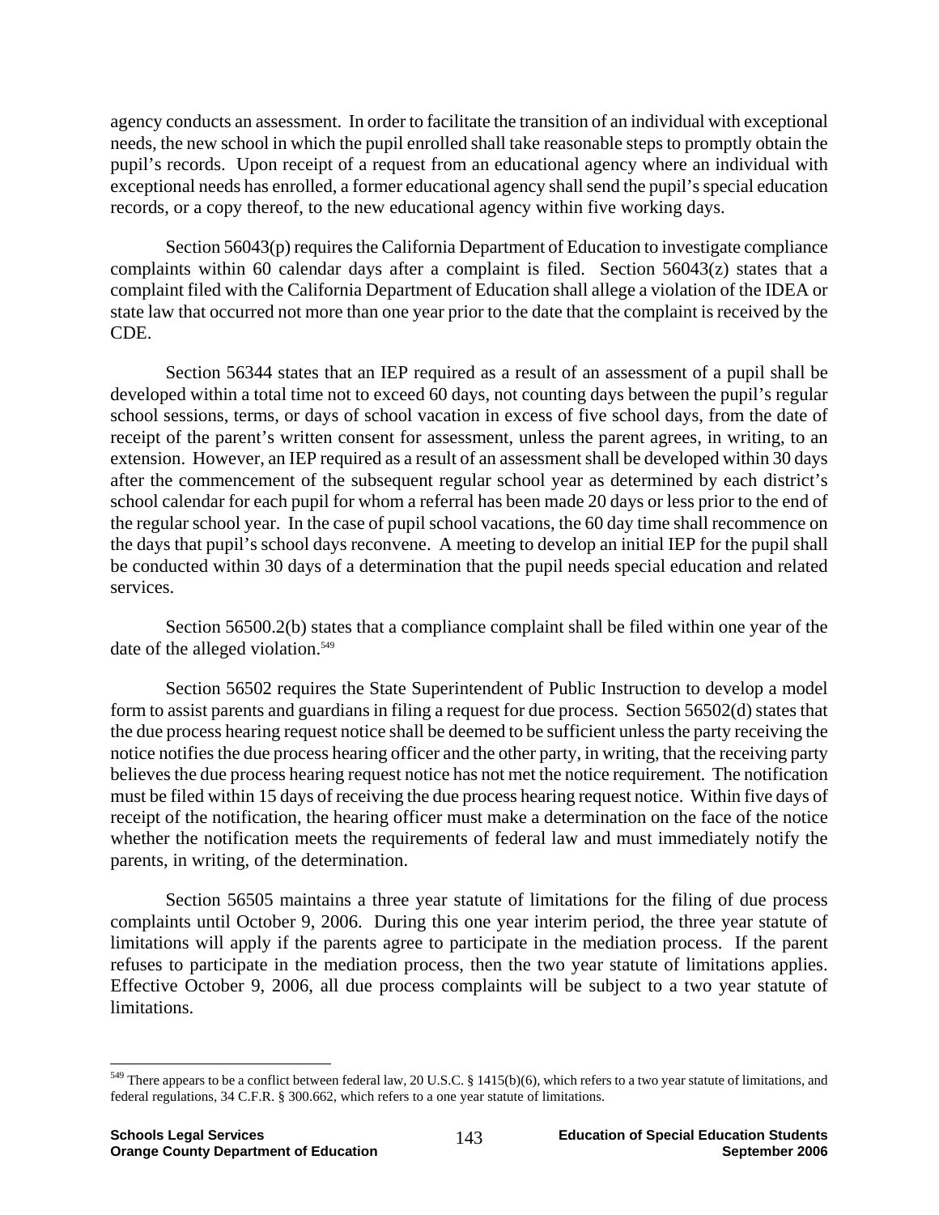agency conducts an assessment. In order to facilitate the transition of an individual with exceptional needs, the new school in which the pupil enrolled shall take reasonable steps to promptly obtain the pupil's records. Upon receipt of a request from an educational agency where an individual with exceptional needs has enrolled, a former educational agency shall send the pupil's special education records, or a copy thereof, to the new educational agency within five working days.

Section 56043(p) requires the California Department of Education to investigate compliance complaints within 60 calendar days after a complaint is filed. Section 56043(z) states that a complaint filed with the California Department of Education shall allege a violation of the IDEA or state law that occurred not more than one year prior to the date that the complaint is received by the CDE.

Section 56344 states that an IEP required as a result of an assessment of a pupil shall be developed within a total time not to exceed 60 days, not counting days between the pupil's regular school sessions, terms, or days of school vacation in excess of five school days, from the date of receipt of the parent's written consent for assessment, unless the parent agrees, in writing, to an extension. However, an IEP required as a result of an assessment shall be developed within 30 days after the commencement of the subsequent regular school year as determined by each district's school calendar for each pupil for whom a referral has been made 20 days or less prior to the end of the regular school year. In the case of pupil school vacations, the 60 day time shall recommence on the days that pupil's school days reconvene. A meeting to develop an initial IEP for the pupil shall be conducted within 30 days of a determination that the pupil needs special education and related services.

Section 56500.2(b) states that a compliance complaint shall be filed within one year of the date of the alleged violation.[549]

Section 56502 requires the State Superintendent of Public Instruction to develop a model form to assist parents and guardians in filing a request for due process. Section 56502(d) states that the due process hearing request notice shall be deemed to be sufficient unless the party receiving the notice notifies the due process hearing officer and the other party, in writing, that the receiving party believes the due process hearing request notice has not met the notice requirement. The notification must be filed within 15 days of receiving the due process hearing request notice. Within five days of receipt of the notification, the hearing officer must make a determination on the face of the notice whether the notification meets the requirements of federal law and must immediately notify the parents, in writing, of the determination.

Section 56505 maintains a three year statute of limitations for the filing of due process complaints until October 9, 2006. During this one year interim period, the three year statute of limitations will apply if the parents agree to participate in the mediation process. If the parent refuses to participate in the mediation process, then the two year statute of limitations applies. Effective October 9, 2006, all due process complaints will be subject to a two year statute of limitations.

---

[549] There appears to be a conflict between federal law, 20 U.S.C. § 1415(b)(6), which refers to a two year statute of limitations, and federal regulations, 34 C.F.R. § 300.662, which refers to a one year statute of limitations.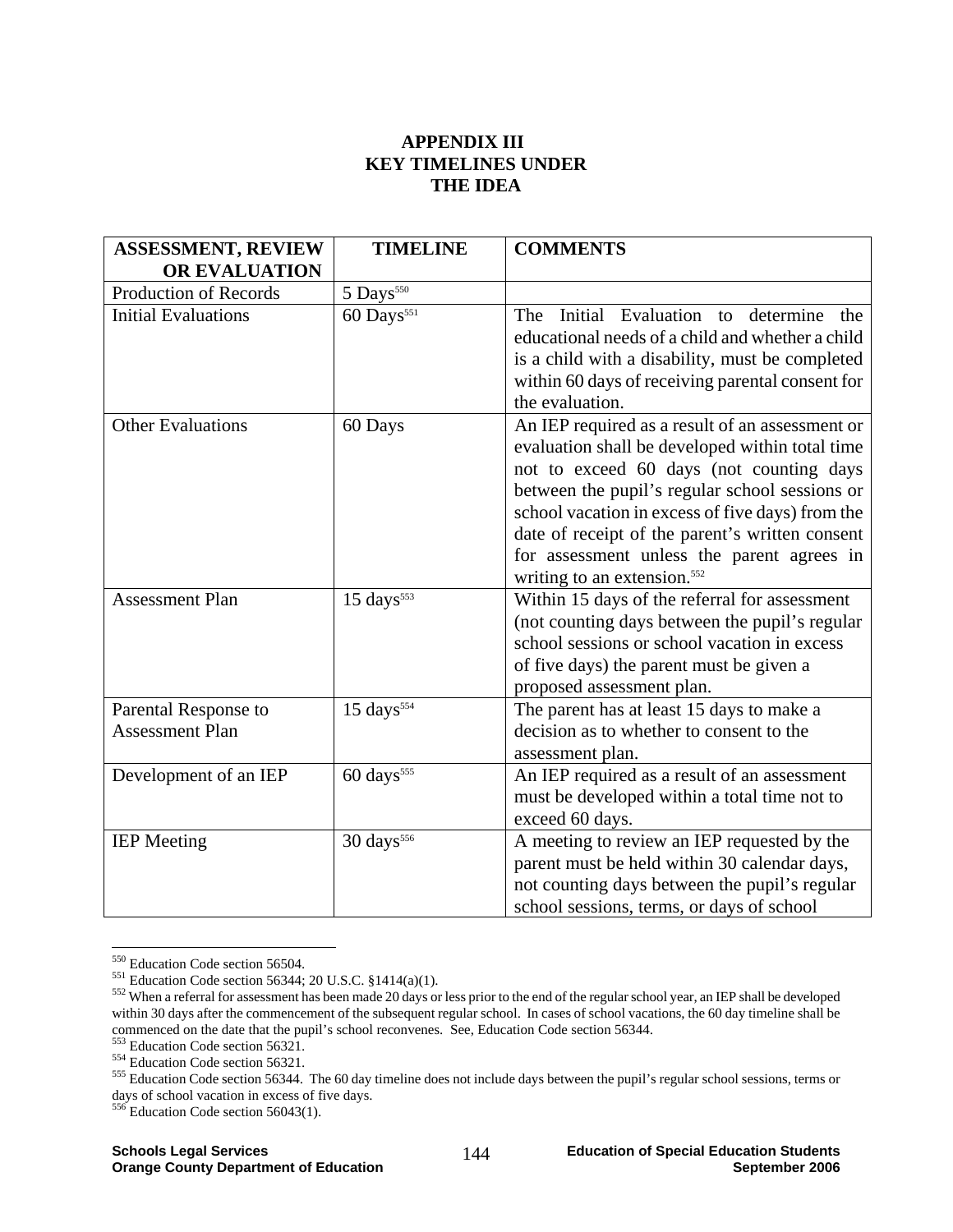# APPENDIX III
# KEY TIMELINES UNDER THE IDEA

| ASSESSMENT, REVIEW OR EVALUATION | TIMELINE | COMMENTS |
|---|---|---|
| Production of Records | 5 Days[550] | |
| Initial Evaluations | 60 Days[551] | The Initial Evaluation to determine the educational needs of a child and whether a child is a child with a disability, must be completed within 60 days of receiving parental consent for the evaluation. |
| Other Evaluations | 60 Days | An IEP required as a result of an assessment or evaluation shall be developed within total time not to exceed 60 days (not counting days between the pupil's regular school sessions or school vacation in excess of five days) from the date of receipt of the parent's written consent for assessment unless the parent agrees in writing to an extension.[552] |
| Assessment Plan | 15 days[553] | Within 15 days of the referral for assessment (not counting days between the pupil's regular school sessions or school vacation in excess of five days) the parent must be given a proposed assessment plan. |
| Parental Response to Assessment Plan | 15 days[554] | The parent has at least 15 days to make a decision as to whether to consent to the assessment plan. |
| Development of an IEP | 60 days[555] | An IEP required as a result of an assessment must be developed within a total time not to exceed 60 days. |
| IEP Meeting | 30 days[556] | A meeting to review an IEP requested by the parent must be held within 30 calendar days, not counting days between the pupil's regular school sessions, terms, or days of school |

[550] Education Code section 56504.
[551] Education Code section 56344; 20 U.S.C. §1414(a)(1).
[552] When a referral for assessment has been made 20 days or less prior to the end of the regular school year, an IEP shall be developed within 30 days after the commencement of the subsequent regular school. In cases of school vacations, the 60 day timeline shall be commenced on the date that the pupil's school reconvenes. See, Education Code section 56344.
[553] Education Code section 56321.
[554] Education Code section 56321.
[555] Education Code section 56344. The 60 day timeline does not include days between the pupil's regular school sessions, terms or days of school vacation in excess of five days.
[556] Education Code section 56043(1).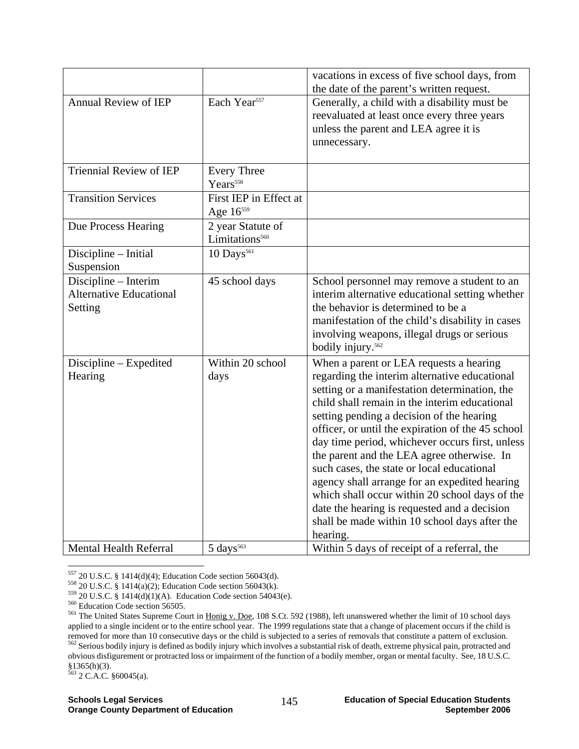| | | |
|---|---|---|
| | | vacations in excess of five school days, from the date of the parent's written request. |
| Annual Review of IEP | Each Year[557] | Generally, a child with a disability must be reevaluated at least once every three years unless the parent and LEA agree it is unnecessary. |
| Triennial Review of IEP | Every Three Years[558] | |
| Transition Services | First IEP in Effect at Age 16[559] | |
| Due Process Hearing | 2 year Statute of Limitations[560] | |
| Discipline – Initial Suspension | 10 Days[561] | |
| Discipline – Interim Alternative Educational Setting | 45 school days | School personnel may remove a student to an interim alternative educational setting whether the behavior is determined to be a manifestation of the child's disability in cases involving weapons, illegal drugs or serious bodily injury.[562] |
| Discipline – Expedited Hearing | Within 20 school days | When a parent or LEA requests a hearing regarding the interim alternative educational setting or a manifestation determination, the child shall remain in the interim educational setting pending a decision of the hearing officer, or until the expiration of the 45 school day time period, whichever occurs first, unless the parent and the LEA agree otherwise. In such cases, the state or local educational agency shall arrange for an expedited hearing which shall occur within 20 school days of the date the hearing is requested and a decision shall be made within 10 school days after the hearing. |
| Mental Health Referral | 5 days[563] | Within 5 days of receipt of a referral, the |

[557] 20 U.S.C. § 1414(d)(4); Education Code section 56043(d).
[558] 20 U.S.C. § 1414(a)(2); Education Code section 56043(k).
[559] 20 U.S.C. § 1414(d)(1)(A). Education Code section 54043(e).
[560] Education Code section 56505.
[561] The United States Supreme Court in Honig v. Doe, 108 S.Ct. 592 (1988), left unanswered whether the limit of 10 school days applied to a single incident or to the entire school year. The 1999 regulations state that a change of placement occurs if the child is removed for more than 10 consecutive days or the child is subjected to a series of removals that constitute a pattern of exclusion.
[562] Serious bodily injury is defined as bodily injury which involves a substantial risk of death, extreme physical pain, protracted and obvious disfigurement or protracted loss or impairment of the function of a bodily member, organ or mental faculty. See, 18 U.S.C. §1365(h)(3).
[563] 2 C.A.C. §60045(a).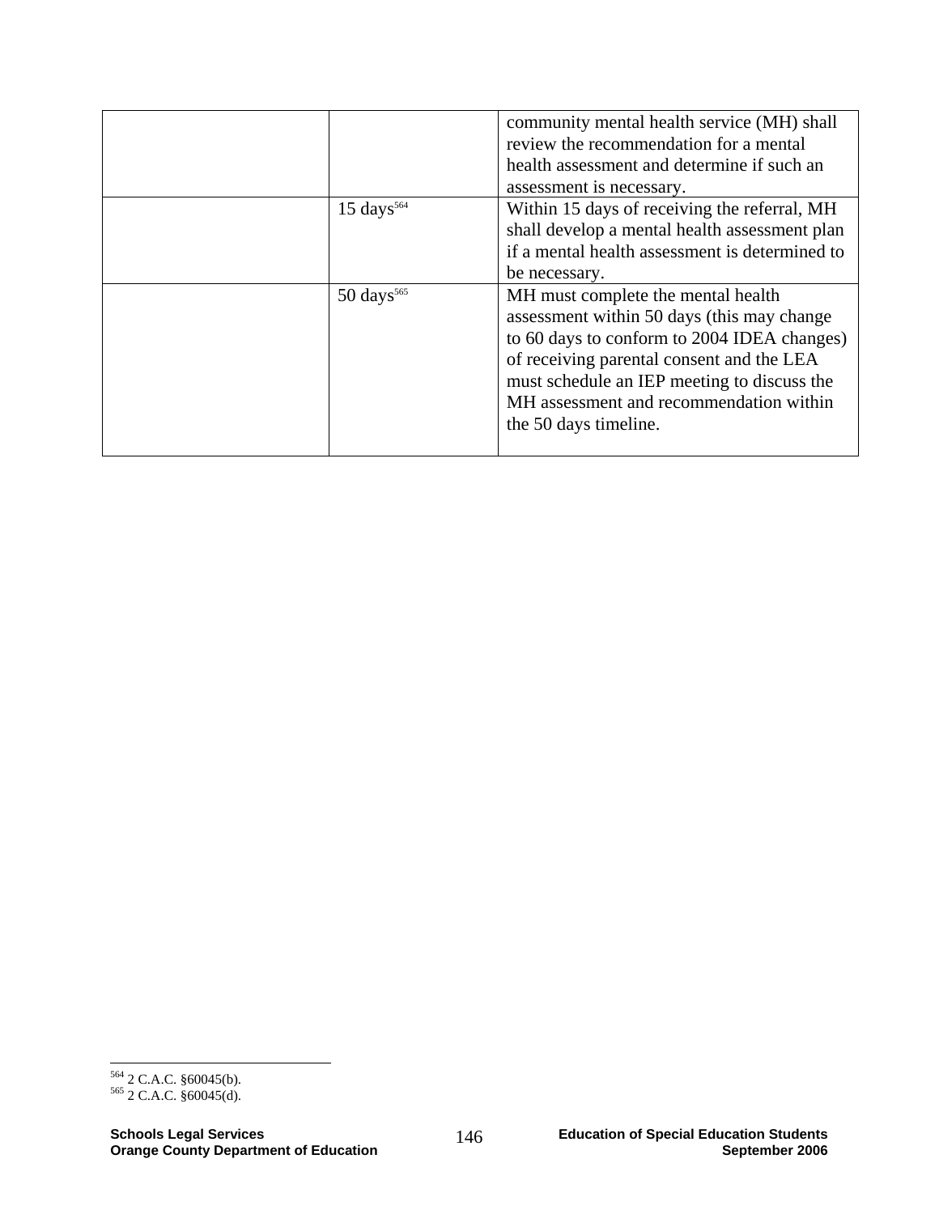| | | |
|---|---|---|
| | | community mental health service (MH) shall review the recommendation for a mental health assessment and determine if such an assessment is necessary. |
| | 15 days[564] | Within 15 days of receiving the referral, MH shall develop a mental health assessment plan if a mental health assessment is determined to be necessary. |
| | 50 days[565] | MH must complete the mental health assessment within 50 days (this may change to 60 days to conform to 2004 IDEA changes) of receiving parental consent and the LEA must schedule an IEP meeting to discuss the MH assessment and recommendation within the 50 days timeline. |

[564] 2 C.A.C. §60045(b).
[565] 2 C.A.C. §60045(d).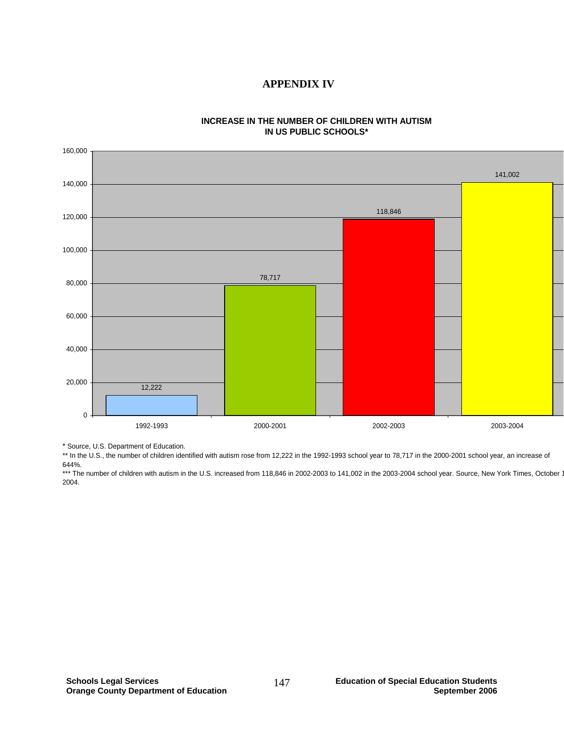# APPENDIX IV

**INCREASE IN THE NUMBER OF CHILDREN WITH AUTISM IN US PUBLIC SCHOOLS***

| School Year | Number of Children with Autism |
| --- | --- |
| 1992-1993 | 12,222 |
| 2000-2001 | 78,717 |
| 2002-2003 | 118,846 |
| 2003-2004 | 141,002 |

* Source, U.S. Department of Education.

** In the U.S., the number of children identified with autism rose from 12,222 in the 1992-1993 school year to 78,717 in the 2000-2001 school year, an increase of 644%.

*** The number of children with autism in the U.S. increased from 118,846 in 2002-2003 to 141,002 in the 2003-2004 school year. Source, New York Times, October 1 2004.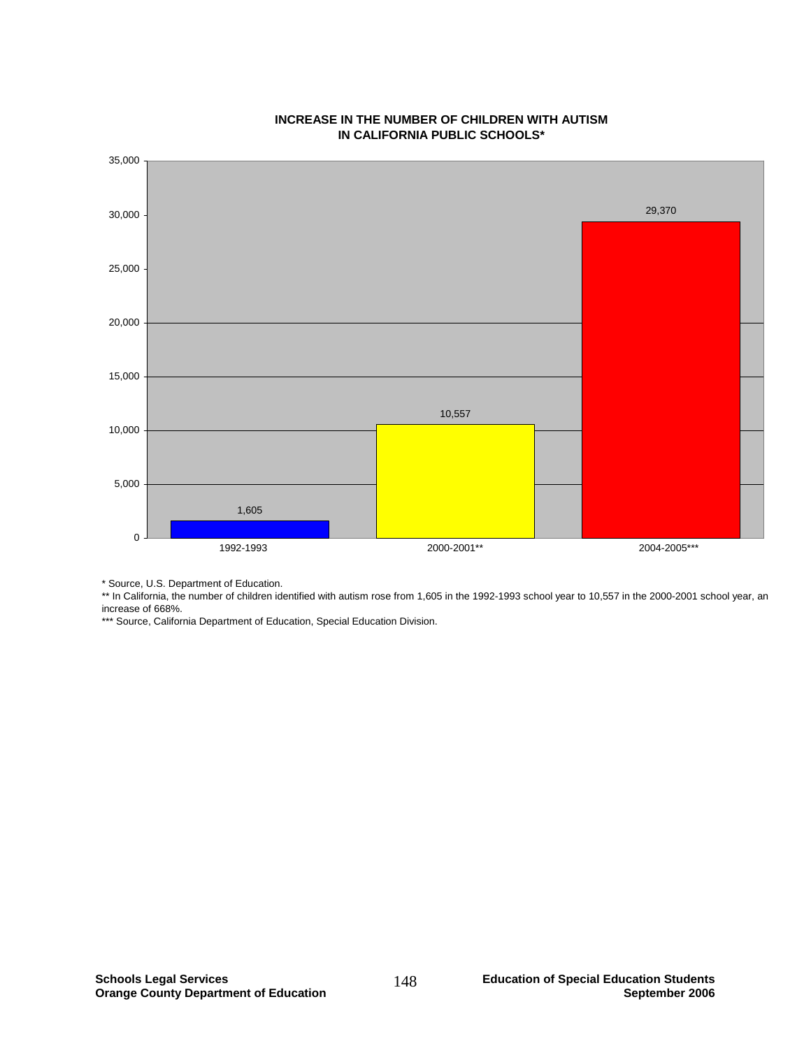**INCREASE IN THE NUMBER OF CHILDREN WITH AUTISM IN CALIFORNIA PUBLIC SCHOOLS***

| School Year | Number of Children with Autism |
|---|---|
| 1992-1993 | 1,605 |
| 2000-2001** | 10,557 |
| 2004-2005*** | 29,370 |

* Source, U.S. Department of Education.

** In California, the number of children identified with autism rose from 1,605 in the 1992-1993 school year to 10,557 in the 2000-2001 school year, an increase of 668%.

*** Source, California Department of Education, Special Education Division.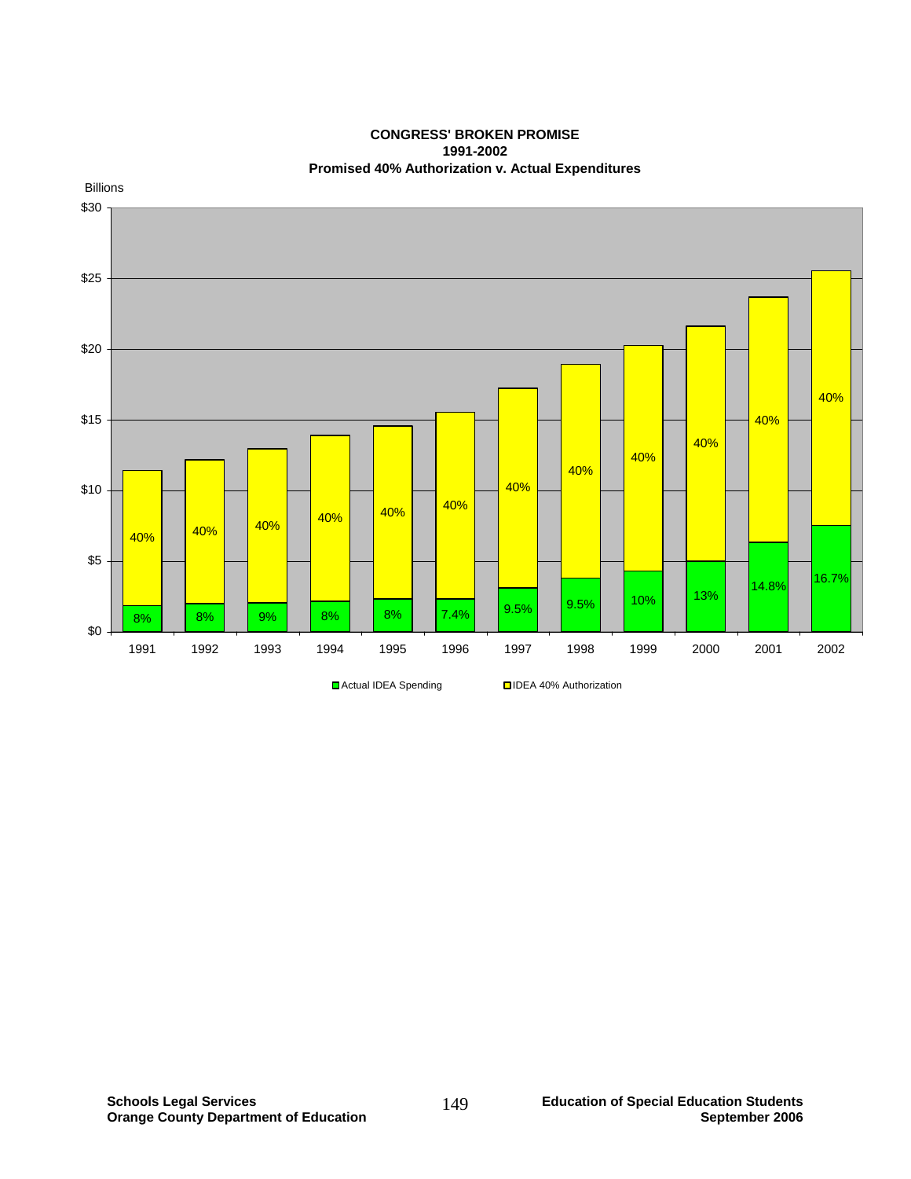**CONGRESS' BROKEN PROMISE**
**1991-2002**
**Promised 40% Authorization v. Actual Expenditures**

Billions

| Year | Actual IDEA Spending | IDEA 40% Authorization |
| --- | --- | --- |
| 1991 | 8% | 40% |
| 1992 | 8% | 40% |
| 1993 | 9% | 40% |
| 1994 | 8% | 40% |
| 1995 | 8% | 40% |
| 1996 | 7.4% | 40% |
| 1997 | 9.5% | 40% |
| 1998 | 9.5% | 40% |
| 1999 | 10% | 40% |
| 2000 | 13% | 40% |
| 2001 | 14.8% | 40% |
| 2002 | 16.7% | 40% |

■ Actual IDEA Spending ■ IDEA 40% Authorization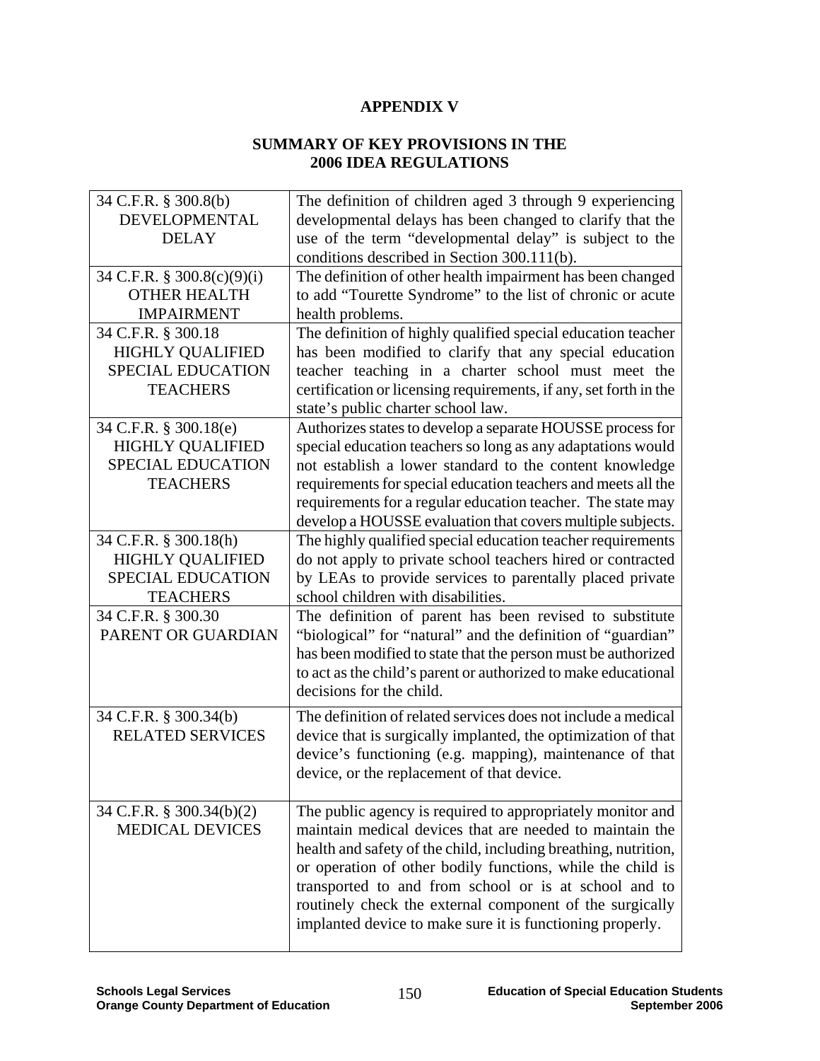# APPENDIX V

## SUMMARY OF KEY PROVISIONS IN THE 2006 IDEA REGULATIONS

| Provision | Summary |
|---|---|
| 34 C.F.R. § 300.8(b) DEVELOPMENTAL DELAY | The definition of children aged 3 through 9 experiencing developmental delays has been changed to clarify that the use of the term "developmental delay" is subject to the conditions described in Section 300.111(b). |
| 34 C.F.R. § 300.8(c)(9)(i) OTHER HEALTH IMPAIRMENT | The definition of other health impairment has been changed to add "Tourette Syndrome" to the list of chronic or acute health problems. |
| 34 C.F.R. § 300.18 HIGHLY QUALIFIED SPECIAL EDUCATION TEACHERS | The definition of highly qualified special education teacher has been modified to clarify that any special education teacher teaching in a charter school must meet the certification or licensing requirements, if any, set forth in the state's public charter school law. |
| 34 C.F.R. § 300.18(e) HIGHLY QUALIFIED SPECIAL EDUCATION TEACHERS | Authorizes states to develop a separate HOUSSE process for special education teachers so long as any adaptations would not establish a lower standard to the content knowledge requirements for special education teachers and meets all the requirements for a regular education teacher. The state may develop a HOUSSE evaluation that covers multiple subjects. |
| 34 C.F.R. § 300.18(h) HIGHLY QUALIFIED SPECIAL EDUCATION TEACHERS | The highly qualified special education teacher requirements do not apply to private school teachers hired or contracted by LEAs to provide services to parentally placed private school children with disabilities. |
| 34 C.F.R. § 300.30 PARENT OR GUARDIAN | The definition of parent has been revised to substitute "biological" for "natural" and the definition of "guardian" has been modified to state that the person must be authorized to act as the child's parent or authorized to make educational decisions for the child. |
| 34 C.F.R. § 300.34(b) RELATED SERVICES | The definition of related services does not include a medical device that is surgically implanted, the optimization of that device's functioning (e.g. mapping), maintenance of that device, or the replacement of that device. |
| 34 C.F.R. § 300.34(b)(2) MEDICAL DEVICES | The public agency is required to appropriately monitor and maintain medical devices that are needed to maintain the health and safety of the child, including breathing, nutrition, or operation of other bodily functions, while the child is transported to and from school or is at school and to routinely check the external component of the surgically implanted device to make sure it is functioning properly. |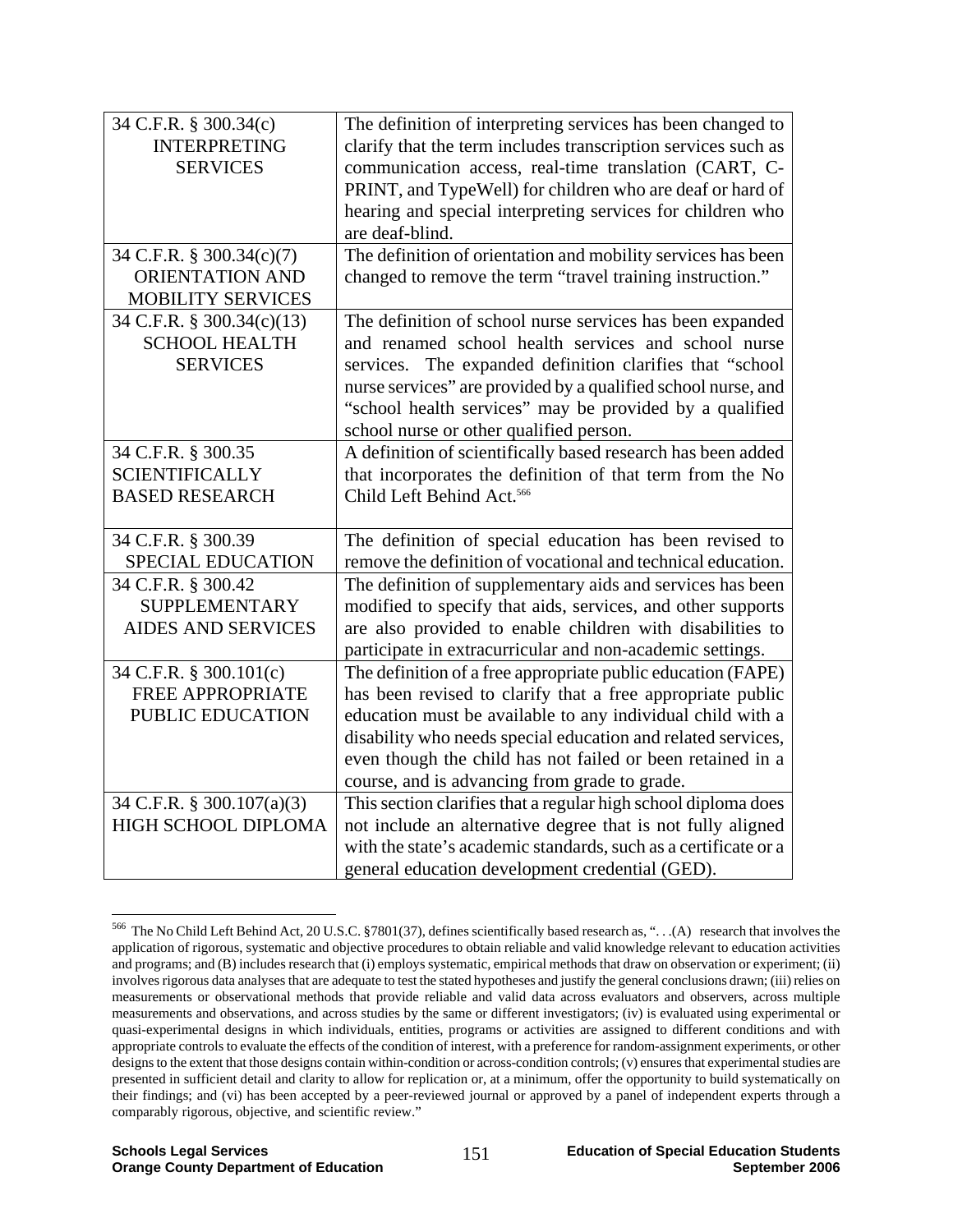| | |
|---|---|
| 34 C.F.R. § 300.34(c) INTERPRETING SERVICES | The definition of interpreting services has been changed to clarify that the term includes transcription services such as communication access, real-time translation (CART, C-PRINT, and TypeWell) for children who are deaf or hard of hearing and special interpreting services for children who are deaf-blind. |
| 34 C.F.R. § 300.34(c)(7) ORIENTATION AND MOBILITY SERVICES | The definition of orientation and mobility services has been changed to remove the term "travel training instruction." |
| 34 C.F.R. § 300.34(c)(13) SCHOOL HEALTH SERVICES | The definition of school nurse services has been expanded and renamed school health services and school nurse services. The expanded definition clarifies that "school nurse services" are provided by a qualified school nurse, and "school health services" may be provided by a qualified school nurse or other qualified person. |
| 34 C.F.R. § 300.35 SCIENTIFICALLY BASED RESEARCH | A definition of scientifically based research has been added that incorporates the definition of that term from the No Child Left Behind Act.[566] |
| 34 C.F.R. § 300.39 SPECIAL EDUCATION | The definition of special education has been revised to remove the definition of vocational and technical education. |
| 34 C.F.R. § 300.42 SUPPLEMENTARY AIDES AND SERVICES | The definition of supplementary aids and services has been modified to specify that aids, services, and other supports are also provided to enable children with disabilities to participate in extracurricular and non-academic settings. |
| 34 C.F.R. § 300.101(c) FREE APPROPRIATE PUBLIC EDUCATION | The definition of a free appropriate public education (FAPE) has been revised to clarify that a free appropriate public education must be available to any individual child with a disability who needs special education and related services, even though the child has not failed or been retained in a course, and is advancing from grade to grade. |
| 34 C.F.R. § 300.107(a)(3) HIGH SCHOOL DIPLOMA | This section clarifies that a regular high school diploma does not include an alternative degree that is not fully aligned with the state's academic standards, such as a certificate or a general education development credential (GED). |

[566] The No Child Left Behind Act, 20 U.S.C. §7801(37), defines scientifically based research as, "…(A) research that involves the application of rigorous, systematic and objective procedures to obtain reliable and valid knowledge relevant to education activities and programs; and (B) includes research that (i) employs systematic, empirical methods that draw on observation or experiment; (ii) involves rigorous data analyses that are adequate to test the stated hypotheses and justify the general conclusions drawn; (iii) relies on measurements or observational methods that provide reliable and valid data across evaluators and observers, across multiple measurements and observations, and across studies by the same or different investigators; (iv) is evaluated using experimental or quasi-experimental designs in which individuals, entities, programs or activities are assigned to different conditions and with appropriate controls to evaluate the effects of the condition of interest, with a preference for random-assignment experiments, or other designs to the extent that those designs contain within-condition or across-condition controls; (v) ensures that experimental studies are presented in sufficient detail and clarity to allow for replication or, at a minimum, offer the opportunity to build systematically on their findings; and (vi) has been accepted by a peer-reviewed journal or approved by a panel of independent experts through a comparably rigorous, objective, and scientific review."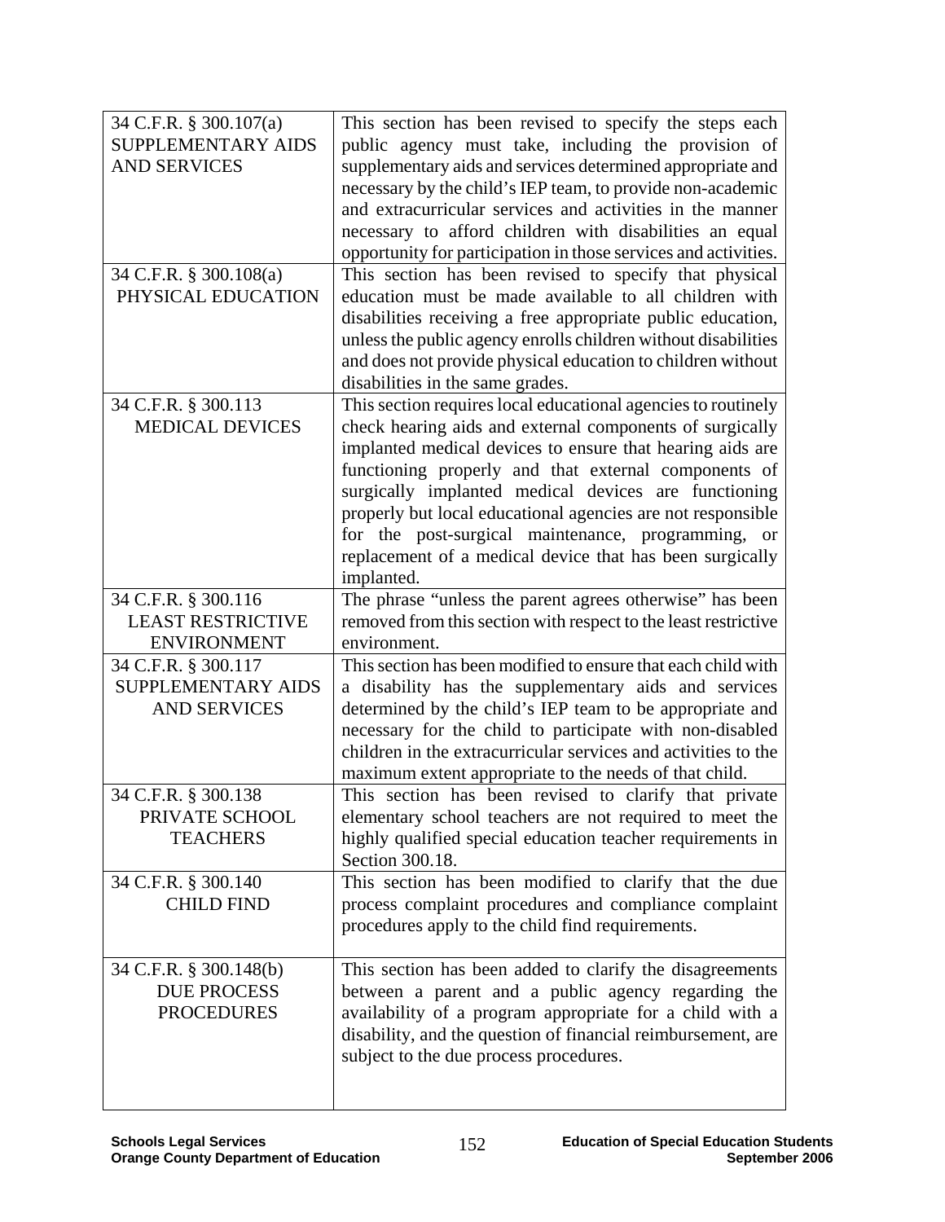| | |
|---|---|
| 34 C.F.R. § 300.107(a) SUPPLEMENTARY AIDS AND SERVICES | This section has been revised to specify the steps each public agency must take, including the provision of supplementary aids and services determined appropriate and necessary by the child's IEP team, to provide non-academic and extracurricular services and activities in the manner necessary to afford children with disabilities an equal opportunity for participation in those services and activities. |
| 34 C.F.R. § 300.108(a) PHYSICAL EDUCATION | This section has been revised to specify that physical education must be made available to all children with disabilities receiving a free appropriate public education, unless the public agency enrolls children without disabilities and does not provide physical education to children without disabilities in the same grades. |
| 34 C.F.R. § 300.113 MEDICAL DEVICES | This section requires local educational agencies to routinely check hearing aids and external components of surgically implanted medical devices to ensure that hearing aids are functioning properly and that external components of surgically implanted medical devices are functioning properly but local educational agencies are not responsible for the post-surgical maintenance, programming, or replacement of a medical device that has been surgically implanted. |
| 34 C.F.R. § 300.116 LEAST RESTRICTIVE ENVIRONMENT | The phrase "unless the parent agrees otherwise" has been removed from this section with respect to the least restrictive environment. |
| 34 C.F.R. § 300.117 SUPPLEMENTARY AIDS AND SERVICES | This section has been modified to ensure that each child with a disability has the supplementary aids and services determined by the child's IEP team to be appropriate and necessary for the child to participate with non-disabled children in the extracurricular services and activities to the maximum extent appropriate to the needs of that child. |
| 34 C.F.R. § 300.138 PRIVATE SCHOOL TEACHERS | This section has been revised to clarify that private elementary school teachers are not required to meet the highly qualified special education teacher requirements in Section 300.18. |
| 34 C.F.R. § 300.140 CHILD FIND | This section has been modified to clarify that the due process complaint procedures and compliance complaint procedures apply to the child find requirements. |
| 34 C.F.R. § 300.148(b) DUE PROCESS PROCEDURES | This section has been added to clarify the disagreements between a parent and a public agency regarding the availability of a program appropriate for a child with a disability, and the question of financial reimbursement, are subject to the due process procedures. |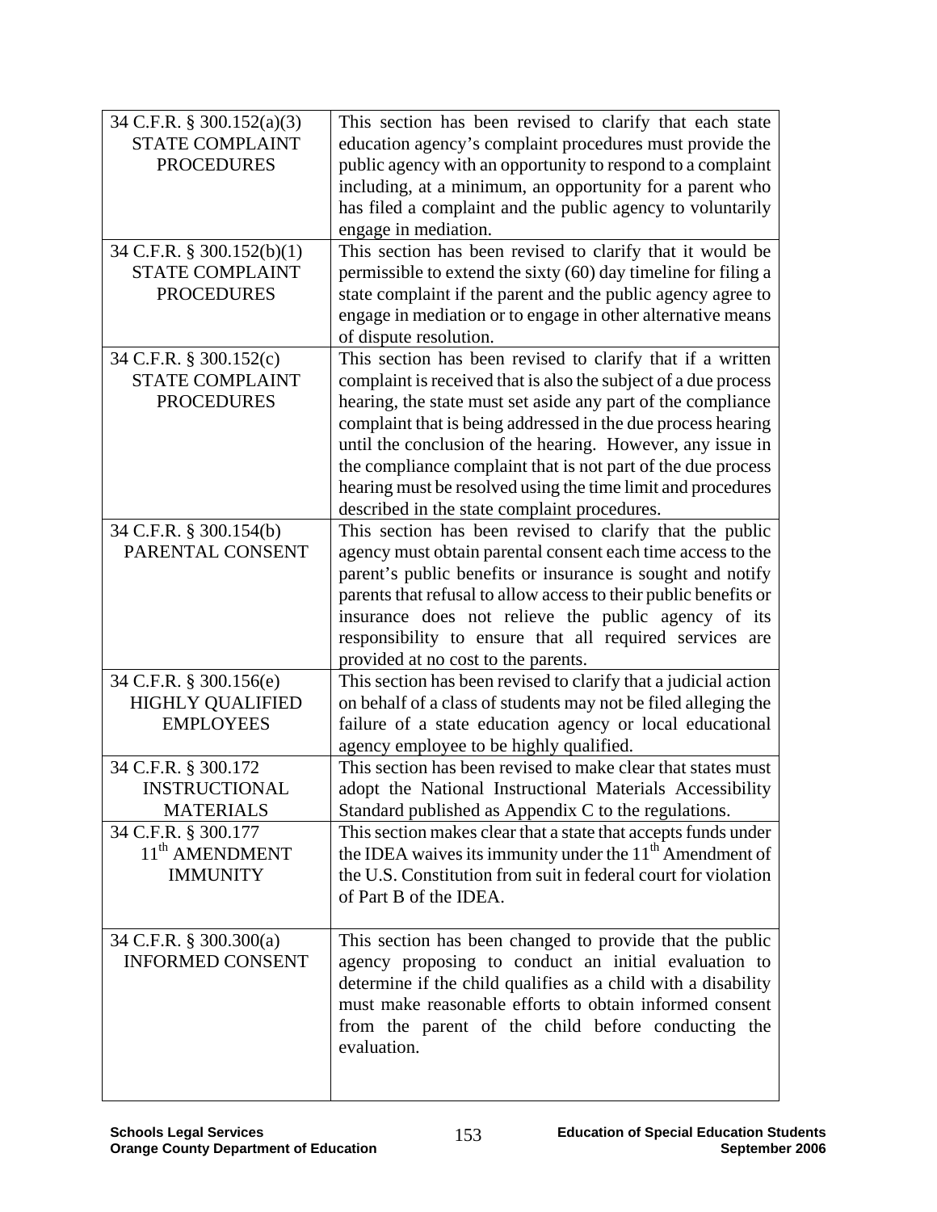| | |
|---|---|
| 34 C.F.R. § 300.152(a)(3) STATE COMPLAINT PROCEDURES | This section has been revised to clarify that each state education agency's complaint procedures must provide the public agency with an opportunity to respond to a complaint including, at a minimum, an opportunity for a parent who has filed a complaint and the public agency to voluntarily engage in mediation. |
| 34 C.F.R. § 300.152(b)(1) STATE COMPLAINT PROCEDURES | This section has been revised to clarify that it would be permissible to extend the sixty (60) day timeline for filing a state complaint if the parent and the public agency agree to engage in mediation or to engage in other alternative means of dispute resolution. |
| 34 C.F.R. § 300.152(c) STATE COMPLAINT PROCEDURES | This section has been revised to clarify that if a written complaint is received that is also the subject of a due process hearing, the state must set aside any part of the compliance complaint that is being addressed in the due process hearing until the conclusion of the hearing. However, any issue in the compliance complaint that is not part of the due process hearing must be resolved using the time limit and procedures described in the state complaint procedures. |
| 34 C.F.R. § 300.154(b) PARENTAL CONSENT | This section has been revised to clarify that the public agency must obtain parental consent each time access to the parent's public benefits or insurance is sought and notify parents that refusal to allow access to their public benefits or insurance does not relieve the public agency of its responsibility to ensure that all required services are provided at no cost to the parents. |
| 34 C.F.R. § 300.156(e) HIGHLY QUALIFIED EMPLOYEES | This section has been revised to clarify that a judicial action on behalf of a class of students may not be filed alleging the failure of a state education agency or local educational agency employee to be highly qualified. |
| 34 C.F.R. § 300.172 INSTRUCTIONAL MATERIALS | This section has been revised to make clear that states must adopt the National Instructional Materials Accessibility Standard published as Appendix C to the regulations. |
| 34 C.F.R. § 300.177 11th AMENDMENT IMMUNITY | This section makes clear that a state that accepts funds under the IDEA waives its immunity under the 11th Amendment of the U.S. Constitution from suit in federal court for violation of Part B of the IDEA. |
| 34 C.F.R. § 300.300(a) INFORMED CONSENT | This section has been changed to provide that the public agency proposing to conduct an initial evaluation to determine if the child qualifies as a child with a disability must make reasonable efforts to obtain informed consent from the parent of the child before conducting the evaluation. |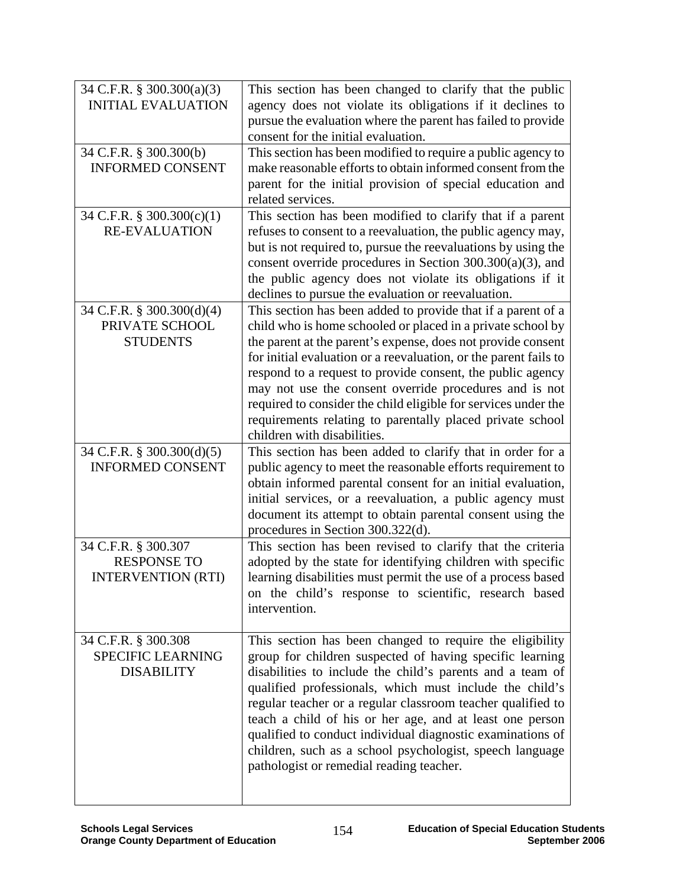| | |
|---|---|
| 34 C.F.R. § 300.300(a)(3) INITIAL EVALUATION | This section has been changed to clarify that the public agency does not violate its obligations if it declines to pursue the evaluation where the parent has failed to provide consent for the initial evaluation. |
| 34 C.F.R. § 300.300(b) INFORMED CONSENT | This section has been modified to require a public agency to make reasonable efforts to obtain informed consent from the parent for the initial provision of special education and related services. |
| 34 C.F.R. § 300.300(c)(1) RE-EVALUATION | This section has been modified to clarify that if a parent refuses to consent to a reevaluation, the public agency may, but is not required to, pursue the reevaluations by using the consent override procedures in Section 300.300(a)(3), and the public agency does not violate its obligations if it declines to pursue the evaluation or reevaluation. |
| 34 C.F.R. § 300.300(d)(4) PRIVATE SCHOOL STUDENTS | This section has been added to provide that if a parent of a child who is home schooled or placed in a private school by the parent at the parent's expense, does not provide consent for initial evaluation or a reevaluation, or the parent fails to respond to a request to provide consent, the public agency may not use the consent override procedures and is not required to consider the child eligible for services under the requirements relating to parentally placed private school children with disabilities. |
| 34 C.F.R. § 300.300(d)(5) INFORMED CONSENT | This section has been added to clarify that in order for a public agency to meet the reasonable efforts requirement to obtain informed parental consent for an initial evaluation, initial services, or a reevaluation, a public agency must document its attempt to obtain parental consent using the procedures in Section 300.322(d). |
| 34 C.F.R. § 300.307 RESPONSE TO INTERVENTION (RTI) | This section has been revised to clarify that the criteria adopted by the state for identifying children with specific learning disabilities must permit the use of a process based on the child's response to scientific, research based intervention. |
| 34 C.F.R. § 300.308 SPECIFIC LEARNING DISABILITY | This section has been changed to require the eligibility group for children suspected of having specific learning disabilities to include the child's parents and a team of qualified professionals, which must include the child's regular teacher or a regular classroom teacher qualified to teach a child of his or her age, and at least one person qualified to conduct individual diagnostic examinations of children, such as a school psychologist, speech language pathologist or remedial reading teacher. |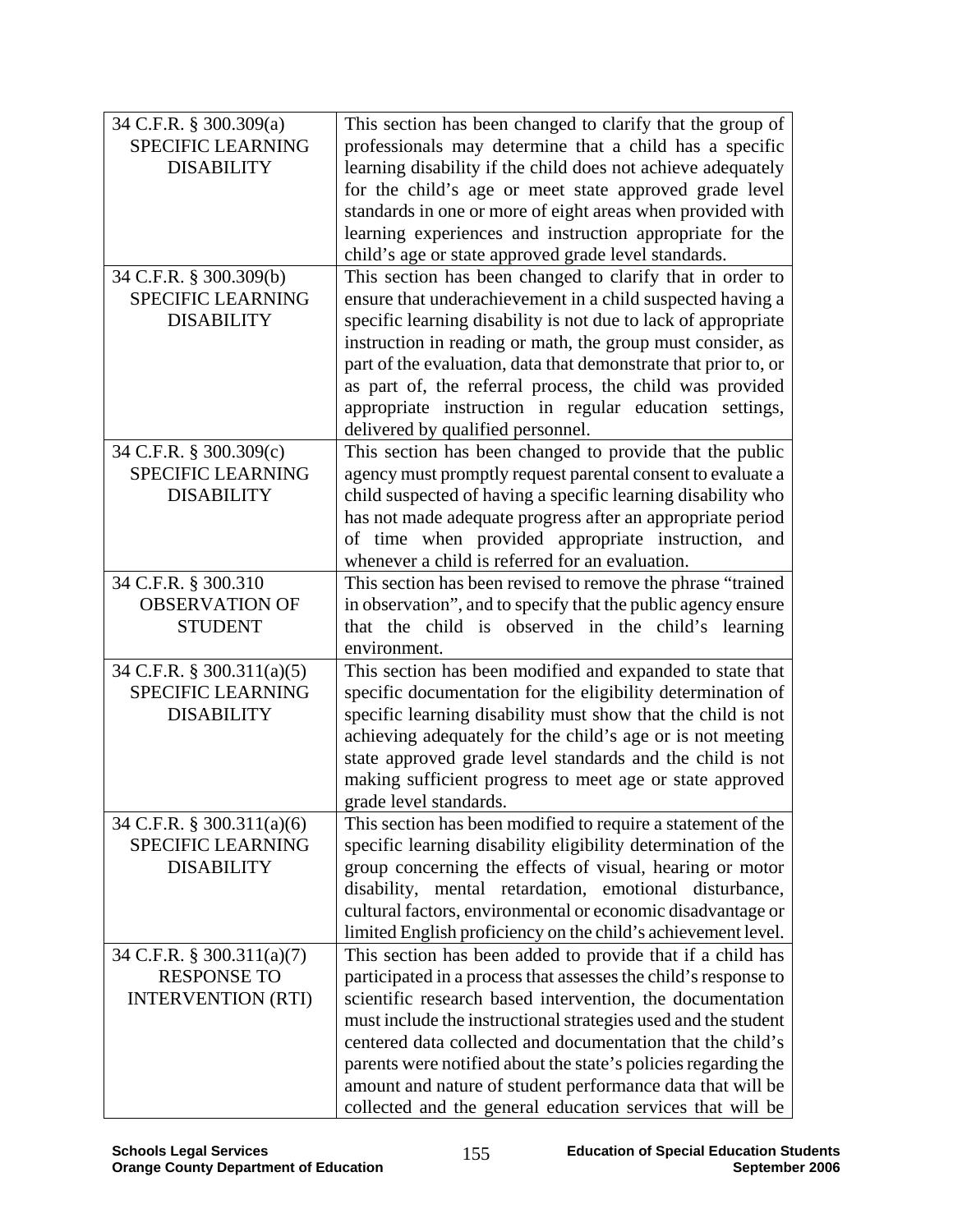| | |
|---|---|
| 34 C.F.R. § 300.309(a) SPECIFIC LEARNING DISABILITY | This section has been changed to clarify that the group of professionals may determine that a child has a specific learning disability if the child does not achieve adequately for the child's age or meet state approved grade level standards in one or more of eight areas when provided with learning experiences and instruction appropriate for the child's age or state approved grade level standards. |
| 34 C.F.R. § 300.309(b) SPECIFIC LEARNING DISABILITY | This section has been changed to clarify that in order to ensure that underachievement in a child suspected having a specific learning disability is not due to lack of appropriate instruction in reading or math, the group must consider, as part of the evaluation, data that demonstrate that prior to, or as part of, the referral process, the child was provided appropriate instruction in regular education settings, delivered by qualified personnel. |
| 34 C.F.R. § 300.309(c) SPECIFIC LEARNING DISABILITY | This section has been changed to provide that the public agency must promptly request parental consent to evaluate a child suspected of having a specific learning disability who has not made adequate progress after an appropriate period of time when provided appropriate instruction, and whenever a child is referred for an evaluation. |
| 34 C.F.R. § 300.310 OBSERVATION OF STUDENT | This section has been revised to remove the phrase "trained in observation", and to specify that the public agency ensure that the child is observed in the child's learning environment. |
| 34 C.F.R. § 300.311(a)(5) SPECIFIC LEARNING DISABILITY | This section has been modified and expanded to state that specific documentation for the eligibility determination of specific learning disability must show that the child is not achieving adequately for the child's age or is not meeting state approved grade level standards and the child is not making sufficient progress to meet age or state approved grade level standards. |
| 34 C.F.R. § 300.311(a)(6) SPECIFIC LEARNING DISABILITY | This section has been modified to require a statement of the specific learning disability eligibility determination of the group concerning the effects of visual, hearing or motor disability, mental retardation, emotional disturbance, cultural factors, environmental or economic disadvantage or limited English proficiency on the child's achievement level. |
| 34 C.F.R. § 300.311(a)(7) RESPONSE TO INTERVENTION (RTI) | This section has been added to provide that if a child has participated in a process that assesses the child's response to scientific research based intervention, the documentation must include the instructional strategies used and the student centered data collected and documentation that the child's parents were notified about the state's policies regarding the amount and nature of student performance data that will be collected and the general education services that will be |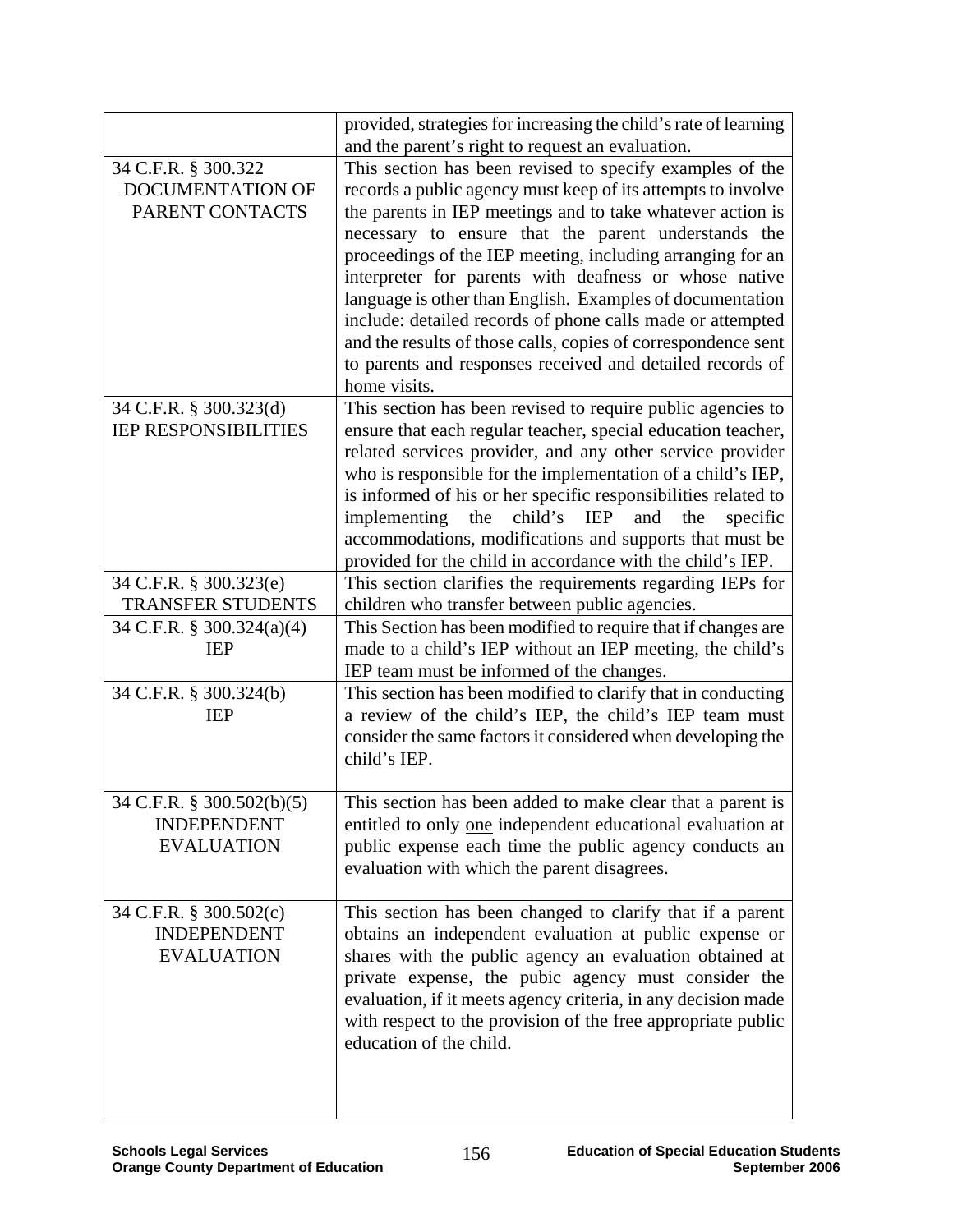| | |
|---|---|
| | provided, strategies for increasing the child's rate of learning and the parent's right to request an evaluation. |
| 34 C.F.R. § 300.322 DOCUMENTATION OF PARENT CONTACTS | This section has been revised to specify examples of the records a public agency must keep of its attempts to involve the parents in IEP meetings and to take whatever action is necessary to ensure that the parent understands the proceedings of the IEP meeting, including arranging for an interpreter for parents with deafness or whose native language is other than English. Examples of documentation include: detailed records of phone calls made or attempted and the results of those calls, copies of correspondence sent to parents and responses received and detailed records of home visits. |
| 34 C.F.R. § 300.323(d) IEP RESPONSIBILITIES | This section has been revised to require public agencies to ensure that each regular teacher, special education teacher, related services provider, and any other service provider who is responsible for the implementation of a child's IEP, is informed of his or her specific responsibilities related to implementing the child's IEP and the specific accommodations, modifications and supports that must be provided for the child in accordance with the child's IEP. |
| 34 C.F.R. § 300.323(e) TRANSFER STUDENTS | This section clarifies the requirements regarding IEPs for children who transfer between public agencies. |
| 34 C.F.R. § 300.324(a)(4) IEP | This Section has been modified to require that if changes are made to a child's IEP without an IEP meeting, the child's IEP team must be informed of the changes. |
| 34 C.F.R. § 300.324(b) IEP | This section has been modified to clarify that in conducting a review of the child's IEP, the child's IEP team must consider the same factors it considered when developing the child's IEP. |
| 34 C.F.R. § 300.502(b)(5) INDEPENDENT EVALUATION | This section has been added to make clear that a parent is entitled to only <u>one</u> independent educational evaluation at public expense each time the public agency conducts an evaluation with which the parent disagrees. |
| 34 C.F.R. § 300.502(c) INDEPENDENT EVALUATION | This section has been changed to clarify that if a parent obtains an independent evaluation at public expense or shares with the public agency an evaluation obtained at private expense, the pubic agency must consider the evaluation, if it meets agency criteria, in any decision made with respect to the provision of the free appropriate public education of the child. |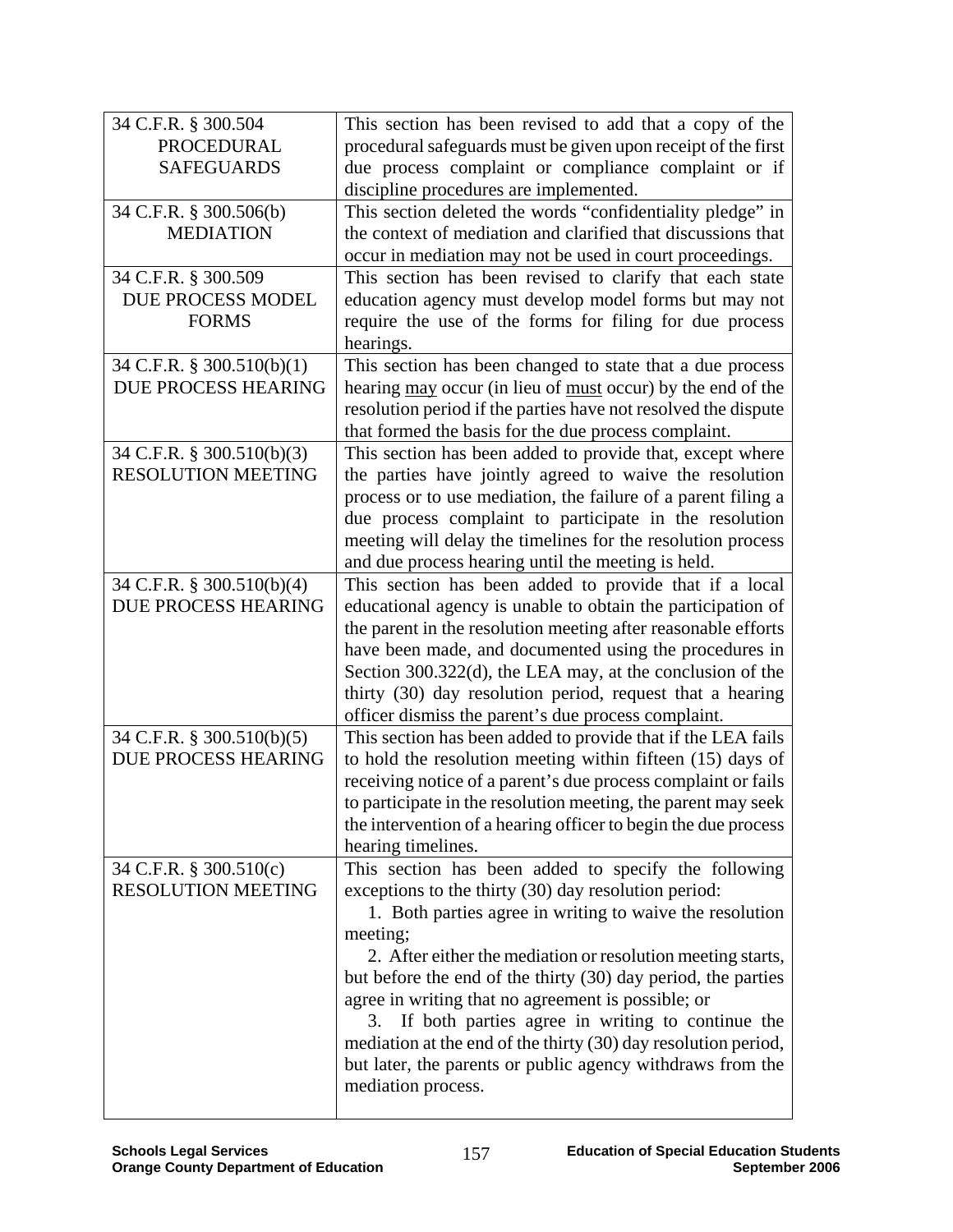| | |
|---|---|
| 34 C.F.R. § 300.504 PROCEDURAL SAFEGUARDS | This section has been revised to add that a copy of the procedural safeguards must be given upon receipt of the first due process complaint or compliance complaint or if discipline procedures are implemented. |
| 34 C.F.R. § 300.506(b) MEDIATION | This section deleted the words "confidentiality pledge" in the context of mediation and clarified that discussions that occur in mediation may not be used in court proceedings. |
| 34 C.F.R. § 300.509 DUE PROCESS MODEL FORMS | This section has been revised to clarify that each state education agency must develop model forms but may not require the use of the forms for filing for due process hearings. |
| 34 C.F.R. § 300.510(b)(1) DUE PROCESS HEARING | This section has been changed to state that a due process hearing <u>may</u> occur (in lieu of <u>must</u> occur) by the end of the resolution period if the parties have not resolved the dispute that formed the basis for the due process complaint. |
| 34 C.F.R. § 300.510(b)(3) RESOLUTION MEETING | This section has been added to provide that, except where the parties have jointly agreed to waive the resolution process or to use mediation, the failure of a parent filing a due process complaint to participate in the resolution meeting will delay the timelines for the resolution process and due process hearing until the meeting is held. |
| 34 C.F.R. § 300.510(b)(4) DUE PROCESS HEARING | This section has been added to provide that if a local educational agency is unable to obtain the participation of the parent in the resolution meeting after reasonable efforts have been made, and documented using the procedures in Section 300.322(d), the LEA may, at the conclusion of the thirty (30) day resolution period, request that a hearing officer dismiss the parent's due process complaint. |
| 34 C.F.R. § 300.510(b)(5) DUE PROCESS HEARING | This section has been added to provide that if the LEA fails to hold the resolution meeting within fifteen (15) days of receiving notice of a parent's due process complaint or fails to participate in the resolution meeting, the parent may seek the intervention of a hearing officer to begin the due process hearing timelines. |
| 34 C.F.R. § 300.510(c) RESOLUTION MEETING | This section has been added to specify the following exceptions to the thirty (30) day resolution period:<br>1. Both parties agree in writing to waive the resolution meeting;<br>2. After either the mediation or resolution meeting starts, but before the end of the thirty (30) day period, the parties agree in writing that no agreement is possible; or<br>3. If both parties agree in writing to continue the mediation at the end of the thirty (30) day resolution period, but later, the parents or public agency withdraws from the mediation process. |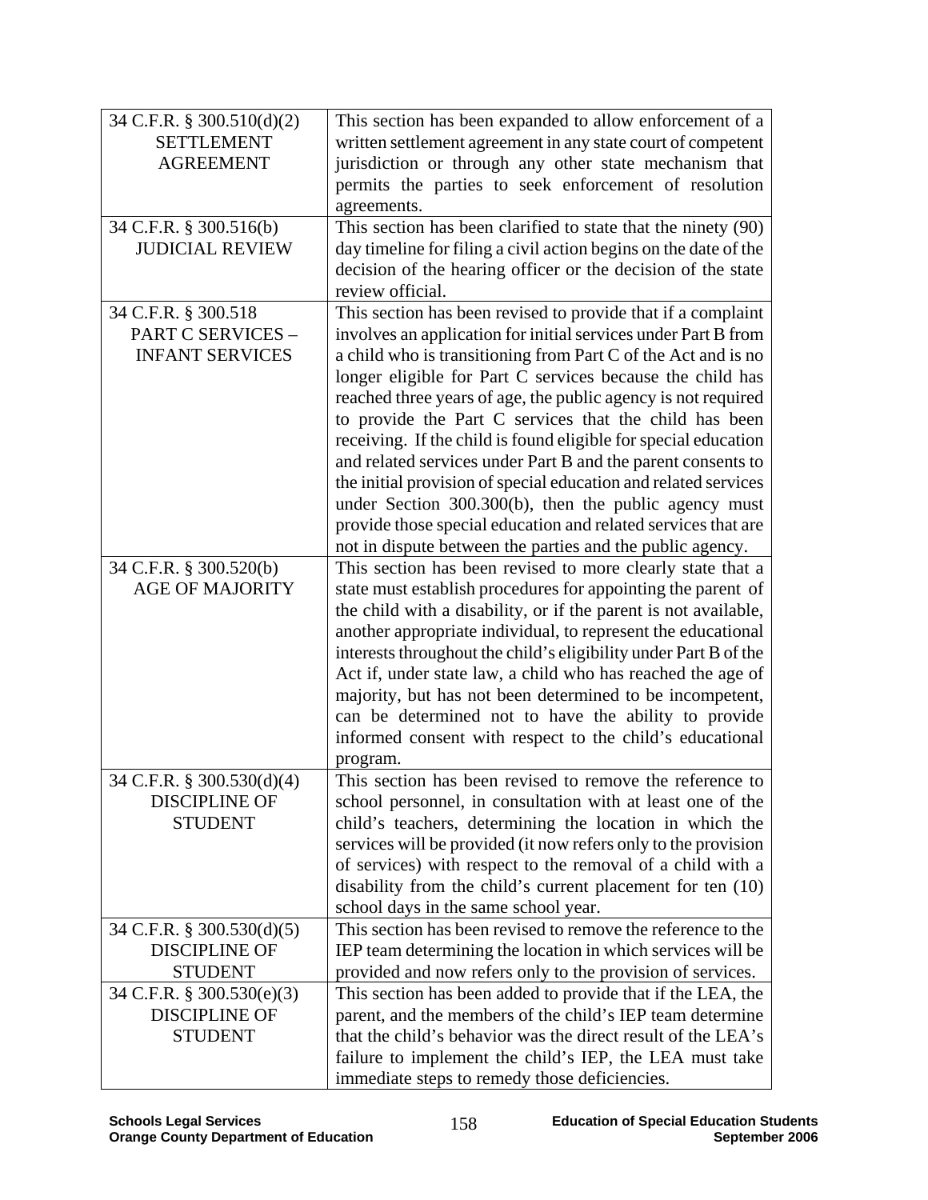| | |
|---|---|
| 34 C.F.R. § 300.510(d)(2) SETTLEMENT AGREEMENT | This section has been expanded to allow enforcement of a written settlement agreement in any state court of competent jurisdiction or through any other state mechanism that permits the parties to seek enforcement of resolution agreements. |
| 34 C.F.R. § 300.516(b) JUDICIAL REVIEW | This section has been clarified to state that the ninety (90) day timeline for filing a civil action begins on the date of the decision of the hearing officer or the decision of the state review official. |
| 34 C.F.R. § 300.518 PART C SERVICES – INFANT SERVICES | This section has been revised to provide that if a complaint involves an application for initial services under Part B from a child who is transitioning from Part C of the Act and is no longer eligible for Part C services because the child has reached three years of age, the public agency is not required to provide the Part C services that the child has been receiving. If the child is found eligible for special education and related services under Part B and the parent consents to the initial provision of special education and related services under Section 300.300(b), then the public agency must provide those special education and related services that are not in dispute between the parties and the public agency. |
| 34 C.F.R. § 300.520(b) AGE OF MAJORITY | This section has been revised to more clearly state that a state must establish procedures for appointing the parent of the child with a disability, or if the parent is not available, another appropriate individual, to represent the educational interests throughout the child's eligibility under Part B of the Act if, under state law, a child who has reached the age of majority, but has not been determined to be incompetent, can be determined not to have the ability to provide informed consent with respect to the child's educational program. |
| 34 C.F.R. § 300.530(d)(4) DISCIPLINE OF STUDENT | This section has been revised to remove the reference to school personnel, in consultation with at least one of the child's teachers, determining the location in which the services will be provided (it now refers only to the provision of services) with respect to the removal of a child with a disability from the child's current placement for ten (10) school days in the same school year. |
| 34 C.F.R. § 300.530(d)(5) DISCIPLINE OF STUDENT | This section has been revised to remove the reference to the IEP team determining the location in which services will be provided and now refers only to the provision of services. |
| 34 C.F.R. § 300.530(e)(3) DISCIPLINE OF STUDENT | This section has been added to provide that if the LEA, the parent, and the members of the child's IEP team determine that the child's behavior was the direct result of the LEA's failure to implement the child's IEP, the LEA must take immediate steps to remedy those deficiencies. |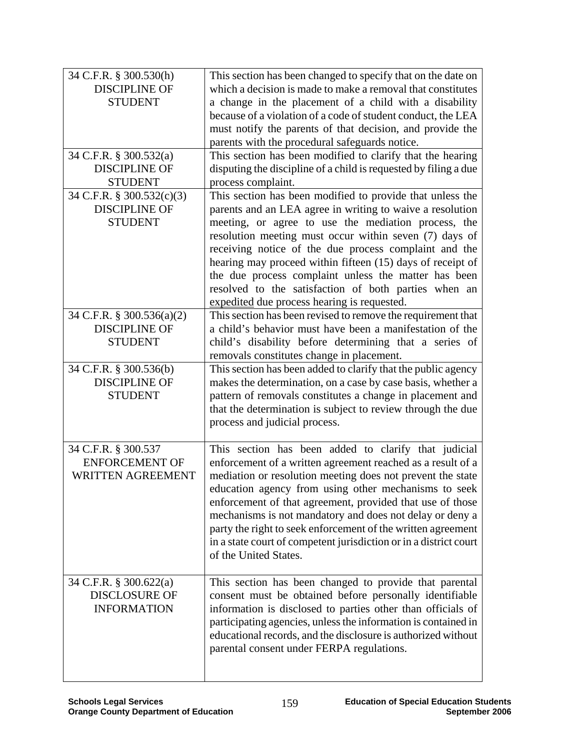| | |
|---|---|
| 34 C.F.R. § 300.530(h) DISCIPLINE OF STUDENT | This section has been changed to specify that on the date on which a decision is made to make a removal that constitutes a change in the placement of a child with a disability because of a violation of a code of student conduct, the LEA must notify the parents of that decision, and provide the parents with the procedural safeguards notice. |
| 34 C.F.R. § 300.532(a) DISCIPLINE OF STUDENT | This section has been modified to clarify that the hearing disputing the discipline of a child is requested by filing a due process complaint. |
| 34 C.F.R. § 300.532(c)(3) DISCIPLINE OF STUDENT | This section has been modified to provide that unless the parents and an LEA agree in writing to waive a resolution meeting, or agree to use the mediation process, the resolution meeting must occur within seven (7) days of receiving notice of the due process complaint and the hearing may proceed within fifteen (15) days of receipt of the due process complaint unless the matter has been resolved to the satisfaction of both parties when an <u>expedited</u> due process hearing is requested. |
| 34 C.F.R. § 300.536(a)(2) DISCIPLINE OF STUDENT | This section has been revised to remove the requirement that a child's behavior must have been a manifestation of the child's disability before determining that a series of removals constitutes change in placement. |
| 34 C.F.R. § 300.536(b) DISCIPLINE OF STUDENT | This section has been added to clarify that the public agency makes the determination, on a case by case basis, whether a pattern of removals constitutes a change in placement and that the determination is subject to review through the due process and judicial process. |
| 34 C.F.R. § 300.537 ENFORCEMENT OF WRITTEN AGREEMENT | This section has been added to clarify that judicial enforcement of a written agreement reached as a result of a mediation or resolution meeting does not prevent the state education agency from using other mechanisms to seek enforcement of that agreement, provided that use of those mechanisms is not mandatory and does not delay or deny a party the right to seek enforcement of the written agreement in a state court of competent jurisdiction or in a district court of the United States. |
| 34 C.F.R. § 300.622(a) DISCLOSURE OF INFORMATION | This section has been changed to provide that parental consent must be obtained before personally identifiable information is disclosed to parties other than officials of participating agencies, unless the information is contained in educational records, and the disclosure is authorized without parental consent under FERPA regulations. |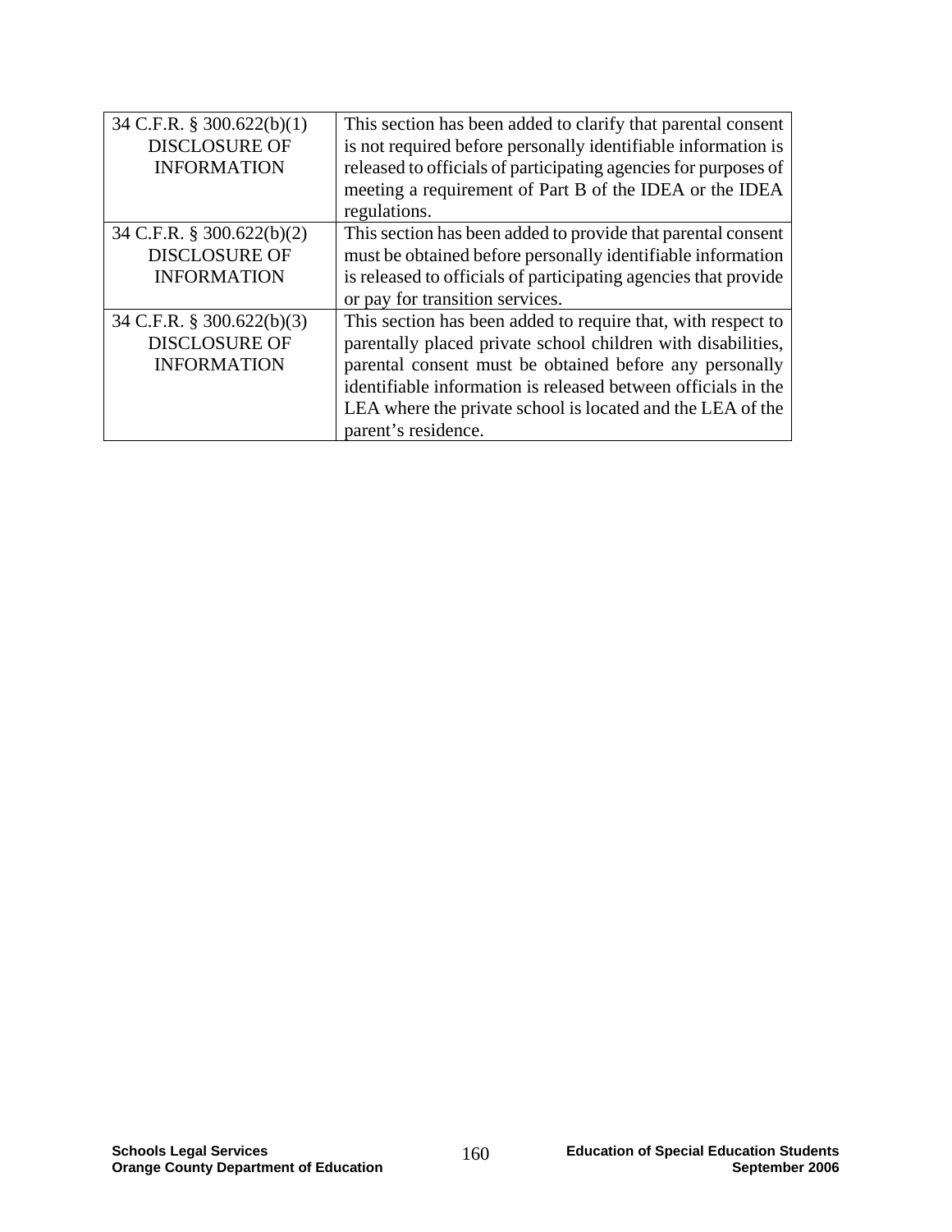| | |
|---|---|
| 34 C.F.R. § 300.622(b)(1) DISCLOSURE OF INFORMATION | This section has been added to clarify that parental consent is not required before personally identifiable information is released to officials of participating agencies for purposes of meeting a requirement of Part B of the IDEA or the IDEA regulations. |
| 34 C.F.R. § 300.622(b)(2) DISCLOSURE OF INFORMATION | This section has been added to provide that parental consent must be obtained before personally identifiable information is released to officials of participating agencies that provide or pay for transition services. |
| 34 C.F.R. § 300.622(b)(3) DISCLOSURE OF INFORMATION | This section has been added to require that, with respect to parentally placed private school children with disabilities, parental consent must be obtained before any personally identifiable information is released between officials in the LEA where the private school is located and the LEA of the parent's residence. |